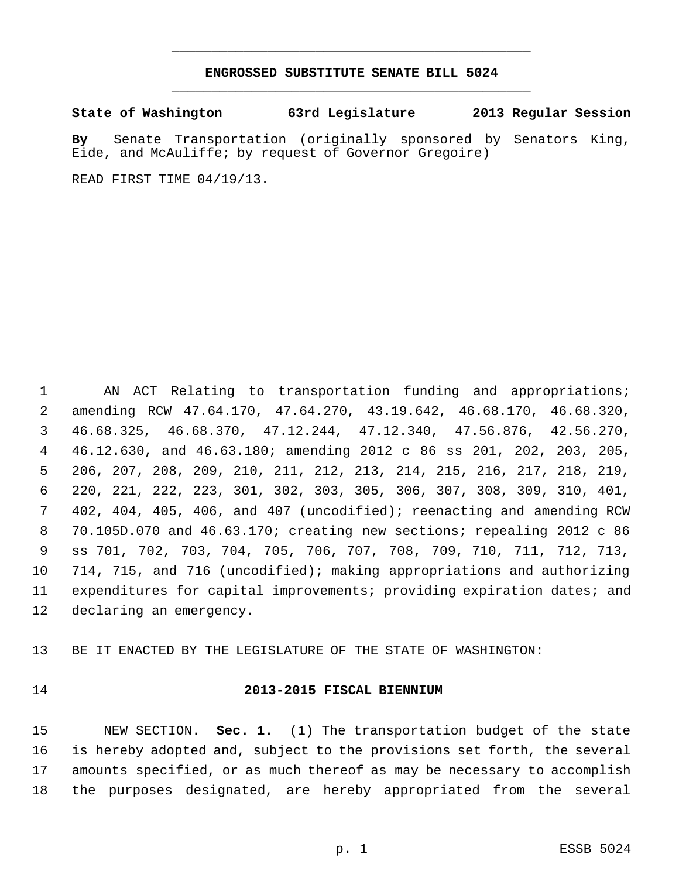# ENGROSSED SUBSTITUTE SENATE BILL 5024

**State of Washington 63rd Legislature 2013 Regular Session**

**By** Senate Transportation (originally sponsored by Senators King, Eide, and McAuliffe; by request of Governor Gregoire)

READ FIRST TIME 04/19/13.

AN ACT Relating to transportation funding and appropriations; amending RCW 47.64.170, 47.64.270, 43.19.642, 46.68.170, 46.68.320, 46.68.325, 46.68.370, 47.12.244, 47.12.340, 47.56.876, 42.56.270, 46.12.630, and 46.63.180; amending 2012 c 86 ss 201, 202, 203, 205, 206, 207, 208, 209, 210, 211, 212, 213, 214, 215, 216, 217, 218, 219, 220, 221, 222, 223, 301, 302, 303, 305, 306, 307, 308, 309, 310, 401, 402, 404, 405, 406, and 407 (uncodified); reenacting and amending RCW 70.105D.070 and 46.63.170; creating new sections; repealing 2012 c 86 ss 701, 702, 703, 704, 705, 706, 707, 708, 709, 710, 711, 712, 713, 714, 715, and 716 (uncodified); making appropriations and authorizing expenditures for capital improvements; providing expiration dates; and declaring an emergency.

BE IT ENACTED BY THE LEGISLATURE OF THE STATE OF WASHINGTON:

## 2013-2015 FISCAL BIENNIUM

NEW SECTION. **Sec. 1.** (1) The transportation budget of the state is hereby adopted and, subject to the provisions set forth, the several amounts specified, or as much thereof as may be necessary to accomplish the purposes designated, are hereby appropriated from the several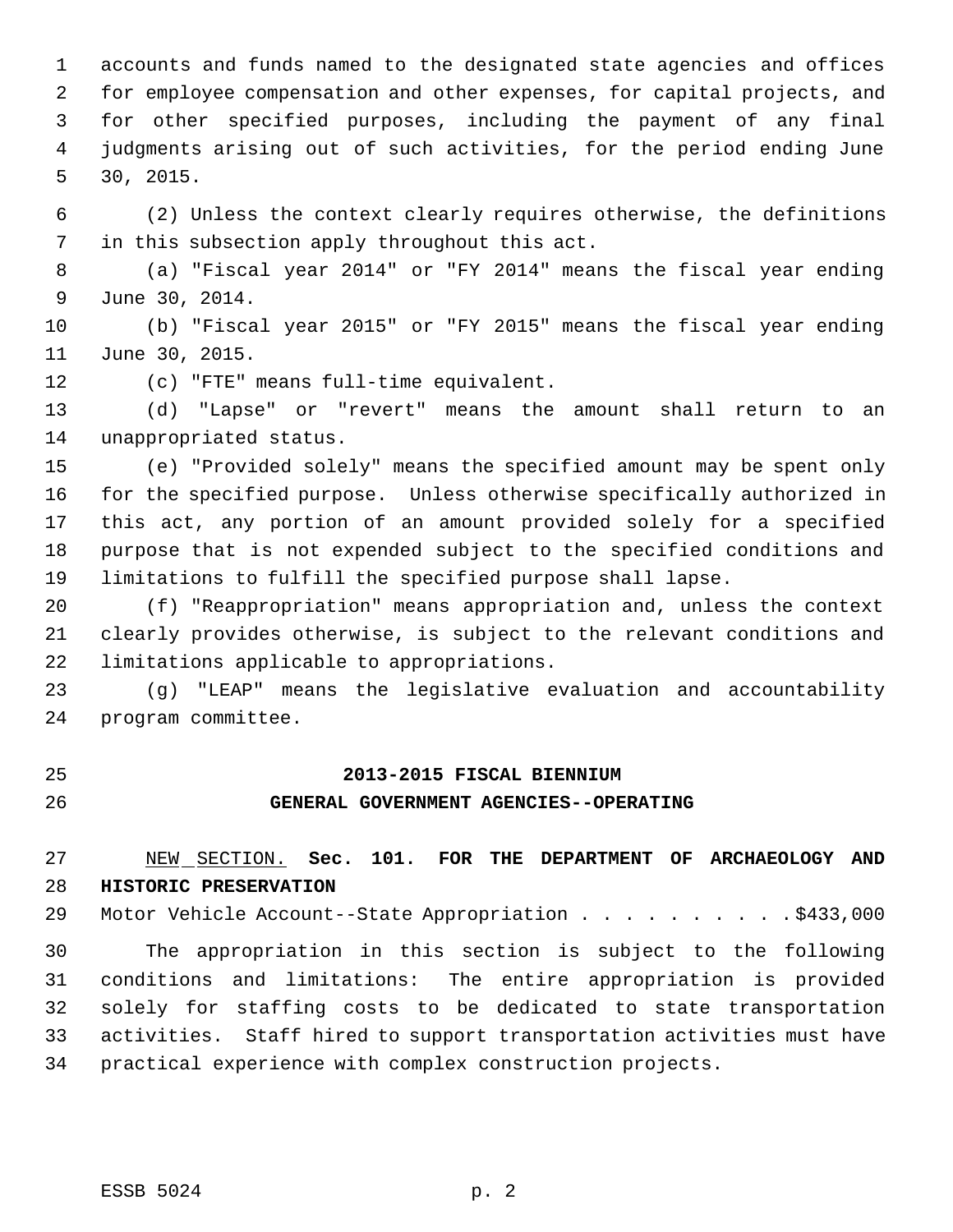accounts and funds named to the designated state agencies and offices for employee compensation and other expenses, for capital projects, and for other specified purposes, including the payment of any final judgments arising out of such activities, for the period ending June 30, 2015.

(2) Unless the context clearly requires otherwise, the definitions in this subsection apply throughout this act.

(a) "Fiscal year 2014" or "FY 2014" means the fiscal year ending June 30, 2014.

(b) "Fiscal year 2015" or "FY 2015" means the fiscal year ending June 30, 2015.

(c) "FTE" means full-time equivalent.

(d) "Lapse" or "revert" means the amount shall return to an unappropriated status.

(e) "Provided solely" means the specified amount may be spent only for the specified purpose. Unless otherwise specifically authorized in this act, any portion of an amount provided solely for a specified purpose that is not expended subject to the specified conditions and limitations to fulfill the specified purpose shall lapse.

(f) "Reappropriation" means appropriation and, unless the context clearly provides otherwise, is subject to the relevant conditions and limitations applicable to appropriations.

(g) "LEAP" means the legislative evaluation and accountability program committee.

## 2013-2015 FISCAL BIENNIUM
## GENERAL GOVERNMENT AGENCIES--OPERATING

NEW SECTION. **Sec. 101. FOR THE DEPARTMENT OF ARCHAEOLOGY AND HISTORIC PRESERVATION**

Motor Vehicle Account--State Appropriation . . . . . . . . . . $433,000

The appropriation in this section is subject to the following conditions and limitations: The entire appropriation is provided solely for staffing costs to be dedicated to state transportation activities. Staff hired to support transportation activities must have practical experience with complex construction projects.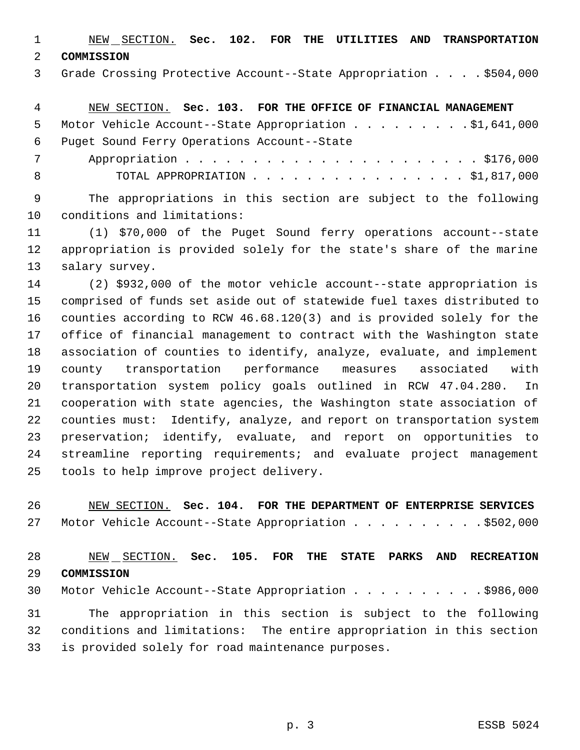NEW SECTION. **Sec. 102. FOR THE UTILITIES AND TRANSPORTATION COMMISSION**

Grade Crossing Protective Account--State Appropriation . . . . $504,000

NEW SECTION. **Sec. 103. FOR THE OFFICE OF FINANCIAL MANAGEMENT**

Motor Vehicle Account--State Appropriation . . . . . . . . . $1,641,000

Puget Sound Ferry Operations Account--State Appropriation . . . . . . . . . . . . . . . . . . . . . . $176,000

TOTAL APPROPRIATION . . . . . . . . . . . . . . . . $1,817,000

The appropriations in this section are subject to the following conditions and limitations:

(1) $70,000 of the Puget Sound ferry operations account--state appropriation is provided solely for the state's share of the marine salary survey.

(2) $932,000 of the motor vehicle account--state appropriation is comprised of funds set aside out of statewide fuel taxes distributed to counties according to RCW 46.68.120(3) and is provided solely for the office of financial management to contract with the Washington state association of counties to identify, analyze, evaluate, and implement county transportation performance measures associated with transportation system policy goals outlined in RCW 47.04.280. In cooperation with state agencies, the Washington state association of counties must: Identify, analyze, and report on transportation system preservation; identify, evaluate, and report on opportunities to streamline reporting requirements; and evaluate project management tools to help improve project delivery.

NEW SECTION. **Sec. 104. FOR THE DEPARTMENT OF ENTERPRISE SERVICES**

Motor Vehicle Account--State Appropriation . . . . . . . . . . $502,000

NEW SECTION. **Sec. 105. FOR THE STATE PARKS AND RECREATION COMMISSION**

Motor Vehicle Account--State Appropriation . . . . . . . . . . $986,000

The appropriation in this section is subject to the following conditions and limitations: The entire appropriation in this section is provided solely for road maintenance purposes.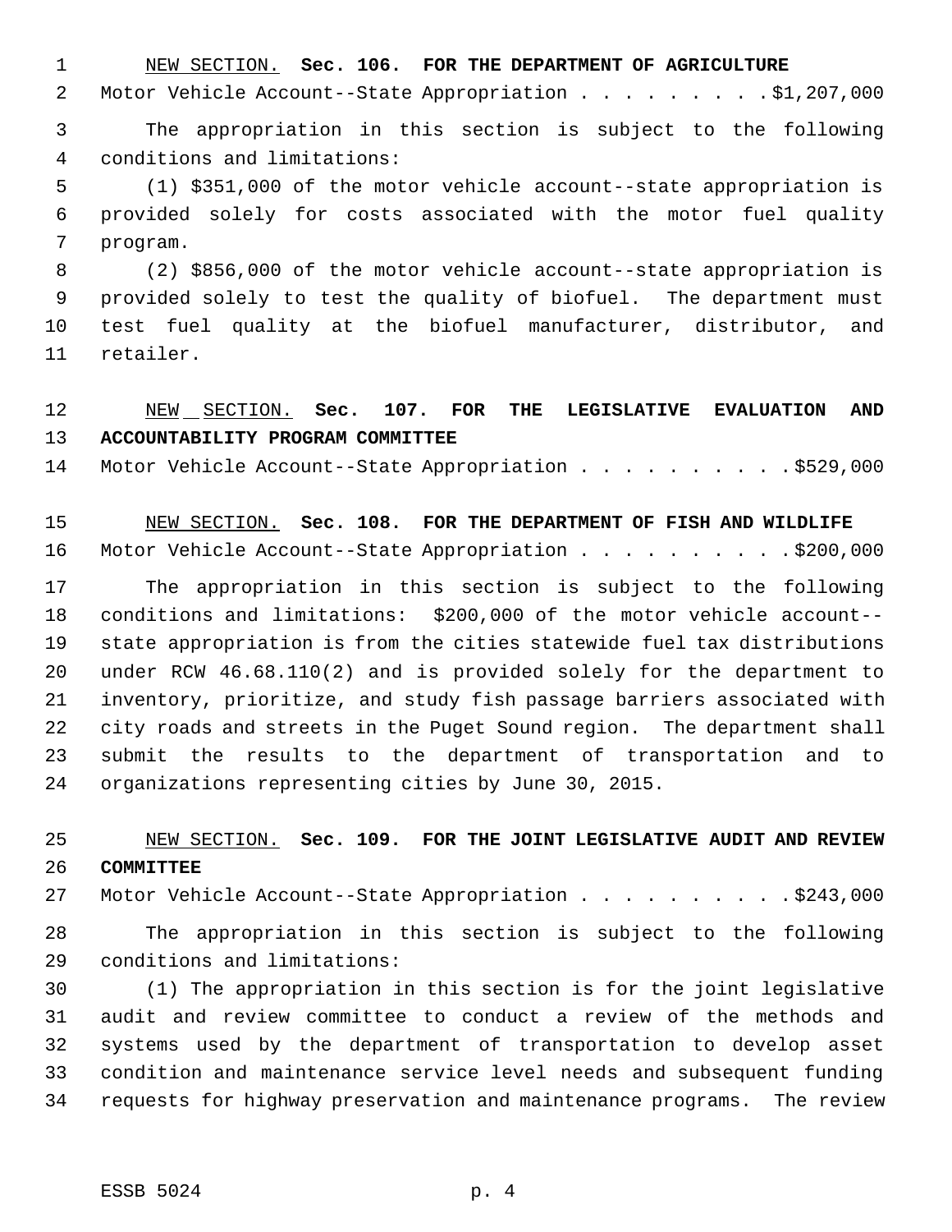NEW SECTION. **Sec. 106. FOR THE DEPARTMENT OF AGRICULTURE**

Motor Vehicle Account--State Appropriation . . . . . . . . . $1,207,000

The appropriation in this section is subject to the following conditions and limitations:

(1) $351,000 of the motor vehicle account--state appropriation is provided solely for costs associated with the motor fuel quality program.

(2) $856,000 of the motor vehicle account--state appropriation is provided solely to test the quality of biofuel. The department must test fuel quality at the biofuel manufacturer, distributor, and retailer.

NEW SECTION. **Sec. 107. FOR THE LEGISLATIVE EVALUATION AND ACCOUNTABILITY PROGRAM COMMITTEE**

Motor Vehicle Account--State Appropriation . . . . . . . . . . $529,000

NEW SECTION. **Sec. 108. FOR THE DEPARTMENT OF FISH AND WILDLIFE**

Motor Vehicle Account--State Appropriation . . . . . . . . . . $200,000

The appropriation in this section is subject to the following conditions and limitations: $200,000 of the motor vehicle account--state appropriation is from the cities statewide fuel tax distributions under RCW 46.68.110(2) and is provided solely for the department to inventory, prioritize, and study fish passage barriers associated with city roads and streets in the Puget Sound region. The department shall submit the results to the department of transportation and to organizations representing cities by June 30, 2015.

NEW SECTION. **Sec. 109. FOR THE JOINT LEGISLATIVE AUDIT AND REVIEW COMMITTEE**

Motor Vehicle Account--State Appropriation . . . . . . . . . . $243,000

The appropriation in this section is subject to the following conditions and limitations:

(1) The appropriation in this section is for the joint legislative audit and review committee to conduct a review of the methods and systems used by the department of transportation to develop asset condition and maintenance service level needs and subsequent funding requests for highway preservation and maintenance programs. The review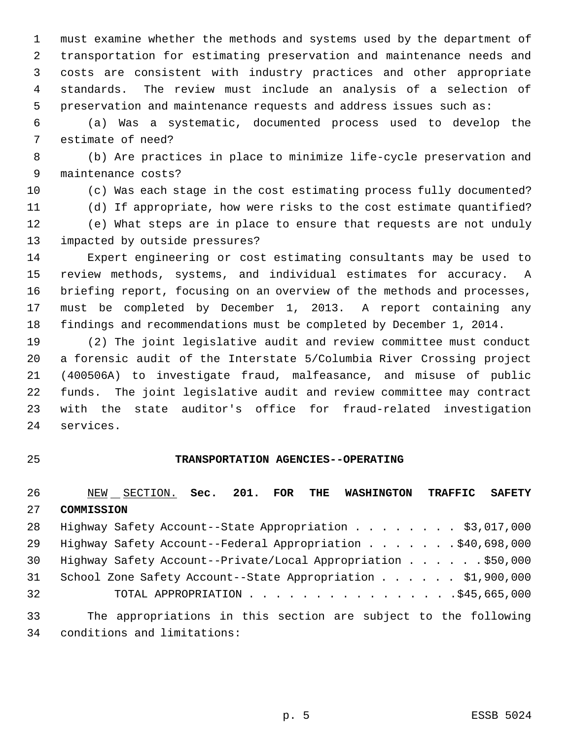must examine whether the methods and systems used by the department of transportation for estimating preservation and maintenance needs and costs are consistent with industry practices and other appropriate standards. The review must include an analysis of a selection of preservation and maintenance requests and address issues such as:

(a) Was a systematic, documented process used to develop the estimate of need?

(b) Are practices in place to minimize life-cycle preservation and maintenance costs?

(c) Was each stage in the cost estimating process fully documented?

(d) If appropriate, how were risks to the cost estimate quantified?

(e) What steps are in place to ensure that requests are not unduly impacted by outside pressures?

Expert engineering or cost estimating consultants may be used to review methods, systems, and individual estimates for accuracy. A briefing report, focusing on an overview of the methods and processes, must be completed by December 1, 2013. A report containing any findings and recommendations must be completed by December 1, 2014.

(2) The joint legislative audit and review committee must conduct a forensic audit of the Interstate 5/Columbia River Crossing project (400506A) to investigate fraud, malfeasance, and misuse of public funds. The joint legislative audit and review committee may contract with the state auditor's office for fraud-related investigation services.

## TRANSPORTATION AGENCIES--OPERATING

NEW SECTION. **Sec. 201. FOR THE WASHINGTON TRAFFIC SAFETY COMMISSION**

Highway Safety Account--State Appropriation . . . . . . . . $3,017,000
Highway Safety Account--Federal Appropriation . . . . . . . $40,698,000
Highway Safety Account--Private/Local Appropriation . . . . . . $50,000
School Zone Safety Account--State Appropriation . . . . . . $1,900,000
TOTAL APPROPRIATION . . . . . . . . . . . . . . . . $45,665,000

The appropriations in this section are subject to the following conditions and limitations: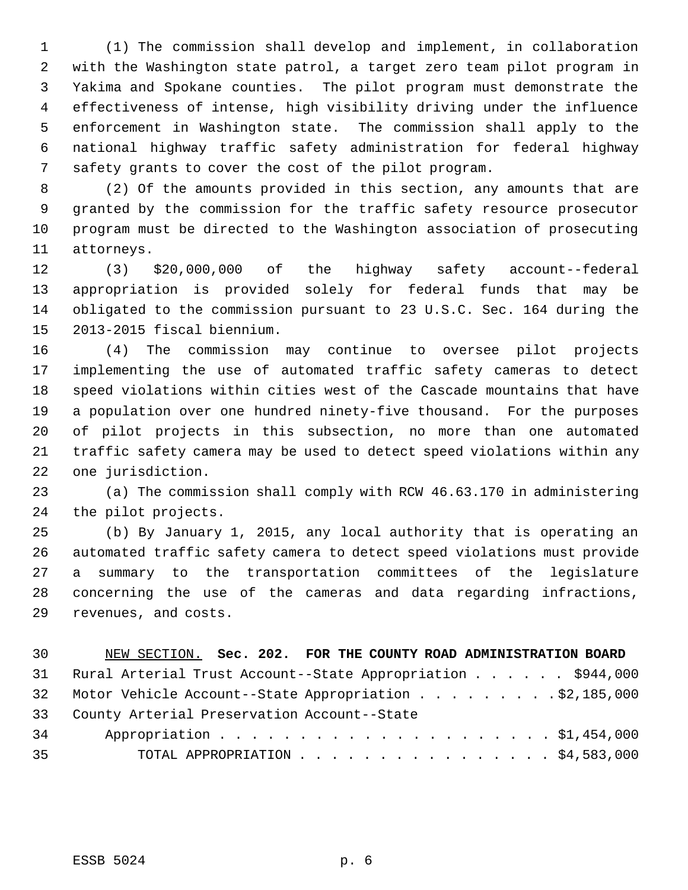(1) The commission shall develop and implement, in collaboration with the Washington state patrol, a target zero team pilot program in Yakima and Spokane counties. The pilot program must demonstrate the effectiveness of intense, high visibility driving under the influence enforcement in Washington state. The commission shall apply to the national highway traffic safety administration for federal highway safety grants to cover the cost of the pilot program.

(2) Of the amounts provided in this section, any amounts that are granted by the commission for the traffic safety resource prosecutor program must be directed to the Washington association of prosecuting attorneys.

(3) $20,000,000 of the highway safety account--federal appropriation is provided solely for federal funds that may be obligated to the commission pursuant to 23 U.S.C. Sec. 164 during the 2013-2015 fiscal biennium.

(4) The commission may continue to oversee pilot projects implementing the use of automated traffic safety cameras to detect speed violations within cities west of the Cascade mountains that have a population over one hundred ninety-five thousand. For the purposes of pilot projects in this subsection, no more than one automated traffic safety camera may be used to detect speed violations within any one jurisdiction.

(a) The commission shall comply with RCW 46.63.170 in administering the pilot projects.

(b) By January 1, 2015, any local authority that is operating an automated traffic safety camera to detect speed violations must provide a summary to the transportation committees of the legislature concerning the use of the cameras and data regarding infractions, revenues, and costs.

NEW SECTION. **Sec. 202. FOR THE COUNTY ROAD ADMINISTRATION BOARD**

Rural Arterial Trust Account--State Appropriation . . . . . . $944,000
Motor Vehicle Account--State Appropriation . . . . . . . . . $2,185,000
County Arterial Preservation Account--State
Appropriation . . . . . . . . . . . . . . . . . . . . . . $1,454,000
TOTAL APPROPRIATION . . . . . . . . . . . . . . . . . $4,583,000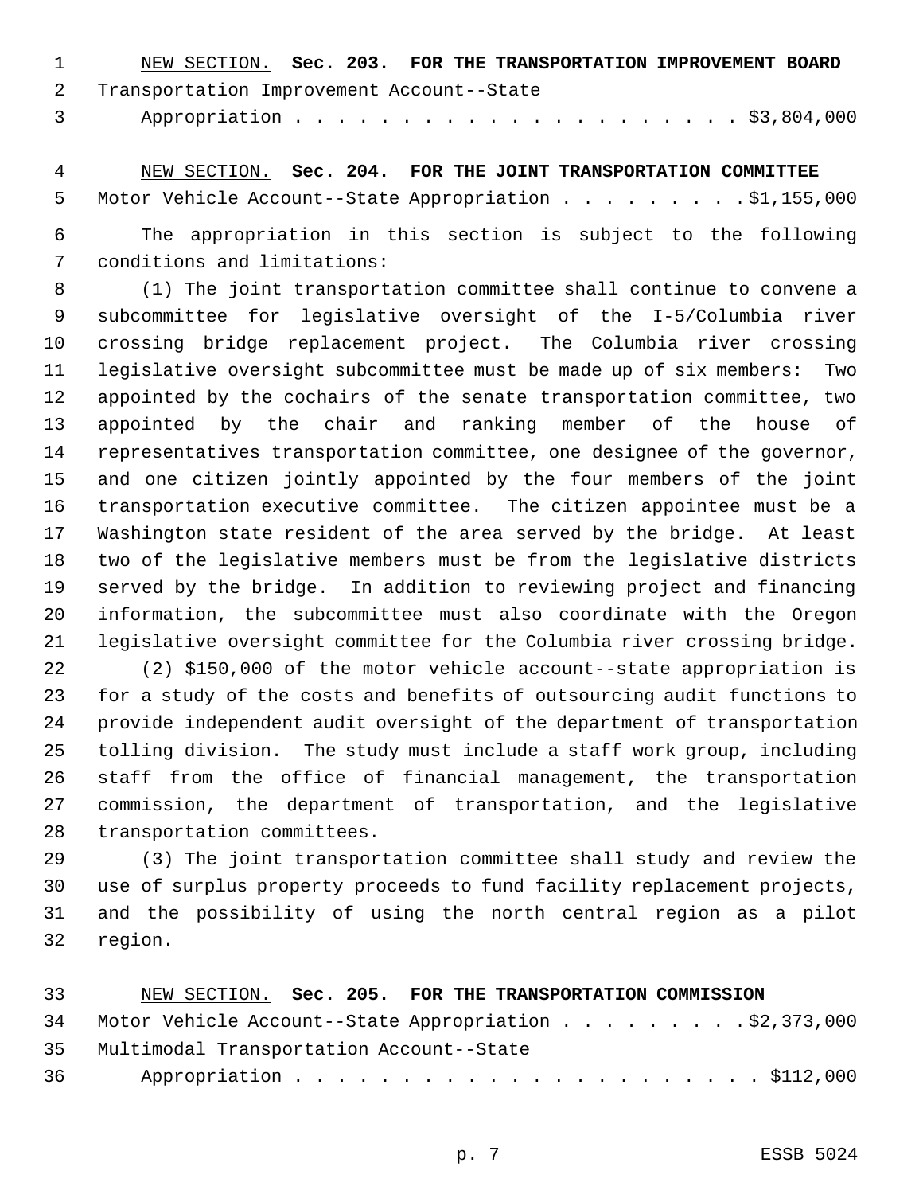NEW SECTION. **Sec. 203. FOR THE TRANSPORTATION IMPROVEMENT BOARD**

Transportation Improvement Account--State Appropriation . . . . . . . . . . . . . . . . . . . . . . $3,804,000

NEW SECTION. **Sec. 204. FOR THE JOINT TRANSPORTATION COMMITTEE**

Motor Vehicle Account--State Appropriation . . . . . . . . . $1,155,000

The appropriation in this section is subject to the following conditions and limitations:

(1) The joint transportation committee shall continue to convene a subcommittee for legislative oversight of the I-5/Columbia river crossing bridge replacement project. The Columbia river crossing legislative oversight subcommittee must be made up of six members: Two appointed by the cochairs of the senate transportation committee, two appointed by the chair and ranking member of the house of representatives transportation committee, one designee of the governor, and one citizen jointly appointed by the four members of the joint transportation executive committee. The citizen appointee must be a Washington state resident of the area served by the bridge. At least two of the legislative members must be from the legislative districts served by the bridge. In addition to reviewing project and financing information, the subcommittee must also coordinate with the Oregon legislative oversight committee for the Columbia river crossing bridge.

(2) $150,000 of the motor vehicle account--state appropriation is for a study of the costs and benefits of outsourcing audit functions to provide independent audit oversight of the department of transportation tolling division. The study must include a staff work group, including staff from the office of financial management, the transportation commission, the department of transportation, and the legislative transportation committees.

(3) The joint transportation committee shall study and review the use of surplus property proceeds to fund facility replacement projects, and the possibility of using the north central region as a pilot region.

NEW SECTION. **Sec. 205. FOR THE TRANSPORTATION COMMISSION**

Motor Vehicle Account--State Appropriation . . . . . . . . . $2,373,000

Multimodal Transportation Account--State Appropriation . . . . . . . . . . . . . . . . . . . . . . . $112,000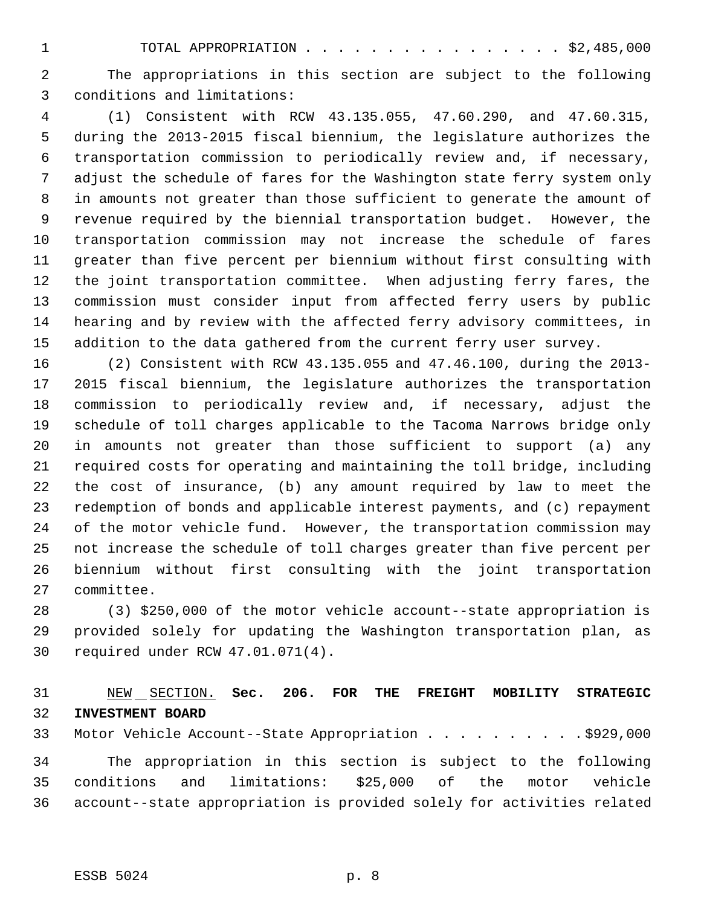TOTAL APPROPRIATION . . . . . . . . . . . . . . . . $2,485,000

The appropriations in this section are subject to the following conditions and limitations:

(1) Consistent with RCW 43.135.055, 47.60.290, and 47.60.315, during the 2013-2015 fiscal biennium, the legislature authorizes the transportation commission to periodically review and, if necessary, adjust the schedule of fares for the Washington state ferry system only in amounts not greater than those sufficient to generate the amount of revenue required by the biennial transportation budget. However, the transportation commission may not increase the schedule of fares greater than five percent per biennium without first consulting with the joint transportation committee. When adjusting ferry fares, the commission must consider input from affected ferry users by public hearing and by review with the affected ferry advisory committees, in addition to the data gathered from the current ferry user survey.

(2) Consistent with RCW 43.135.055 and 47.46.100, during the 2013-2015 fiscal biennium, the legislature authorizes the transportation commission to periodically review and, if necessary, adjust the schedule of toll charges applicable to the Tacoma Narrows bridge only in amounts not greater than those sufficient to support (a) any required costs for operating and maintaining the toll bridge, including the cost of insurance, (b) any amount required by law to meet the redemption of bonds and applicable interest payments, and (c) repayment of the motor vehicle fund. However, the transportation commission may not increase the schedule of toll charges greater than five percent per biennium without first consulting with the joint transportation committee.

(3) $250,000 of the motor vehicle account--state appropriation is provided solely for updating the Washington transportation plan, as required under RCW 47.01.071(4).

NEW SECTION. **Sec. 206. FOR THE FREIGHT MOBILITY STRATEGIC INVESTMENT BOARD**

Motor Vehicle Account--State Appropriation . . . . . . . . . . $929,000

The appropriation in this section is subject to the following conditions and limitations: $25,000 of the motor vehicle account--state appropriation is provided solely for activities related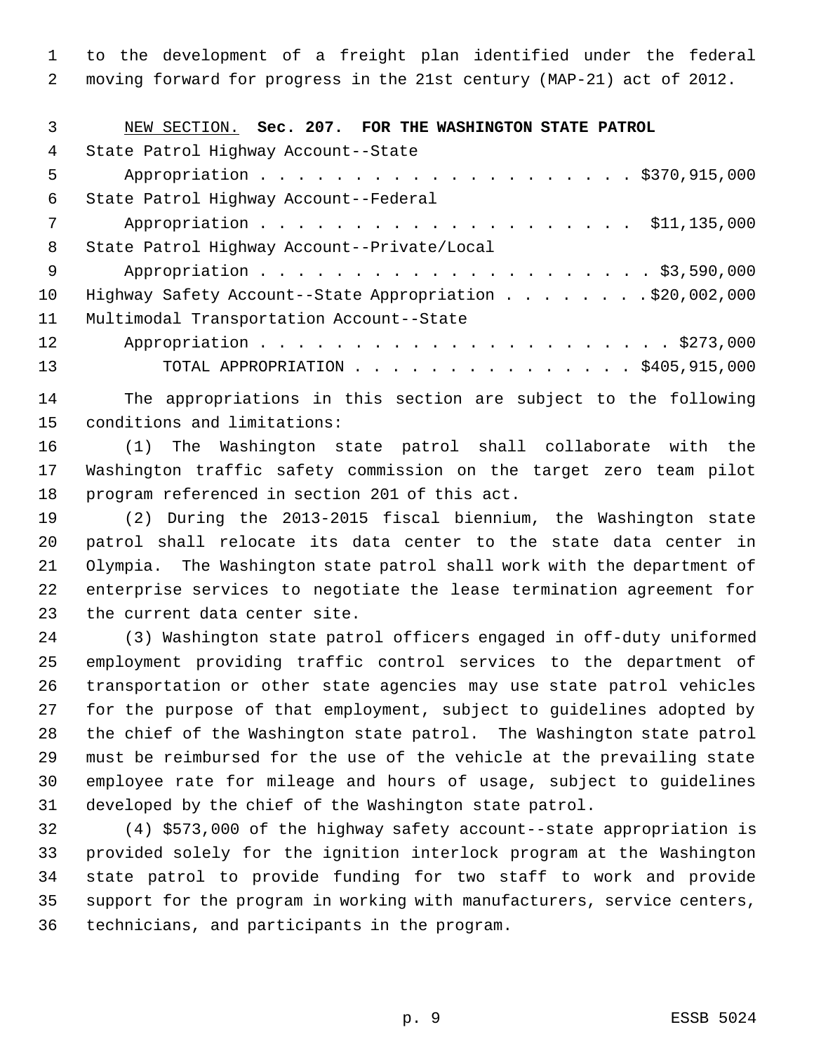to the development of a freight plan identified under the federal moving forward for progress in the 21st century (MAP-21) act of 2012.

NEW SECTION. **Sec. 207. FOR THE WASHINGTON STATE PATROL**

| | |
|---|---|
| State Patrol Highway Account--State Appropriation | $370,915,000 |
| State Patrol Highway Account--Federal Appropriation | $11,135,000 |
| State Patrol Highway Account--Private/Local Appropriation | $3,590,000 |
| Highway Safety Account--State Appropriation | $20,002,000 |
| Multimodal Transportation Account--State Appropriation | $273,000 |
| TOTAL APPROPRIATION | $405,915,000 |

The appropriations in this section are subject to the following conditions and limitations:

(1) The Washington state patrol shall collaborate with the Washington traffic safety commission on the target zero team pilot program referenced in section 201 of this act.

(2) During the 2013-2015 fiscal biennium, the Washington state patrol shall relocate its data center to the state data center in Olympia. The Washington state patrol shall work with the department of enterprise services to negotiate the lease termination agreement for the current data center site.

(3) Washington state patrol officers engaged in off-duty uniformed employment providing traffic control services to the department of transportation or other state agencies may use state patrol vehicles for the purpose of that employment, subject to guidelines adopted by the chief of the Washington state patrol. The Washington state patrol must be reimbursed for the use of the vehicle at the prevailing state employee rate for mileage and hours of usage, subject to guidelines developed by the chief of the Washington state patrol.

(4) $573,000 of the highway safety account--state appropriation is provided solely for the ignition interlock program at the Washington state patrol to provide funding for two staff to work and provide support for the program in working with manufacturers, service centers, technicians, and participants in the program.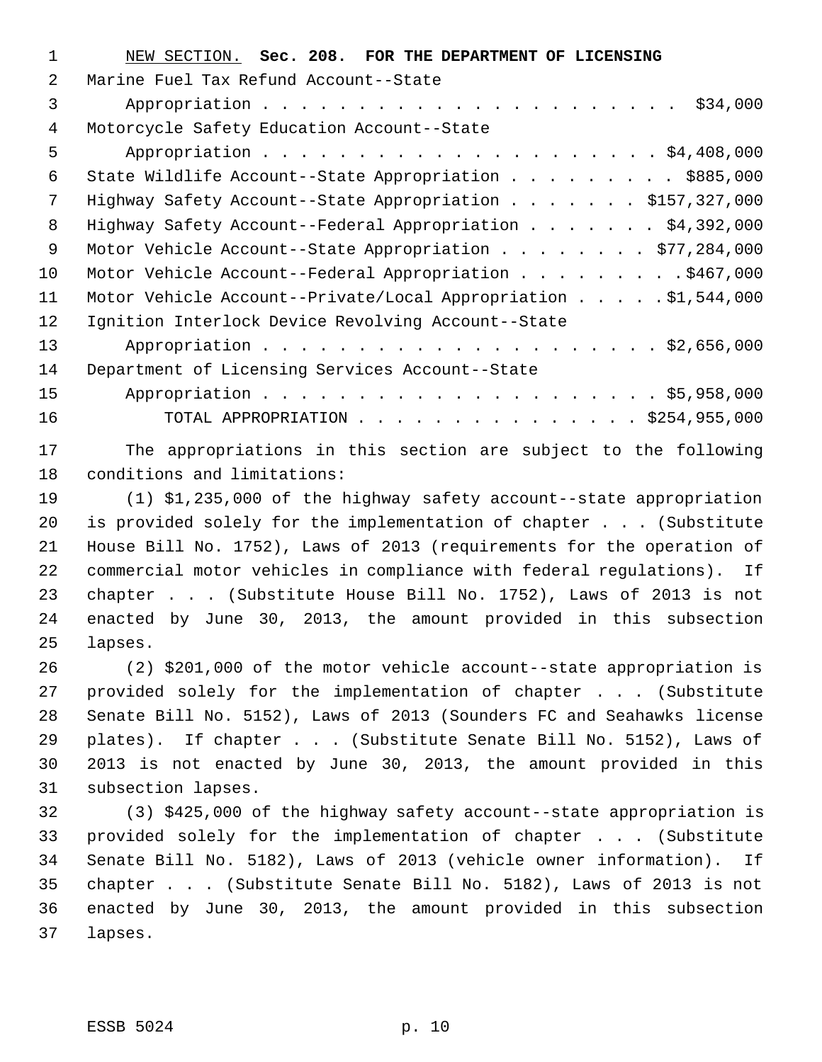NEW SECTION. **Sec. 208. FOR THE DEPARTMENT OF LICENSING**

Marine Fuel Tax Refund Account--State
Appropriation . . . . . . . . . . . . . . . . . . . . . . $34,000
Motorcycle Safety Education Account--State
Appropriation . . . . . . . . . . . . . . . . . . . . . . $4,408,000
State Wildlife Account--State Appropriation . . . . . . . . . $885,000
Highway Safety Account--State Appropriation . . . . . . . $157,327,000
Highway Safety Account--Federal Appropriation . . . . . . . $4,392,000
Motor Vehicle Account--State Appropriation . . . . . . . . $77,284,000
Motor Vehicle Account--Federal Appropriation . . . . . . . . . $467,000
Motor Vehicle Account--Private/Local Appropriation . . . . . $1,544,000
Ignition Interlock Device Revolving Account--State
Appropriation . . . . . . . . . . . . . . . . . . . . . . $2,656,000
Department of Licensing Services Account--State
Appropriation . . . . . . . . . . . . . . . . . . . . . . $5,958,000
TOTAL APPROPRIATION . . . . . . . . . . . . . . . . $254,955,000

The appropriations in this section are subject to the following conditions and limitations:

(1) $1,235,000 of the highway safety account--state appropriation is provided solely for the implementation of chapter . . . (Substitute House Bill No. 1752), Laws of 2013 (requirements for the operation of commercial motor vehicles in compliance with federal regulations). If chapter . . . (Substitute House Bill No. 1752), Laws of 2013 is not enacted by June 30, 2013, the amount provided in this subsection lapses.

(2) $201,000 of the motor vehicle account--state appropriation is provided solely for the implementation of chapter . . . (Substitute Senate Bill No. 5152), Laws of 2013 (Sounders FC and Seahawks license plates). If chapter . . . (Substitute Senate Bill No. 5152), Laws of 2013 is not enacted by June 30, 2013, the amount provided in this subsection lapses.

(3) $425,000 of the highway safety account--state appropriation is provided solely for the implementation of chapter . . . (Substitute Senate Bill No. 5182), Laws of 2013 (vehicle owner information). If chapter . . . (Substitute Senate Bill No. 5182), Laws of 2013 is not enacted by June 30, 2013, the amount provided in this subsection lapses.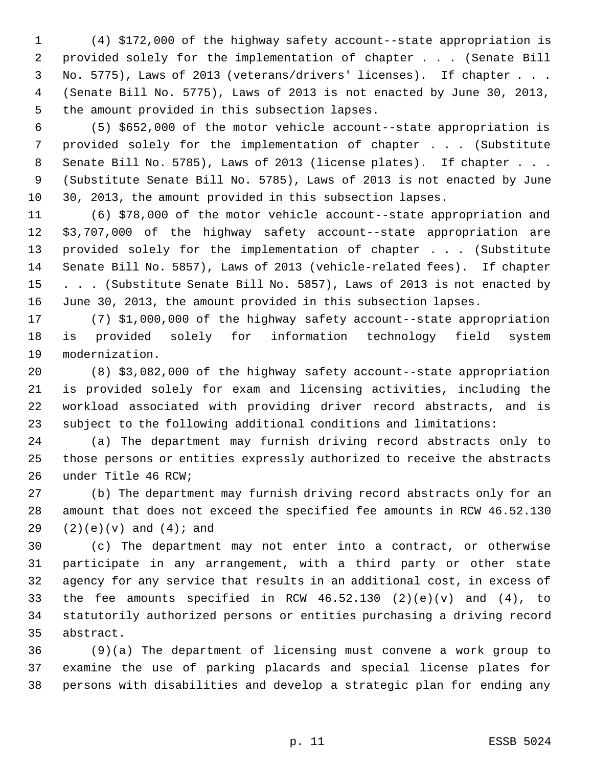(4) $172,000 of the highway safety account--state appropriation is provided solely for the implementation of chapter . . . (Senate Bill No. 5775), Laws of 2013 (veterans/drivers' licenses). If chapter . . . (Senate Bill No. 5775), Laws of 2013 is not enacted by June 30, 2013, the amount provided in this subsection lapses.

(5) $652,000 of the motor vehicle account--state appropriation is provided solely for the implementation of chapter . . . (Substitute Senate Bill No. 5785), Laws of 2013 (license plates). If chapter . . . (Substitute Senate Bill No. 5785), Laws of 2013 is not enacted by June 30, 2013, the amount provided in this subsection lapses.

(6) $78,000 of the motor vehicle account--state appropriation and $3,707,000 of the highway safety account--state appropriation are provided solely for the implementation of chapter . . . (Substitute Senate Bill No. 5857), Laws of 2013 (vehicle-related fees). If chapter . . . (Substitute Senate Bill No. 5857), Laws of 2013 is not enacted by June 30, 2013, the amount provided in this subsection lapses.

(7) $1,000,000 of the highway safety account--state appropriation is provided solely for information technology field system modernization.

(8) $3,082,000 of the highway safety account--state appropriation is provided solely for exam and licensing activities, including the workload associated with providing driver record abstracts, and is subject to the following additional conditions and limitations:

(a) The department may furnish driving record abstracts only to those persons or entities expressly authorized to receive the abstracts under Title 46 RCW;

(b) The department may furnish driving record abstracts only for an amount that does not exceed the specified fee amounts in RCW 46.52.130 (2)(e)(v) and (4); and

(c) The department may not enter into a contract, or otherwise participate in any arrangement, with a third party or other state agency for any service that results in an additional cost, in excess of the fee amounts specified in RCW 46.52.130 (2)(e)(v) and (4), to statutorily authorized persons or entities purchasing a driving record abstract.

(9)(a) The department of licensing must convene a work group to examine the use of parking placards and special license plates for persons with disabilities and develop a strategic plan for ending any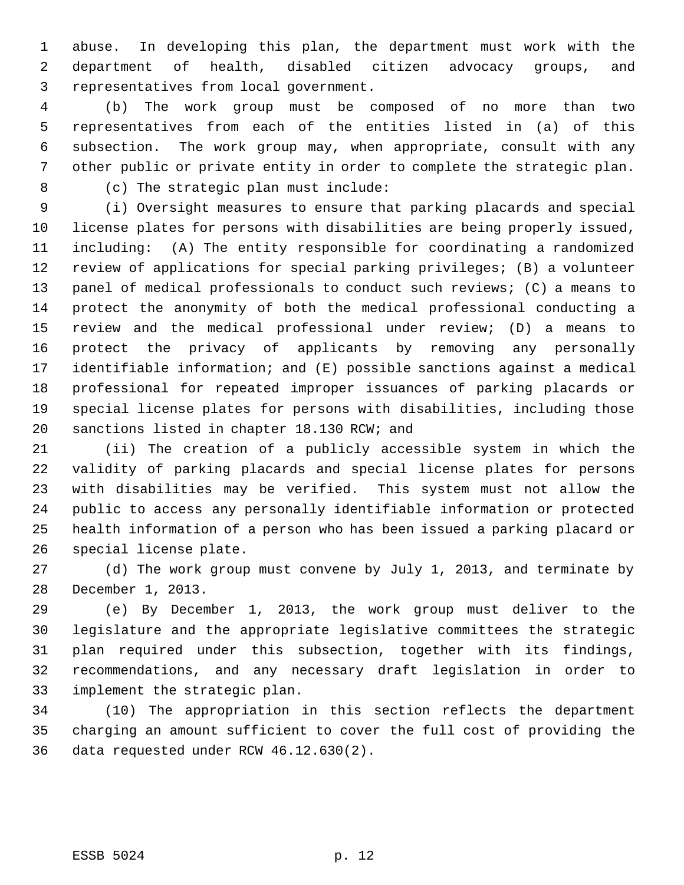abuse. In developing this plan, the department must work with the department of health, disabled citizen advocacy groups, and representatives from local government.

(b) The work group must be composed of no more than two representatives from each of the entities listed in (a) of this subsection. The work group may, when appropriate, consult with any other public or private entity in order to complete the strategic plan.

(c) The strategic plan must include:

(i) Oversight measures to ensure that parking placards and special license plates for persons with disabilities are being properly issued, including: (A) The entity responsible for coordinating a randomized review of applications for special parking privileges; (B) a volunteer panel of medical professionals to conduct such reviews; (C) a means to protect the anonymity of both the medical professional conducting a review and the medical professional under review; (D) a means to protect the privacy of applicants by removing any personally identifiable information; and (E) possible sanctions against a medical professional for repeated improper issuances of parking placards or special license plates for persons with disabilities, including those sanctions listed in chapter 18.130 RCW; and

(ii) The creation of a publicly accessible system in which the validity of parking placards and special license plates for persons with disabilities may be verified. This system must not allow the public to access any personally identifiable information or protected health information of a person who has been issued a parking placard or special license plate.

(d) The work group must convene by July 1, 2013, and terminate by December 1, 2013.

(e) By December 1, 2013, the work group must deliver to the legislature and the appropriate legislative committees the strategic plan required under this subsection, together with its findings, recommendations, and any necessary draft legislation in order to implement the strategic plan.

(10) The appropriation in this section reflects the department charging an amount sufficient to cover the full cost of providing the data requested under RCW 46.12.630(2).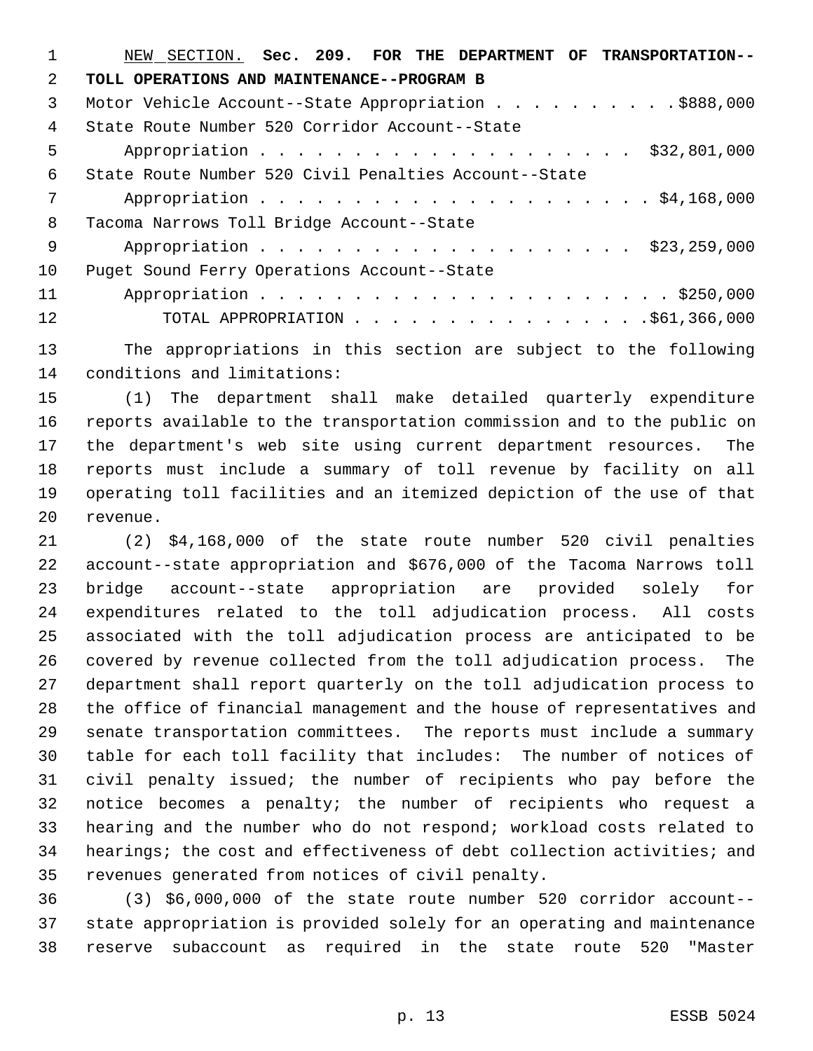NEW SECTION. **Sec. 209. FOR THE DEPARTMENT OF TRANSPORTATION--TOLL OPERATIONS AND MAINTENANCE--PROGRAM B**

Motor Vehicle Account--State Appropriation . . . . . . . . . . $888,000
State Route Number 520 Corridor Account--State Appropriation . . . . . . . . . . . . . . . . . . . . . $32,801,000
State Route Number 520 Civil Penalties Account--State Appropriation . . . . . . . . . . . . . . . . . . . . . . $4,168,000
Tacoma Narrows Toll Bridge Account--State Appropriation . . . . . . . . . . . . . . . . . . . . . $23,259,000
Puget Sound Ferry Operations Account--State Appropriation . . . . . . . . . . . . . . . . . . . . . . . $250,000
TOTAL APPROPRIATION . . . . . . . . . . . . . . . . $61,366,000

The appropriations in this section are subject to the following conditions and limitations:

(1) The department shall make detailed quarterly expenditure reports available to the transportation commission and to the public on the department's web site using current department resources. The reports must include a summary of toll revenue by facility on all operating toll facilities and an itemized depiction of the use of that revenue.

(2) $4,168,000 of the state route number 520 civil penalties account--state appropriation and $676,000 of the Tacoma Narrows toll bridge account--state appropriation are provided solely for expenditures related to the toll adjudication process. All costs associated with the toll adjudication process are anticipated to be covered by revenue collected from the toll adjudication process. The department shall report quarterly on the toll adjudication process to the office of financial management and the house of representatives and senate transportation committees. The reports must include a summary table for each toll facility that includes: The number of notices of civil penalty issued; the number of recipients who pay before the notice becomes a penalty; the number of recipients who request a hearing and the number who do not respond; workload costs related to hearings; the cost and effectiveness of debt collection activities; and revenues generated from notices of civil penalty.

(3) $6,000,000 of the state route number 520 corridor account--state appropriation is provided solely for an operating and maintenance reserve subaccount as required in the state route 520 "Master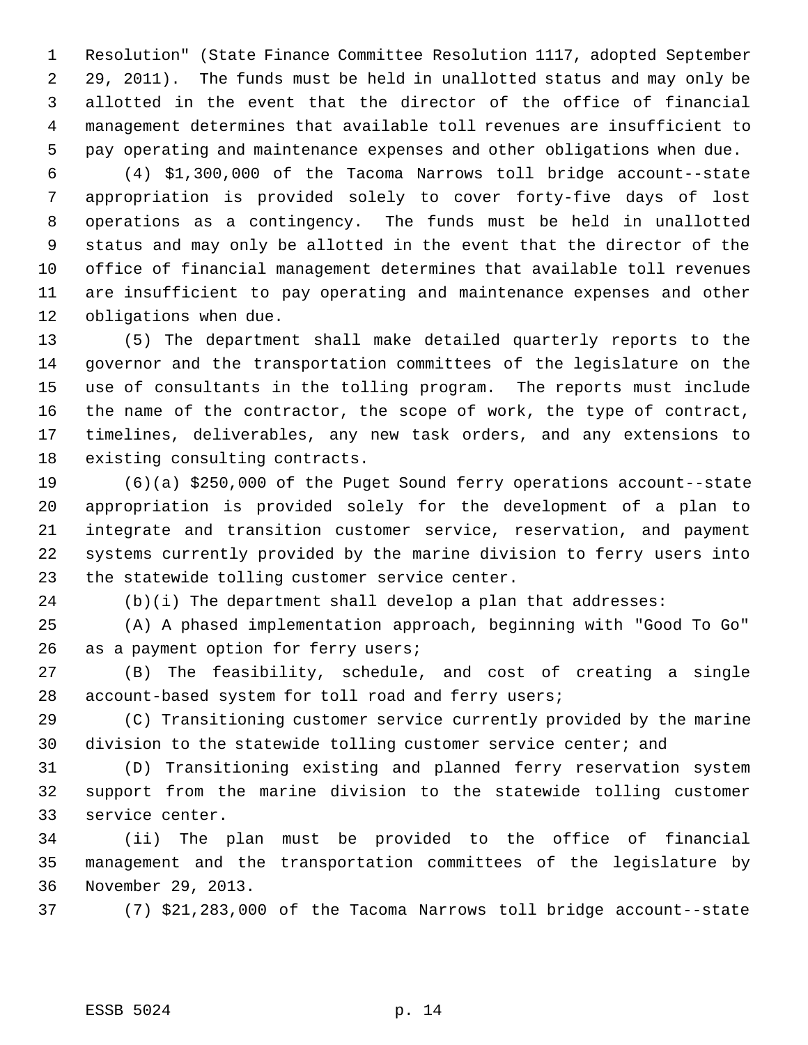Resolution" (State Finance Committee Resolution 1117, adopted September 29, 2011). The funds must be held in unallotted status and may only be allotted in the event that the director of the office of financial management determines that available toll revenues are insufficient to pay operating and maintenance expenses and other obligations when due.

(4) $1,300,000 of the Tacoma Narrows toll bridge account--state appropriation is provided solely to cover forty-five days of lost operations as a contingency. The funds must be held in unallotted status and may only be allotted in the event that the director of the office of financial management determines that available toll revenues are insufficient to pay operating and maintenance expenses and other obligations when due.

(5) The department shall make detailed quarterly reports to the governor and the transportation committees of the legislature on the use of consultants in the tolling program. The reports must include the name of the contractor, the scope of work, the type of contract, timelines, deliverables, any new task orders, and any extensions to existing consulting contracts.

(6)(a) $250,000 of the Puget Sound ferry operations account--state appropriation is provided solely for the development of a plan to integrate and transition customer service, reservation, and payment systems currently provided by the marine division to ferry users into the statewide tolling customer service center.

(b)(i) The department shall develop a plan that addresses:

(A) A phased implementation approach, beginning with "Good To Go" as a payment option for ferry users;

(B) The feasibility, schedule, and cost of creating a single account-based system for toll road and ferry users;

(C) Transitioning customer service currently provided by the marine division to the statewide tolling customer service center; and

(D) Transitioning existing and planned ferry reservation system support from the marine division to the statewide tolling customer service center.

(ii) The plan must be provided to the office of financial management and the transportation committees of the legislature by November 29, 2013.

(7) $21,283,000 of the Tacoma Narrows toll bridge account--state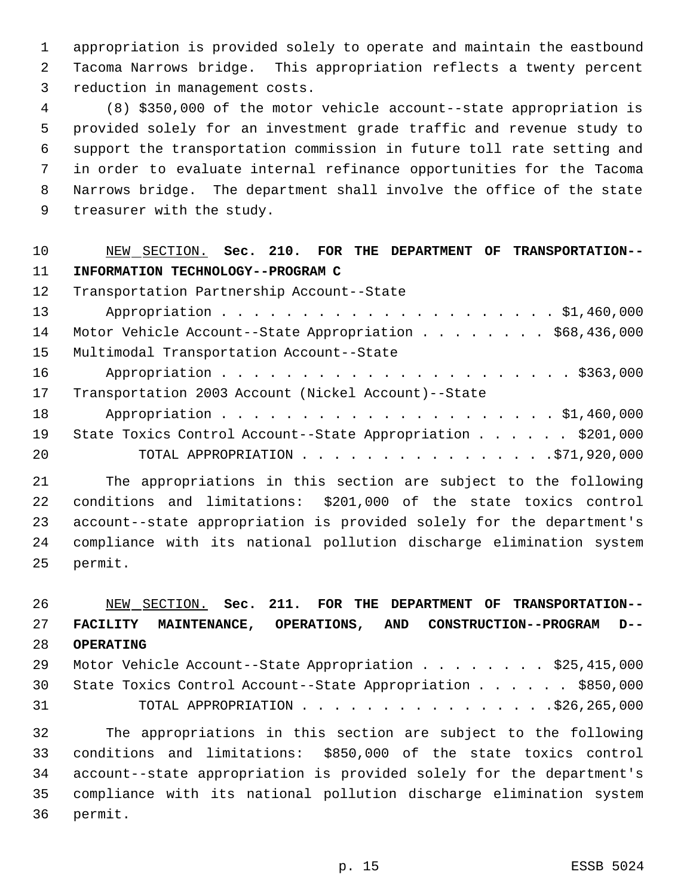appropriation is provided solely to operate and maintain the eastbound Tacoma Narrows bridge. This appropriation reflects a twenty percent reduction in management costs.

(8) $350,000 of the motor vehicle account--state appropriation is provided solely for an investment grade traffic and revenue study to support the transportation commission in future toll rate setting and in order to evaluate internal refinance opportunities for the Tacoma Narrows bridge. The department shall involve the office of the state treasurer with the study.

NEW SECTION. **Sec. 210. FOR THE DEPARTMENT OF TRANSPORTATION--INFORMATION TECHNOLOGY--PROGRAM C**

| | |
|---|---|
| Transportation Partnership Account--State Appropriation | $1,460,000 |
| Motor Vehicle Account--State Appropriation | $68,436,000 |
| Multimodal Transportation Account--State Appropriation | $363,000 |
| Transportation 2003 Account (Nickel Account)--State Appropriation | $1,460,000 |
| State Toxics Control Account--State Appropriation | $201,000 |
| TOTAL APPROPRIATION | $71,920,000 |

The appropriations in this section are subject to the following conditions and limitations: $201,000 of the state toxics control account--state appropriation is provided solely for the department's compliance with its national pollution discharge elimination system permit.

NEW SECTION. **Sec. 211. FOR THE DEPARTMENT OF TRANSPORTATION--FACILITY MAINTENANCE, OPERATIONS, AND CONSTRUCTION--PROGRAM D--OPERATING**

| | |
|---|---|
| Motor Vehicle Account--State Appropriation | $25,415,000 |
| State Toxics Control Account--State Appropriation | $850,000 |
| TOTAL APPROPRIATION | $26,265,000 |

The appropriations in this section are subject to the following conditions and limitations: $850,000 of the state toxics control account--state appropriation is provided solely for the department's compliance with its national pollution discharge elimination system permit.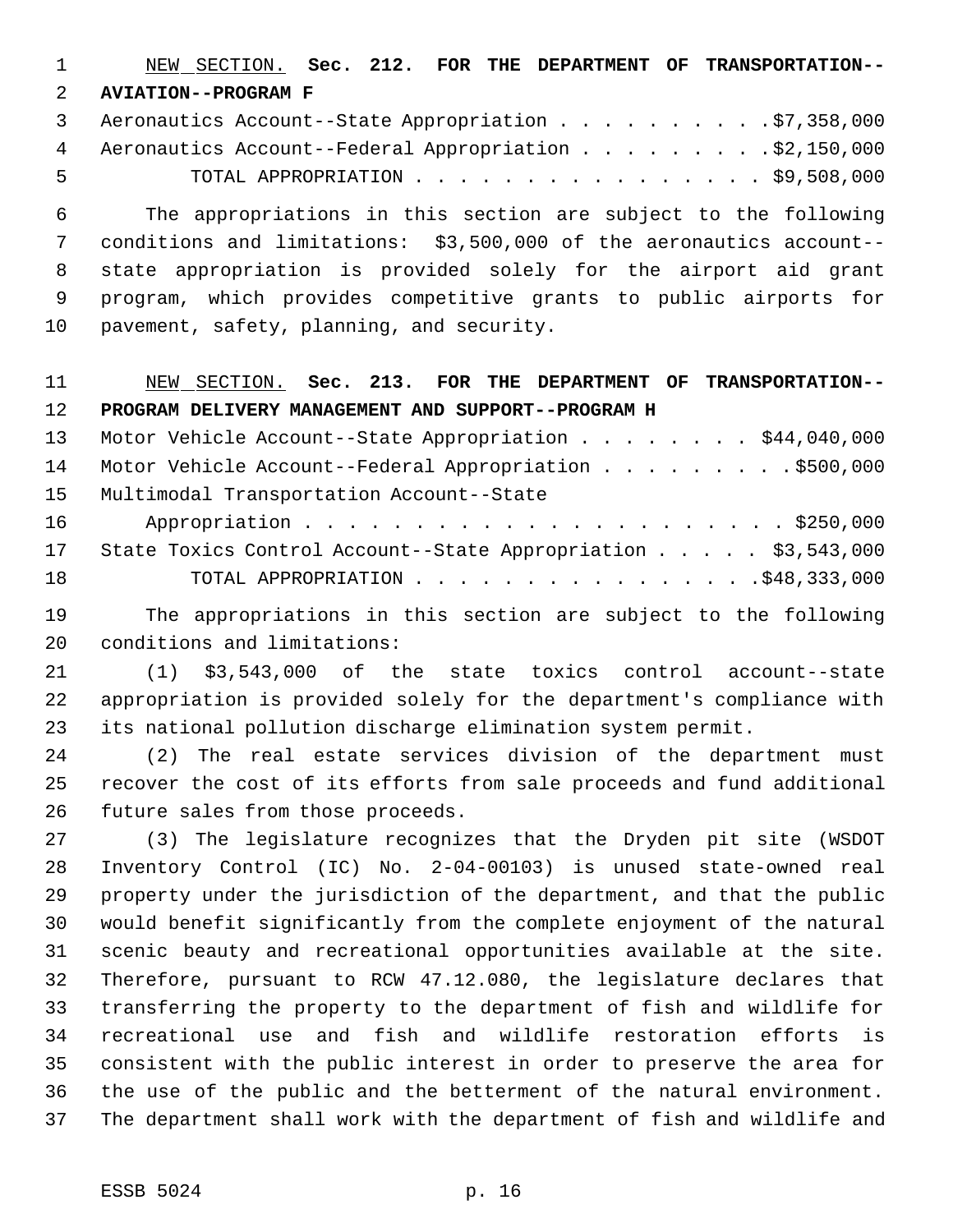NEW SECTION. **Sec. 212. FOR THE DEPARTMENT OF TRANSPORTATION--AVIATION--PROGRAM F**

Aeronautics Account--State Appropriation . . . . . . . . . . $7,358,000
Aeronautics Account--Federal Appropriation . . . . . . . . . $2,150,000
TOTAL APPROPRIATION . . . . . . . . . . . . . . . . $9,508,000

The appropriations in this section are subject to the following conditions and limitations: $3,500,000 of the aeronautics account--state appropriation is provided solely for the airport aid grant program, which provides competitive grants to public airports for pavement, safety, planning, and security.

NEW SECTION. **Sec. 213. FOR THE DEPARTMENT OF TRANSPORTATION--PROGRAM DELIVERY MANAGEMENT AND SUPPORT--PROGRAM H**

Motor Vehicle Account--State Appropriation . . . . . . . . $44,040,000
Motor Vehicle Account--Federal Appropriation . . . . . . . . . $500,000
Multimodal Transportation Account--State Appropriation . . . . . . . . . . . . . . . . . . . . . . . $250,000
State Toxics Control Account--State Appropriation . . . . . $3,543,000
TOTAL APPROPRIATION . . . . . . . . . . . . . . . . $48,333,000

The appropriations in this section are subject to the following conditions and limitations:

(1) $3,543,000 of the state toxics control account--state appropriation is provided solely for the department's compliance with its national pollution discharge elimination system permit.

(2) The real estate services division of the department must recover the cost of its efforts from sale proceeds and fund additional future sales from those proceeds.

(3) The legislature recognizes that the Dryden pit site (WSDOT Inventory Control (IC) No. 2-04-00103) is unused state-owned real property under the jurisdiction of the department, and that the public would benefit significantly from the complete enjoyment of the natural scenic beauty and recreational opportunities available at the site. Therefore, pursuant to RCW 47.12.080, the legislature declares that transferring the property to the department of fish and wildlife for recreational use and fish and wildlife restoration efforts is consistent with the public interest in order to preserve the area for the use of the public and the betterment of the natural environment. The department shall work with the department of fish and wildlife and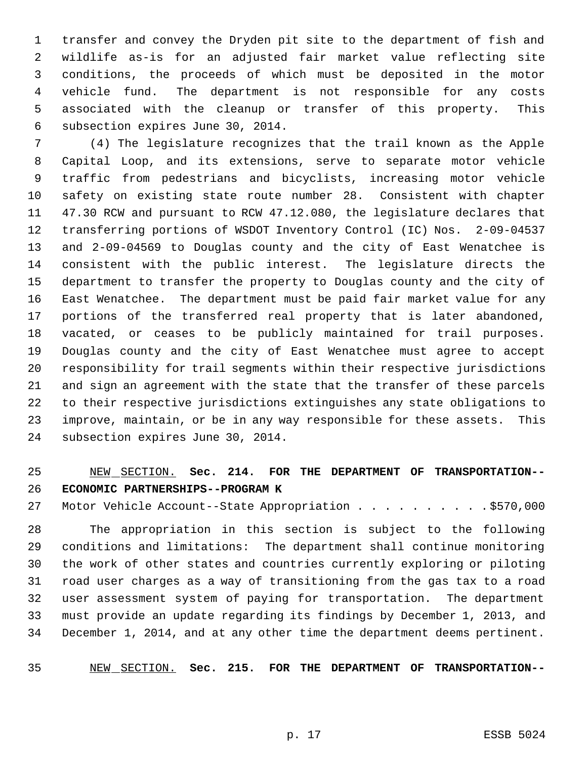transfer and convey the Dryden pit site to the department of fish and wildlife as-is for an adjusted fair market value reflecting site conditions, the proceeds of which must be deposited in the motor vehicle fund. The department is not responsible for any costs associated with the cleanup or transfer of this property. This subsection expires June 30, 2014.

(4) The legislature recognizes that the trail known as the Apple Capital Loop, and its extensions, serve to separate motor vehicle traffic from pedestrians and bicyclists, increasing motor vehicle safety on existing state route number 28. Consistent with chapter 47.30 RCW and pursuant to RCW 47.12.080, the legislature declares that transferring portions of WSDOT Inventory Control (IC) Nos. 2-09-04537 and 2-09-04569 to Douglas county and the city of East Wenatchee is consistent with the public interest. The legislature directs the department to transfer the property to Douglas county and the city of East Wenatchee. The department must be paid fair market value for any portions of the transferred real property that is later abandoned, vacated, or ceases to be publicly maintained for trail purposes. Douglas county and the city of East Wenatchee must agree to accept responsibility for trail segments within their respective jurisdictions and sign an agreement with the state that the transfer of these parcels to their respective jurisdictions extinguishes any state obligations to improve, maintain, or be in any way responsible for these assets. This subsection expires June 30, 2014.

NEW SECTION. **Sec. 214. FOR THE DEPARTMENT OF TRANSPORTATION--ECONOMIC PARTNERSHIPS--PROGRAM K**

Motor Vehicle Account--State Appropriation . . . . . . . . . . $570,000

The appropriation in this section is subject to the following conditions and limitations: The department shall continue monitoring the work of other states and countries currently exploring or piloting road user charges as a way of transitioning from the gas tax to a road user assessment system of paying for transportation. The department must provide an update regarding its findings by December 1, 2013, and December 1, 2014, and at any other time the department deems pertinent.

NEW SECTION. **Sec. 215. FOR THE DEPARTMENT OF TRANSPORTATION--**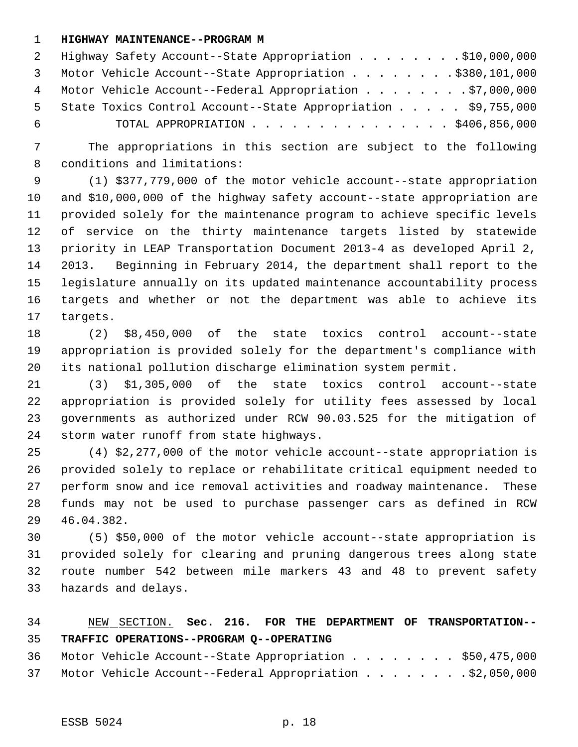**HIGHWAY MAINTENANCE--PROGRAM M**

Highway Safety Account--State Appropriation . . . . . . . . $10,000,000
Motor Vehicle Account--State Appropriation . . . . . . . . $380,101,000
Motor Vehicle Account--Federal Appropriation . . . . . . . . $7,000,000
State Toxics Control Account--State Appropriation . . . . . $9,755,000
TOTAL APPROPRIATION . . . . . . . . . . . . . . . $406,856,000

The appropriations in this section are subject to the following conditions and limitations:

(1) $377,779,000 of the motor vehicle account--state appropriation and $10,000,000 of the highway safety account--state appropriation are provided solely for the maintenance program to achieve specific levels of service on the thirty maintenance targets listed by statewide priority in LEAP Transportation Document 2013-4 as developed April 2, 2013. Beginning in February 2014, the department shall report to the legislature annually on its updated maintenance accountability process targets and whether or not the department was able to achieve its targets.

(2) $8,450,000 of the state toxics control account--state appropriation is provided solely for the department's compliance with its national pollution discharge elimination system permit.

(3) $1,305,000 of the state toxics control account--state appropriation is provided solely for utility fees assessed by local governments as authorized under RCW 90.03.525 for the mitigation of storm water runoff from state highways.

(4) $2,277,000 of the motor vehicle account--state appropriation is provided solely to replace or rehabilitate critical equipment needed to perform snow and ice removal activities and roadway maintenance. These funds may not be used to purchase passenger cars as defined in RCW 46.04.382.

(5) $50,000 of the motor vehicle account--state appropriation is provided solely for clearing and pruning dangerous trees along state route number 542 between mile markers 43 and 48 to prevent safety hazards and delays.

NEW SECTION. **Sec. 216. FOR THE DEPARTMENT OF TRANSPORTATION--TRAFFIC OPERATIONS--PROGRAM Q--OPERATING**

Motor Vehicle Account--State Appropriation . . . . . . . . $50,475,000
Motor Vehicle Account--Federal Appropriation . . . . . . . . $2,050,000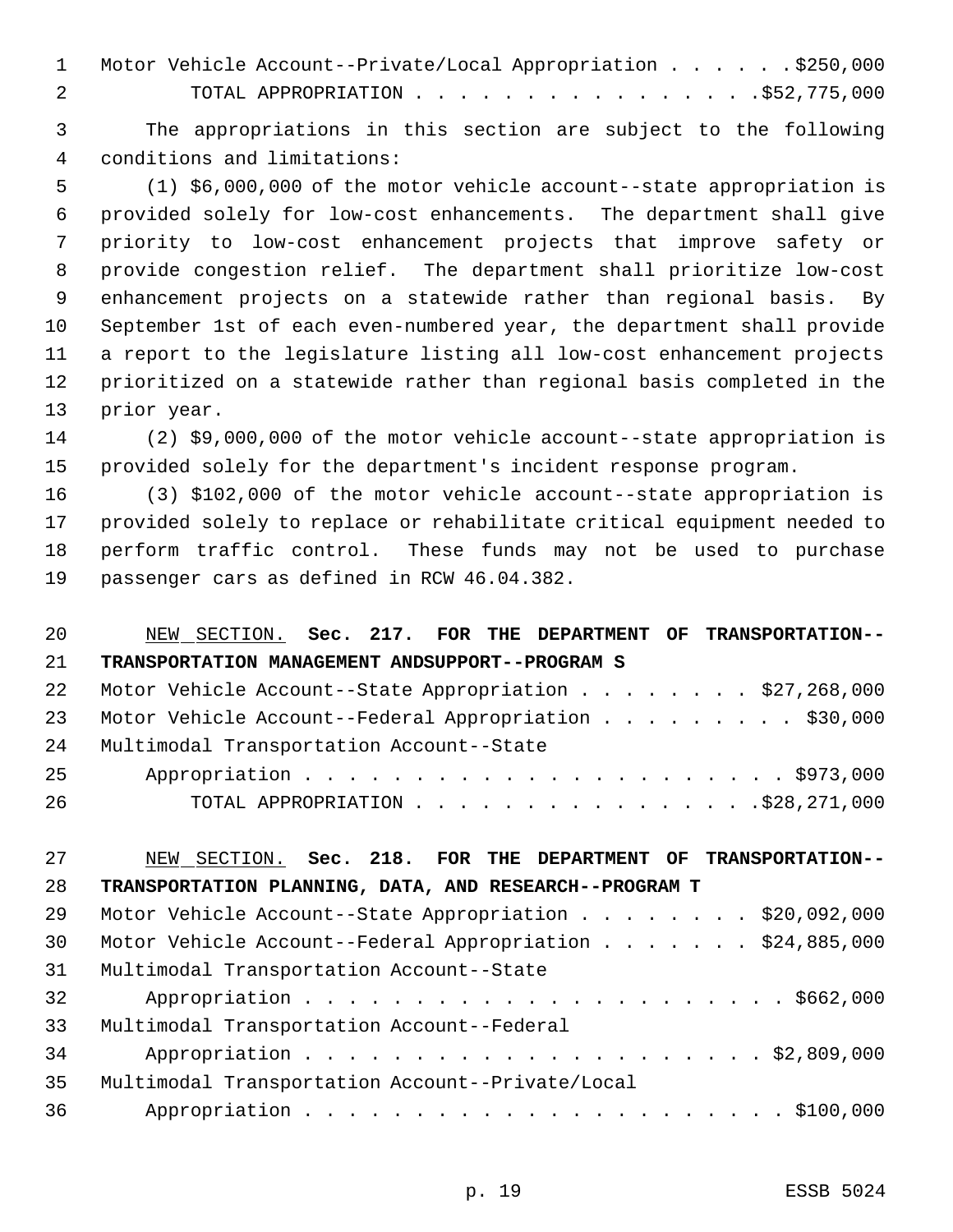Motor Vehicle Account--Private/Local Appropriation . . . . . . $250,000
TOTAL APPROPRIATION . . . . . . . . . . . . . . . . $52,775,000

The appropriations in this section are subject to the following conditions and limitations:

(1) $6,000,000 of the motor vehicle account--state appropriation is provided solely for low-cost enhancements. The department shall give priority to low-cost enhancement projects that improve safety or provide congestion relief. The department shall prioritize low-cost enhancement projects on a statewide rather than regional basis. By September 1st of each even-numbered year, the department shall provide a report to the legislature listing all low-cost enhancement projects prioritized on a statewide rather than regional basis completed in the prior year.

(2) $9,000,000 of the motor vehicle account--state appropriation is provided solely for the department's incident response program.

(3) $102,000 of the motor vehicle account--state appropriation is provided solely to replace or rehabilitate critical equipment needed to perform traffic control. These funds may not be used to purchase passenger cars as defined in RCW 46.04.382.

NEW SECTION. **Sec. 217. FOR THE DEPARTMENT OF TRANSPORTATION--TRANSPORTATION MANAGEMENT ANDSUPPORT--PROGRAM S**

Motor Vehicle Account--State Appropriation . . . . . . . . $27,268,000
Motor Vehicle Account--Federal Appropriation . . . . . . . . . $30,000
Multimodal Transportation Account--State Appropriation . . . . . . . . . . . . . . . . . . . . . . . $973,000
TOTAL APPROPRIATION . . . . . . . . . . . . . . . . $28,271,000

NEW SECTION. **Sec. 218. FOR THE DEPARTMENT OF TRANSPORTATION--TRANSPORTATION PLANNING, DATA, AND RESEARCH--PROGRAM T**

Motor Vehicle Account--State Appropriation . . . . . . . . $20,092,000
Motor Vehicle Account--Federal Appropriation . . . . . . . $24,885,000
Multimodal Transportation Account--State Appropriation . . . . . . . . . . . . . . . . . . . . . . . $662,000
Multimodal Transportation Account--Federal Appropriation . . . . . . . . . . . . . . . . . . . . . . $2,809,000
Multimodal Transportation Account--Private/Local Appropriation . . . . . . . . . . . . . . . . . . . . . . . $100,000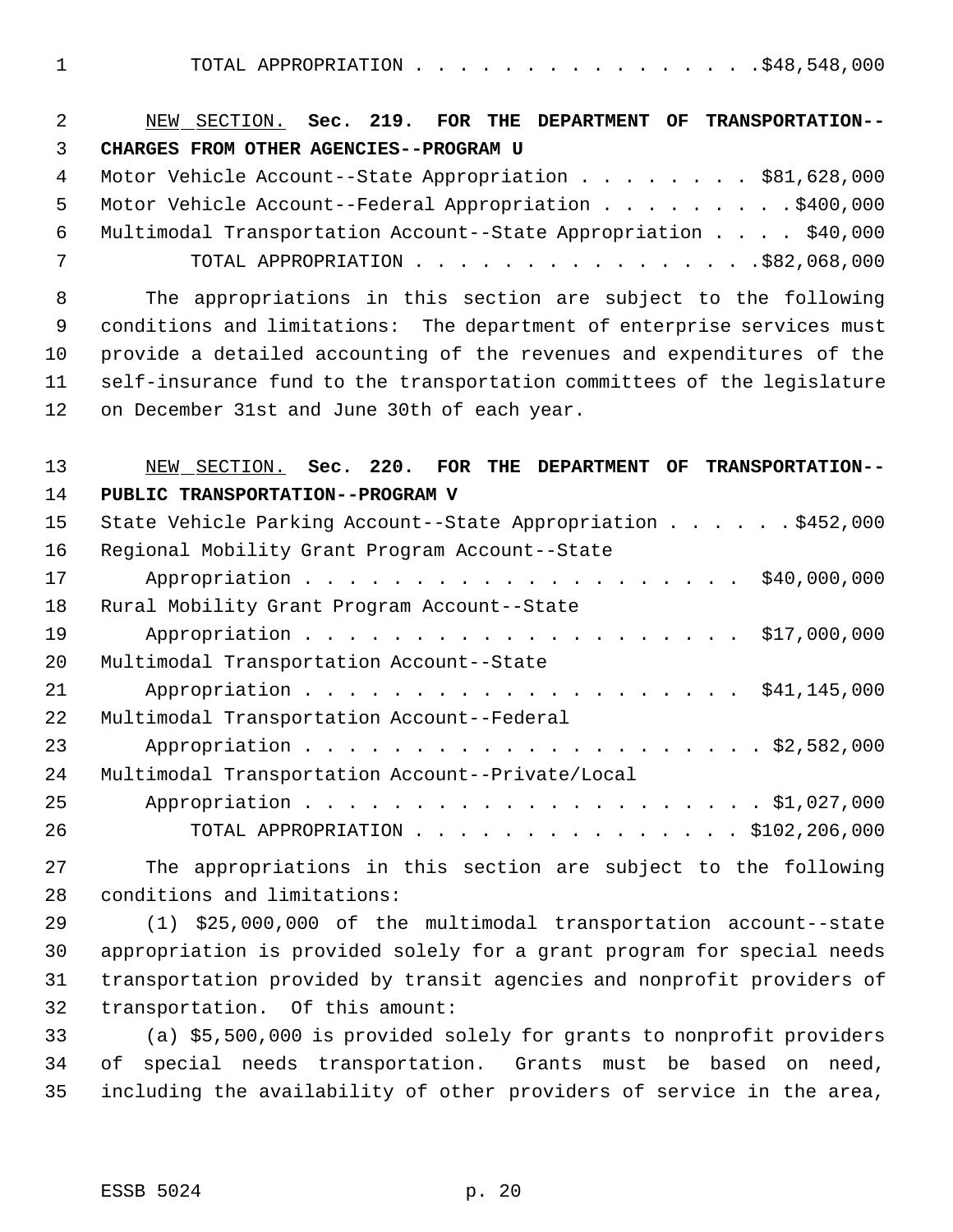TOTAL APPROPRIATION . . . . . . . . . . . . . . . . $48,548,000

NEW SECTION. **Sec. 219. FOR THE DEPARTMENT OF TRANSPORTATION--CHARGES FROM OTHER AGENCIES--PROGRAM U**

Motor Vehicle Account--State Appropriation . . . . . . . . $81,628,000
Motor Vehicle Account--Federal Appropriation . . . . . . . . . $400,000
Multimodal Transportation Account--State Appropriation . . . . $40,000
TOTAL APPROPRIATION . . . . . . . . . . . . . . . . $82,068,000

The appropriations in this section are subject to the following conditions and limitations: The department of enterprise services must provide a detailed accounting of the revenues and expenditures of the self-insurance fund to the transportation committees of the legislature on December 31st and June 30th of each year.

NEW SECTION. **Sec. 220. FOR THE DEPARTMENT OF TRANSPORTATION--PUBLIC TRANSPORTATION--PROGRAM V**

State Vehicle Parking Account--State Appropriation . . . . . . $452,000
Regional Mobility Grant Program Account--State Appropriation . . . . . . . . . . . . . . . . . . . . . $40,000,000
Rural Mobility Grant Program Account--State Appropriation . . . . . . . . . . . . . . . . . . . . . $17,000,000
Multimodal Transportation Account--State Appropriation . . . . . . . . . . . . . . . . . . . . . $41,145,000
Multimodal Transportation Account--Federal Appropriation . . . . . . . . . . . . . . . . . . . . . . $2,582,000
Multimodal Transportation Account--Private/Local Appropriation . . . . . . . . . . . . . . . . . . . . . . $1,027,000
TOTAL APPROPRIATION . . . . . . . . . . . . . . . . $102,206,000

The appropriations in this section are subject to the following conditions and limitations:

(1) $25,000,000 of the multimodal transportation account--state appropriation is provided solely for a grant program for special needs transportation provided by transit agencies and nonprofit providers of transportation. Of this amount:

(a) $5,500,000 is provided solely for grants to nonprofit providers of special needs transportation. Grants must be based on need, including the availability of other providers of service in the area,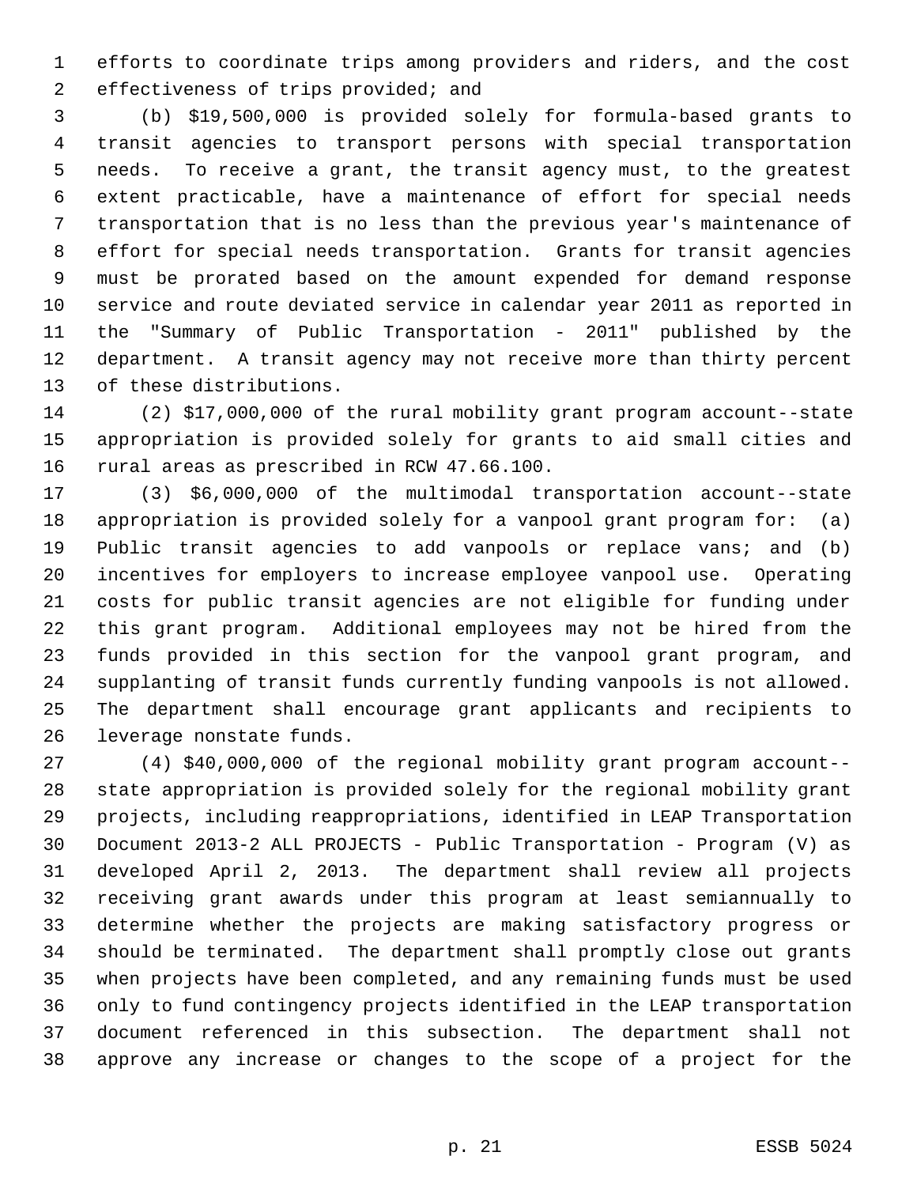efforts to coordinate trips among providers and riders, and the cost effectiveness of trips provided; and

(b) $19,500,000 is provided solely for formula-based grants to transit agencies to transport persons with special transportation needs. To receive a grant, the transit agency must, to the greatest extent practicable, have a maintenance of effort for special needs transportation that is no less than the previous year's maintenance of effort for special needs transportation. Grants for transit agencies must be prorated based on the amount expended for demand response service and route deviated service in calendar year 2011 as reported in the "Summary of Public Transportation - 2011" published by the department. A transit agency may not receive more than thirty percent of these distributions.

(2) $17,000,000 of the rural mobility grant program account--state appropriation is provided solely for grants to aid small cities and rural areas as prescribed in RCW 47.66.100.

(3) $6,000,000 of the multimodal transportation account--state appropriation is provided solely for a vanpool grant program for: (a) Public transit agencies to add vanpools or replace vans; and (b) incentives for employers to increase employee vanpool use. Operating costs for public transit agencies are not eligible for funding under this grant program. Additional employees may not be hired from the funds provided in this section for the vanpool grant program, and supplanting of transit funds currently funding vanpools is not allowed. The department shall encourage grant applicants and recipients to leverage nonstate funds.

(4) $40,000,000 of the regional mobility grant program account--state appropriation is provided solely for the regional mobility grant projects, including reappropriations, identified in LEAP Transportation Document 2013-2 ALL PROJECTS - Public Transportation - Program (V) as developed April 2, 2013. The department shall review all projects receiving grant awards under this program at least semiannually to determine whether the projects are making satisfactory progress or should be terminated. The department shall promptly close out grants when projects have been completed, and any remaining funds must be used only to fund contingency projects identified in the LEAP transportation document referenced in this subsection. The department shall not approve any increase or changes to the scope of a project for the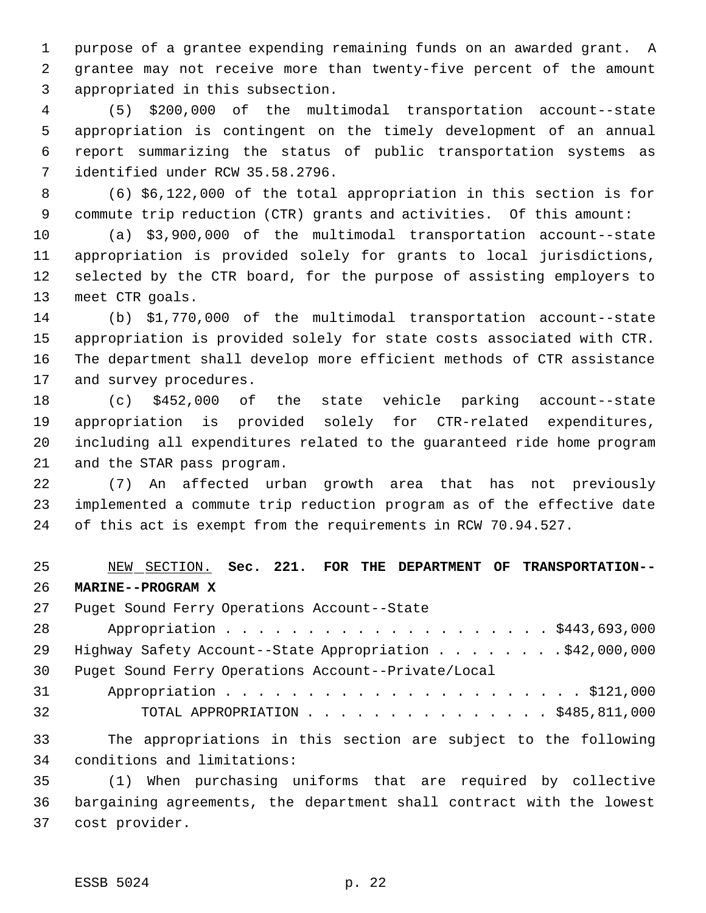purpose of a grantee expending remaining funds on an awarded grant. A grantee may not receive more than twenty-five percent of the amount appropriated in this subsection.

(5) $200,000 of the multimodal transportation account--state appropriation is contingent on the timely development of an annual report summarizing the status of public transportation systems as identified under RCW 35.58.2796.

(6) $6,122,000 of the total appropriation in this section is for commute trip reduction (CTR) grants and activities. Of this amount:

(a) $3,900,000 of the multimodal transportation account--state appropriation is provided solely for grants to local jurisdictions, selected by the CTR board, for the purpose of assisting employers to meet CTR goals.

(b) $1,770,000 of the multimodal transportation account--state appropriation is provided solely for state costs associated with CTR. The department shall develop more efficient methods of CTR assistance and survey procedures.

(c) $452,000 of the state vehicle parking account--state appropriation is provided solely for CTR-related expenditures, including all expenditures related to the guaranteed ride home program and the STAR pass program.

(7) An affected urban growth area that has not previously implemented a commute trip reduction program as of the effective date of this act is exempt from the requirements in RCW 70.94.527.

NEW SECTION. **Sec. 221. FOR THE DEPARTMENT OF TRANSPORTATION--MARINE--PROGRAM X**

| | |
|---|---|
| Puget Sound Ferry Operations Account--State Appropriation | $443,693,000 |
| Highway Safety Account--State Appropriation | $42,000,000 |
| Puget Sound Ferry Operations Account--Private/Local Appropriation | $121,000 |
| TOTAL APPROPRIATION | $485,811,000 |

The appropriations in this section are subject to the following conditions and limitations:

(1) When purchasing uniforms that are required by collective bargaining agreements, the department shall contract with the lowest cost provider.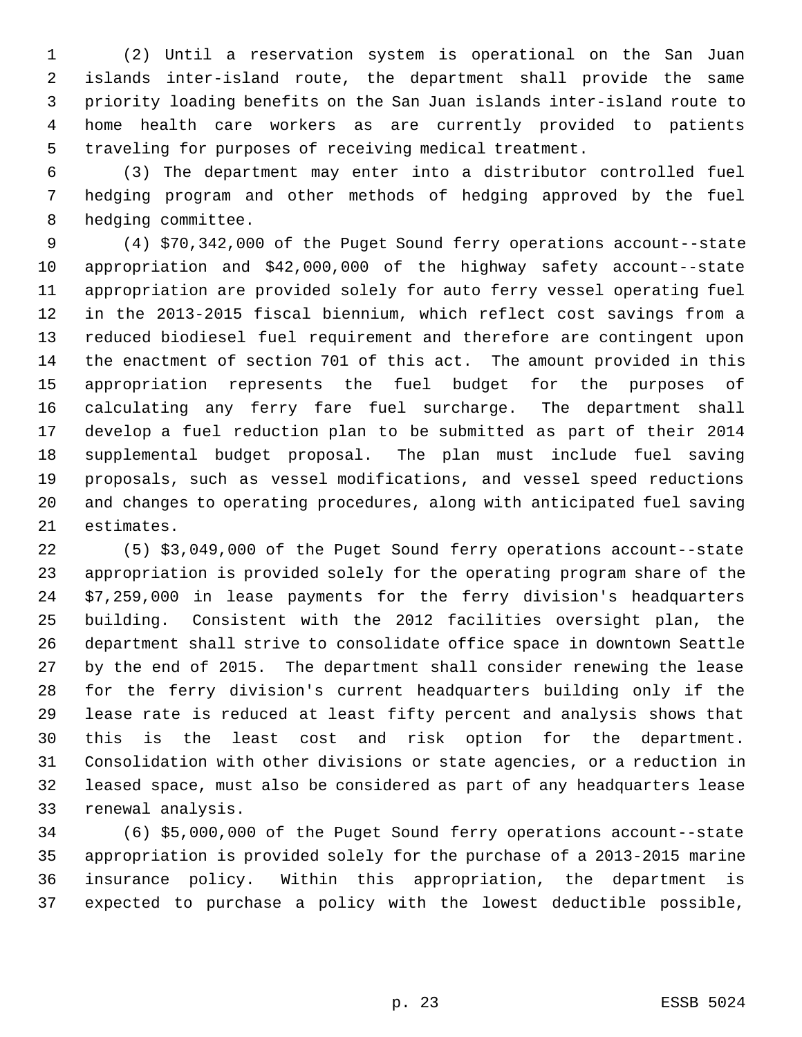(2) Until a reservation system is operational on the San Juan islands inter-island route, the department shall provide the same priority loading benefits on the San Juan islands inter-island route to home health care workers as are currently provided to patients traveling for purposes of receiving medical treatment.

(3) The department may enter into a distributor controlled fuel hedging program and other methods of hedging approved by the fuel hedging committee.

(4) $70,342,000 of the Puget Sound ferry operations account--state appropriation and $42,000,000 of the highway safety account--state appropriation are provided solely for auto ferry vessel operating fuel in the 2013-2015 fiscal biennium, which reflect cost savings from a reduced biodiesel fuel requirement and therefore are contingent upon the enactment of section 701 of this act. The amount provided in this appropriation represents the fuel budget for the purposes of calculating any ferry fare fuel surcharge. The department shall develop a fuel reduction plan to be submitted as part of their 2014 supplemental budget proposal. The plan must include fuel saving proposals, such as vessel modifications, and vessel speed reductions and changes to operating procedures, along with anticipated fuel saving estimates.

(5) $3,049,000 of the Puget Sound ferry operations account--state appropriation is provided solely for the operating program share of the $7,259,000 in lease payments for the ferry division's headquarters building. Consistent with the 2012 facilities oversight plan, the department shall strive to consolidate office space in downtown Seattle by the end of 2015. The department shall consider renewing the lease for the ferry division's current headquarters building only if the lease rate is reduced at least fifty percent and analysis shows that this is the least cost and risk option for the department. Consolidation with other divisions or state agencies, or a reduction in leased space, must also be considered as part of any headquarters lease renewal analysis.

(6) $5,000,000 of the Puget Sound ferry operations account--state appropriation is provided solely for the purchase of a 2013-2015 marine insurance policy. Within this appropriation, the department is expected to purchase a policy with the lowest deductible possible,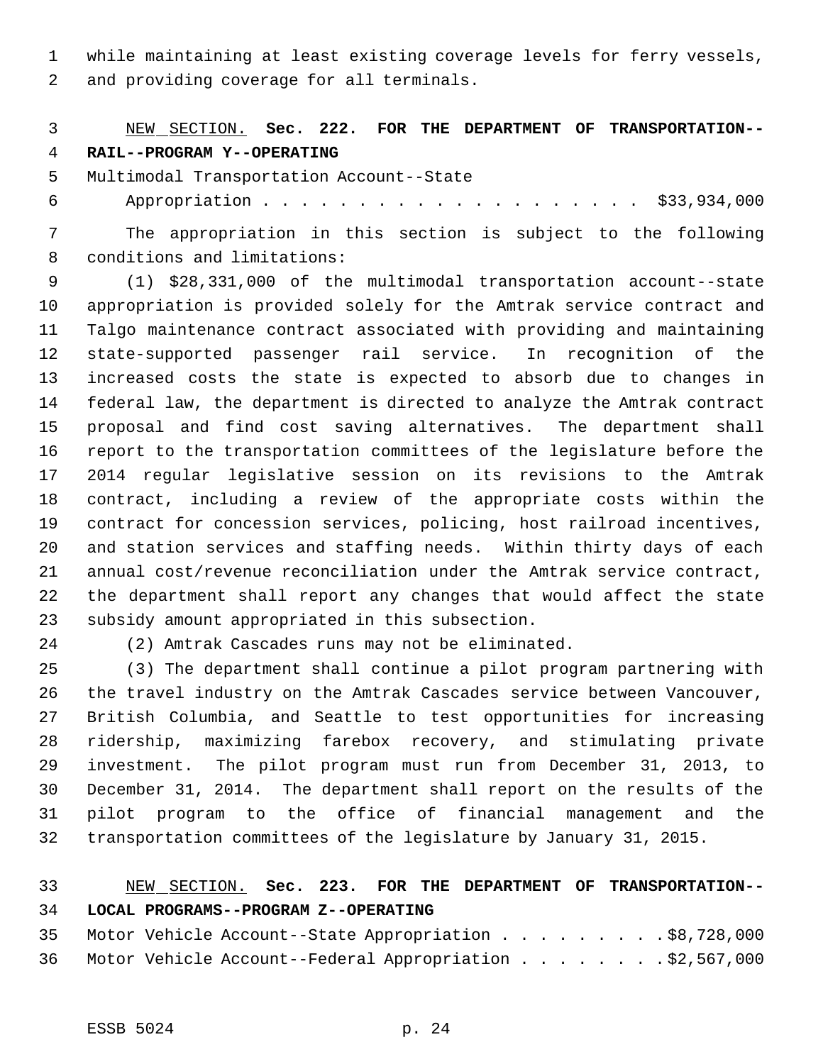while maintaining at least existing coverage levels for ferry vessels, and providing coverage for all terminals.

NEW SECTION. **Sec. 222. FOR THE DEPARTMENT OF TRANSPORTATION--RAIL--PROGRAM Y--OPERATING**

Multimodal Transportation Account--State
Appropriation . . . . . . . . . . . . . . . . . . . . $33,934,000

The appropriation in this section is subject to the following conditions and limitations:

(1) $28,331,000 of the multimodal transportation account--state appropriation is provided solely for the Amtrak service contract and Talgo maintenance contract associated with providing and maintaining state-supported passenger rail service. In recognition of the increased costs the state is expected to absorb due to changes in federal law, the department is directed to analyze the Amtrak contract proposal and find cost saving alternatives. The department shall report to the transportation committees of the legislature before the 2014 regular legislative session on its revisions to the Amtrak contract, including a review of the appropriate costs within the contract for concession services, policing, host railroad incentives, and station services and staffing needs. Within thirty days of each annual cost/revenue reconciliation under the Amtrak service contract, the department shall report any changes that would affect the state subsidy amount appropriated in this subsection.

(2) Amtrak Cascades runs may not be eliminated.

(3) The department shall continue a pilot program partnering with the travel industry on the Amtrak Cascades service between Vancouver, British Columbia, and Seattle to test opportunities for increasing ridership, maximizing farebox recovery, and stimulating private investment. The pilot program must run from December 31, 2013, to December 31, 2014. The department shall report on the results of the pilot program to the office of financial management and the transportation committees of the legislature by January 31, 2015.

NEW SECTION. **Sec. 223. FOR THE DEPARTMENT OF TRANSPORTATION--LOCAL PROGRAMS--PROGRAM Z--OPERATING**

Motor Vehicle Account--State Appropriation . . . . . . . . . $8,728,000
Motor Vehicle Account--Federal Appropriation . . . . . . . . $2,567,000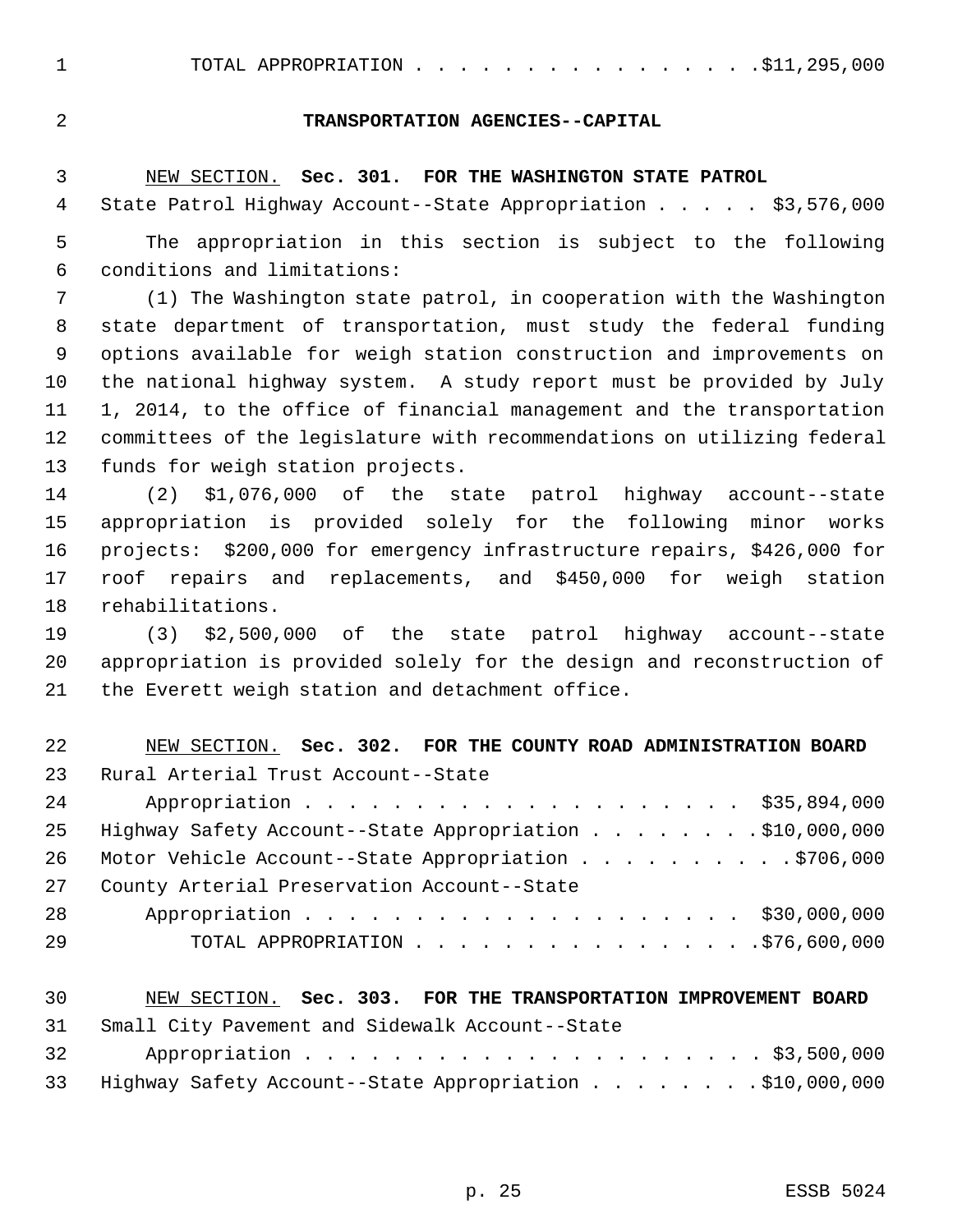TOTAL APPROPRIATION . . . . . . . . . . . . . . . . $11,295,000

## TRANSPORTATION AGENCIES--CAPITAL

NEW SECTION. **Sec. 301. FOR THE WASHINGTON STATE PATROL**

State Patrol Highway Account--State Appropriation . . . . . $3,576,000

The appropriation in this section is subject to the following conditions and limitations:

(1) The Washington state patrol, in cooperation with the Washington state department of transportation, must study the federal funding options available for weigh station construction and improvements on the national highway system. A study report must be provided by July 1, 2014, to the office of financial management and the transportation committees of the legislature with recommendations on utilizing federal funds for weigh station projects.

(2) $1,076,000 of the state patrol highway account--state appropriation is provided solely for the following minor works projects: $200,000 for emergency infrastructure repairs, $426,000 for roof repairs and replacements, and $450,000 for weigh station rehabilitations.

(3) $2,500,000 of the state patrol highway account--state appropriation is provided solely for the design and reconstruction of the Everett weigh station and detachment office.

NEW SECTION. **Sec. 302. FOR THE COUNTY ROAD ADMINISTRATION BOARD**

Rural Arterial Trust Account--State Appropriation . . . . . . . . . . . . . . . . . . . . $35,894,000

Highway Safety Account--State Appropriation . . . . . . . . $10,000,000

Motor Vehicle Account--State Appropriation . . . . . . . . . . $706,000

County Arterial Preservation Account--State Appropriation . . . . . . . . . . . . . . . . . . . . $30,000,000

TOTAL APPROPRIATION . . . . . . . . . . . . . . . . $76,600,000

NEW SECTION. **Sec. 303. FOR THE TRANSPORTATION IMPROVEMENT BOARD**

Small City Pavement and Sidewalk Account--State Appropriation . . . . . . . . . . . . . . . . . . . . . $3,500,000

Highway Safety Account--State Appropriation . . . . . . . . $10,000,000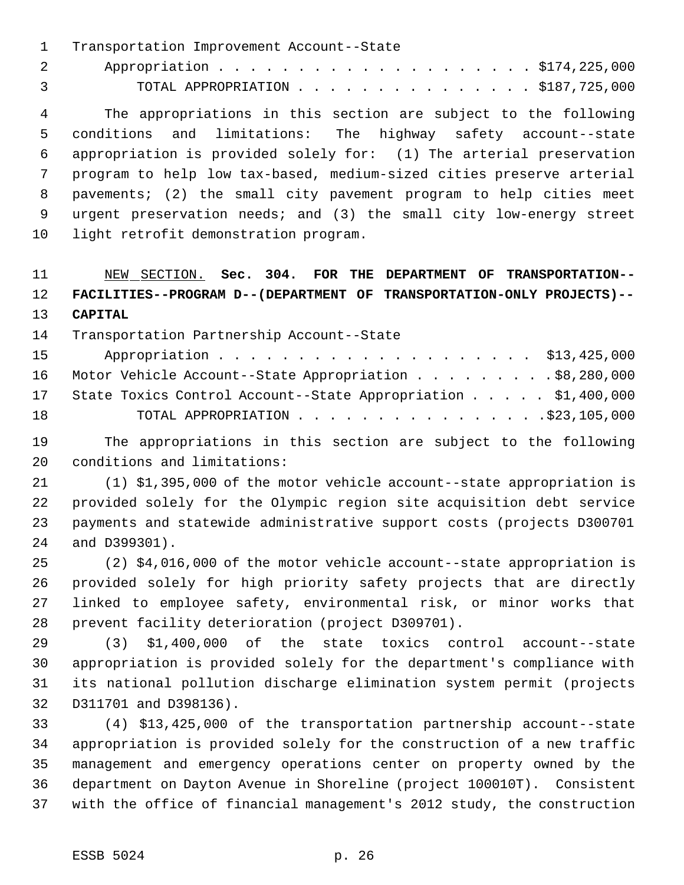Transportation Improvement Account--State
Appropriation . . . . . . . . . . . . . . . . . . . . . $174,225,000
TOTAL APPROPRIATION . . . . . . . . . . . . . . . $187,725,000

The appropriations in this section are subject to the following conditions and limitations: The highway safety account--state appropriation is provided solely for: (1) The arterial preservation program to help low tax-based, medium-sized cities preserve arterial pavements; (2) the small city pavement program to help cities meet urgent preservation needs; and (3) the small city low-energy street light retrofit demonstration program.

NEW SECTION. **Sec. 304. FOR THE DEPARTMENT OF TRANSPORTATION--FACILITIES--PROGRAM D--(DEPARTMENT OF TRANSPORTATION-ONLY PROJECTS)--CAPITAL**

Transportation Partnership Account--State
Appropriation . . . . . . . . . . . . . . . . . . . . . $13,425,000
Motor Vehicle Account--State Appropriation . . . . . . . . . $8,280,000
State Toxics Control Account--State Appropriation . . . . . $1,400,000
TOTAL APPROPRIATION . . . . . . . . . . . . . . . $23,105,000

The appropriations in this section are subject to the following conditions and limitations:

(1) $1,395,000 of the motor vehicle account--state appropriation is provided solely for the Olympic region site acquisition debt service payments and statewide administrative support costs (projects D300701 and D399301).

(2) $4,016,000 of the motor vehicle account--state appropriation is provided solely for high priority safety projects that are directly linked to employee safety, environmental risk, or minor works that prevent facility deterioration (project D309701).

(3) $1,400,000 of the state toxics control account--state appropriation is provided solely for the department's compliance with its national pollution discharge elimination system permit (projects D311701 and D398136).

(4) $13,425,000 of the transportation partnership account--state appropriation is provided solely for the construction of a new traffic management and emergency operations center on property owned by the department on Dayton Avenue in Shoreline (project 100010T). Consistent with the office of financial management's 2012 study, the construction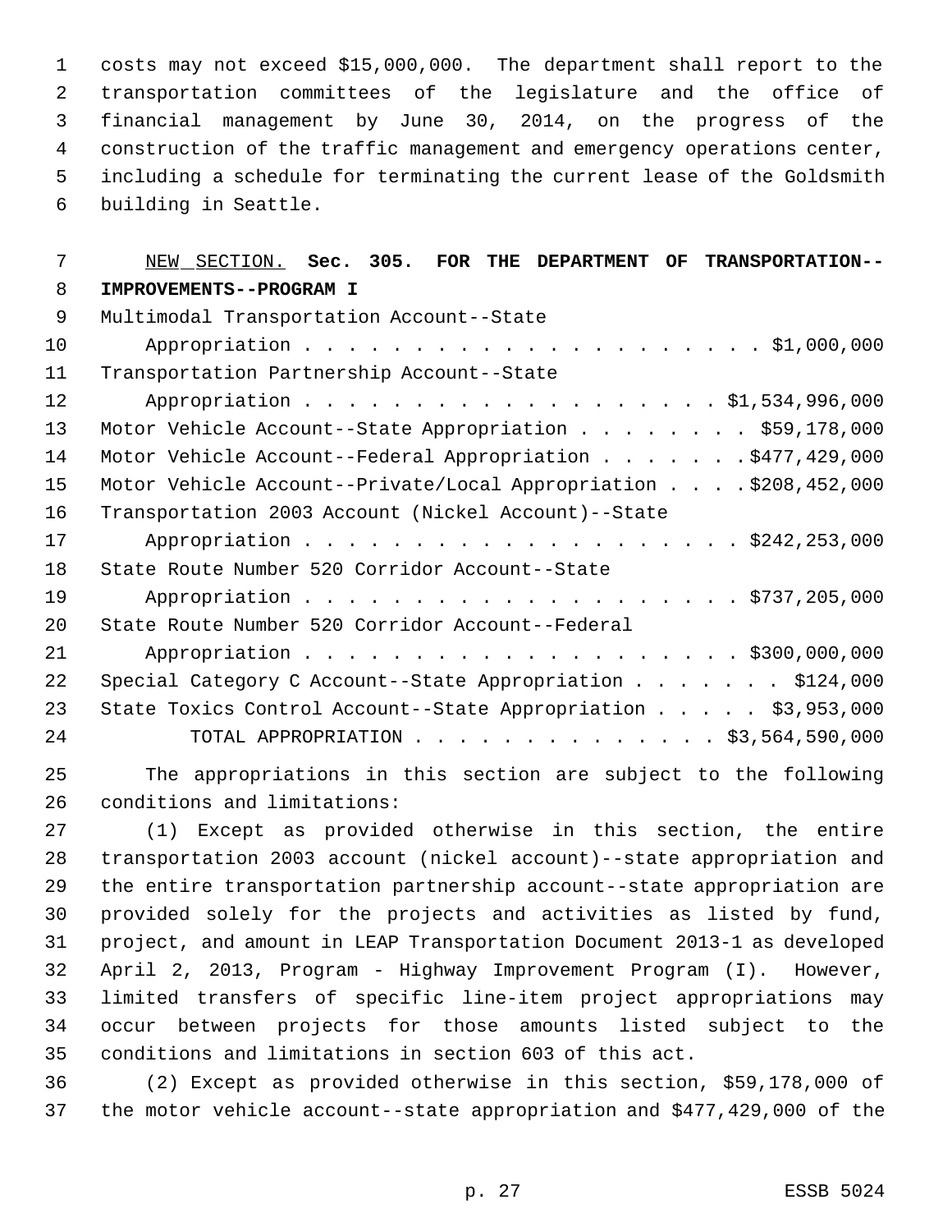costs may not exceed $15,000,000. The department shall report to the transportation committees of the legislature and the office of financial management by June 30, 2014, on the progress of the construction of the traffic management and emergency operations center, including a schedule for terminating the current lease of the Goldsmith building in Seattle.

NEW SECTION. **Sec. 305. FOR THE DEPARTMENT OF TRANSPORTATION--IMPROVEMENTS--PROGRAM I**

| | |
|---|---|
| Multimodal Transportation Account--State Appropriation | $1,000,000 |
| Transportation Partnership Account--State Appropriation | $1,534,996,000 |
| Motor Vehicle Account--State Appropriation | $59,178,000 |
| Motor Vehicle Account--Federal Appropriation | $477,429,000 |
| Motor Vehicle Account--Private/Local Appropriation | $208,452,000 |
| Transportation 2003 Account (Nickel Account)--State Appropriation | $242,253,000 |
| State Route Number 520 Corridor Account--State Appropriation | $737,205,000 |
| State Route Number 520 Corridor Account--Federal Appropriation | $300,000,000 |
| Special Category C Account--State Appropriation | $124,000 |
| State Toxics Control Account--State Appropriation | $3,953,000 |
| TOTAL APPROPRIATION | $3,564,590,000 |

The appropriations in this section are subject to the following conditions and limitations:

(1) Except as provided otherwise in this section, the entire transportation 2003 account (nickel account)--state appropriation and the entire transportation partnership account--state appropriation are provided solely for the projects and activities as listed by fund, project, and amount in LEAP Transportation Document 2013-1 as developed April 2, 2013, Program - Highway Improvement Program (I). However, limited transfers of specific line-item project appropriations may occur between projects for those amounts listed subject to the conditions and limitations in section 603 of this act.

(2) Except as provided otherwise in this section, $59,178,000 of the motor vehicle account--state appropriation and $477,429,000 of the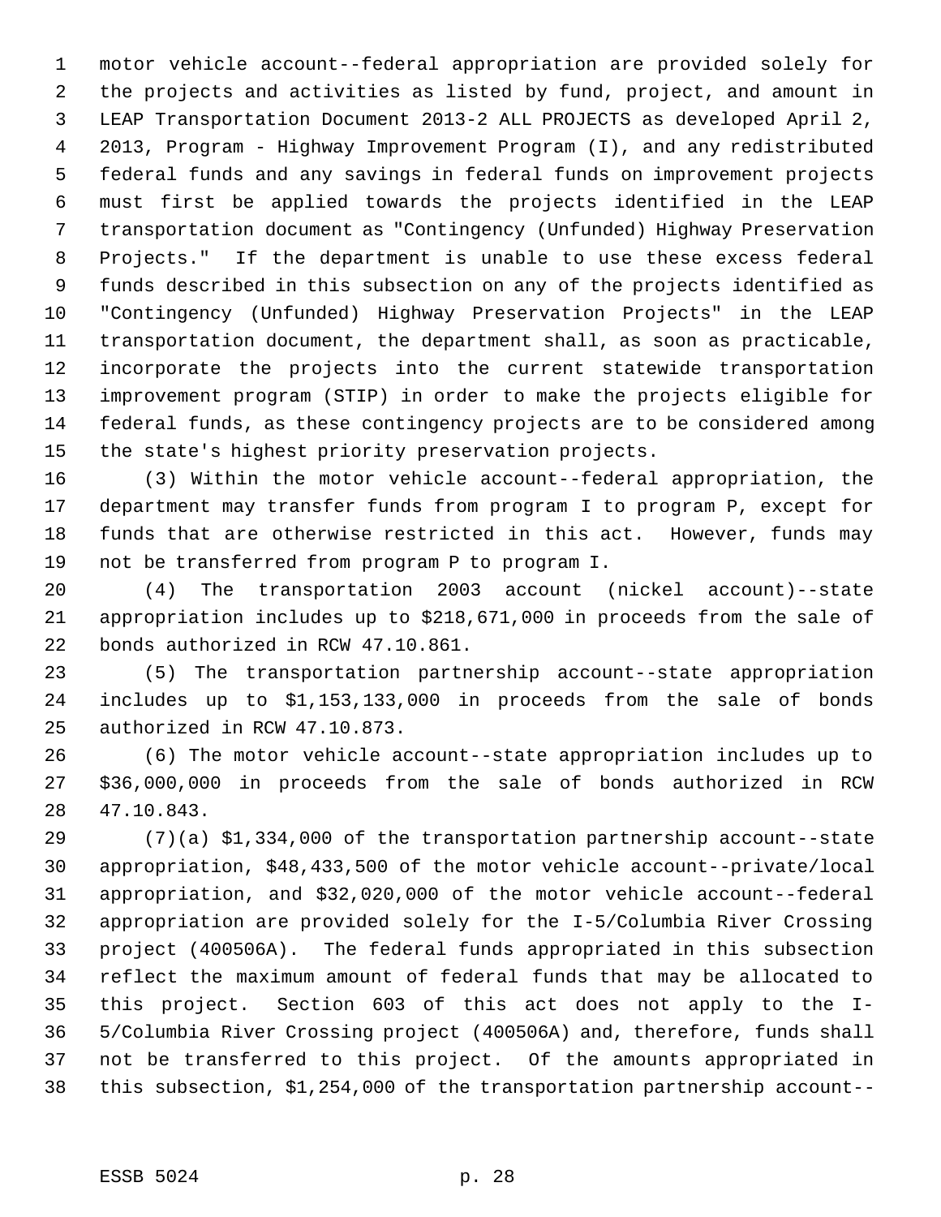motor vehicle account--federal appropriation are provided solely for the projects and activities as listed by fund, project, and amount in LEAP Transportation Document 2013-2 ALL PROJECTS as developed April 2, 2013, Program - Highway Improvement Program (I), and any redistributed federal funds and any savings in federal funds on improvement projects must first be applied towards the projects identified in the LEAP transportation document as "Contingency (Unfunded) Highway Preservation Projects." If the department is unable to use these excess federal funds described in this subsection on any of the projects identified as "Contingency (Unfunded) Highway Preservation Projects" in the LEAP transportation document, the department shall, as soon as practicable, incorporate the projects into the current statewide transportation improvement program (STIP) in order to make the projects eligible for federal funds, as these contingency projects are to be considered among the state's highest priority preservation projects.

(3) Within the motor vehicle account--federal appropriation, the department may transfer funds from program I to program P, except for funds that are otherwise restricted in this act. However, funds may not be transferred from program P to program I.

(4) The transportation 2003 account (nickel account)--state appropriation includes up to $218,671,000 in proceeds from the sale of bonds authorized in RCW 47.10.861.

(5) The transportation partnership account--state appropriation includes up to $1,153,133,000 in proceeds from the sale of bonds authorized in RCW 47.10.873.

(6) The motor vehicle account--state appropriation includes up to $36,000,000 in proceeds from the sale of bonds authorized in RCW 47.10.843.

(7)(a) $1,334,000 of the transportation partnership account--state appropriation, $48,433,500 of the motor vehicle account--private/local appropriation, and $32,020,000 of the motor vehicle account--federal appropriation are provided solely for the I-5/Columbia River Crossing project (400506A). The federal funds appropriated in this subsection reflect the maximum amount of federal funds that may be allocated to this project. Section 603 of this act does not apply to the I-5/Columbia River Crossing project (400506A) and, therefore, funds shall not be transferred to this project. Of the amounts appropriated in this subsection, $1,254,000 of the transportation partnership account--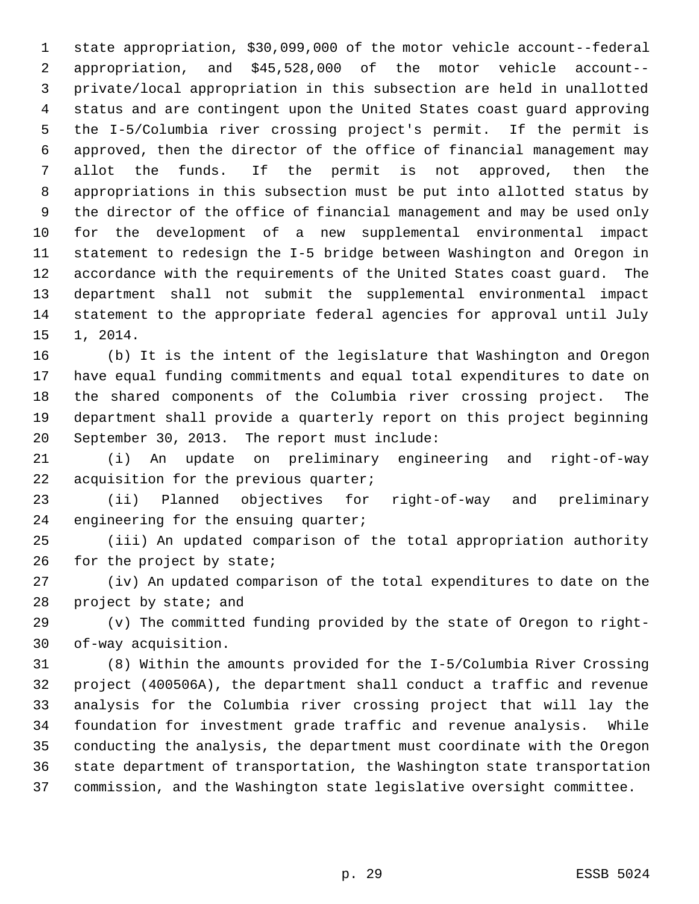state appropriation, $30,099,000 of the motor vehicle account--federal appropriation, and $45,528,000 of the motor vehicle account--private/local appropriation in this subsection are held in unallotted status and are contingent upon the United States coast guard approving the I-5/Columbia river crossing project's permit. If the permit is approved, then the director of the office of financial management may allot the funds. If the permit is not approved, then the appropriations in this subsection must be put into allotted status by the director of the office of financial management and may be used only for the development of a new supplemental environmental impact statement to redesign the I-5 bridge between Washington and Oregon in accordance with the requirements of the United States coast guard. The department shall not submit the supplemental environmental impact statement to the appropriate federal agencies for approval until July 1, 2014.

(b) It is the intent of the legislature that Washington and Oregon have equal funding commitments and equal total expenditures to date on the shared components of the Columbia river crossing project. The department shall provide a quarterly report on this project beginning September 30, 2013. The report must include:

(i) An update on preliminary engineering and right-of-way acquisition for the previous quarter;

(ii) Planned objectives for right-of-way and preliminary engineering for the ensuing quarter;

(iii) An updated comparison of the total appropriation authority for the project by state;

(iv) An updated comparison of the total expenditures to date on the project by state; and

(v) The committed funding provided by the state of Oregon to right-of-way acquisition.

(8) Within the amounts provided for the I-5/Columbia River Crossing project (400506A), the department shall conduct a traffic and revenue analysis for the Columbia river crossing project that will lay the foundation for investment grade traffic and revenue analysis. While conducting the analysis, the department must coordinate with the Oregon state department of transportation, the Washington state transportation commission, and the Washington state legislative oversight committee.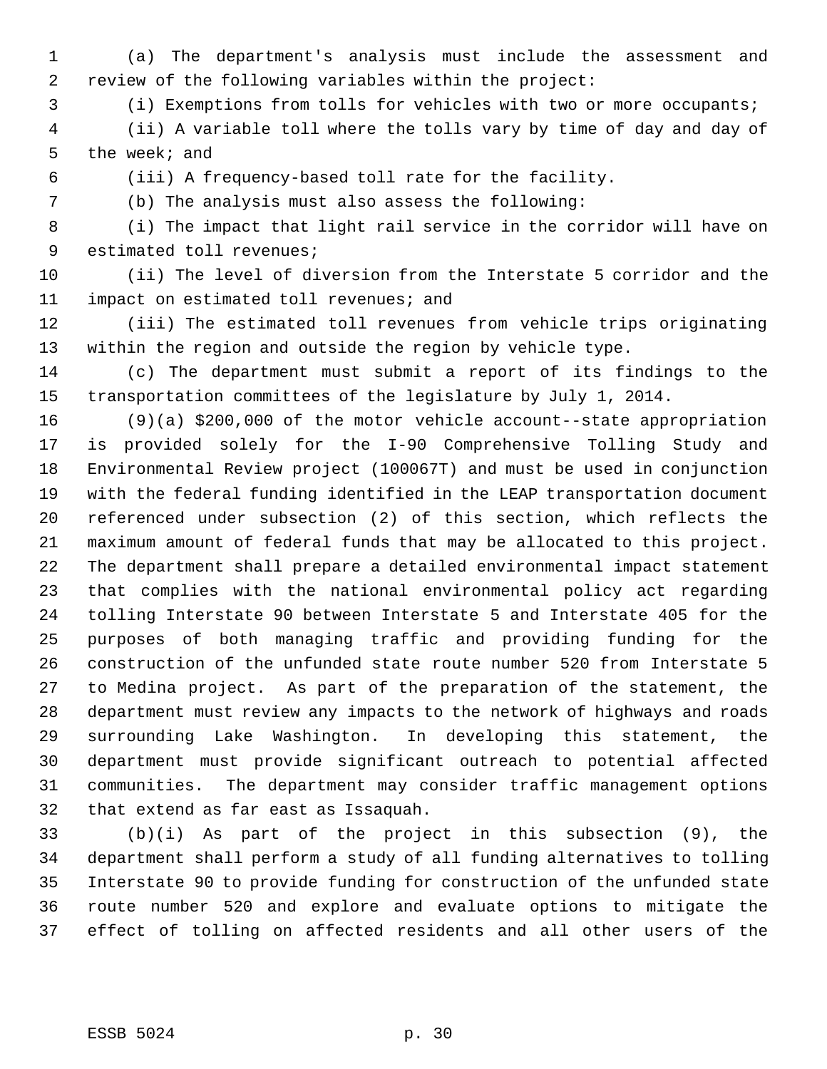(a) The department's analysis must include the assessment and review of the following variables within the project:

(i) Exemptions from tolls for vehicles with two or more occupants;

(ii) A variable toll where the tolls vary by time of day and day of the week; and

(iii) A frequency-based toll rate for the facility.

(b) The analysis must also assess the following:

(i) The impact that light rail service in the corridor will have on estimated toll revenues;

(ii) The level of diversion from the Interstate 5 corridor and the impact on estimated toll revenues; and

(iii) The estimated toll revenues from vehicle trips originating within the region and outside the region by vehicle type.

(c) The department must submit a report of its findings to the transportation committees of the legislature by July 1, 2014.

(9)(a) $200,000 of the motor vehicle account--state appropriation is provided solely for the I-90 Comprehensive Tolling Study and Environmental Review project (100067T) and must be used in conjunction with the federal funding identified in the LEAP transportation document referenced under subsection (2) of this section, which reflects the maximum amount of federal funds that may be allocated to this project. The department shall prepare a detailed environmental impact statement that complies with the national environmental policy act regarding tolling Interstate 90 between Interstate 5 and Interstate 405 for the purposes of both managing traffic and providing funding for the construction of the unfunded state route number 520 from Interstate 5 to Medina project. As part of the preparation of the statement, the department must review any impacts to the network of highways and roads surrounding Lake Washington. In developing this statement, the department must provide significant outreach to potential affected communities. The department may consider traffic management options that extend as far east as Issaquah.

(b)(i) As part of the project in this subsection (9), the department shall perform a study of all funding alternatives to tolling Interstate 90 to provide funding for construction of the unfunded state route number 520 and explore and evaluate options to mitigate the effect of tolling on affected residents and all other users of the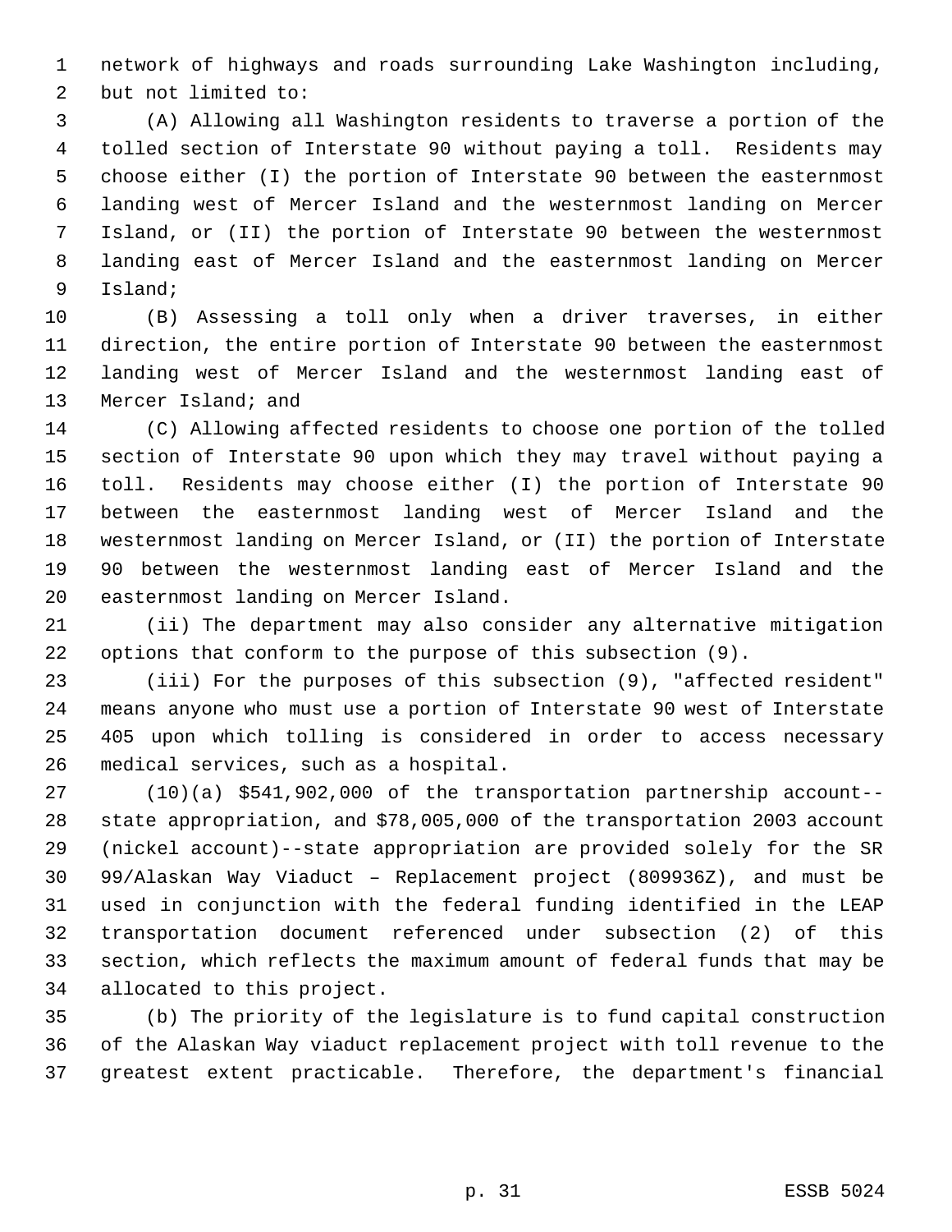network of highways and roads surrounding Lake Washington including, but not limited to:

(A) Allowing all Washington residents to traverse a portion of the tolled section of Interstate 90 without paying a toll. Residents may choose either (I) the portion of Interstate 90 between the easternmost landing west of Mercer Island and the westernmost landing on Mercer Island, or (II) the portion of Interstate 90 between the westernmost landing east of Mercer Island and the easternmost landing on Mercer Island;

(B) Assessing a toll only when a driver traverses, in either direction, the entire portion of Interstate 90 between the easternmost landing west of Mercer Island and the westernmost landing east of Mercer Island; and

(C) Allowing affected residents to choose one portion of the tolled section of Interstate 90 upon which they may travel without paying a toll. Residents may choose either (I) the portion of Interstate 90 between the easternmost landing west of Mercer Island and the westernmost landing on Mercer Island, or (II) the portion of Interstate 90 between the westernmost landing east of Mercer Island and the easternmost landing on Mercer Island.

(ii) The department may also consider any alternative mitigation options that conform to the purpose of this subsection (9).

(iii) For the purposes of this subsection (9), "affected resident" means anyone who must use a portion of Interstate 90 west of Interstate 405 upon which tolling is considered in order to access necessary medical services, such as a hospital.

(10)(a) $541,902,000 of the transportation partnership account--state appropriation, and $78,005,000 of the transportation 2003 account (nickel account)--state appropriation are provided solely for the SR 99/Alaskan Way Viaduct – Replacement project (809936Z), and must be used in conjunction with the federal funding identified in the LEAP transportation document referenced under subsection (2) of this section, which reflects the maximum amount of federal funds that may be allocated to this project.

(b) The priority of the legislature is to fund capital construction of the Alaskan Way viaduct replacement project with toll revenue to the greatest extent practicable. Therefore, the department's financial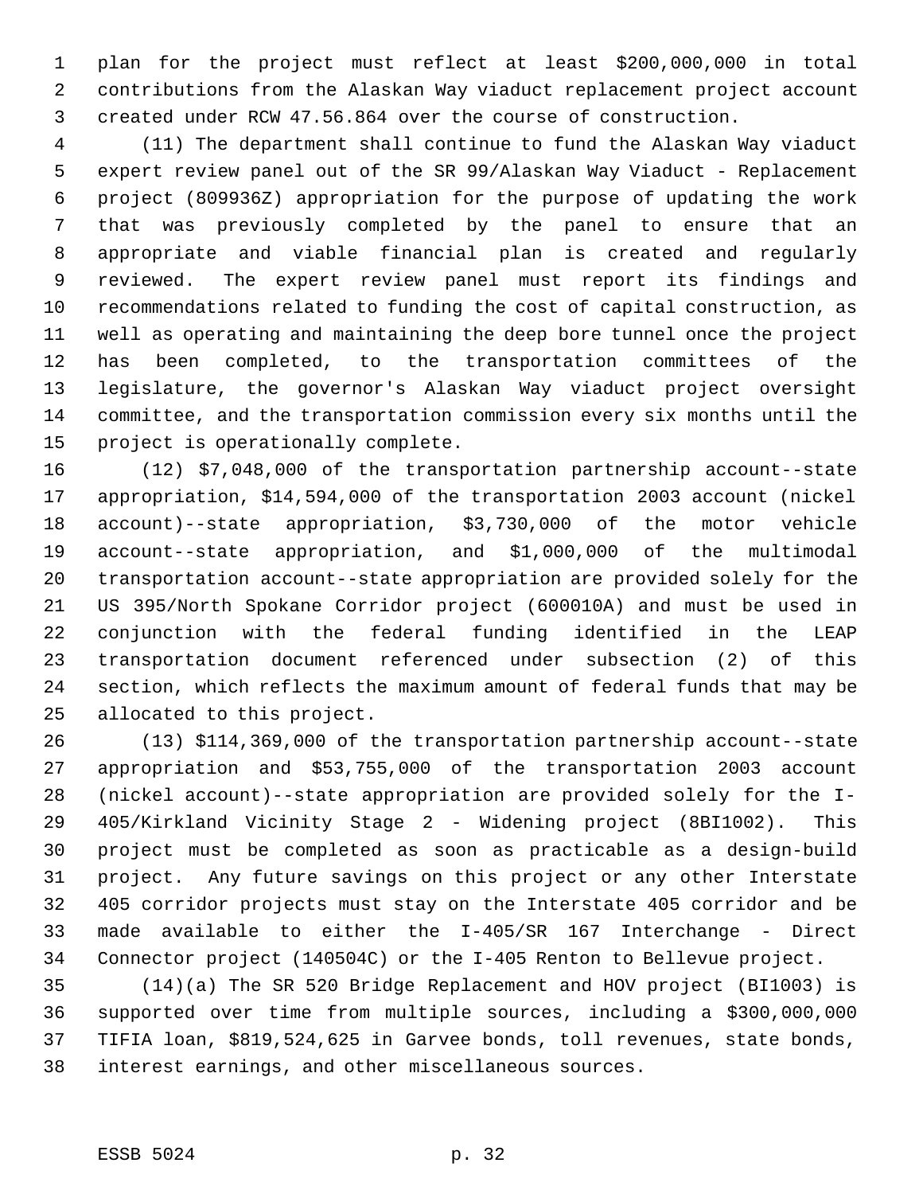plan for the project must reflect at least $200,000,000 in total contributions from the Alaskan Way viaduct replacement project account created under RCW 47.56.864 over the course of construction.

(11) The department shall continue to fund the Alaskan Way viaduct expert review panel out of the SR 99/Alaskan Way Viaduct - Replacement project (809936Z) appropriation for the purpose of updating the work that was previously completed by the panel to ensure that an appropriate and viable financial plan is created and regularly reviewed. The expert review panel must report its findings and recommendations related to funding the cost of capital construction, as well as operating and maintaining the deep bore tunnel once the project has been completed, to the transportation committees of the legislature, the governor's Alaskan Way viaduct project oversight committee, and the transportation commission every six months until the project is operationally complete.

(12) $7,048,000 of the transportation partnership account--state appropriation, $14,594,000 of the transportation 2003 account (nickel account)--state appropriation, $3,730,000 of the motor vehicle account--state appropriation, and $1,000,000 of the multimodal transportation account--state appropriation are provided solely for the US 395/North Spokane Corridor project (600010A) and must be used in conjunction with the federal funding identified in the LEAP transportation document referenced under subsection (2) of this section, which reflects the maximum amount of federal funds that may be allocated to this project.

(13) $114,369,000 of the transportation partnership account--state appropriation and $53,755,000 of the transportation 2003 account (nickel account)--state appropriation are provided solely for the I-405/Kirkland Vicinity Stage 2 - Widening project (8BI1002). This project must be completed as soon as practicable as a design-build project. Any future savings on this project or any other Interstate 405 corridor projects must stay on the Interstate 405 corridor and be made available to either the I-405/SR 167 Interchange - Direct Connector project (140504C) or the I-405 Renton to Bellevue project.

(14)(a) The SR 520 Bridge Replacement and HOV project (BI1003) is supported over time from multiple sources, including a $300,000,000 TIFIA loan, $819,524,625 in Garvee bonds, toll revenues, state bonds, interest earnings, and other miscellaneous sources.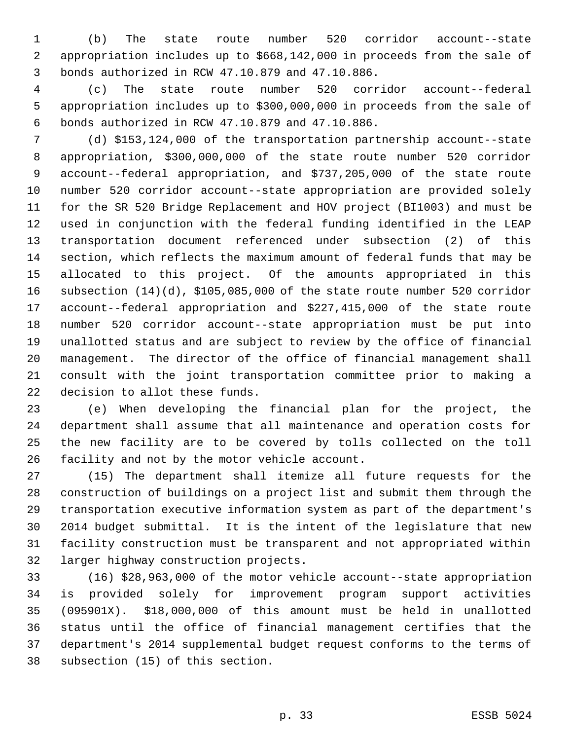(b) The state route number 520 corridor account--state appropriation includes up to $668,142,000 in proceeds from the sale of bonds authorized in RCW 47.10.879 and 47.10.886.

(c) The state route number 520 corridor account--federal appropriation includes up to $300,000,000 in proceeds from the sale of bonds authorized in RCW 47.10.879 and 47.10.886.

(d) $153,124,000 of the transportation partnership account--state appropriation, $300,000,000 of the state route number 520 corridor account--federal appropriation, and $737,205,000 of the state route number 520 corridor account--state appropriation are provided solely for the SR 520 Bridge Replacement and HOV project (BI1003) and must be used in conjunction with the federal funding identified in the LEAP transportation document referenced under subsection (2) of this section, which reflects the maximum amount of federal funds that may be allocated to this project. Of the amounts appropriated in this subsection (14)(d), $105,085,000 of the state route number 520 corridor account--federal appropriation and $227,415,000 of the state route number 520 corridor account--state appropriation must be put into unallotted status and are subject to review by the office of financial management. The director of the office of financial management shall consult with the joint transportation committee prior to making a decision to allot these funds.

(e) When developing the financial plan for the project, the department shall assume that all maintenance and operation costs for the new facility are to be covered by tolls collected on the toll facility and not by the motor vehicle account.

(15) The department shall itemize all future requests for the construction of buildings on a project list and submit them through the transportation executive information system as part of the department's 2014 budget submittal. It is the intent of the legislature that new facility construction must be transparent and not appropriated within larger highway construction projects.

(16) $28,963,000 of the motor vehicle account--state appropriation is provided solely for improvement program support activities (095901X). $18,000,000 of this amount must be held in unallotted status until the office of financial management certifies that the department's 2014 supplemental budget request conforms to the terms of subsection (15) of this section.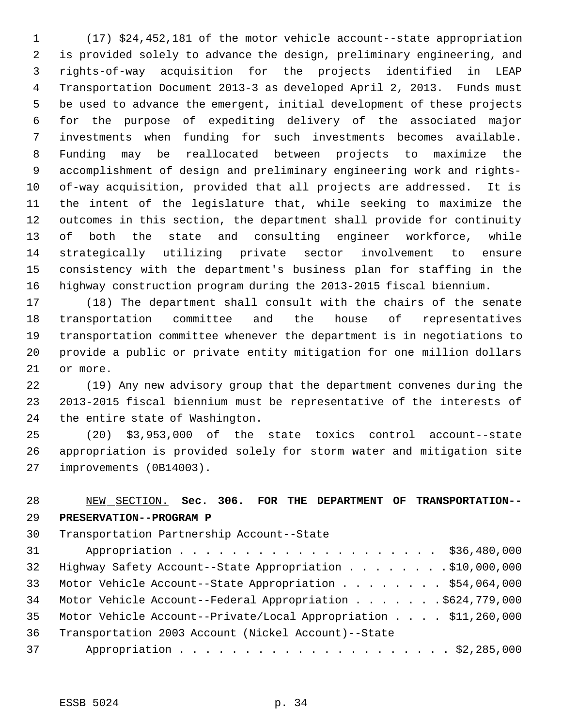(17) $24,452,181 of the motor vehicle account--state appropriation is provided solely to advance the design, preliminary engineering, and rights-of-way acquisition for the projects identified in LEAP Transportation Document 2013-3 as developed April 2, 2013. Funds must be used to advance the emergent, initial development of these projects for the purpose of expediting delivery of the associated major investments when funding for such investments becomes available. Funding may be reallocated between projects to maximize the accomplishment of design and preliminary engineering work and rights-of-way acquisition, provided that all projects are addressed. It is the intent of the legislature that, while seeking to maximize the outcomes in this section, the department shall provide for continuity of both the state and consulting engineer workforce, while strategically utilizing private sector involvement to ensure consistency with the department's business plan for staffing in the highway construction program during the 2013-2015 fiscal biennium.

(18) The department shall consult with the chairs of the senate transportation committee and the house of representatives transportation committee whenever the department is in negotiations to provide a public or private entity mitigation for one million dollars or more.

(19) Any new advisory group that the department convenes during the 2013-2015 fiscal biennium must be representative of the interests of the entire state of Washington.

(20) $3,953,000 of the state toxics control account--state appropriation is provided solely for storm water and mitigation site improvements (0B14003).

NEW SECTION. **Sec. 306. FOR THE DEPARTMENT OF TRANSPORTATION--PRESERVATION--PROGRAM P**

Transportation Partnership Account--State Appropriation . . . . . . . . . . . . . . . . . . . . . $36,480,000
Highway Safety Account--State Appropriation . . . . . . . . $10,000,000
Motor Vehicle Account--State Appropriation . . . . . . . . . $54,064,000
Motor Vehicle Account--Federal Appropriation . . . . . . . . $624,779,000
Motor Vehicle Account--Private/Local Appropriation . . . . $11,260,000
Transportation 2003 Account (Nickel Account)--State Appropriation . . . . . . . . . . . . . . . . . . . . . . $2,285,000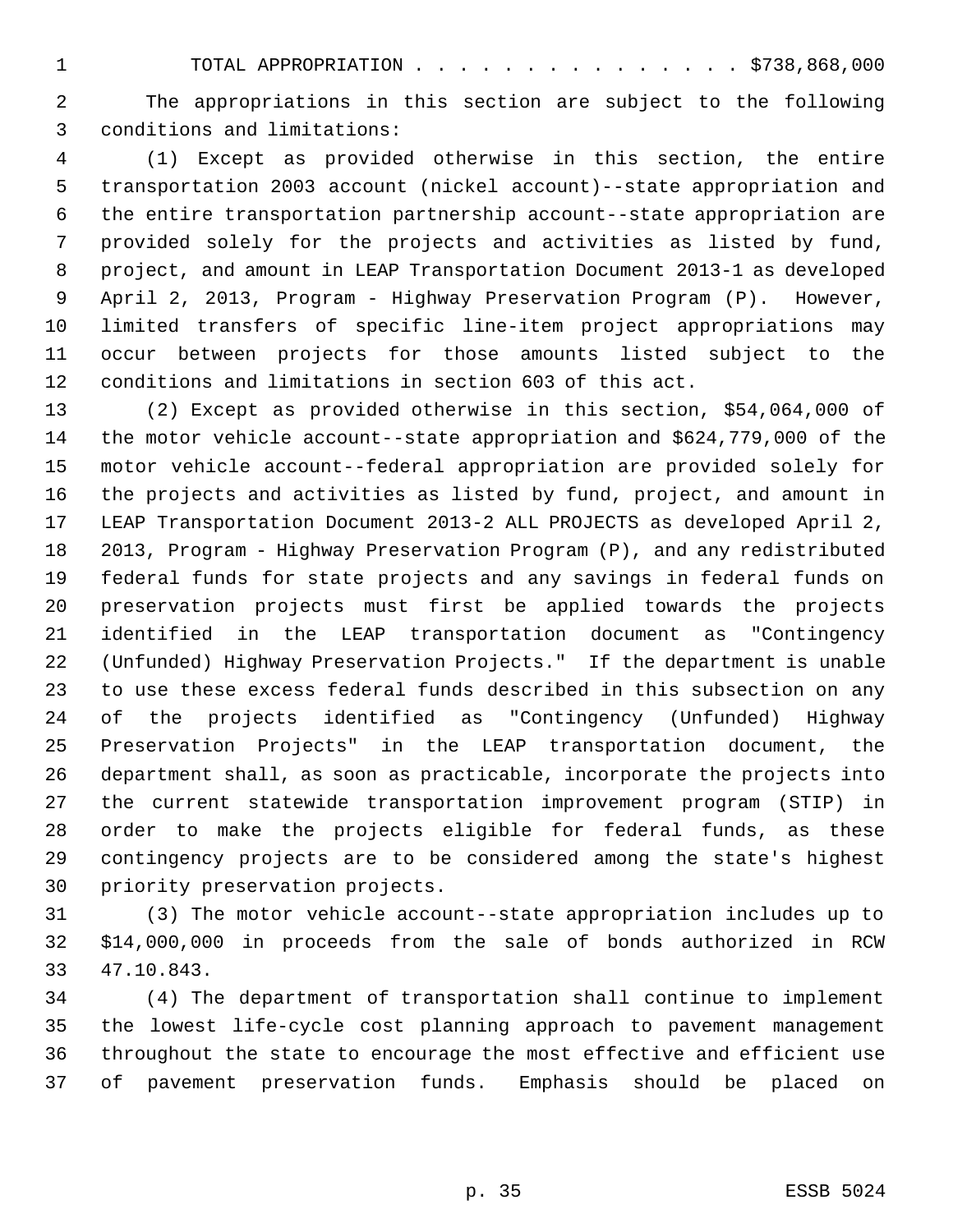TOTAL APPROPRIATION . . . . . . . . . . . . . . . $738,868,000

The appropriations in this section are subject to the following conditions and limitations:

(1) Except as provided otherwise in this section, the entire transportation 2003 account (nickel account)--state appropriation and the entire transportation partnership account--state appropriation are provided solely for the projects and activities as listed by fund, project, and amount in LEAP Transportation Document 2013-1 as developed April 2, 2013, Program - Highway Preservation Program (P). However, limited transfers of specific line-item project appropriations may occur between projects for those amounts listed subject to the conditions and limitations in section 603 of this act.

(2) Except as provided otherwise in this section, $54,064,000 of the motor vehicle account--state appropriation and $624,779,000 of the motor vehicle account--federal appropriation are provided solely for the projects and activities as listed by fund, project, and amount in LEAP Transportation Document 2013-2 ALL PROJECTS as developed April 2, 2013, Program - Highway Preservation Program (P), and any redistributed federal funds for state projects and any savings in federal funds on preservation projects must first be applied towards the projects identified in the LEAP transportation document as "Contingency (Unfunded) Highway Preservation Projects." If the department is unable to use these excess federal funds described in this subsection on any of the projects identified as "Contingency (Unfunded) Highway Preservation Projects" in the LEAP transportation document, the department shall, as soon as practicable, incorporate the projects into the current statewide transportation improvement program (STIP) in order to make the projects eligible for federal funds, as these contingency projects are to be considered among the state's highest priority preservation projects.

(3) The motor vehicle account--state appropriation includes up to $14,000,000 in proceeds from the sale of bonds authorized in RCW 47.10.843.

(4) The department of transportation shall continue to implement the lowest life-cycle cost planning approach to pavement management throughout the state to encourage the most effective and efficient use of pavement preservation funds. Emphasis should be placed on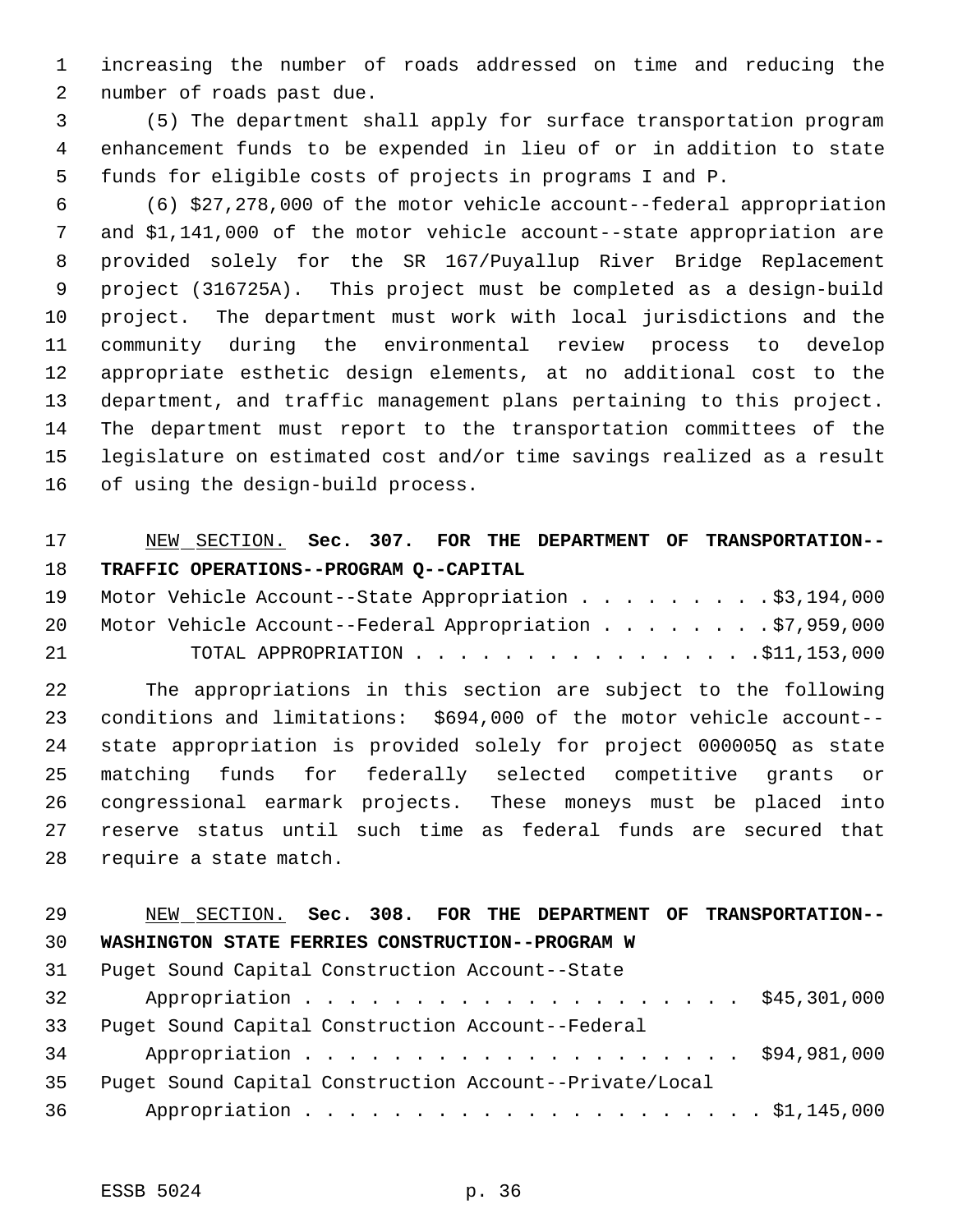increasing the number of roads addressed on time and reducing the number of roads past due.

(5) The department shall apply for surface transportation program enhancement funds to be expended in lieu of or in addition to state funds for eligible costs of projects in programs I and P.

(6) $27,278,000 of the motor vehicle account--federal appropriation and $1,141,000 of the motor vehicle account--state appropriation are provided solely for the SR 167/Puyallup River Bridge Replacement project (316725A). This project must be completed as a design-build project. The department must work with local jurisdictions and the community during the environmental review process to develop appropriate esthetic design elements, at no additional cost to the department, and traffic management plans pertaining to this project. The department must report to the transportation committees of the legislature on estimated cost and/or time savings realized as a result of using the design-build process.

NEW SECTION. **Sec. 307. FOR THE DEPARTMENT OF TRANSPORTATION--TRAFFIC OPERATIONS--PROGRAM Q--CAPITAL**

Motor Vehicle Account--State Appropriation . . . . . . . . . $3,194,000
Motor Vehicle Account--Federal Appropriation . . . . . . . . $7,959,000
TOTAL APPROPRIATION . . . . . . . . . . . . . . . . $11,153,000

The appropriations in this section are subject to the following conditions and limitations: $694,000 of the motor vehicle account--state appropriation is provided solely for project 000005Q as state matching funds for federally selected competitive grants or congressional earmark projects. These moneys must be placed into reserve status until such time as federal funds are secured that require a state match.

NEW SECTION. **Sec. 308. FOR THE DEPARTMENT OF TRANSPORTATION--WASHINGTON STATE FERRIES CONSTRUCTION--PROGRAM W**

Puget Sound Capital Construction Account--State
Appropriation . . . . . . . . . . . . . . . . . . . . . $45,301,000
Puget Sound Capital Construction Account--Federal
Appropriation . . . . . . . . . . . . . . . . . . . . . $94,981,000
Puget Sound Capital Construction Account--Private/Local
Appropriation . . . . . . . . . . . . . . . . . . . . . $1,145,000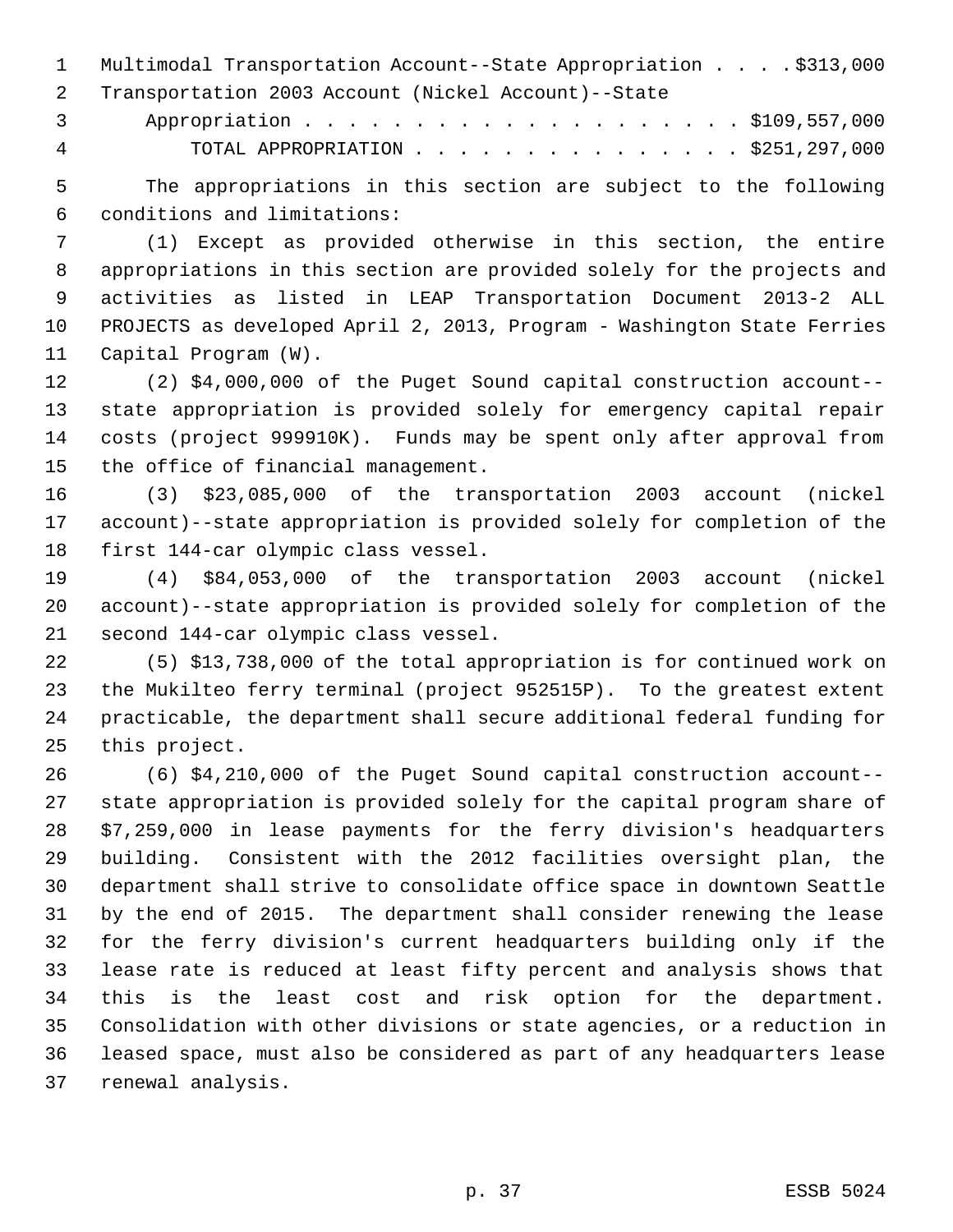Multimodal Transportation Account--State Appropriation . . . . $313,000
Transportation 2003 Account (Nickel Account)--State
Appropriation . . . . . . . . . . . . . . . . . . . . $109,557,000
TOTAL APPROPRIATION . . . . . . . . . . . . . . . $251,297,000

The appropriations in this section are subject to the following conditions and limitations:

(1) Except as provided otherwise in this section, the entire appropriations in this section are provided solely for the projects and activities as listed in LEAP Transportation Document 2013-2 ALL PROJECTS as developed April 2, 2013, Program - Washington State Ferries Capital Program (W).

(2) $4,000,000 of the Puget Sound capital construction account--state appropriation is provided solely for emergency capital repair costs (project 999910K). Funds may be spent only after approval from the office of financial management.

(3) $23,085,000 of the transportation 2003 account (nickel account)--state appropriation is provided solely for completion of the first 144-car olympic class vessel.

(4) $84,053,000 of the transportation 2003 account (nickel account)--state appropriation is provided solely for completion of the second 144-car olympic class vessel.

(5) $13,738,000 of the total appropriation is for continued work on the Mukilteo ferry terminal (project 952515P). To the greatest extent practicable, the department shall secure additional federal funding for this project.

(6) $4,210,000 of the Puget Sound capital construction account--state appropriation is provided solely for the capital program share of $7,259,000 in lease payments for the ferry division's headquarters building. Consistent with the 2012 facilities oversight plan, the department shall strive to consolidate office space in downtown Seattle by the end of 2015. The department shall consider renewing the lease for the ferry division's current headquarters building only if the lease rate is reduced at least fifty percent and analysis shows that this is the least cost and risk option for the department. Consolidation with other divisions or state agencies, or a reduction in leased space, must also be considered as part of any headquarters lease renewal analysis.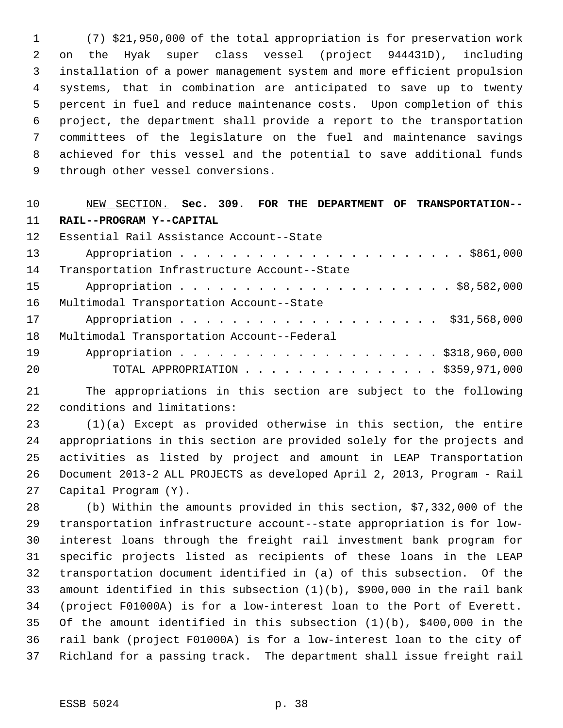(7) $21,950,000 of the total appropriation is for preservation work on the Hyak super class vessel (project 944431D), including installation of a power management system and more efficient propulsion systems, that in combination are anticipated to save up to twenty percent in fuel and reduce maintenance costs. Upon completion of this project, the department shall provide a report to the transportation committees of the legislature on the fuel and maintenance savings achieved for this vessel and the potential to save additional funds through other vessel conversions.

NEW SECTION. **Sec. 309. FOR THE DEPARTMENT OF TRANSPORTATION--RAIL--PROGRAM Y--CAPITAL**

| | |
|---|---|
| Essential Rail Assistance Account--State Appropriation | $861,000 |
| Transportation Infrastructure Account--State Appropriation | $8,582,000 |
| Multimodal Transportation Account--State Appropriation | $31,568,000 |
| Multimodal Transportation Account--Federal Appropriation | $318,960,000 |
| TOTAL APPROPRIATION | $359,971,000 |

The appropriations in this section are subject to the following conditions and limitations:

(1)(a) Except as provided otherwise in this section, the entire appropriations in this section are provided solely for the projects and activities as listed by project and amount in LEAP Transportation Document 2013-2 ALL PROJECTS as developed April 2, 2013, Program - Rail Capital Program (Y).

(b) Within the amounts provided in this section, $7,332,000 of the transportation infrastructure account--state appropriation is for low-interest loans through the freight rail investment bank program for specific projects listed as recipients of these loans in the LEAP transportation document identified in (a) of this subsection. Of the amount identified in this subsection (1)(b), $900,000 in the rail bank (project F01000A) is for a low-interest loan to the Port of Everett. Of the amount identified in this subsection (1)(b), $400,000 in the rail bank (project F01000A) is for a low-interest loan to the city of Richland for a passing track. The department shall issue freight rail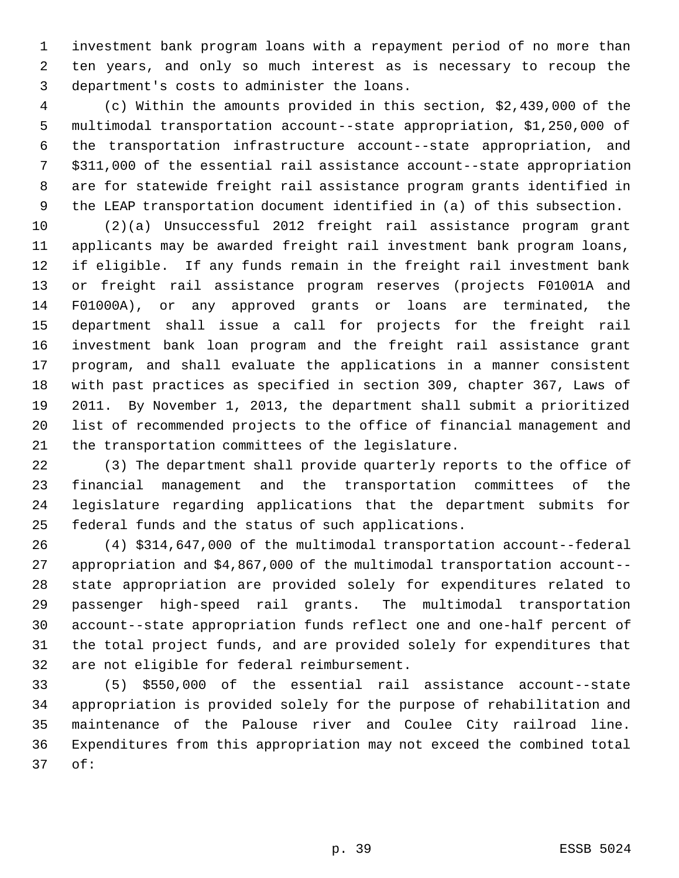investment bank program loans with a repayment period of no more than ten years, and only so much interest as is necessary to recoup the department's costs to administer the loans.

(c) Within the amounts provided in this section, $2,439,000 of the multimodal transportation account--state appropriation, $1,250,000 of the transportation infrastructure account--state appropriation, and $311,000 of the essential rail assistance account--state appropriation are for statewide freight rail assistance program grants identified in the LEAP transportation document identified in (a) of this subsection.

(2)(a) Unsuccessful 2012 freight rail assistance program grant applicants may be awarded freight rail investment bank program loans, if eligible. If any funds remain in the freight rail investment bank or freight rail assistance program reserves (projects F01001A and F01000A), or any approved grants or loans are terminated, the department shall issue a call for projects for the freight rail investment bank loan program and the freight rail assistance grant program, and shall evaluate the applications in a manner consistent with past practices as specified in section 309, chapter 367, Laws of 2011. By November 1, 2013, the department shall submit a prioritized list of recommended projects to the office of financial management and the transportation committees of the legislature.

(3) The department shall provide quarterly reports to the office of financial management and the transportation committees of the legislature regarding applications that the department submits for federal funds and the status of such applications.

(4) $314,647,000 of the multimodal transportation account--federal appropriation and $4,867,000 of the multimodal transportation account--state appropriation are provided solely for expenditures related to passenger high-speed rail grants. The multimodal transportation account--state appropriation funds reflect one and one-half percent of the total project funds, and are provided solely for expenditures that are not eligible for federal reimbursement.

(5) $550,000 of the essential rail assistance account--state appropriation is provided solely for the purpose of rehabilitation and maintenance of the Palouse river and Coulee City railroad line. Expenditures from this appropriation may not exceed the combined total of: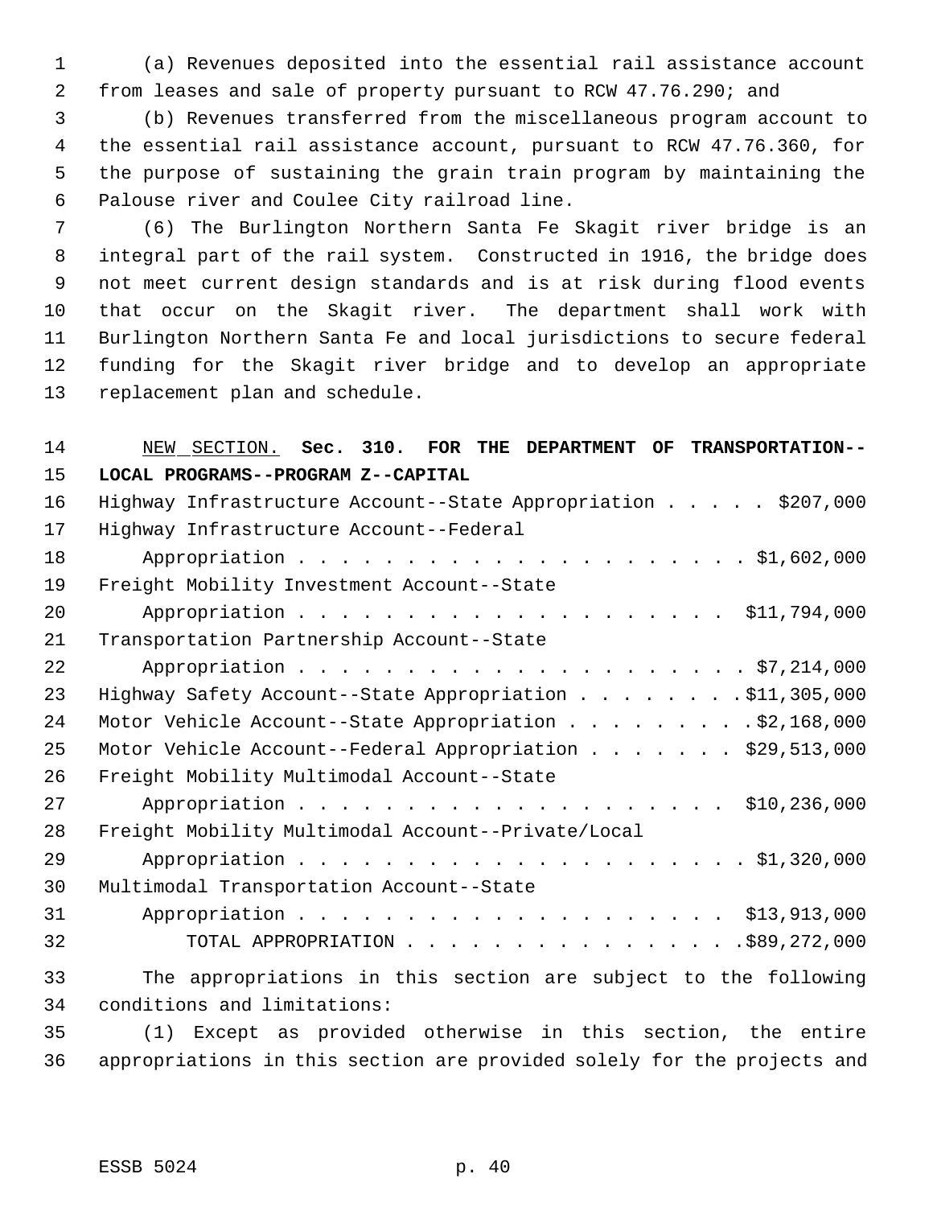(a) Revenues deposited into the essential rail assistance account from leases and sale of property pursuant to RCW 47.76.290; and

(b) Revenues transferred from the miscellaneous program account to the essential rail assistance account, pursuant to RCW 47.76.360, for the purpose of sustaining the grain train program by maintaining the Palouse river and Coulee City railroad line.

(6) The Burlington Northern Santa Fe Skagit river bridge is an integral part of the rail system. Constructed in 1916, the bridge does not meet current design standards and is at risk during flood events that occur on the Skagit river. The department shall work with Burlington Northern Santa Fe and local jurisdictions to secure federal funding for the Skagit river bridge and to develop an appropriate replacement plan and schedule.

NEW SECTION. **Sec. 310. FOR THE DEPARTMENT OF TRANSPORTATION--LOCAL PROGRAMS--PROGRAM Z--CAPITAL**

Highway Infrastructure Account--State Appropriation . . . . . $207,000
Highway Infrastructure Account--Federal
Appropriation . . . . . . . . . . . . . . . . . . . . . $1,602,000
Freight Mobility Investment Account--State
Appropriation . . . . . . . . . . . . . . . . . . . . . $11,794,000
Transportation Partnership Account--State
Appropriation . . . . . . . . . . . . . . . . . . . . . $7,214,000
Highway Safety Account--State Appropriation . . . . . . . . $11,305,000
Motor Vehicle Account--State Appropriation . . . . . . . . . $2,168,000
Motor Vehicle Account--Federal Appropriation . . . . . . . $29,513,000
Freight Mobility Multimodal Account--State
Appropriation . . . . . . . . . . . . . . . . . . . . . $10,236,000
Freight Mobility Multimodal Account--Private/Local
Appropriation . . . . . . . . . . . . . . . . . . . . . $1,320,000
Multimodal Transportation Account--State
Appropriation . . . . . . . . . . . . . . . . . . . . . $13,913,000
TOTAL APPROPRIATION . . . . . . . . . . . . . . . . $89,272,000

The appropriations in this section are subject to the following conditions and limitations:

(1) Except as provided otherwise in this section, the entire appropriations in this section are provided solely for the projects and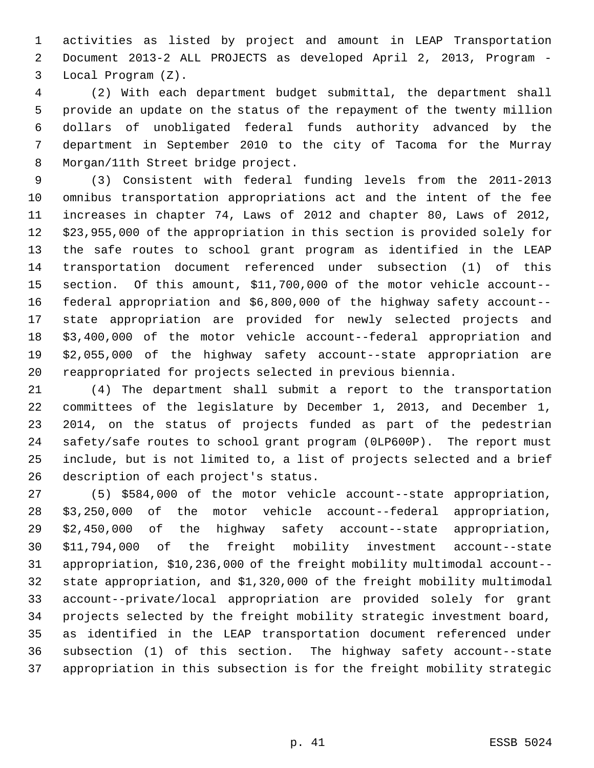activities as listed by project and amount in LEAP Transportation Document 2013-2 ALL PROJECTS as developed April 2, 2013, Program - Local Program (Z).

(2) With each department budget submittal, the department shall provide an update on the status of the repayment of the twenty million dollars of unobligated federal funds authority advanced by the department in September 2010 to the city of Tacoma for the Murray Morgan/11th Street bridge project.

(3) Consistent with federal funding levels from the 2011-2013 omnibus transportation appropriations act and the intent of the fee increases in chapter 74, Laws of 2012 and chapter 80, Laws of 2012, $23,955,000 of the appropriation in this section is provided solely for the safe routes to school grant program as identified in the LEAP transportation document referenced under subsection (1) of this section. Of this amount, $11,700,000 of the motor vehicle account--federal appropriation and $6,800,000 of the highway safety account--state appropriation are provided for newly selected projects and $3,400,000 of the motor vehicle account--federal appropriation and $2,055,000 of the highway safety account--state appropriation are reappropriated for projects selected in previous biennia.

(4) The department shall submit a report to the transportation committees of the legislature by December 1, 2013, and December 1, 2014, on the status of projects funded as part of the pedestrian safety/safe routes to school grant program (0LP600P). The report must include, but is not limited to, a list of projects selected and a brief description of each project's status.

(5) $584,000 of the motor vehicle account--state appropriation, $3,250,000 of the motor vehicle account--federal appropriation, $2,450,000 of the highway safety account--state appropriation, $11,794,000 of the freight mobility investment account--state appropriation, $10,236,000 of the freight mobility multimodal account--state appropriation, and $1,320,000 of the freight mobility multimodal account--private/local appropriation are provided solely for grant projects selected by the freight mobility strategic investment board, as identified in the LEAP transportation document referenced under subsection (1) of this section. The highway safety account--state appropriation in this subsection is for the freight mobility strategic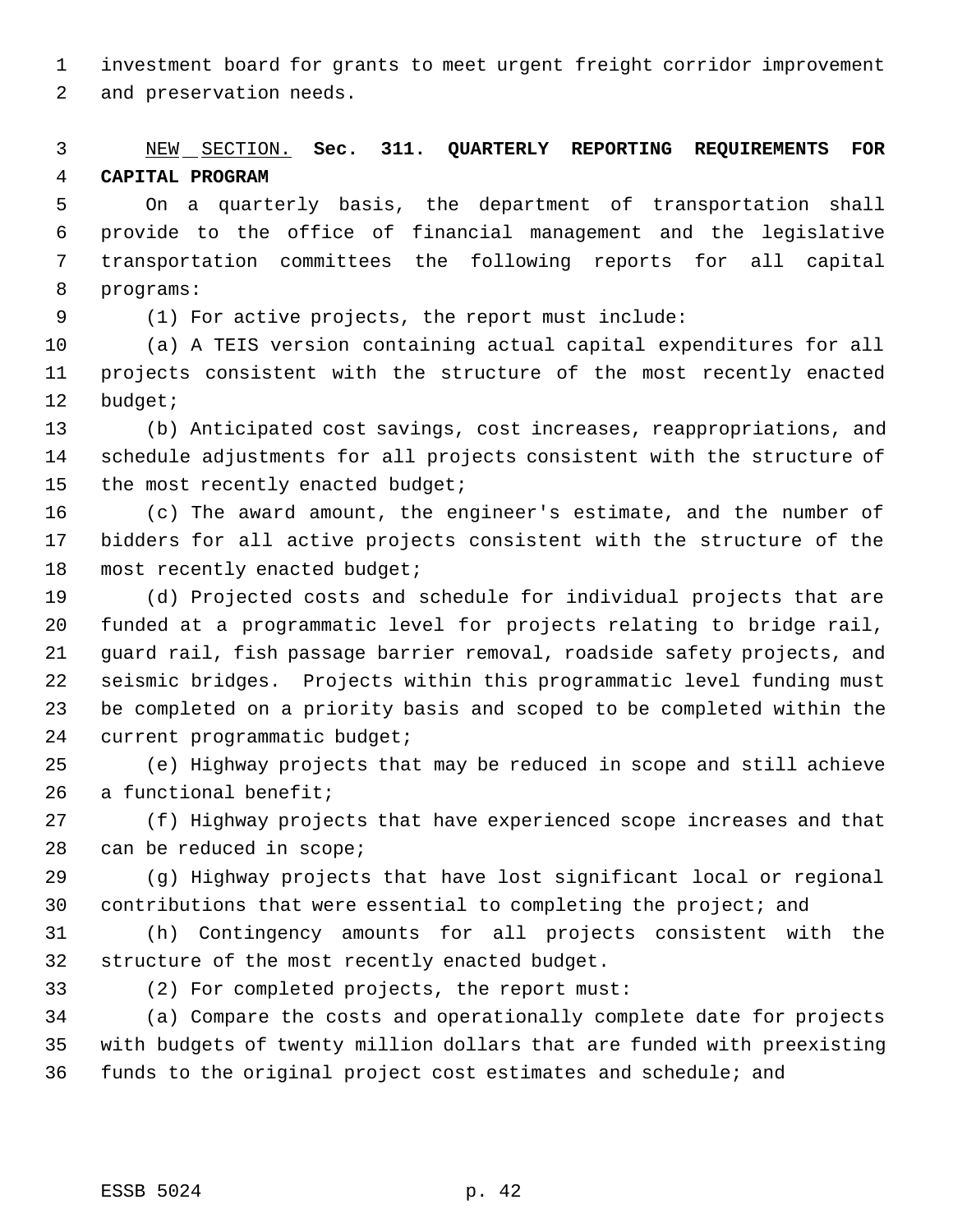investment board for grants to meet urgent freight corridor improvement and preservation needs.

NEW SECTION. **Sec. 311. QUARTERLY REPORTING REQUIREMENTS FOR CAPITAL PROGRAM**

On a quarterly basis, the department of transportation shall provide to the office of financial management and the legislative transportation committees the following reports for all capital programs:

(1) For active projects, the report must include:

(a) A TEIS version containing actual capital expenditures for all projects consistent with the structure of the most recently enacted budget;

(b) Anticipated cost savings, cost increases, reappropriations, and schedule adjustments for all projects consistent with the structure of the most recently enacted budget;

(c) The award amount, the engineer's estimate, and the number of bidders for all active projects consistent with the structure of the most recently enacted budget;

(d) Projected costs and schedule for individual projects that are funded at a programmatic level for projects relating to bridge rail, guard rail, fish passage barrier removal, roadside safety projects, and seismic bridges. Projects within this programmatic level funding must be completed on a priority basis and scoped to be completed within the current programmatic budget;

(e) Highway projects that may be reduced in scope and still achieve a functional benefit;

(f) Highway projects that have experienced scope increases and that can be reduced in scope;

(g) Highway projects that have lost significant local or regional contributions that were essential to completing the project; and

(h) Contingency amounts for all projects consistent with the structure of the most recently enacted budget.

(2) For completed projects, the report must:

(a) Compare the costs and operationally complete date for projects with budgets of twenty million dollars that are funded with preexisting funds to the original project cost estimates and schedule; and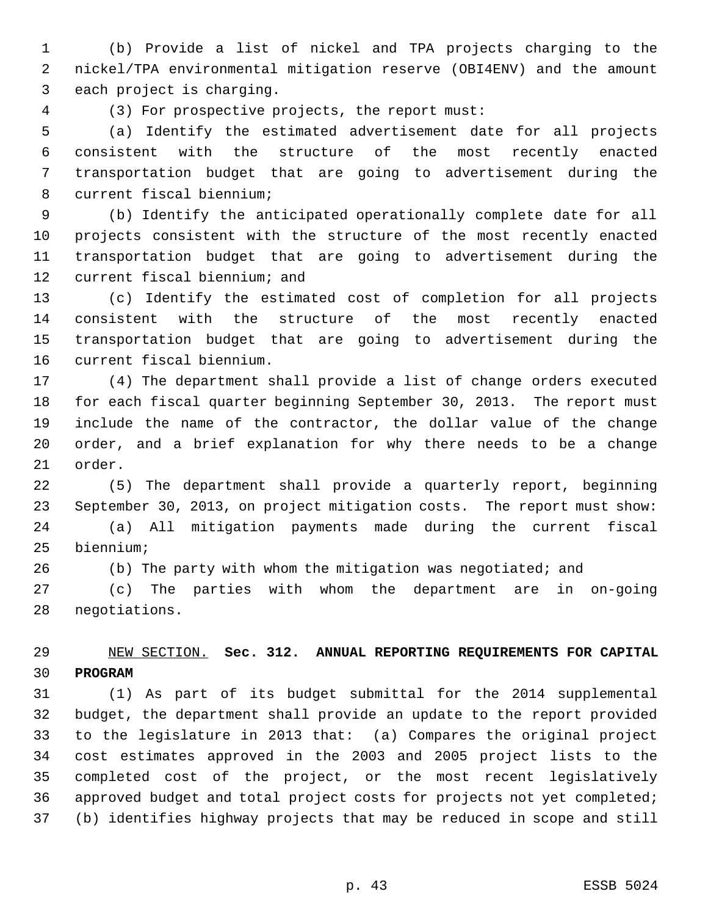(b) Provide a list of nickel and TPA projects charging to the nickel/TPA environmental mitigation reserve (OBI4ENV) and the amount each project is charging.

(3) For prospective projects, the report must:

(a) Identify the estimated advertisement date for all projects consistent with the structure of the most recently enacted transportation budget that are going to advertisement during the current fiscal biennium;

(b) Identify the anticipated operationally complete date for all projects consistent with the structure of the most recently enacted transportation budget that are going to advertisement during the current fiscal biennium; and

(c) Identify the estimated cost of completion for all projects consistent with the structure of the most recently enacted transportation budget that are going to advertisement during the current fiscal biennium.

(4) The department shall provide a list of change orders executed for each fiscal quarter beginning September 30, 2013. The report must include the name of the contractor, the dollar value of the change order, and a brief explanation for why there needs to be a change order.

(5) The department shall provide a quarterly report, beginning September 30, 2013, on project mitigation costs. The report must show:

(a) All mitigation payments made during the current fiscal biennium;

(b) The party with whom the mitigation was negotiated; and

(c) The parties with whom the department are in on-going negotiations.

NEW SECTION. **Sec. 312. ANNUAL REPORTING REQUIREMENTS FOR CAPITAL PROGRAM**

(1) As part of its budget submittal for the 2014 supplemental budget, the department shall provide an update to the report provided to the legislature in 2013 that: (a) Compares the original project cost estimates approved in the 2003 and 2005 project lists to the completed cost of the project, or the most recent legislatively approved budget and total project costs for projects not yet completed; (b) identifies highway projects that may be reduced in scope and still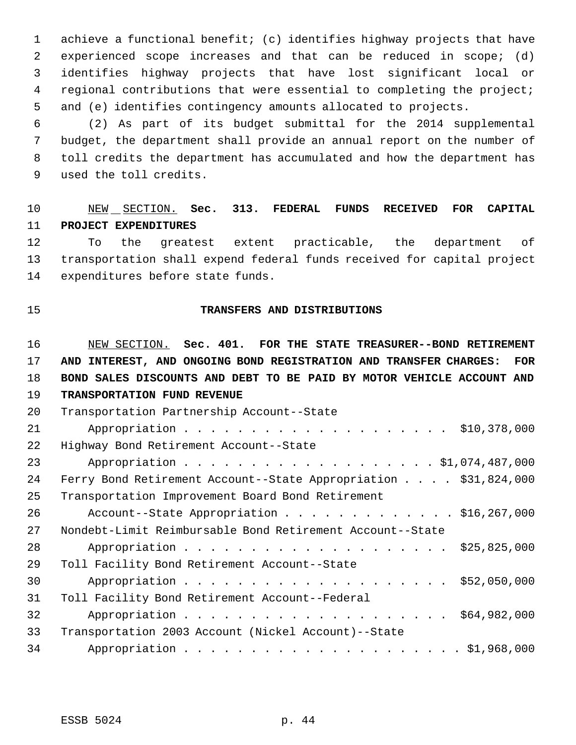achieve a functional benefit; (c) identifies highway projects that have experienced scope increases and that can be reduced in scope; (d) identifies highway projects that have lost significant local or regional contributions that were essential to completing the project; and (e) identifies contingency amounts allocated to projects.

(2) As part of its budget submittal for the 2014 supplemental budget, the department shall provide an annual report on the number of toll credits the department has accumulated and how the department has used the toll credits.

NEW SECTION. **Sec. 313. FEDERAL FUNDS RECEIVED FOR CAPITAL PROJECT EXPENDITURES**

To the greatest extent practicable, the department of transportation shall expend federal funds received for capital project expenditures before state funds.

**TRANSFERS AND DISTRIBUTIONS**

NEW SECTION. **Sec. 401. FOR THE STATE TREASURER--BOND RETIREMENT AND INTEREST, AND ONGOING BOND REGISTRATION AND TRANSFER CHARGES: FOR BOND SALES DISCOUNTS AND DEBT TO BE PAID BY MOTOR VEHICLE ACCOUNT AND TRANSPORTATION FUND REVENUE**

Transportation Partnership Account--State Appropriation . . . . . . . . . . . . . . . . . . . . . $10,378,000

Highway Bond Retirement Account--State Appropriation . . . . . . . . . . . . . . . . . . . . $1,074,487,000

Ferry Bond Retirement Account--State Appropriation . . . . $31,824,000

Transportation Improvement Board Bond Retirement Account--State Appropriation . . . . . . . . . . . . . $16,267,000

Nondebt-Limit Reimbursable Bond Retirement Account--State Appropriation . . . . . . . . . . . . . . . . . . . . . $25,825,000

Toll Facility Bond Retirement Account--State Appropriation . . . . . . . . . . . . . . . . . . . . . $52,050,000

Toll Facility Bond Retirement Account--Federal Appropriation . . . . . . . . . . . . . . . . . . . . . $64,982,000

Transportation 2003 Account (Nickel Account)--State Appropriation . . . . . . . . . . . . . . . . . . . . . . $1,968,000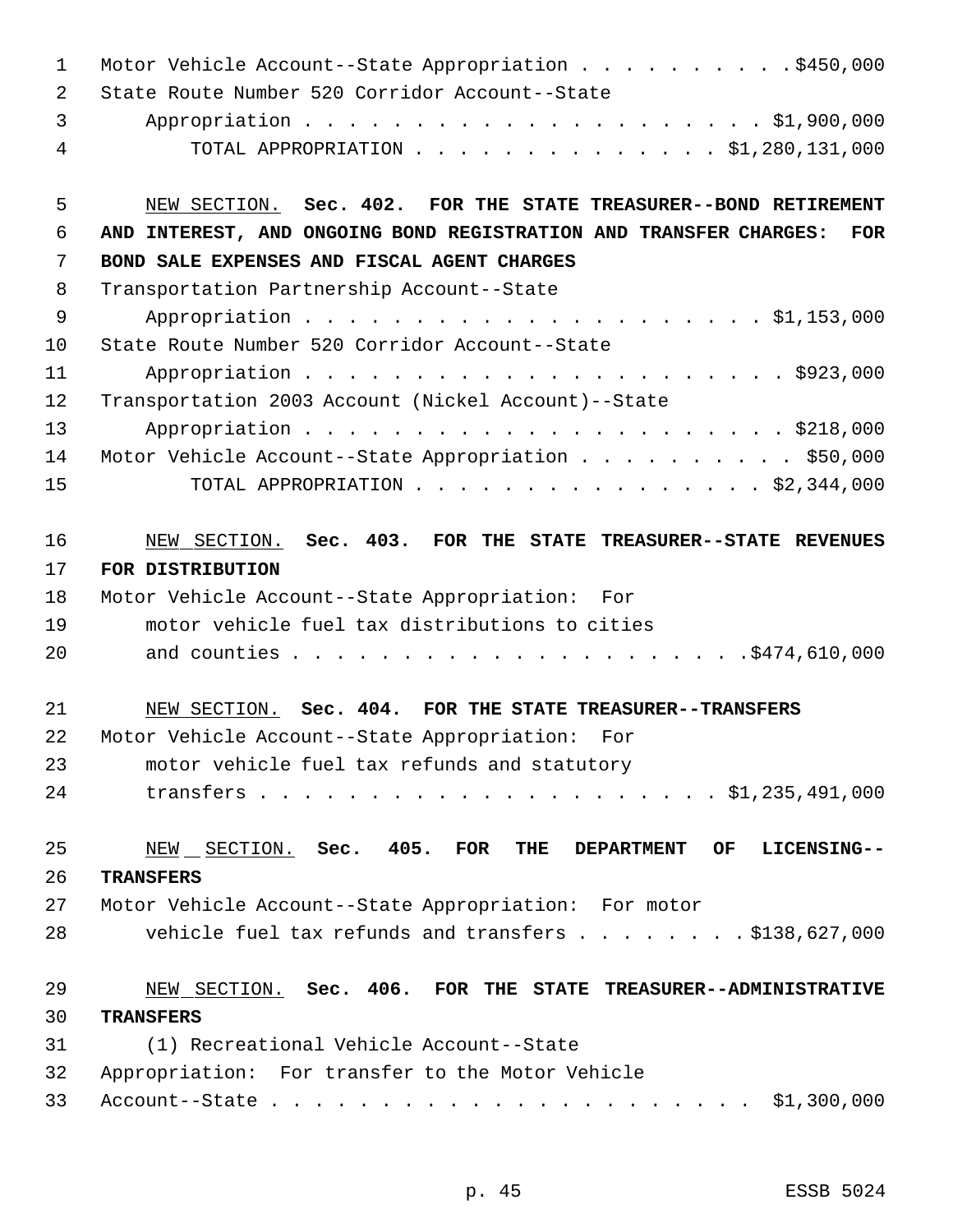Motor Vehicle Account--State Appropriation . . . . . . . . . . .$450,000
State Route Number 520 Corridor Account--State
Appropriation . . . . . . . . . . . . . . . . . . . . . . $1,900,000
TOTAL APPROPRIATION . . . . . . . . . . . . . . . $1,280,131,000

NEW SECTION. **Sec. 402. FOR THE STATE TREASURER--BOND RETIREMENT AND INTEREST, AND ONGOING BOND REGISTRATION AND TRANSFER CHARGES: FOR BOND SALE EXPENSES AND FISCAL AGENT CHARGES**

Transportation Partnership Account--State
Appropriation . . . . . . . . . . . . . . . . . . . . . . $1,153,000
State Route Number 520 Corridor Account--State
Appropriation . . . . . . . . . . . . . . . . . . . . . . . $923,000
Transportation 2003 Account (Nickel Account)--State
Appropriation . . . . . . . . . . . . . . . . . . . . . . . $218,000
Motor Vehicle Account--State Appropriation . . . . . . . . . . . $50,000
TOTAL APPROPRIATION . . . . . . . . . . . . . . . . . $2,344,000

NEW SECTION. **Sec. 403. FOR THE STATE TREASURER--STATE REVENUES FOR DISTRIBUTION**

Motor Vehicle Account--State Appropriation: For
motor vehicle fuel tax distributions to cities
and counties . . . . . . . . . . . . . . . . . . . . . .$474,610,000

NEW SECTION. **Sec. 404. FOR THE STATE TREASURER--TRANSFERS**

Motor Vehicle Account--State Appropriation: For
motor vehicle fuel tax refunds and statutory
transfers . . . . . . . . . . . . . . . . . . . . . . $1,235,491,000

NEW SECTION. **Sec. 405. FOR THE DEPARTMENT OF LICENSING--TRANSFERS**

Motor Vehicle Account--State Appropriation: For motor
vehicle fuel tax refunds and transfers . . . . . . . . .$138,627,000

NEW SECTION. **Sec. 406. FOR THE STATE TREASURER--ADMINISTRATIVE TRANSFERS**

(1) Recreational Vehicle Account--State
Appropriation: For transfer to the Motor Vehicle
Account--State . . . . . . . . . . . . . . . . . . . . . . $1,300,000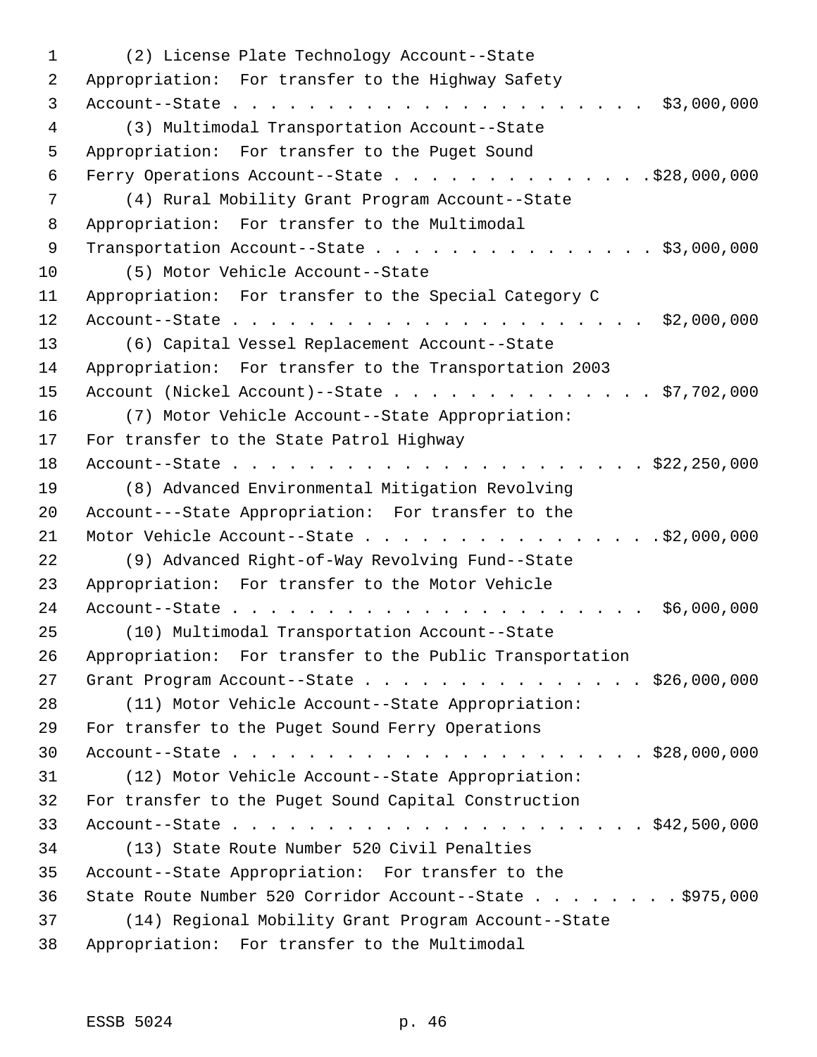(2) License Plate Technology Account--State Appropriation: For transfer to the Highway Safety Account--State . . . . . . . . . . . . . . . . . . . . . . . $3,000,000

(3) Multimodal Transportation Account--State Appropriation: For transfer to the Puget Sound Ferry Operations Account--State . . . . . . . . . . . . . . $28,000,000

(4) Rural Mobility Grant Program Account--State Appropriation: For transfer to the Multimodal Transportation Account--State . . . . . . . . . . . . . . . $3,000,000

(5) Motor Vehicle Account--State Appropriation: For transfer to the Special Category C Account--State . . . . . . . . . . . . . . . . . . . . . . . $2,000,000

(6) Capital Vessel Replacement Account--State Appropriation: For transfer to the Transportation 2003 Account (Nickel Account)--State . . . . . . . . . . . . . . $7,702,000

(7) Motor Vehicle Account--State Appropriation: For transfer to the State Patrol Highway Account--State . . . . . . . . . . . . . . . . . . . . . . . $22,250,000

(8) Advanced Environmental Mitigation Revolving Account---State Appropriation: For transfer to the Motor Vehicle Account--State . . . . . . . . . . . . . . . . $2,000,000

(9) Advanced Right-of-Way Revolving Fund--State Appropriation: For transfer to the Motor Vehicle Account--State . . . . . . . . . . . . . . . . . . . . . . . $6,000,000

(10) Multimodal Transportation Account--State Appropriation: For transfer to the Public Transportation Grant Program Account--State . . . . . . . . . . . . . . . . $26,000,000

(11) Motor Vehicle Account--State Appropriation: For transfer to the Puget Sound Ferry Operations Account--State . . . . . . . . . . . . . . . . . . . . . . . $28,000,000

(12) Motor Vehicle Account--State Appropriation: For transfer to the Puget Sound Capital Construction Account--State . . . . . . . . . . . . . . . . . . . . . . . $42,500,000

(13) State Route Number 520 Civil Penalties Account--State Appropriation: For transfer to the State Route Number 520 Corridor Account--State . . . . . . . . . $975,000

(14) Regional Mobility Grant Program Account--State Appropriation: For transfer to the Multimodal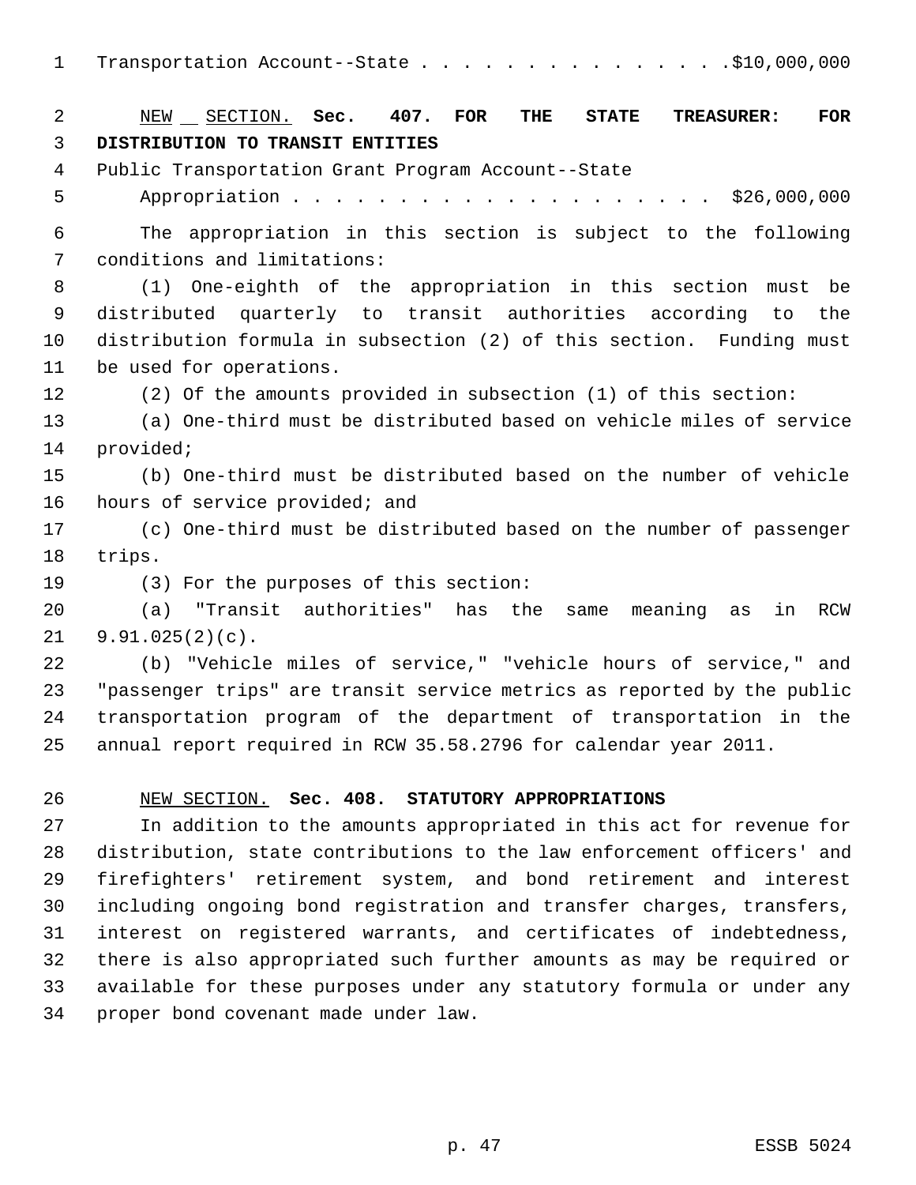Transportation Account--State . . . . . . . . . . . . . . . $10,000,000

NEW SECTION. **Sec. 407. FOR THE STATE TREASURER: FOR DISTRIBUTION TO TRANSIT ENTITIES**

Public Transportation Grant Program Account--State
Appropriation . . . . . . . . . . . . . . . . . . . . . $26,000,000

The appropriation in this section is subject to the following conditions and limitations:

(1) One-eighth of the appropriation in this section must be distributed quarterly to transit authorities according to the distribution formula in subsection (2) of this section. Funding must be used for operations.

(2) Of the amounts provided in subsection (1) of this section:

(a) One-third must be distributed based on vehicle miles of service provided;

(b) One-third must be distributed based on the number of vehicle hours of service provided; and

(c) One-third must be distributed based on the number of passenger trips.

(3) For the purposes of this section:

(a) "Transit authorities" has the same meaning as in RCW 9.91.025(2)(c).

(b) "Vehicle miles of service," "vehicle hours of service," and "passenger trips" are transit service metrics as reported by the public transportation program of the department of transportation in the annual report required in RCW 35.58.2796 for calendar year 2011.

NEW SECTION. **Sec. 408. STATUTORY APPROPRIATIONS**

In addition to the amounts appropriated in this act for revenue for distribution, state contributions to the law enforcement officers' and firefighters' retirement system, and bond retirement and interest including ongoing bond registration and transfer charges, transfers, interest on registered warrants, and certificates of indebtedness, there is also appropriated such further amounts as may be required or available for these purposes under any statutory formula or under any proper bond covenant made under law.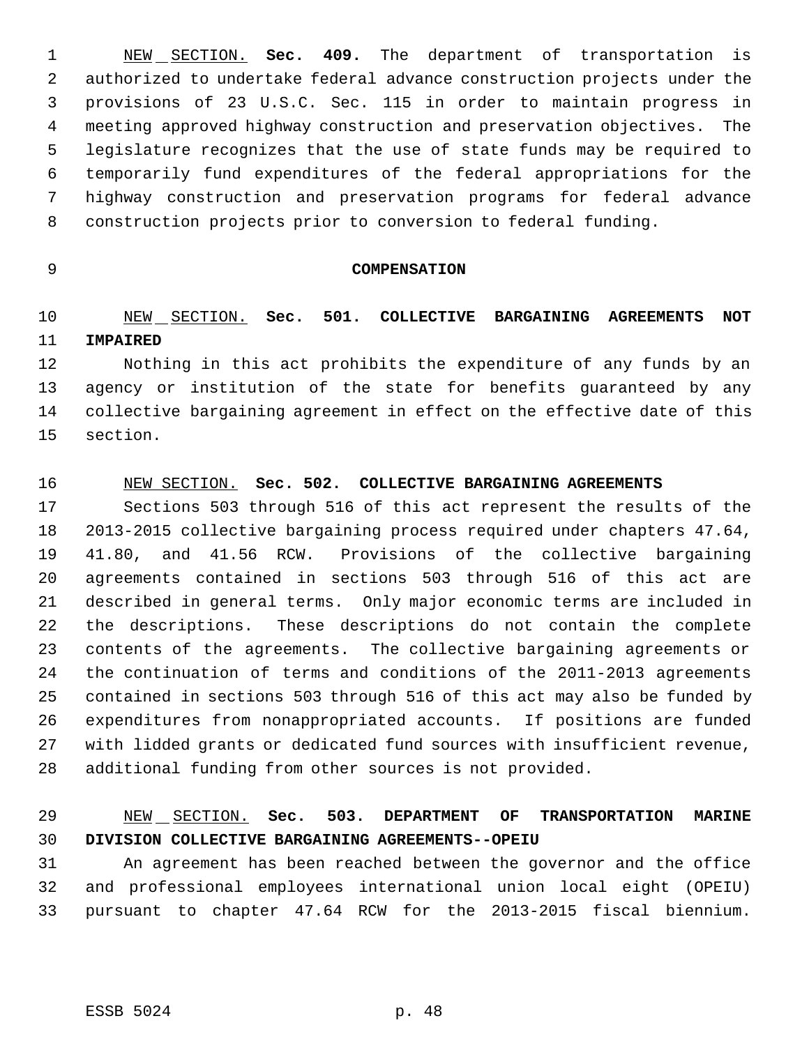NEW SECTION. **Sec. 409.** The department of transportation is authorized to undertake federal advance construction projects under the provisions of 23 U.S.C. Sec. 115 in order to maintain progress in meeting approved highway construction and preservation objectives. The legislature recognizes that the use of state funds may be required to temporarily fund expenditures of the federal appropriations for the highway construction and preservation programs for federal advance construction projects prior to conversion to federal funding.

## COMPENSATION

NEW SECTION. **Sec. 501. COLLECTIVE BARGAINING AGREEMENTS NOT IMPAIRED**

Nothing in this act prohibits the expenditure of any funds by an agency or institution of the state for benefits guaranteed by any collective bargaining agreement in effect on the effective date of this section.

NEW SECTION. **Sec. 502. COLLECTIVE BARGAINING AGREEMENTS**

Sections 503 through 516 of this act represent the results of the 2013-2015 collective bargaining process required under chapters 47.64, 41.80, and 41.56 RCW. Provisions of the collective bargaining agreements contained in sections 503 through 516 of this act are described in general terms. Only major economic terms are included in the descriptions. These descriptions do not contain the complete contents of the agreements. The collective bargaining agreements or the continuation of terms and conditions of the 2011-2013 agreements contained in sections 503 through 516 of this act may also be funded by expenditures from nonappropriated accounts. If positions are funded with lidded grants or dedicated fund sources with insufficient revenue, additional funding from other sources is not provided.

NEW SECTION. **Sec. 503. DEPARTMENT OF TRANSPORTATION MARINE DIVISION COLLECTIVE BARGAINING AGREEMENTS--OPEIU**

An agreement has been reached between the governor and the office and professional employees international union local eight (OPEIU) pursuant to chapter 47.64 RCW for the 2013-2015 fiscal biennium.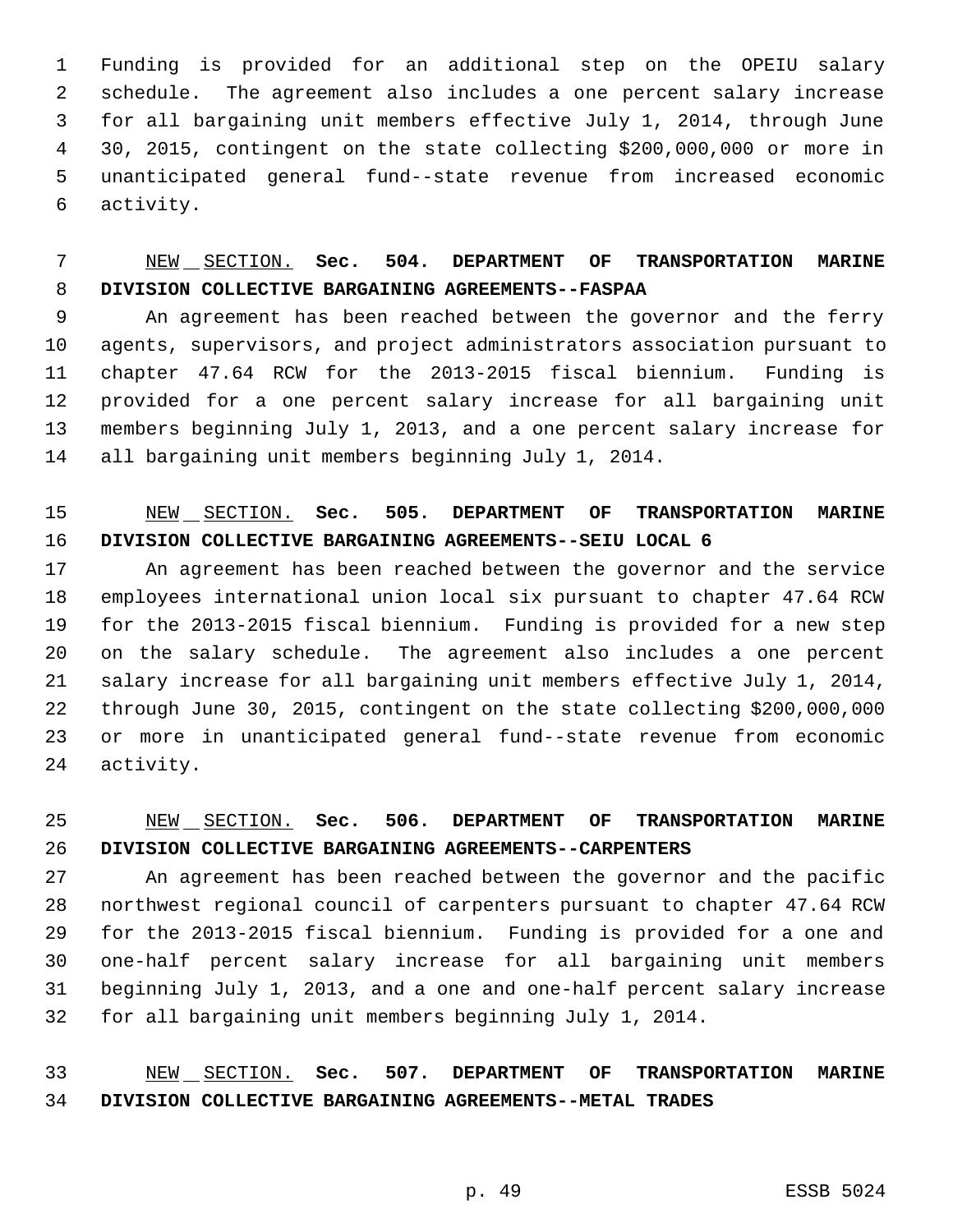Funding is provided for an additional step on the OPEIU salary schedule. The agreement also includes a one percent salary increase for all bargaining unit members effective July 1, 2014, through June 30, 2015, contingent on the state collecting $200,000,000 or more in unanticipated general fund--state revenue from increased economic activity.

NEW SECTION. **Sec. 504. DEPARTMENT OF TRANSPORTATION MARINE DIVISION COLLECTIVE BARGAINING AGREEMENTS--FASPAA**

An agreement has been reached between the governor and the ferry agents, supervisors, and project administrators association pursuant to chapter 47.64 RCW for the 2013-2015 fiscal biennium. Funding is provided for a one percent salary increase for all bargaining unit members beginning July 1, 2013, and a one percent salary increase for all bargaining unit members beginning July 1, 2014.

NEW SECTION. **Sec. 505. DEPARTMENT OF TRANSPORTATION MARINE DIVISION COLLECTIVE BARGAINING AGREEMENTS--SEIU LOCAL 6**

An agreement has been reached between the governor and the service employees international union local six pursuant to chapter 47.64 RCW for the 2013-2015 fiscal biennium. Funding is provided for a new step on the salary schedule. The agreement also includes a one percent salary increase for all bargaining unit members effective July 1, 2014, through June 30, 2015, contingent on the state collecting $200,000,000 or more in unanticipated general fund--state revenue from economic activity.

NEW SECTION. **Sec. 506. DEPARTMENT OF TRANSPORTATION MARINE DIVISION COLLECTIVE BARGAINING AGREEMENTS--CARPENTERS**

An agreement has been reached between the governor and the pacific northwest regional council of carpenters pursuant to chapter 47.64 RCW for the 2013-2015 fiscal biennium. Funding is provided for a one and one-half percent salary increase for all bargaining unit members beginning July 1, 2013, and a one and one-half percent salary increase for all bargaining unit members beginning July 1, 2014.

NEW SECTION. **Sec. 507. DEPARTMENT OF TRANSPORTATION MARINE DIVISION COLLECTIVE BARGAINING AGREEMENTS--METAL TRADES**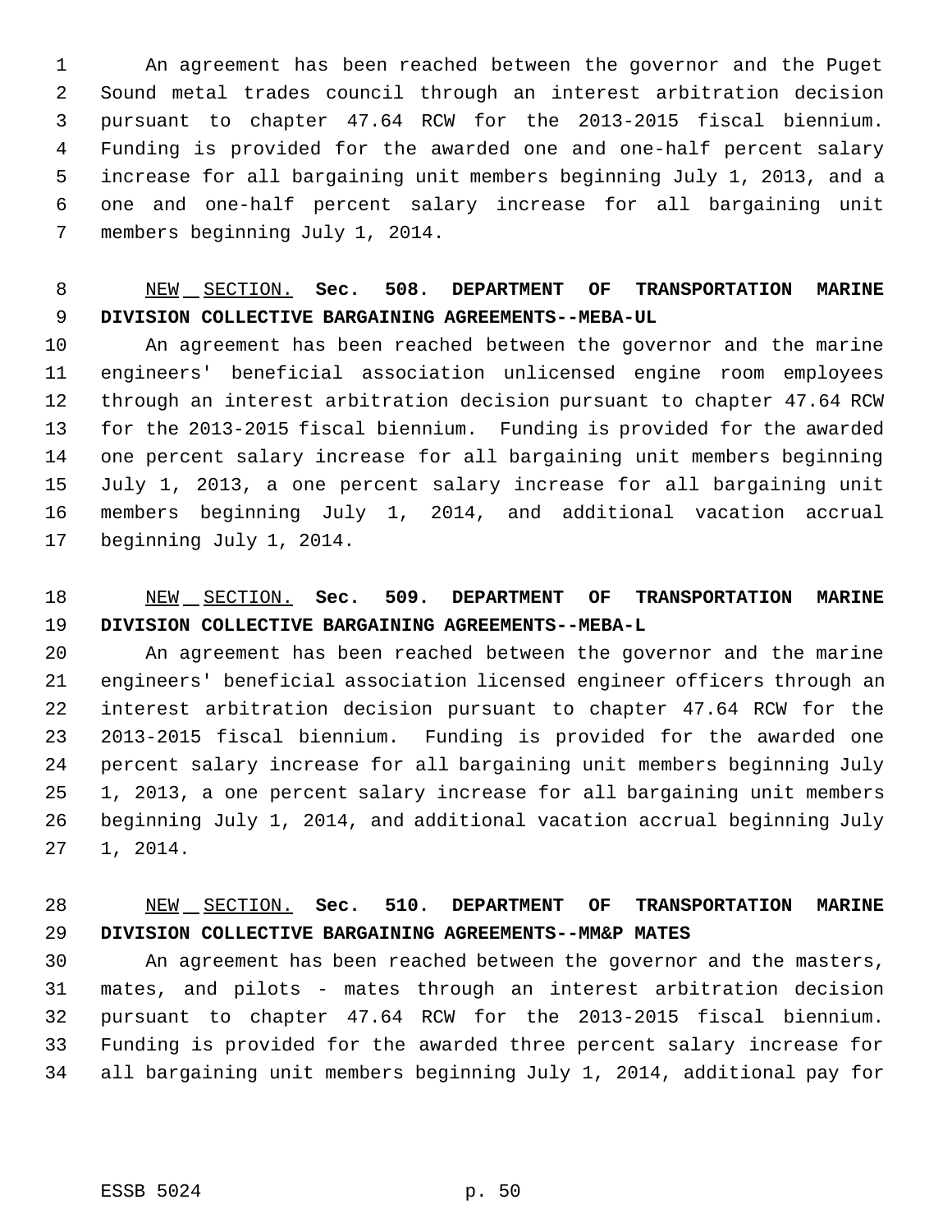An agreement has been reached between the governor and the Puget Sound metal trades council through an interest arbitration decision pursuant to chapter 47.64 RCW for the 2013-2015 fiscal biennium. Funding is provided for the awarded one and one-half percent salary increase for all bargaining unit members beginning July 1, 2013, and a one and one-half percent salary increase for all bargaining unit members beginning July 1, 2014.

NEW SECTION. **Sec. 508. DEPARTMENT OF TRANSPORTATION MARINE DIVISION COLLECTIVE BARGAINING AGREEMENTS--MEBA-UL**

An agreement has been reached between the governor and the marine engineers' beneficial association unlicensed engine room employees through an interest arbitration decision pursuant to chapter 47.64 RCW for the 2013-2015 fiscal biennium. Funding is provided for the awarded one percent salary increase for all bargaining unit members beginning July 1, 2013, a one percent salary increase for all bargaining unit members beginning July 1, 2014, and additional vacation accrual beginning July 1, 2014.

NEW SECTION. **Sec. 509. DEPARTMENT OF TRANSPORTATION MARINE DIVISION COLLECTIVE BARGAINING AGREEMENTS--MEBA-L**

An agreement has been reached between the governor and the marine engineers' beneficial association licensed engineer officers through an interest arbitration decision pursuant to chapter 47.64 RCW for the 2013-2015 fiscal biennium. Funding is provided for the awarded one percent salary increase for all bargaining unit members beginning July 1, 2013, a one percent salary increase for all bargaining unit members beginning July 1, 2014, and additional vacation accrual beginning July 1, 2014.

NEW SECTION. **Sec. 510. DEPARTMENT OF TRANSPORTATION MARINE DIVISION COLLECTIVE BARGAINING AGREEMENTS--MM&P MATES**

An agreement has been reached between the governor and the masters, mates, and pilots - mates through an interest arbitration decision pursuant to chapter 47.64 RCW for the 2013-2015 fiscal biennium. Funding is provided for the awarded three percent salary increase for all bargaining unit members beginning July 1, 2014, additional pay for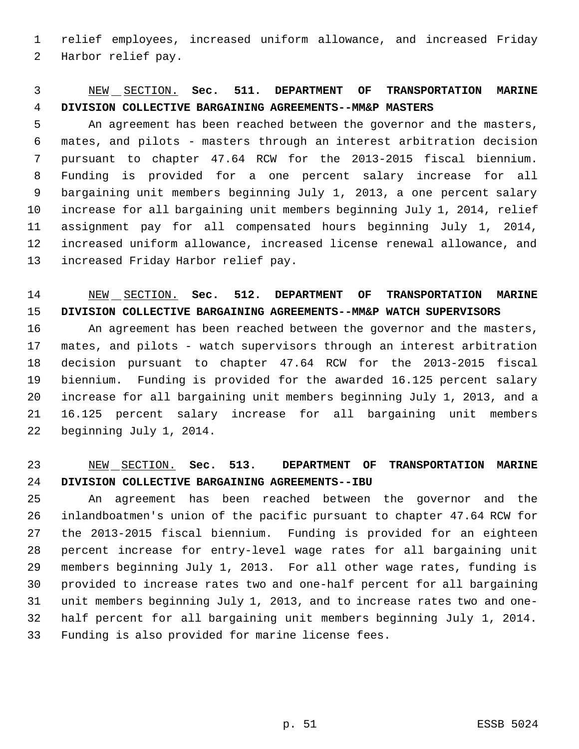relief employees, increased uniform allowance, and increased Friday Harbor relief pay.

NEW SECTION. **Sec. 511. DEPARTMENT OF TRANSPORTATION MARINE DIVISION COLLECTIVE BARGAINING AGREEMENTS--MM&P MASTERS**

An agreement has been reached between the governor and the masters, mates, and pilots - masters through an interest arbitration decision pursuant to chapter 47.64 RCW for the 2013-2015 fiscal biennium. Funding is provided for a one percent salary increase for all bargaining unit members beginning July 1, 2013, a one percent salary increase for all bargaining unit members beginning July 1, 2014, relief assignment pay for all compensated hours beginning July 1, 2014, increased uniform allowance, increased license renewal allowance, and increased Friday Harbor relief pay.

NEW SECTION. **Sec. 512. DEPARTMENT OF TRANSPORTATION MARINE DIVISION COLLECTIVE BARGAINING AGREEMENTS--MM&P WATCH SUPERVISORS**

An agreement has been reached between the governor and the masters, mates, and pilots - watch supervisors through an interest arbitration decision pursuant to chapter 47.64 RCW for the 2013-2015 fiscal biennium. Funding is provided for the awarded 16.125 percent salary increase for all bargaining unit members beginning July 1, 2013, and a 16.125 percent salary increase for all bargaining unit members beginning July 1, 2014.

NEW SECTION. **Sec. 513. DEPARTMENT OF TRANSPORTATION MARINE DIVISION COLLECTIVE BARGAINING AGREEMENTS--IBU**

An agreement has been reached between the governor and the inlandboatmen's union of the pacific pursuant to chapter 47.64 RCW for the 2013-2015 fiscal biennium. Funding is provided for an eighteen percent increase for entry-level wage rates for all bargaining unit members beginning July 1, 2013. For all other wage rates, funding is provided to increase rates two and one-half percent for all bargaining unit members beginning July 1, 2013, and to increase rates two and one-half percent for all bargaining unit members beginning July 1, 2014. Funding is also provided for marine license fees.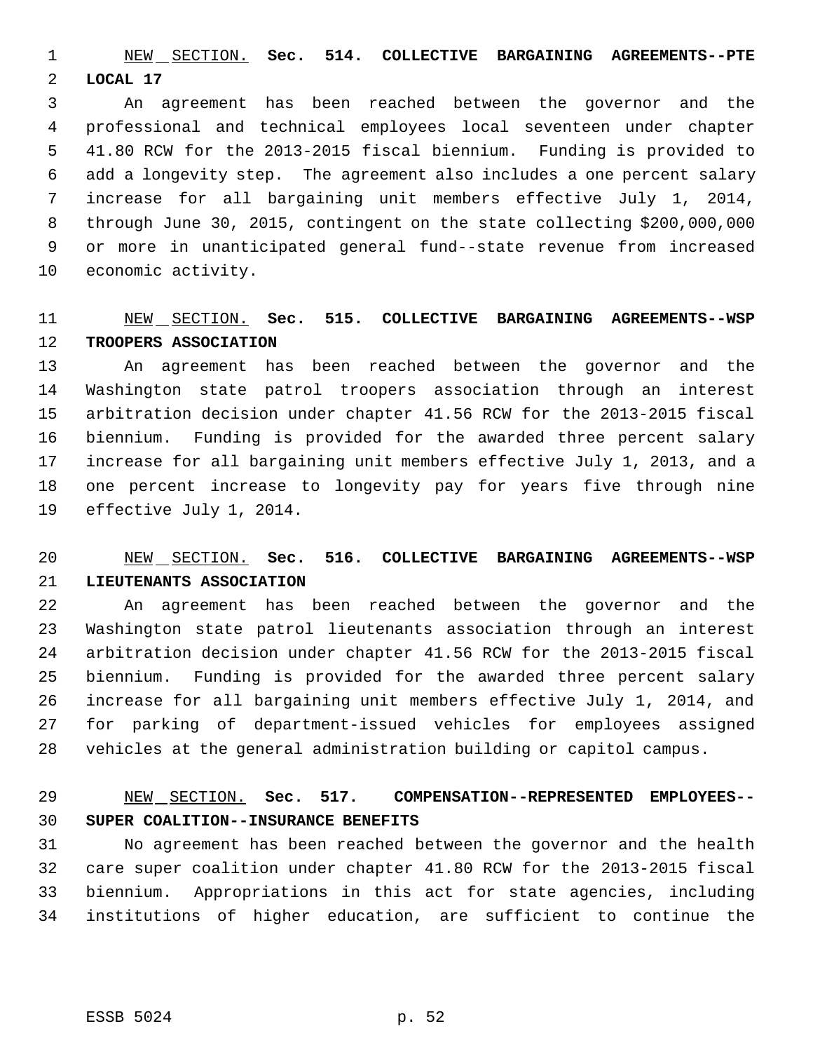NEW SECTION. **Sec. 514. COLLECTIVE BARGAINING AGREEMENTS--PTE LOCAL 17**

An agreement has been reached between the governor and the professional and technical employees local seventeen under chapter 41.80 RCW for the 2013-2015 fiscal biennium. Funding is provided to add a longevity step. The agreement also includes a one percent salary increase for all bargaining unit members effective July 1, 2014, through June 30, 2015, contingent on the state collecting $200,000,000 or more in unanticipated general fund--state revenue from increased economic activity.

NEW SECTION. **Sec. 515. COLLECTIVE BARGAINING AGREEMENTS--WSP TROOPERS ASSOCIATION**

An agreement has been reached between the governor and the Washington state patrol troopers association through an interest arbitration decision under chapter 41.56 RCW for the 2013-2015 fiscal biennium. Funding is provided for the awarded three percent salary increase for all bargaining unit members effective July 1, 2013, and a one percent increase to longevity pay for years five through nine effective July 1, 2014.

NEW SECTION. **Sec. 516. COLLECTIVE BARGAINING AGREEMENTS--WSP LIEUTENANTS ASSOCIATION**

An agreement has been reached between the governor and the Washington state patrol lieutenants association through an interest arbitration decision under chapter 41.56 RCW for the 2013-2015 fiscal biennium. Funding is provided for the awarded three percent salary increase for all bargaining unit members effective July 1, 2014, and for parking of department-issued vehicles for employees assigned vehicles at the general administration building or capitol campus.

NEW SECTION. **Sec. 517. COMPENSATION--REPRESENTED EMPLOYEES--SUPER COALITION--INSURANCE BENEFITS**

No agreement has been reached between the governor and the health care super coalition under chapter 41.80 RCW for the 2013-2015 fiscal biennium. Appropriations in this act for state agencies, including institutions of higher education, are sufficient to continue the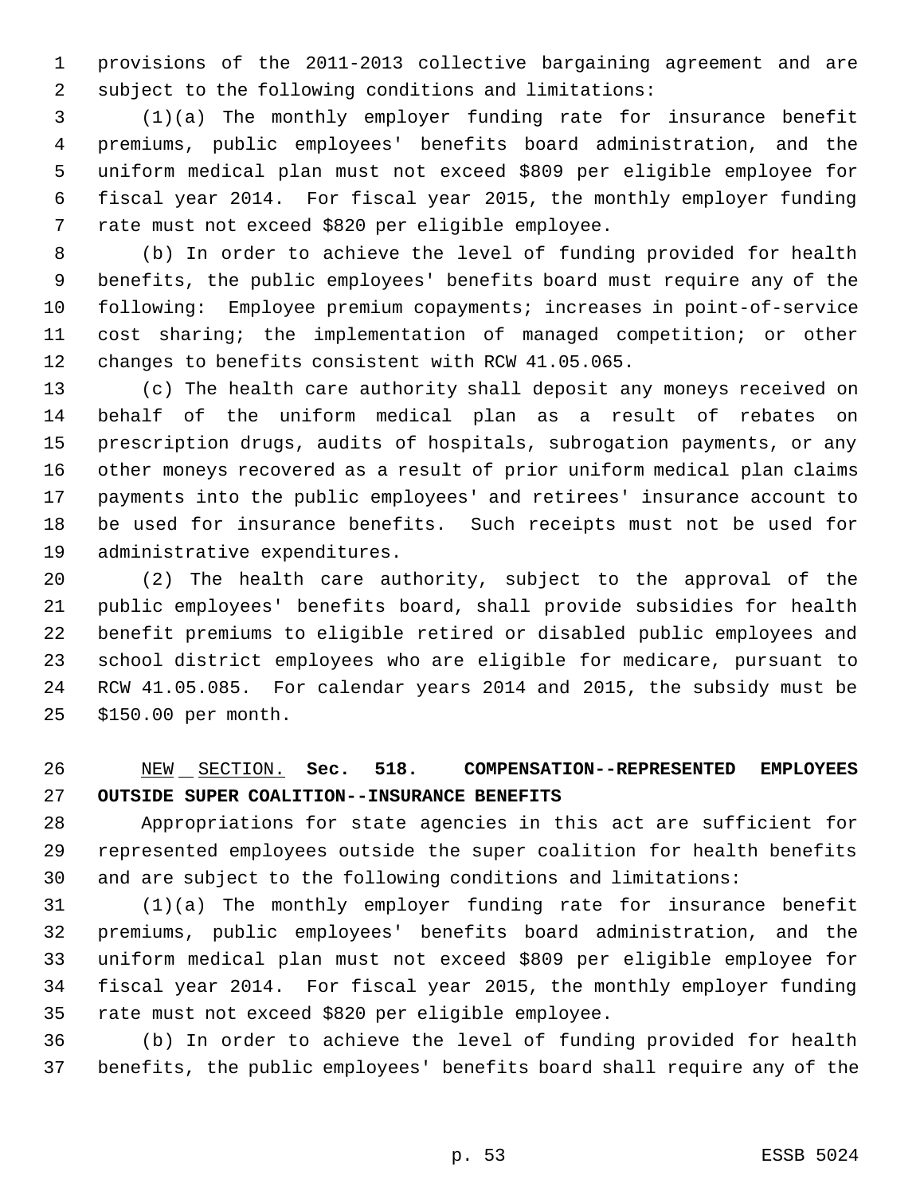provisions of the 2011-2013 collective bargaining agreement and are subject to the following conditions and limitations:

(1)(a) The monthly employer funding rate for insurance benefit premiums, public employees' benefits board administration, and the uniform medical plan must not exceed $809 per eligible employee for fiscal year 2014. For fiscal year 2015, the monthly employer funding rate must not exceed $820 per eligible employee.

(b) In order to achieve the level of funding provided for health benefits, the public employees' benefits board must require any of the following: Employee premium copayments; increases in point-of-service cost sharing; the implementation of managed competition; or other changes to benefits consistent with RCW 41.05.065.

(c) The health care authority shall deposit any moneys received on behalf of the uniform medical plan as a result of rebates on prescription drugs, audits of hospitals, subrogation payments, or any other moneys recovered as a result of prior uniform medical plan claims payments into the public employees' and retirees' insurance account to be used for insurance benefits. Such receipts must not be used for administrative expenditures.

(2) The health care authority, subject to the approval of the public employees' benefits board, shall provide subsidies for health benefit premiums to eligible retired or disabled public employees and school district employees who are eligible for medicare, pursuant to RCW 41.05.085. For calendar years 2014 and 2015, the subsidy must be $150.00 per month.

NEW SECTION. **Sec. 518. COMPENSATION--REPRESENTED EMPLOYEES OUTSIDE SUPER COALITION--INSURANCE BENEFITS**

Appropriations for state agencies in this act are sufficient for represented employees outside the super coalition for health benefits and are subject to the following conditions and limitations:

(1)(a) The monthly employer funding rate for insurance benefit premiums, public employees' benefits board administration, and the uniform medical plan must not exceed $809 per eligible employee for fiscal year 2014. For fiscal year 2015, the monthly employer funding rate must not exceed $820 per eligible employee.

(b) In order to achieve the level of funding provided for health benefits, the public employees' benefits board shall require any of the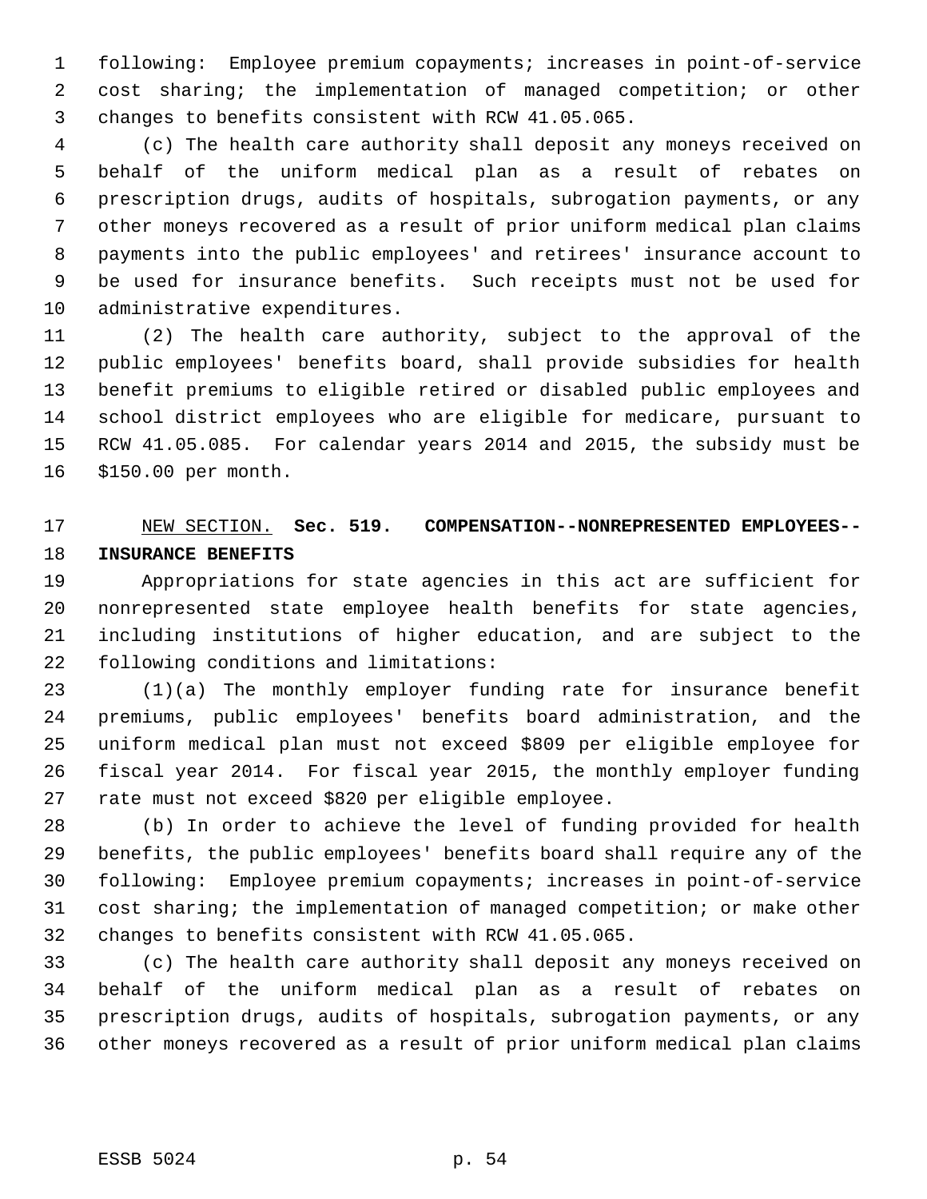following: Employee premium copayments; increases in point-of-service cost sharing; the implementation of managed competition; or other changes to benefits consistent with RCW 41.05.065.

(c) The health care authority shall deposit any moneys received on behalf of the uniform medical plan as a result of rebates on prescription drugs, audits of hospitals, subrogation payments, or any other moneys recovered as a result of prior uniform medical plan claims payments into the public employees' and retirees' insurance account to be used for insurance benefits. Such receipts must not be used for administrative expenditures.

(2) The health care authority, subject to the approval of the public employees' benefits board, shall provide subsidies for health benefit premiums to eligible retired or disabled public employees and school district employees who are eligible for medicare, pursuant to RCW 41.05.085. For calendar years 2014 and 2015, the subsidy must be $150.00 per month.

NEW SECTION. **Sec. 519. COMPENSATION--NONREPRESENTED EMPLOYEES--INSURANCE BENEFITS**

Appropriations for state agencies in this act are sufficient for nonrepresented state employee health benefits for state agencies, including institutions of higher education, and are subject to the following conditions and limitations:

(1)(a) The monthly employer funding rate for insurance benefit premiums, public employees' benefits board administration, and the uniform medical plan must not exceed $809 per eligible employee for fiscal year 2014. For fiscal year 2015, the monthly employer funding rate must not exceed $820 per eligible employee.

(b) In order to achieve the level of funding provided for health benefits, the public employees' benefits board shall require any of the following: Employee premium copayments; increases in point-of-service cost sharing; the implementation of managed competition; or make other changes to benefits consistent with RCW 41.05.065.

(c) The health care authority shall deposit any moneys received on behalf of the uniform medical plan as a result of rebates on prescription drugs, audits of hospitals, subrogation payments, or any other moneys recovered as a result of prior uniform medical plan claims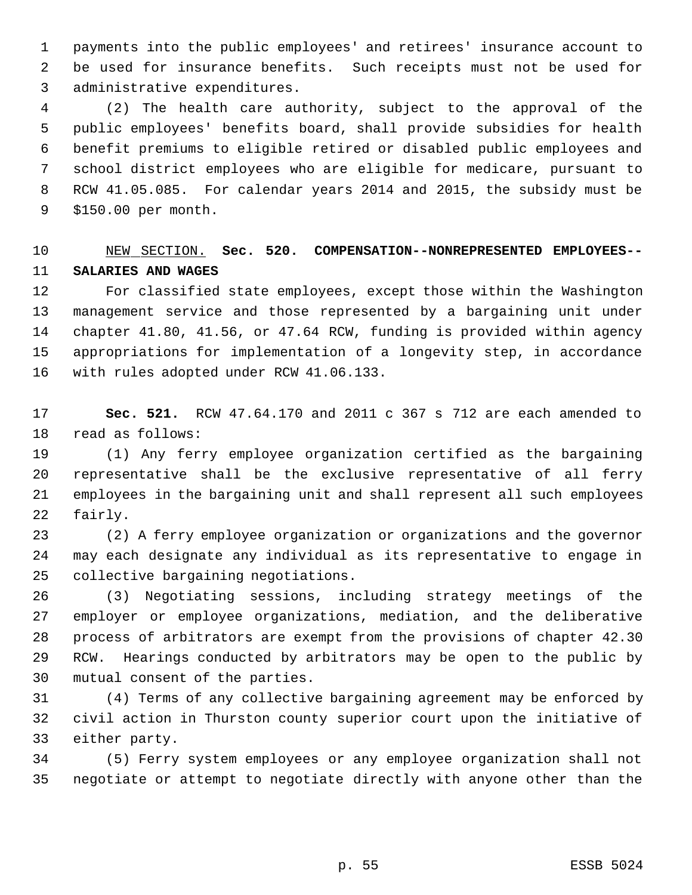payments into the public employees' and retirees' insurance account to be used for insurance benefits. Such receipts must not be used for administrative expenditures.

(2) The health care authority, subject to the approval of the public employees' benefits board, shall provide subsidies for health benefit premiums to eligible retired or disabled public employees and school district employees who are eligible for medicare, pursuant to RCW 41.05.085. For calendar years 2014 and 2015, the subsidy must be $150.00 per month.

NEW SECTION. **Sec. 520. COMPENSATION--NONREPRESENTED EMPLOYEES--SALARIES AND WAGES**

For classified state employees, except those within the Washington management service and those represented by a bargaining unit under chapter 41.80, 41.56, or 47.64 RCW, funding is provided within agency appropriations for implementation of a longevity step, in accordance with rules adopted under RCW 41.06.133.

**Sec. 521.** RCW 47.64.170 and 2011 c 367 s 712 are each amended to read as follows:

(1) Any ferry employee organization certified as the bargaining representative shall be the exclusive representative of all ferry employees in the bargaining unit and shall represent all such employees fairly.

(2) A ferry employee organization or organizations and the governor may each designate any individual as its representative to engage in collective bargaining negotiations.

(3) Negotiating sessions, including strategy meetings of the employer or employee organizations, mediation, and the deliberative process of arbitrators are exempt from the provisions of chapter 42.30 RCW. Hearings conducted by arbitrators may be open to the public by mutual consent of the parties.

(4) Terms of any collective bargaining agreement may be enforced by civil action in Thurston county superior court upon the initiative of either party.

(5) Ferry system employees or any employee organization shall not negotiate or attempt to negotiate directly with anyone other than the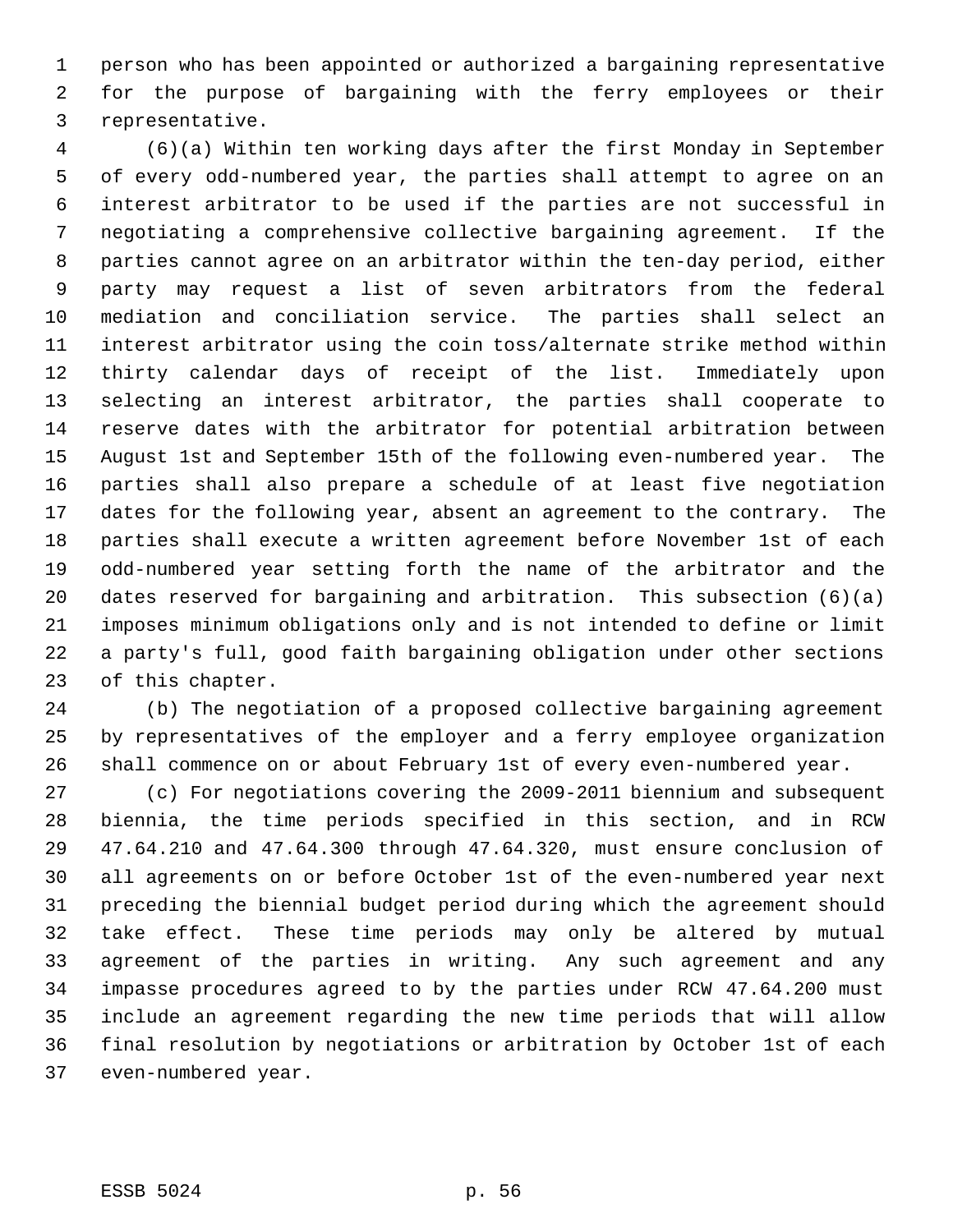person who has been appointed or authorized a bargaining representative for the purpose of bargaining with the ferry employees or their representative.

(6)(a) Within ten working days after the first Monday in September of every odd-numbered year, the parties shall attempt to agree on an interest arbitrator to be used if the parties are not successful in negotiating a comprehensive collective bargaining agreement. If the parties cannot agree on an arbitrator within the ten-day period, either party may request a list of seven arbitrators from the federal mediation and conciliation service. The parties shall select an interest arbitrator using the coin toss/alternate strike method within thirty calendar days of receipt of the list. Immediately upon selecting an interest arbitrator, the parties shall cooperate to reserve dates with the arbitrator for potential arbitration between August 1st and September 15th of the following even-numbered year. The parties shall also prepare a schedule of at least five negotiation dates for the following year, absent an agreement to the contrary. The parties shall execute a written agreement before November 1st of each odd-numbered year setting forth the name of the arbitrator and the dates reserved for bargaining and arbitration. This subsection (6)(a) imposes minimum obligations only and is not intended to define or limit a party's full, good faith bargaining obligation under other sections of this chapter.

(b) The negotiation of a proposed collective bargaining agreement by representatives of the employer and a ferry employee organization shall commence on or about February 1st of every even-numbered year.

(c) For negotiations covering the 2009-2011 biennium and subsequent biennia, the time periods specified in this section, and in RCW 47.64.210 and 47.64.300 through 47.64.320, must ensure conclusion of all agreements on or before October 1st of the even-numbered year next preceding the biennial budget period during which the agreement should take effect. These time periods may only be altered by mutual agreement of the parties in writing. Any such agreement and any impasse procedures agreed to by the parties under RCW 47.64.200 must include an agreement regarding the new time periods that will allow final resolution by negotiations or arbitration by October 1st of each even-numbered year.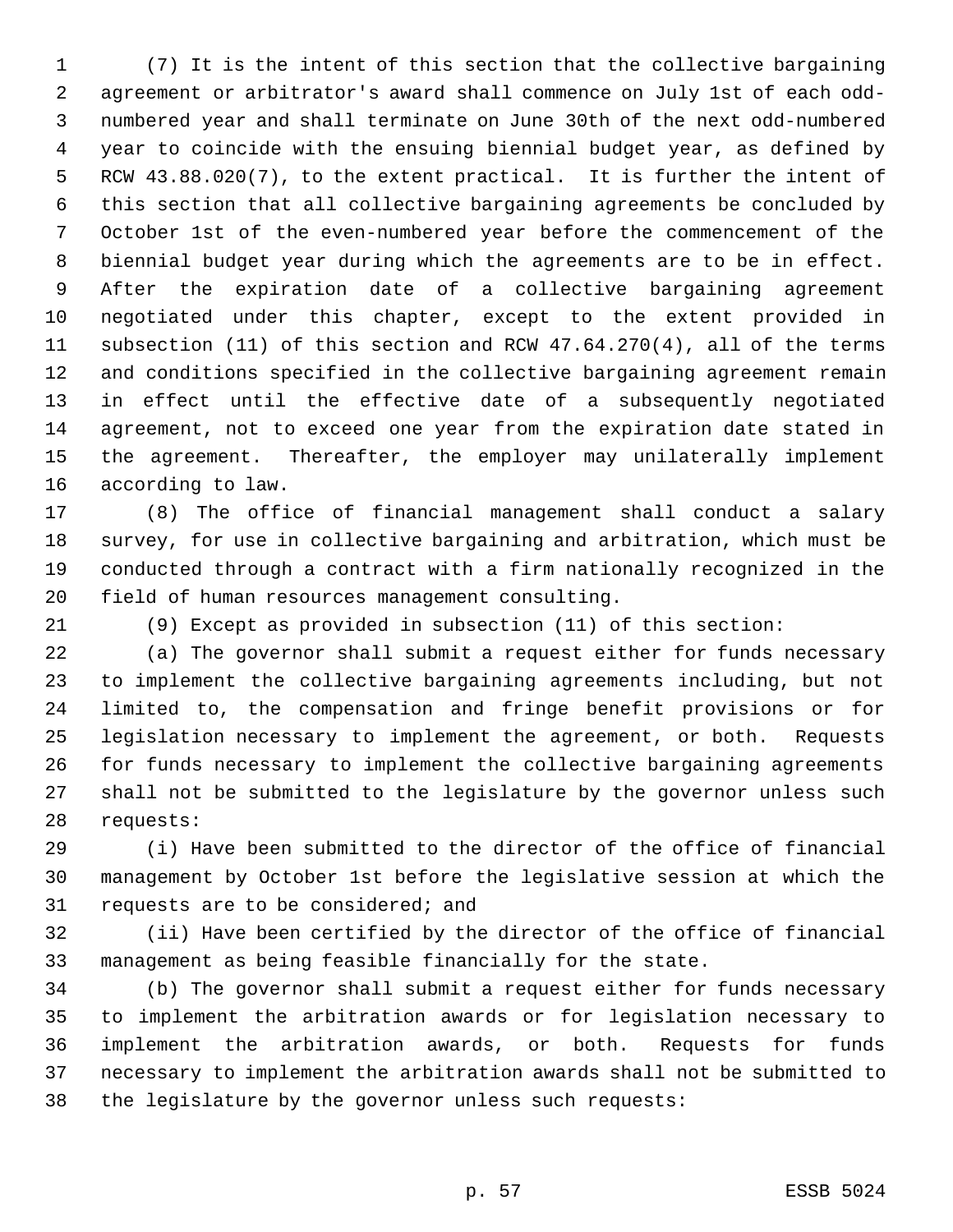(7) It is the intent of this section that the collective bargaining agreement or arbitrator's award shall commence on July 1st of each odd-numbered year and shall terminate on June 30th of the next odd-numbered year to coincide with the ensuing biennial budget year, as defined by RCW 43.88.020(7), to the extent practical. It is further the intent of this section that all collective bargaining agreements be concluded by October 1st of the even-numbered year before the commencement of the biennial budget year during which the agreements are to be in effect. After the expiration date of a collective bargaining agreement negotiated under this chapter, except to the extent provided in subsection (11) of this section and RCW 47.64.270(4), all of the terms and conditions specified in the collective bargaining agreement remain in effect until the effective date of a subsequently negotiated agreement, not to exceed one year from the expiration date stated in the agreement. Thereafter, the employer may unilaterally implement according to law.

(8) The office of financial management shall conduct a salary survey, for use in collective bargaining and arbitration, which must be conducted through a contract with a firm nationally recognized in the field of human resources management consulting.

(9) Except as provided in subsection (11) of this section:

(a) The governor shall submit a request either for funds necessary to implement the collective bargaining agreements including, but not limited to, the compensation and fringe benefit provisions or for legislation necessary to implement the agreement, or both. Requests for funds necessary to implement the collective bargaining agreements shall not be submitted to the legislature by the governor unless such requests:

(i) Have been submitted to the director of the office of financial management by October 1st before the legislative session at which the requests are to be considered; and

(ii) Have been certified by the director of the office of financial management as being feasible financially for the state.

(b) The governor shall submit a request either for funds necessary to implement the arbitration awards or for legislation necessary to implement the arbitration awards, or both. Requests for funds necessary to implement the arbitration awards shall not be submitted to the legislature by the governor unless such requests: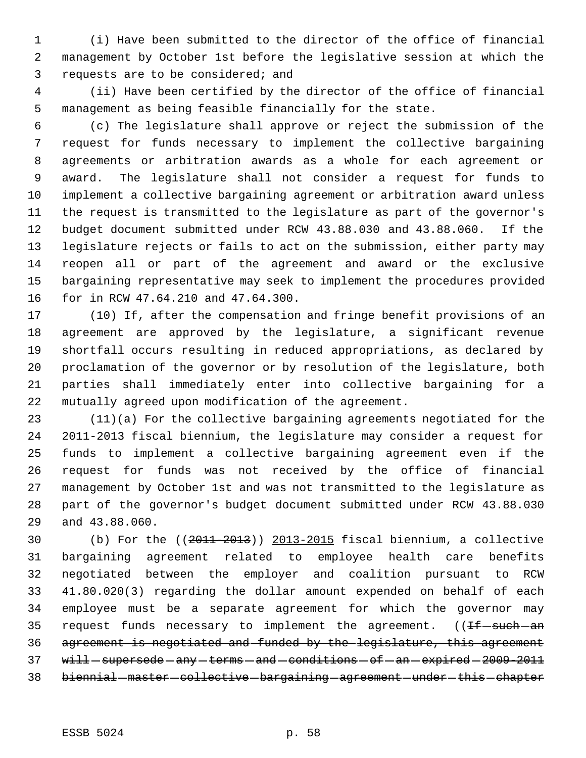(i) Have been submitted to the director of the office of financial management by October 1st before the legislative session at which the requests are to be considered; and

(ii) Have been certified by the director of the office of financial management as being feasible financially for the state.

(c) The legislature shall approve or reject the submission of the request for funds necessary to implement the collective bargaining agreements or arbitration awards as a whole for each agreement or award. The legislature shall not consider a request for funds to implement a collective bargaining agreement or arbitration award unless the request is transmitted to the legislature as part of the governor's budget document submitted under RCW 43.88.030 and 43.88.060. If the legislature rejects or fails to act on the submission, either party may reopen all or part of the agreement and award or the exclusive bargaining representative may seek to implement the procedures provided for in RCW 47.64.210 and 47.64.300.

(10) If, after the compensation and fringe benefit provisions of an agreement are approved by the legislature, a significant revenue shortfall occurs resulting in reduced appropriations, as declared by proclamation of the governor or by resolution of the legislature, both parties shall immediately enter into collective bargaining for a mutually agreed upon modification of the agreement.

(11)(a) For the collective bargaining agreements negotiated for the 2011-2013 fiscal biennium, the legislature may consider a request for funds to implement a collective bargaining agreement even if the request for funds was not received by the office of financial management by October 1st and was not transmitted to the legislature as part of the governor's budget document submitted under RCW 43.88.030 and 43.88.060.

(b) For the ((~~2011-2013~~)) <u>2013-2015</u> fiscal biennium, a collective bargaining agreement related to employee health care benefits negotiated between the employer and coalition pursuant to RCW 41.80.020(3) regarding the dollar amount expended on behalf of each employee must be a separate agreement for which the governor may request funds necessary to implement the agreement. ((~~If such an agreement is negotiated and funded by the legislature, this agreement will supersede any terms and conditions of an expired 2009-2011 biennial master collective bargaining agreement under this chapter~~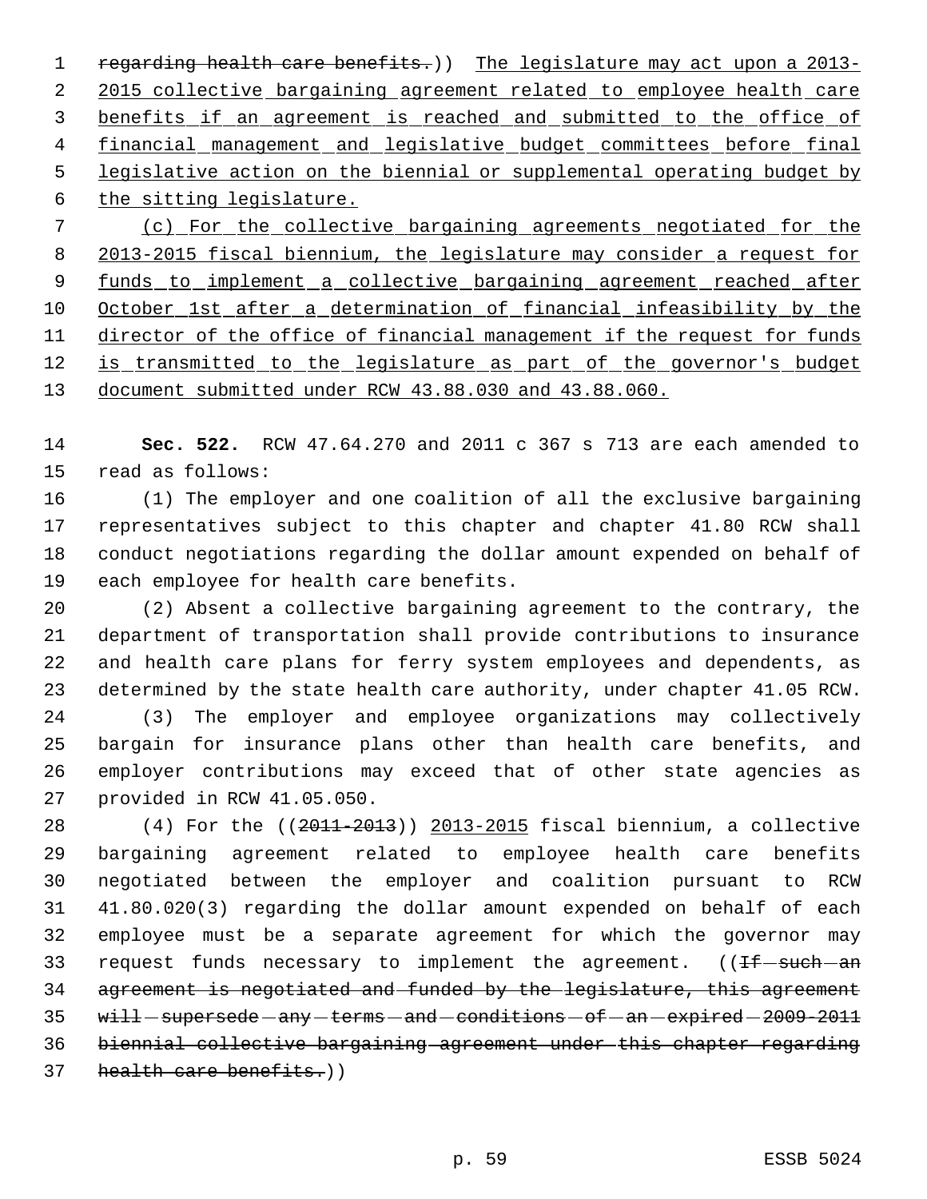~~regarding health care benefits.~~)) The legislature may act upon a 2013-2015 collective bargaining agreement related to employee health care benefits if an agreement is reached and submitted to the office of financial management and legislative budget committees before final legislative action on the biennial or supplemental operating budget by the sitting legislature.

(c) For the collective bargaining agreements negotiated for the 2013-2015 fiscal biennium, the legislature may consider a request for funds to implement a collective bargaining agreement reached after October 1st after a determination of financial infeasibility by the director of the office of financial management if the request for funds is transmitted to the legislature as part of the governor's budget document submitted under RCW 43.88.030 and 43.88.060.

**Sec. 522.** RCW 47.64.270 and 2011 c 367 s 713 are each amended to read as follows:

(1) The employer and one coalition of all the exclusive bargaining representatives subject to this chapter and chapter 41.80 RCW shall conduct negotiations regarding the dollar amount expended on behalf of each employee for health care benefits.

(2) Absent a collective bargaining agreement to the contrary, the department of transportation shall provide contributions to insurance and health care plans for ferry system employees and dependents, as determined by the state health care authority, under chapter 41.05 RCW.

(3) The employer and employee organizations may collectively bargain for insurance plans other than health care benefits, and employer contributions may exceed that of other state agencies as provided in RCW 41.05.050.

(4) For the ((~~2011-2013~~)) 2013-2015 fiscal biennium, a collective bargaining agreement related to employee health care benefits negotiated between the employer and coalition pursuant to RCW 41.80.020(3) regarding the dollar amount expended on behalf of each employee must be a separate agreement for which the governor may request funds necessary to implement the agreement. ((~~If such an agreement is negotiated and funded by the legislature, this agreement will supersede any terms and conditions of an expired 2009-2011 biennial collective bargaining agreement under this chapter regarding health care benefits.~~))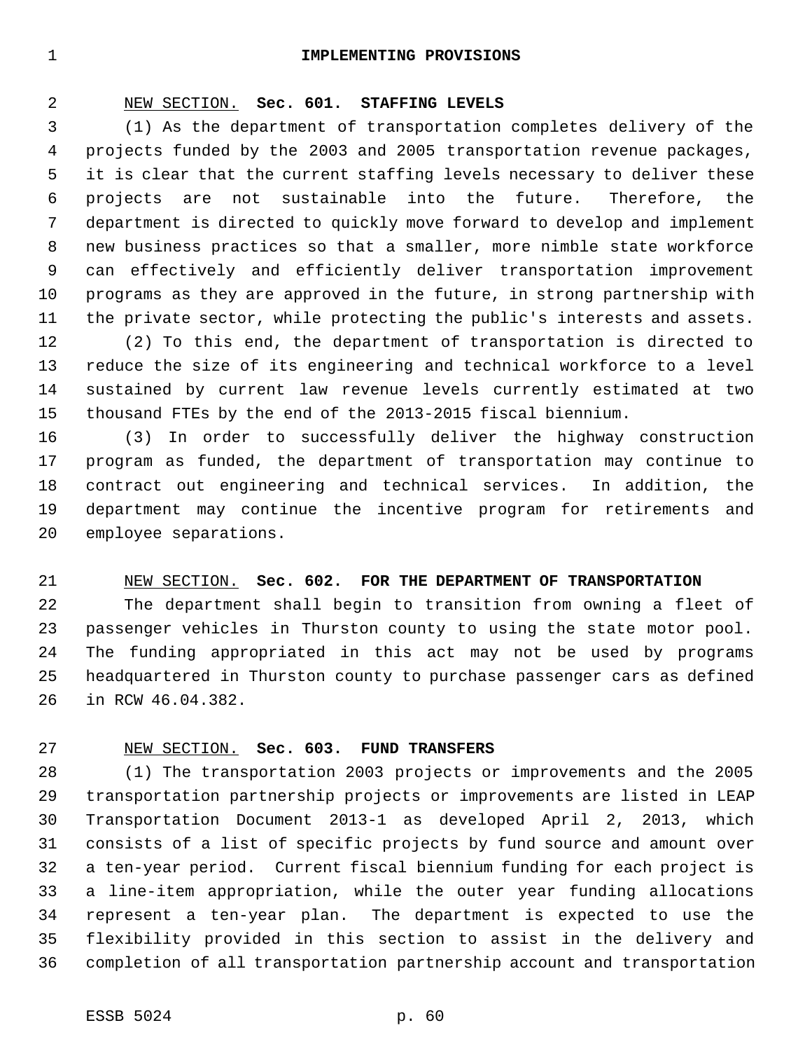# IMPLEMENTING PROVISIONS

NEW SECTION. **Sec. 601. STAFFING LEVELS**

(1) As the department of transportation completes delivery of the projects funded by the 2003 and 2005 transportation revenue packages, it is clear that the current staffing levels necessary to deliver these projects are not sustainable into the future. Therefore, the department is directed to quickly move forward to develop and implement new business practices so that a smaller, more nimble state workforce can effectively and efficiently deliver transportation improvement programs as they are approved in the future, in strong partnership with the private sector, while protecting the public's interests and assets.

(2) To this end, the department of transportation is directed to reduce the size of its engineering and technical workforce to a level sustained by current law revenue levels currently estimated at two thousand FTEs by the end of the 2013-2015 fiscal biennium.

(3) In order to successfully deliver the highway construction program as funded, the department of transportation may continue to contract out engineering and technical services. In addition, the department may continue the incentive program for retirements and employee separations.

NEW SECTION. **Sec. 602. FOR THE DEPARTMENT OF TRANSPORTATION**

The department shall begin to transition from owning a fleet of passenger vehicles in Thurston county to using the state motor pool. The funding appropriated in this act may not be used by programs headquartered in Thurston county to purchase passenger cars as defined in RCW 46.04.382.

NEW SECTION. **Sec. 603. FUND TRANSFERS**

(1) The transportation 2003 projects or improvements and the 2005 transportation partnership projects or improvements are listed in LEAP Transportation Document 2013-1 as developed April 2, 2013, which consists of a list of specific projects by fund source and amount over a ten-year period. Current fiscal biennium funding for each project is a line-item appropriation, while the outer year funding allocations represent a ten-year plan. The department is expected to use the flexibility provided in this section to assist in the delivery and completion of all transportation partnership account and transportation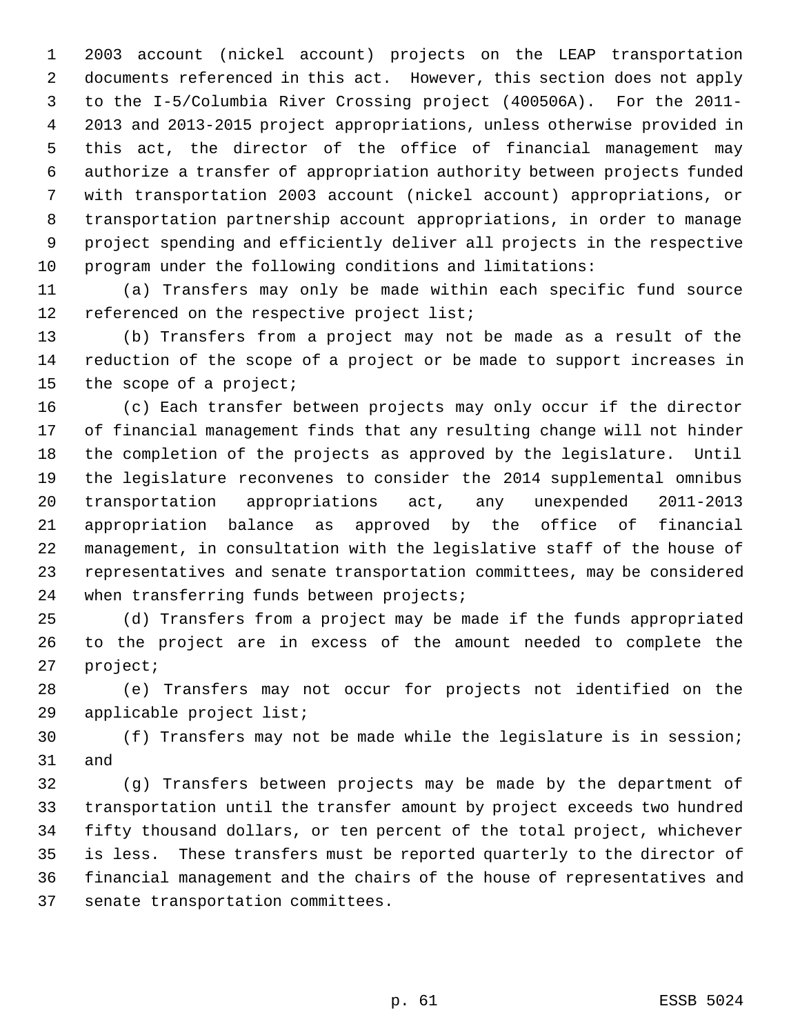2003 account (nickel account) projects on the LEAP transportation documents referenced in this act. However, this section does not apply to the I-5/Columbia River Crossing project (400506A). For the 2011-2013 and 2013-2015 project appropriations, unless otherwise provided in this act, the director of the office of financial management may authorize a transfer of appropriation authority between projects funded with transportation 2003 account (nickel account) appropriations, or transportation partnership account appropriations, in order to manage project spending and efficiently deliver all projects in the respective program under the following conditions and limitations:

(a) Transfers may only be made within each specific fund source referenced on the respective project list;

(b) Transfers from a project may not be made as a result of the reduction of the scope of a project or be made to support increases in the scope of a project;

(c) Each transfer between projects may only occur if the director of financial management finds that any resulting change will not hinder the completion of the projects as approved by the legislature. Until the legislature reconvenes to consider the 2014 supplemental omnibus transportation appropriations act, any unexpended 2011-2013 appropriation balance as approved by the office of financial management, in consultation with the legislative staff of the house of representatives and senate transportation committees, may be considered when transferring funds between projects;

(d) Transfers from a project may be made if the funds appropriated to the project are in excess of the amount needed to complete the project;

(e) Transfers may not occur for projects not identified on the applicable project list;

(f) Transfers may not be made while the legislature is in session; and

(g) Transfers between projects may be made by the department of transportation until the transfer amount by project exceeds two hundred fifty thousand dollars, or ten percent of the total project, whichever is less. These transfers must be reported quarterly to the director of financial management and the chairs of the house of representatives and senate transportation committees.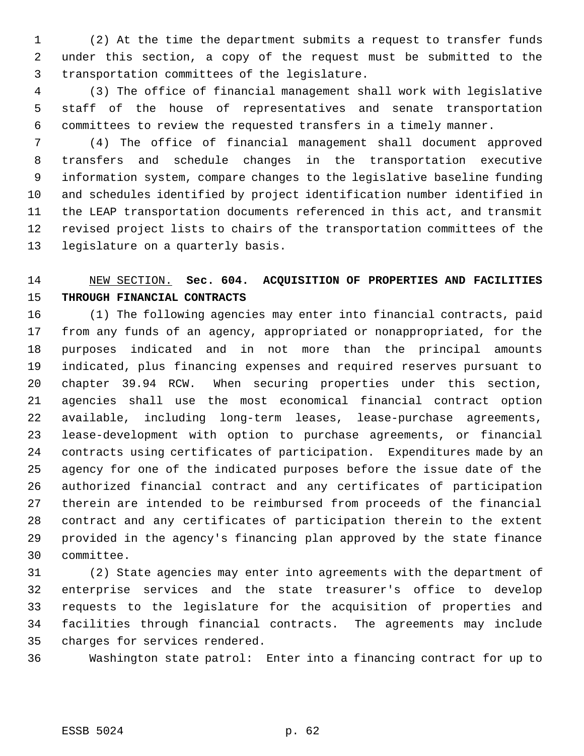(2) At the time the department submits a request to transfer funds under this section, a copy of the request must be submitted to the transportation committees of the legislature.

(3) The office of financial management shall work with legislative staff of the house of representatives and senate transportation committees to review the requested transfers in a timely manner.

(4) The office of financial management shall document approved transfers and schedule changes in the transportation executive information system, compare changes to the legislative baseline funding and schedules identified by project identification number identified in the LEAP transportation documents referenced in this act, and transmit revised project lists to chairs of the transportation committees of the legislature on a quarterly basis.

NEW SECTION. **Sec. 604. ACQUISITION OF PROPERTIES AND FACILITIES THROUGH FINANCIAL CONTRACTS**

(1) The following agencies may enter into financial contracts, paid from any funds of an agency, appropriated or nonappropriated, for the purposes indicated and in not more than the principal amounts indicated, plus financing expenses and required reserves pursuant to chapter 39.94 RCW. When securing properties under this section, agencies shall use the most economical financial contract option available, including long-term leases, lease-purchase agreements, lease-development with option to purchase agreements, or financial contracts using certificates of participation. Expenditures made by an agency for one of the indicated purposes before the issue date of the authorized financial contract and any certificates of participation therein are intended to be reimbursed from proceeds of the financial contract and any certificates of participation therein to the extent provided in the agency's financing plan approved by the state finance committee.

(2) State agencies may enter into agreements with the department of enterprise services and the state treasurer's office to develop requests to the legislature for the acquisition of properties and facilities through financial contracts. The agreements may include charges for services rendered.

Washington state patrol: Enter into a financing contract for up to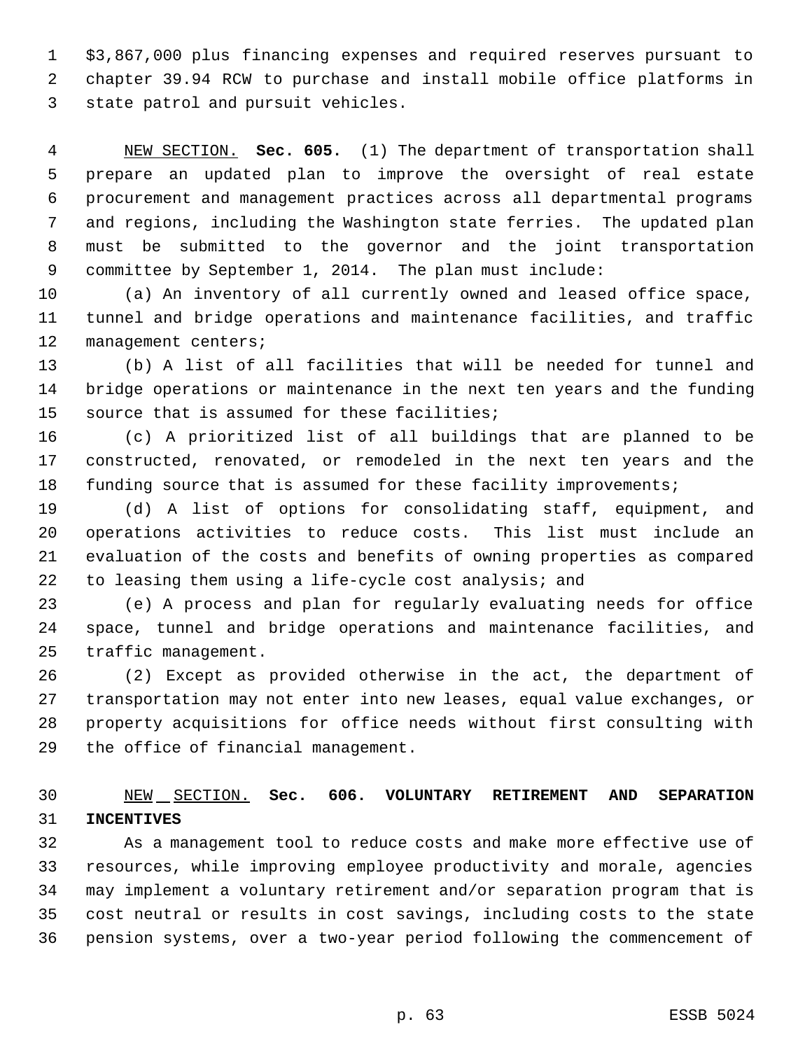$3,867,000 plus financing expenses and required reserves pursuant to chapter 39.94 RCW to purchase and install mobile office platforms in state patrol and pursuit vehicles.

NEW SECTION. **Sec. 605.** (1) The department of transportation shall prepare an updated plan to improve the oversight of real estate procurement and management practices across all departmental programs and regions, including the Washington state ferries. The updated plan must be submitted to the governor and the joint transportation committee by September 1, 2014. The plan must include:

(a) An inventory of all currently owned and leased office space, tunnel and bridge operations and maintenance facilities, and traffic management centers;

(b) A list of all facilities that will be needed for tunnel and bridge operations or maintenance in the next ten years and the funding source that is assumed for these facilities;

(c) A prioritized list of all buildings that are planned to be constructed, renovated, or remodeled in the next ten years and the funding source that is assumed for these facility improvements;

(d) A list of options for consolidating staff, equipment, and operations activities to reduce costs. This list must include an evaluation of the costs and benefits of owning properties as compared to leasing them using a life-cycle cost analysis; and

(e) A process and plan for regularly evaluating needs for office space, tunnel and bridge operations and maintenance facilities, and traffic management.

(2) Except as provided otherwise in the act, the department of transportation may not enter into new leases, equal value exchanges, or property acquisitions for office needs without first consulting with the office of financial management.

NEW SECTION. **Sec. 606. VOLUNTARY RETIREMENT AND SEPARATION INCENTIVES**

As a management tool to reduce costs and make more effective use of resources, while improving employee productivity and morale, agencies may implement a voluntary retirement and/or separation program that is cost neutral or results in cost savings, including costs to the state pension systems, over a two-year period following the commencement of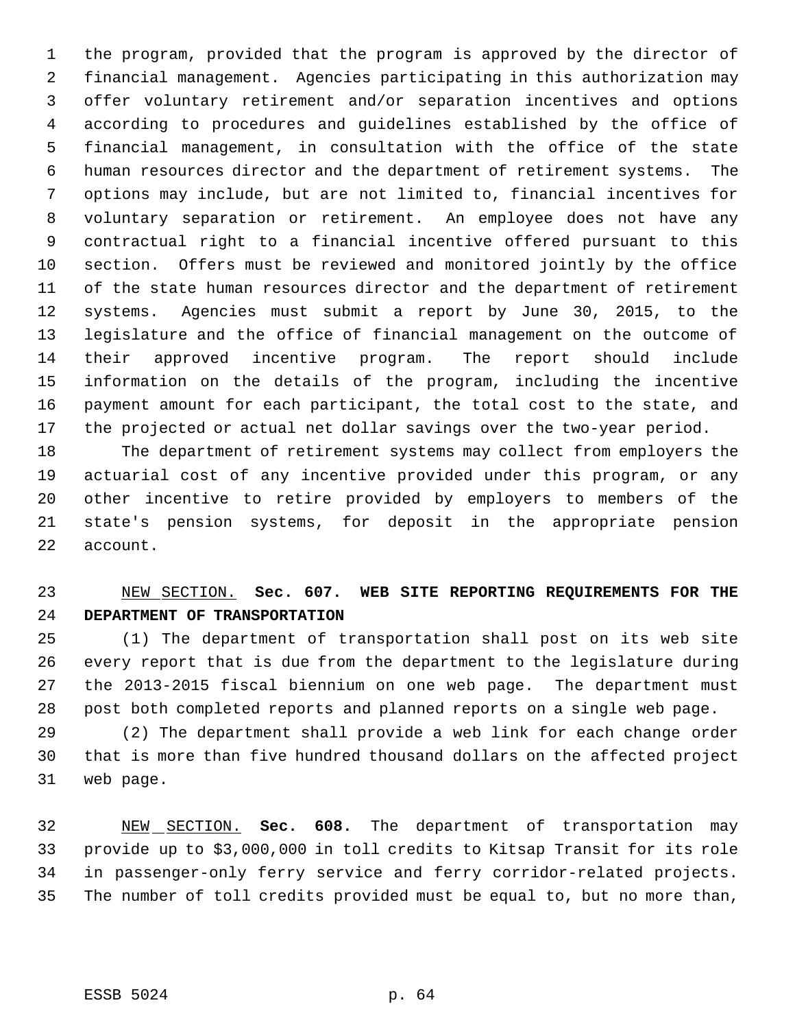the program, provided that the program is approved by the director of financial management. Agencies participating in this authorization may offer voluntary retirement and/or separation incentives and options according to procedures and guidelines established by the office of financial management, in consultation with the office of the state human resources director and the department of retirement systems. The options may include, but are not limited to, financial incentives for voluntary separation or retirement. An employee does not have any contractual right to a financial incentive offered pursuant to this section. Offers must be reviewed and monitored jointly by the office of the state human resources director and the department of retirement systems. Agencies must submit a report by June 30, 2015, to the legislature and the office of financial management on the outcome of their approved incentive program. The report should include information on the details of the program, including the incentive payment amount for each participant, the total cost to the state, and the projected or actual net dollar savings over the two-year period.

The department of retirement systems may collect from employers the actuarial cost of any incentive provided under this program, or any other incentive to retire provided by employers to members of the state's pension systems, for deposit in the appropriate pension account.

NEW SECTION. **Sec. 607. WEB SITE REPORTING REQUIREMENTS FOR THE DEPARTMENT OF TRANSPORTATION**

(1) The department of transportation shall post on its web site every report that is due from the department to the legislature during the 2013-2015 fiscal biennium on one web page. The department must post both completed reports and planned reports on a single web page.

(2) The department shall provide a web link for each change order that is more than five hundred thousand dollars on the affected project web page.

NEW SECTION. **Sec. 608.** The department of transportation may provide up to $3,000,000 in toll credits to Kitsap Transit for its role in passenger-only ferry service and ferry corridor-related projects. The number of toll credits provided must be equal to, but no more than,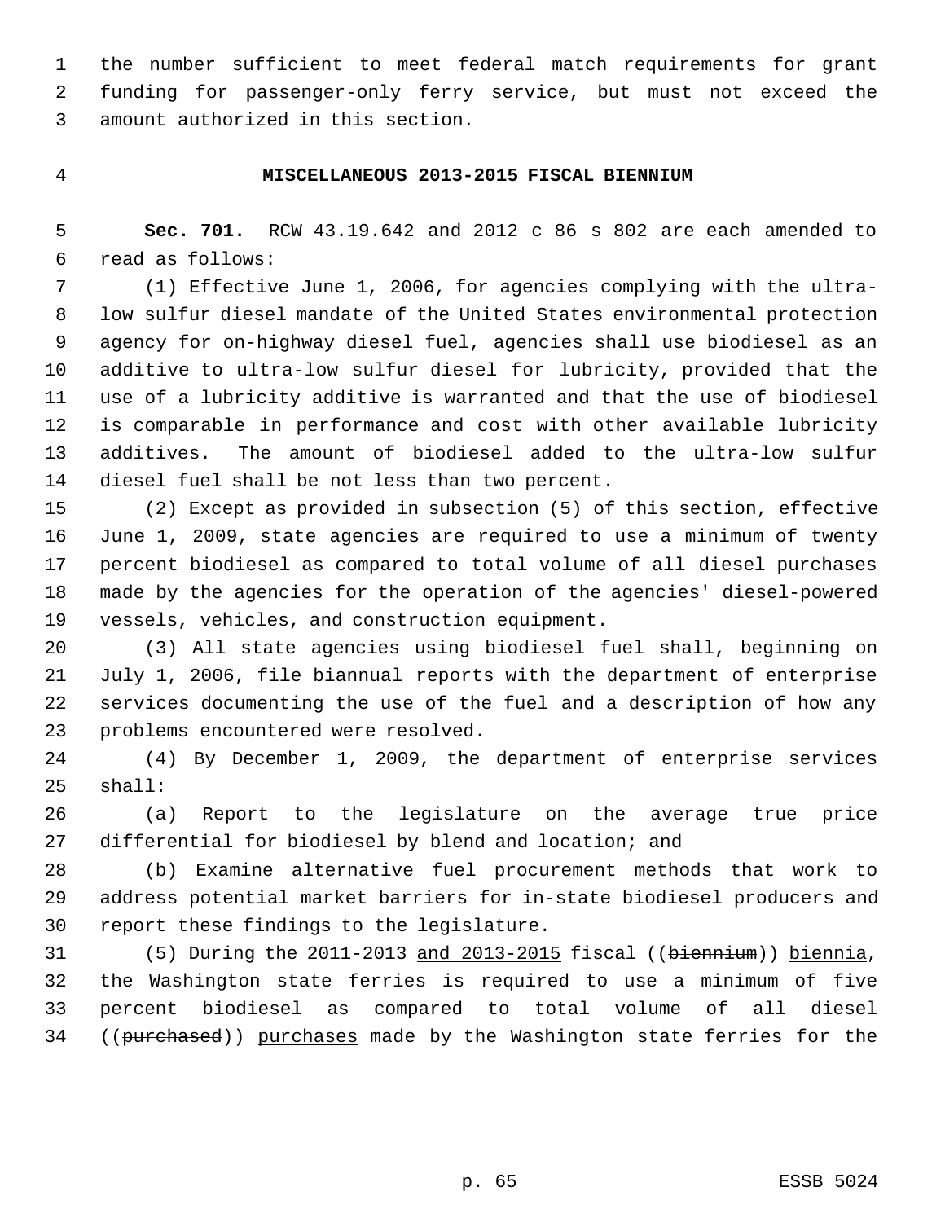the number sufficient to meet federal match requirements for grant funding for passenger-only ferry service, but must not exceed the amount authorized in this section.

## MISCELLANEOUS 2013-2015 FISCAL BIENNIUM

**Sec. 701.** RCW 43.19.642 and 2012 c 86 s 802 are each amended to read as follows:

(1) Effective June 1, 2006, for agencies complying with the ultra-low sulfur diesel mandate of the United States environmental protection agency for on-highway diesel fuel, agencies shall use biodiesel as an additive to ultra-low sulfur diesel for lubricity, provided that the use of a lubricity additive is warranted and that the use of biodiesel is comparable in performance and cost with other available lubricity additives. The amount of biodiesel added to the ultra-low sulfur diesel fuel shall be not less than two percent.

(2) Except as provided in subsection (5) of this section, effective June 1, 2009, state agencies are required to use a minimum of twenty percent biodiesel as compared to total volume of all diesel purchases made by the agencies for the operation of the agencies' diesel-powered vessels, vehicles, and construction equipment.

(3) All state agencies using biodiesel fuel shall, beginning on July 1, 2006, file biannual reports with the department of enterprise services documenting the use of the fuel and a description of how any problems encountered were resolved.

(4) By December 1, 2009, the department of enterprise services shall:

(a) Report to the legislature on the average true price differential for biodiesel by blend and location; and

(b) Examine alternative fuel procurement methods that work to address potential market barriers for in-state biodiesel producers and report these findings to the legislature.

(5) During the 2011-2013 and 2013-2015 fiscal ((~~biennium~~)) biennia, the Washington state ferries is required to use a minimum of five percent biodiesel as compared to total volume of all diesel ((~~purchased~~)) purchases made by the Washington state ferries for the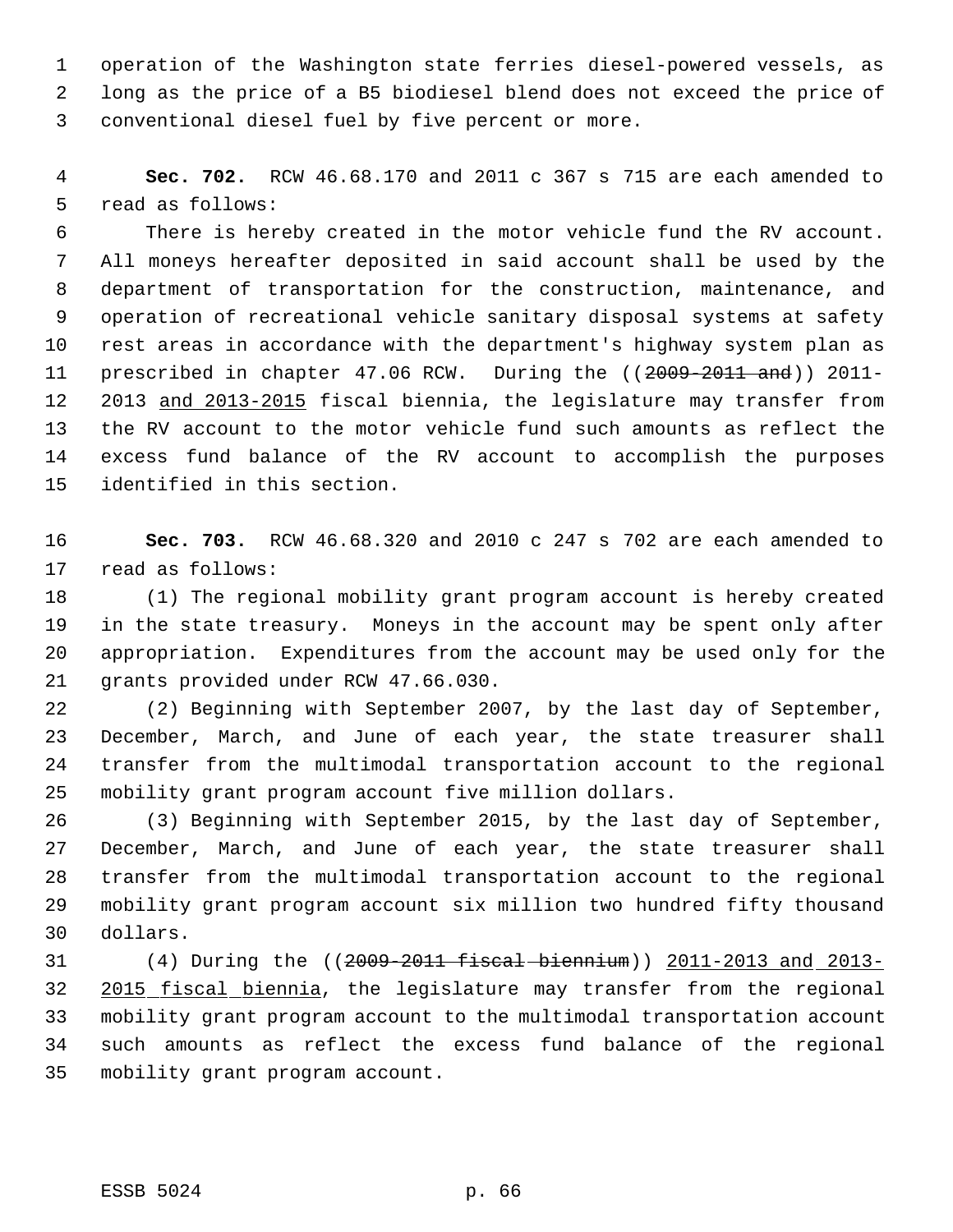operation of the Washington state ferries diesel-powered vessels, as long as the price of a B5 biodiesel blend does not exceed the price of conventional diesel fuel by five percent or more.

**Sec. 702.** RCW 46.68.170 and 2011 c 367 s 715 are each amended to read as follows:

There is hereby created in the motor vehicle fund the RV account. All moneys hereafter deposited in said account shall be used by the department of transportation for the construction, maintenance, and operation of recreational vehicle sanitary disposal systems at safety rest areas in accordance with the department's highway system plan as prescribed in chapter 47.06 RCW. During the ((~~2009-2011 and~~)) 2011-2013 <u>and 2013-2015</u> fiscal biennia, the legislature may transfer from the RV account to the motor vehicle fund such amounts as reflect the excess fund balance of the RV account to accomplish the purposes identified in this section.

**Sec. 703.** RCW 46.68.320 and 2010 c 247 s 702 are each amended to read as follows:

(1) The regional mobility grant program account is hereby created in the state treasury. Moneys in the account may be spent only after appropriation. Expenditures from the account may be used only for the grants provided under RCW 47.66.030.

(2) Beginning with September 2007, by the last day of September, December, March, and June of each year, the state treasurer shall transfer from the multimodal transportation account to the regional mobility grant program account five million dollars.

(3) Beginning with September 2015, by the last day of September, December, March, and June of each year, the state treasurer shall transfer from the multimodal transportation account to the regional mobility grant program account six million two hundred fifty thousand dollars.

(4) During the ((~~2009-2011 fiscal biennium~~)) <u>2011-2013 and 2013-2015 fiscal biennia</u>, the legislature may transfer from the regional mobility grant program account to the multimodal transportation account such amounts as reflect the excess fund balance of the regional mobility grant program account.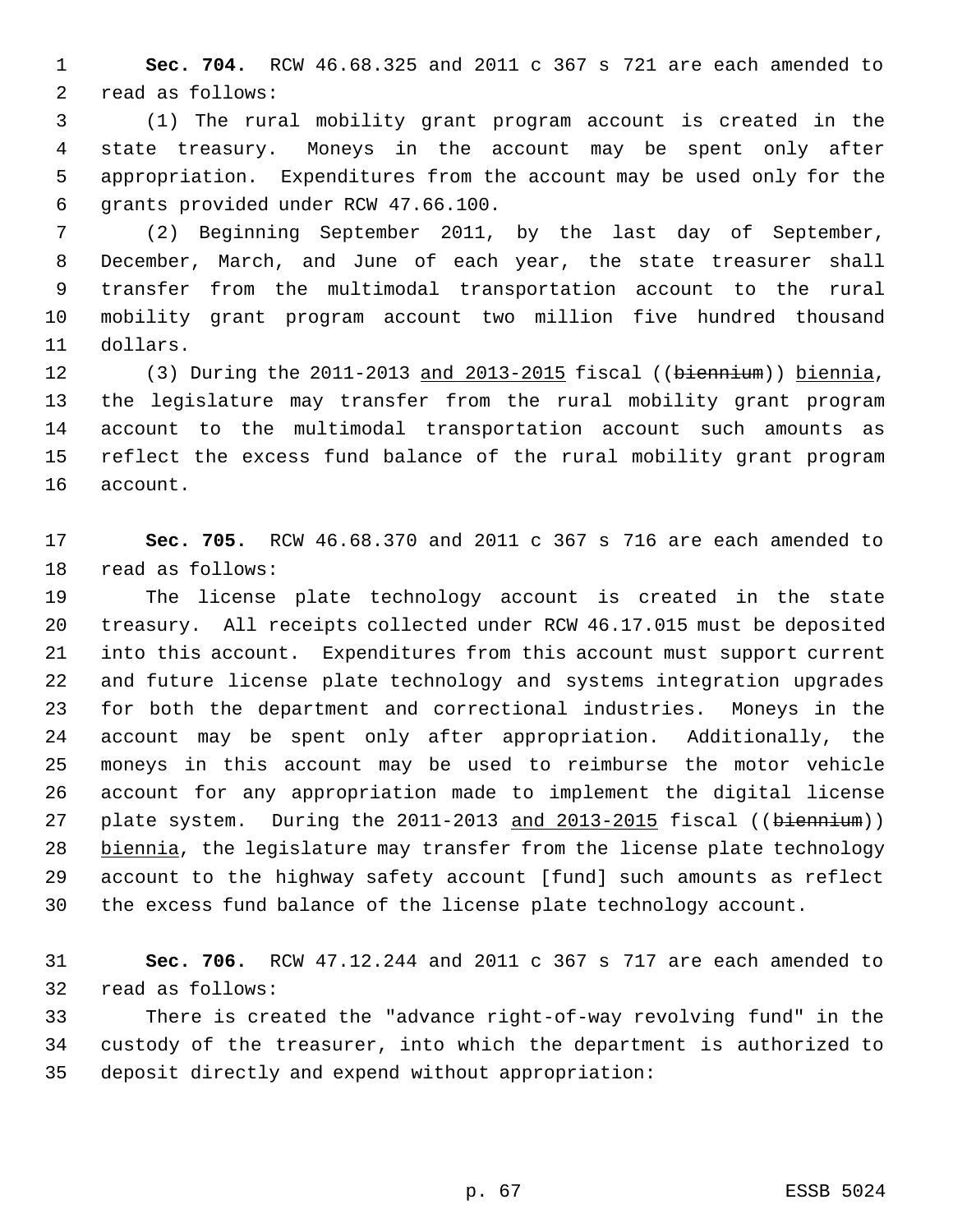**Sec. 704.** RCW 46.68.325 and 2011 c 367 s 721 are each amended to read as follows:

(1) The rural mobility grant program account is created in the state treasury. Moneys in the account may be spent only after appropriation. Expenditures from the account may be used only for the grants provided under RCW 47.66.100.

(2) Beginning September 2011, by the last day of September, December, March, and June of each year, the state treasurer shall transfer from the multimodal transportation account to the rural mobility grant program account two million five hundred thousand dollars.

(3) During the 2011-2013 and 2013-2015 fiscal ((~~biennium~~)) biennia, the legislature may transfer from the rural mobility grant program account to the multimodal transportation account such amounts as reflect the excess fund balance of the rural mobility grant program account.

**Sec. 705.** RCW 46.68.370 and 2011 c 367 s 716 are each amended to read as follows:

The license plate technology account is created in the state treasury. All receipts collected under RCW 46.17.015 must be deposited into this account. Expenditures from this account must support current and future license plate technology and systems integration upgrades for both the department and correctional industries. Moneys in the account may be spent only after appropriation. Additionally, the moneys in this account may be used to reimburse the motor vehicle account for any appropriation made to implement the digital license plate system. During the 2011-2013 and 2013-2015 fiscal ((~~biennium~~)) biennia, the legislature may transfer from the license plate technology account to the highway safety account [fund] such amounts as reflect the excess fund balance of the license plate technology account.

**Sec. 706.** RCW 47.12.244 and 2011 c 367 s 717 are each amended to read as follows:

There is created the "advance right-of-way revolving fund" in the custody of the treasurer, into which the department is authorized to deposit directly and expend without appropriation: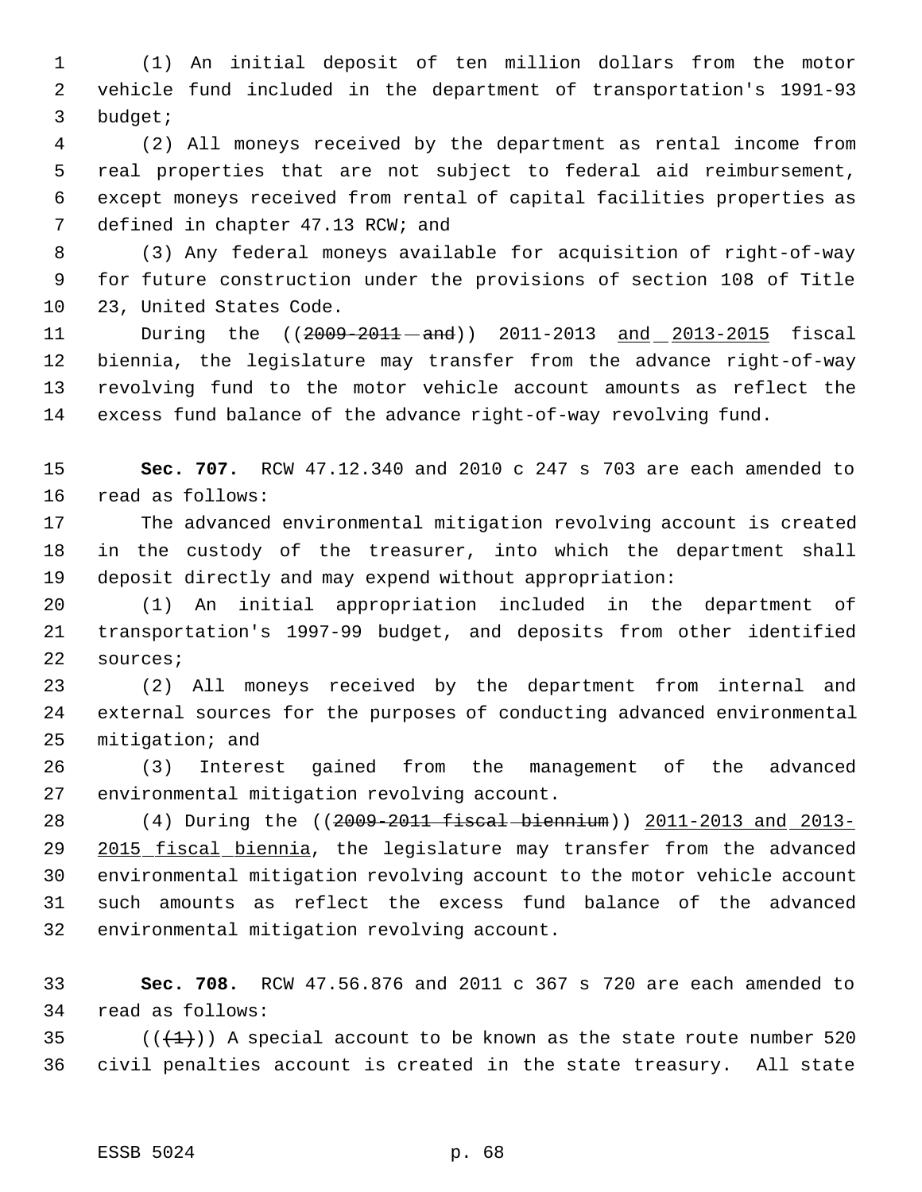(1) An initial deposit of ten million dollars from the motor vehicle fund included in the department of transportation's 1991-93 budget;

(2) All moneys received by the department as rental income from real properties that are not subject to federal aid reimbursement, except moneys received from rental of capital facilities properties as defined in chapter 47.13 RCW; and

(3) Any federal moneys available for acquisition of right-of-way for future construction under the provisions of section 108 of Title 23, United States Code.

During the ((~~2009-2011 and~~)) 2011-2013 and 2013-2015 fiscal biennia, the legislature may transfer from the advance right-of-way revolving fund to the motor vehicle account amounts as reflect the excess fund balance of the advance right-of-way revolving fund.

**Sec. 707.** RCW 47.12.340 and 2010 c 247 s 703 are each amended to read as follows:

The advanced environmental mitigation revolving account is created in the custody of the treasurer, into which the department shall deposit directly and may expend without appropriation:

(1) An initial appropriation included in the department of transportation's 1997-99 budget, and deposits from other identified sources;

(2) All moneys received by the department from internal and external sources for the purposes of conducting advanced environmental mitigation; and

(3) Interest gained from the management of the advanced environmental mitigation revolving account.

(4) During the ((~~2009-2011 fiscal biennium~~)) 2011-2013 and 2013-2015 fiscal biennia, the legislature may transfer from the advanced environmental mitigation revolving account to the motor vehicle account such amounts as reflect the excess fund balance of the advanced environmental mitigation revolving account.

**Sec. 708.** RCW 47.56.876 and 2011 c 367 s 720 are each amended to read as follows:

((~~(1)~~)) A special account to be known as the state route number 520 civil penalties account is created in the state treasury. All state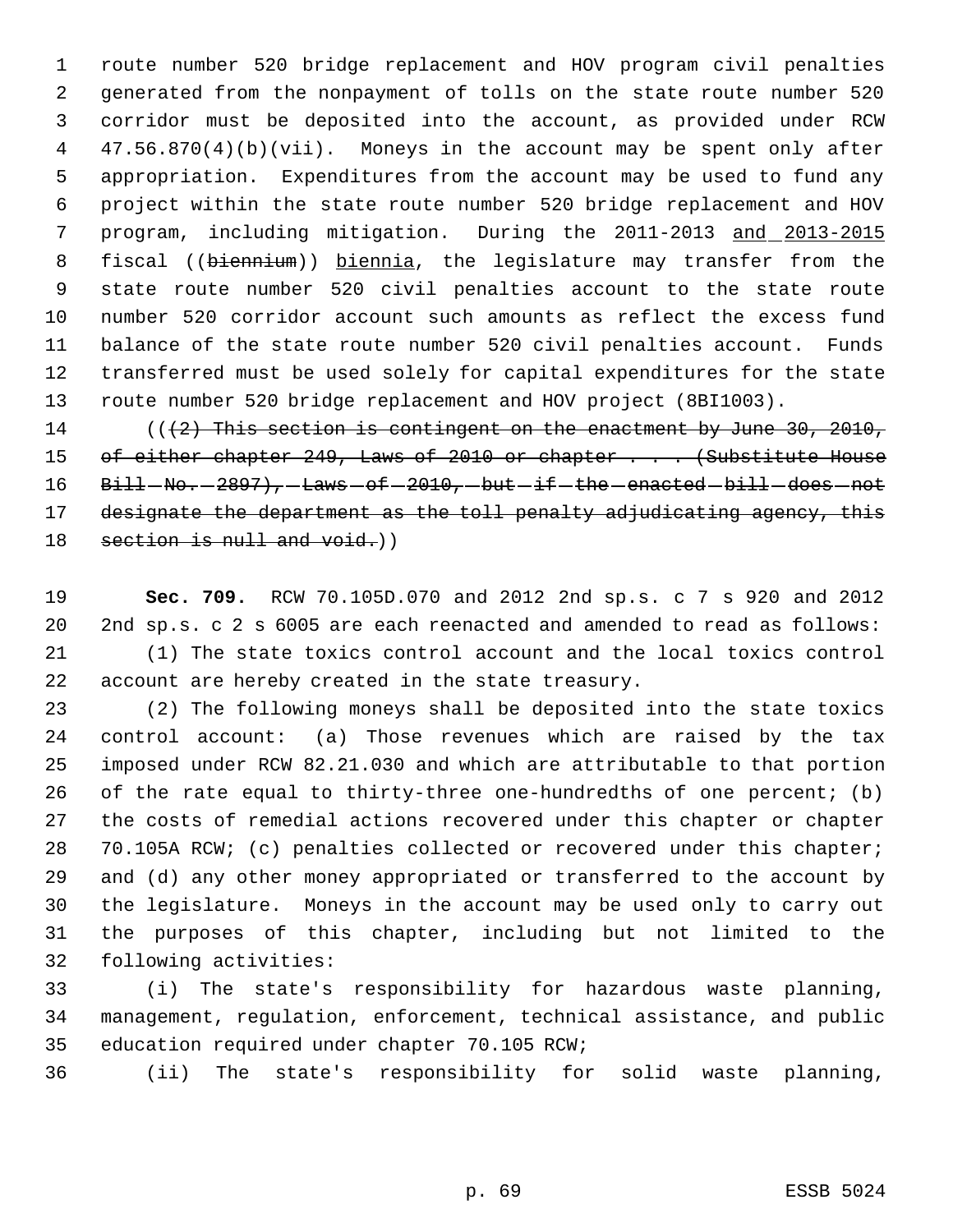route number 520 bridge replacement and HOV program civil penalties generated from the nonpayment of tolls on the state route number 520 corridor must be deposited into the account, as provided under RCW 47.56.870(4)(b)(vii). Moneys in the account may be spent only after appropriation. Expenditures from the account may be used to fund any project within the state route number 520 bridge replacement and HOV program, including mitigation. During the 2011-2013 and 2013-2015 fiscal ((biennium)) biennia, the legislature may transfer from the state route number 520 civil penalties account to the state route number 520 corridor account such amounts as reflect the excess fund balance of the state route number 520 civil penalties account. Funds transferred must be used solely for capital expenditures for the state route number 520 bridge replacement and HOV project (8BI1003).

~~((~~~~(2) This section is contingent on the enactment by June 30, 2010, of either chapter 249, Laws of 2010 or chapter . . . (Substitute House Bill No. 2897), Laws of 2010, but if the enacted bill does not designate the department as the toll penalty adjudicating agency, this section is null and void.~~))

**Sec. 709.** RCW 70.105D.070 and 2012 2nd sp.s. c 7 s 920 and 2012 2nd sp.s. c 2 s 6005 are each reenacted and amended to read as follows:

(1) The state toxics control account and the local toxics control account are hereby created in the state treasury.

(2) The following moneys shall be deposited into the state toxics control account: (a) Those revenues which are raised by the tax imposed under RCW 82.21.030 and which are attributable to that portion of the rate equal to thirty-three one-hundredths of one percent; (b) the costs of remedial actions recovered under this chapter or chapter 70.105A RCW; (c) penalties collected or recovered under this chapter; and (d) any other money appropriated or transferred to the account by the legislature. Moneys in the account may be used only to carry out the purposes of this chapter, including but not limited to the following activities:

(i) The state's responsibility for hazardous waste planning, management, regulation, enforcement, technical assistance, and public education required under chapter 70.105 RCW;

(ii) The state's responsibility for solid waste planning,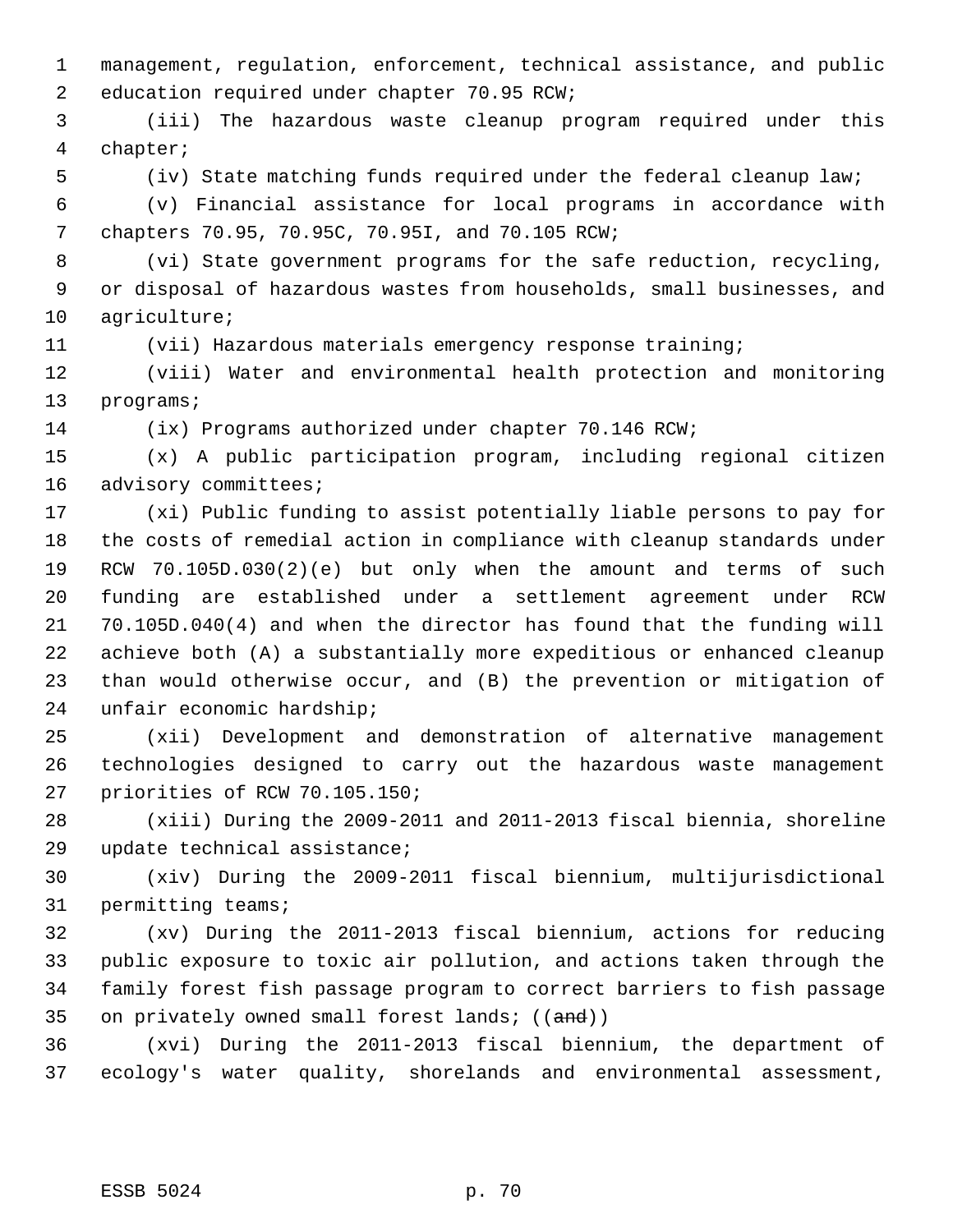management, regulation, enforcement, technical assistance, and public education required under chapter 70.95 RCW;

(iii) The hazardous waste cleanup program required under this chapter;

(iv) State matching funds required under the federal cleanup law;

(v) Financial assistance for local programs in accordance with chapters 70.95, 70.95C, 70.95I, and 70.105 RCW;

(vi) State government programs for the safe reduction, recycling, or disposal of hazardous wastes from households, small businesses, and agriculture;

(vii) Hazardous materials emergency response training;

(viii) Water and environmental health protection and monitoring programs;

(ix) Programs authorized under chapter 70.146 RCW;

(x) A public participation program, including regional citizen advisory committees;

(xi) Public funding to assist potentially liable persons to pay for the costs of remedial action in compliance with cleanup standards under RCW 70.105D.030(2)(e) but only when the amount and terms of such funding are established under a settlement agreement under RCW 70.105D.040(4) and when the director has found that the funding will achieve both (A) a substantially more expeditious or enhanced cleanup than would otherwise occur, and (B) the prevention or mitigation of unfair economic hardship;

(xii) Development and demonstration of alternative management technologies designed to carry out the hazardous waste management priorities of RCW 70.105.150;

(xiii) During the 2009-2011 and 2011-2013 fiscal biennia, shoreline update technical assistance;

(xiv) During the 2009-2011 fiscal biennium, multijurisdictional permitting teams;

(xv) During the 2011-2013 fiscal biennium, actions for reducing public exposure to toxic air pollution, and actions taken through the family forest fish passage program to correct barriers to fish passage on privately owned small forest lands; ((~~and~~))

(xvi) During the 2011-2013 fiscal biennium, the department of ecology's water quality, shorelands and environmental assessment,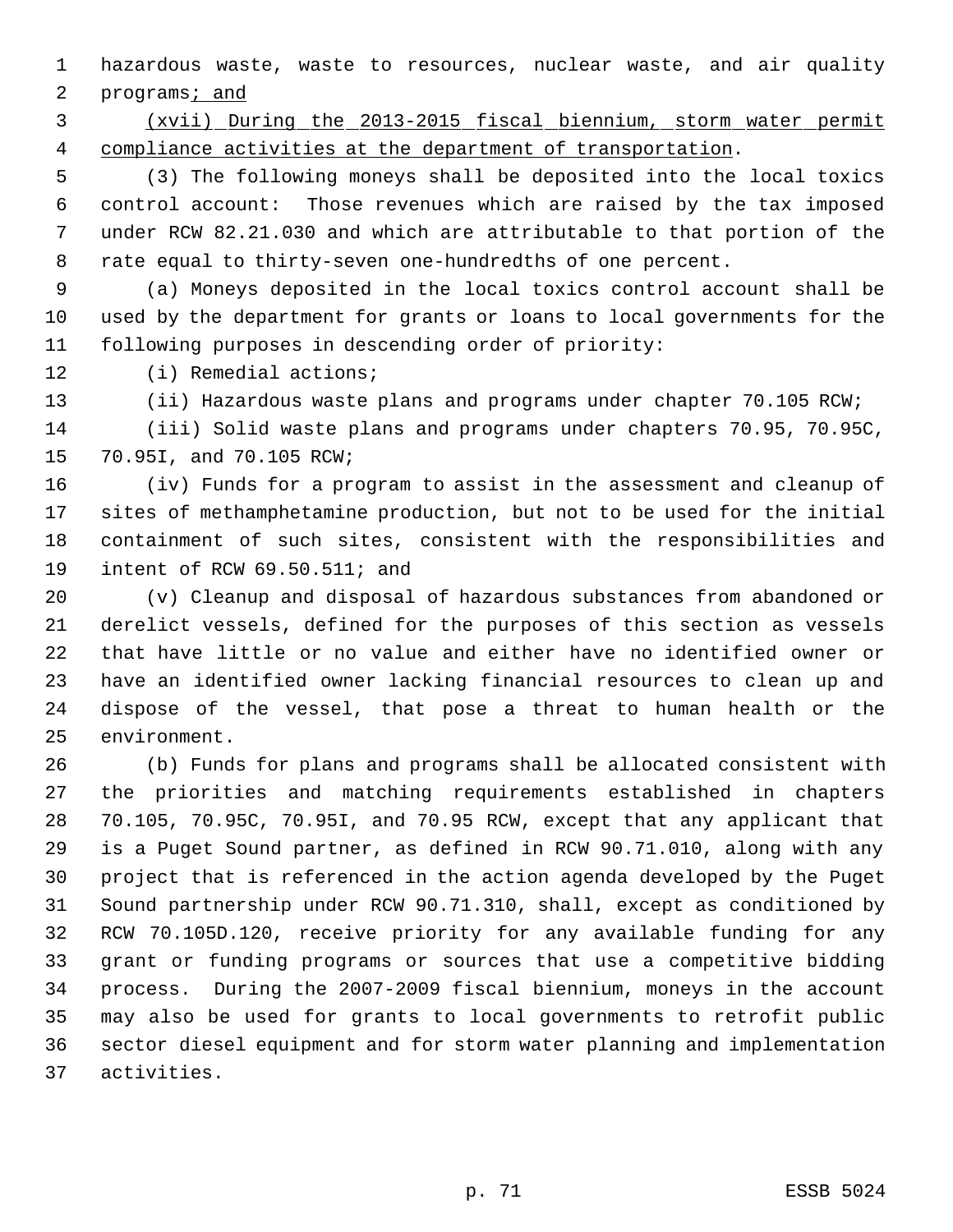hazardous waste, waste to resources, nuclear waste, and air quality programs<u>; and</u>

<u>(xvii) During the 2013-2015 fiscal biennium, storm water permit compliance activities at the department of transportation</u>.

(3) The following moneys shall be deposited into the local toxics control account: Those revenues which are raised by the tax imposed under RCW 82.21.030 and which are attributable to that portion of the rate equal to thirty-seven one-hundredths of one percent.

(a) Moneys deposited in the local toxics control account shall be used by the department for grants or loans to local governments for the following purposes in descending order of priority:

(i) Remedial actions;

(ii) Hazardous waste plans and programs under chapter 70.105 RCW;

(iii) Solid waste plans and programs under chapters 70.95, 70.95C, 70.95I, and 70.105 RCW;

(iv) Funds for a program to assist in the assessment and cleanup of sites of methamphetamine production, but not to be used for the initial containment of such sites, consistent with the responsibilities and intent of RCW 69.50.511; and

(v) Cleanup and disposal of hazardous substances from abandoned or derelict vessels, defined for the purposes of this section as vessels that have little or no value and either have no identified owner or have an identified owner lacking financial resources to clean up and dispose of the vessel, that pose a threat to human health or the environment.

(b) Funds for plans and programs shall be allocated consistent with the priorities and matching requirements established in chapters 70.105, 70.95C, 70.95I, and 70.95 RCW, except that any applicant that is a Puget Sound partner, as defined in RCW 90.71.010, along with any project that is referenced in the action agenda developed by the Puget Sound partnership under RCW 90.71.310, shall, except as conditioned by RCW 70.105D.120, receive priority for any available funding for any grant or funding programs or sources that use a competitive bidding process. During the 2007-2009 fiscal biennium, moneys in the account may also be used for grants to local governments to retrofit public sector diesel equipment and for storm water planning and implementation activities.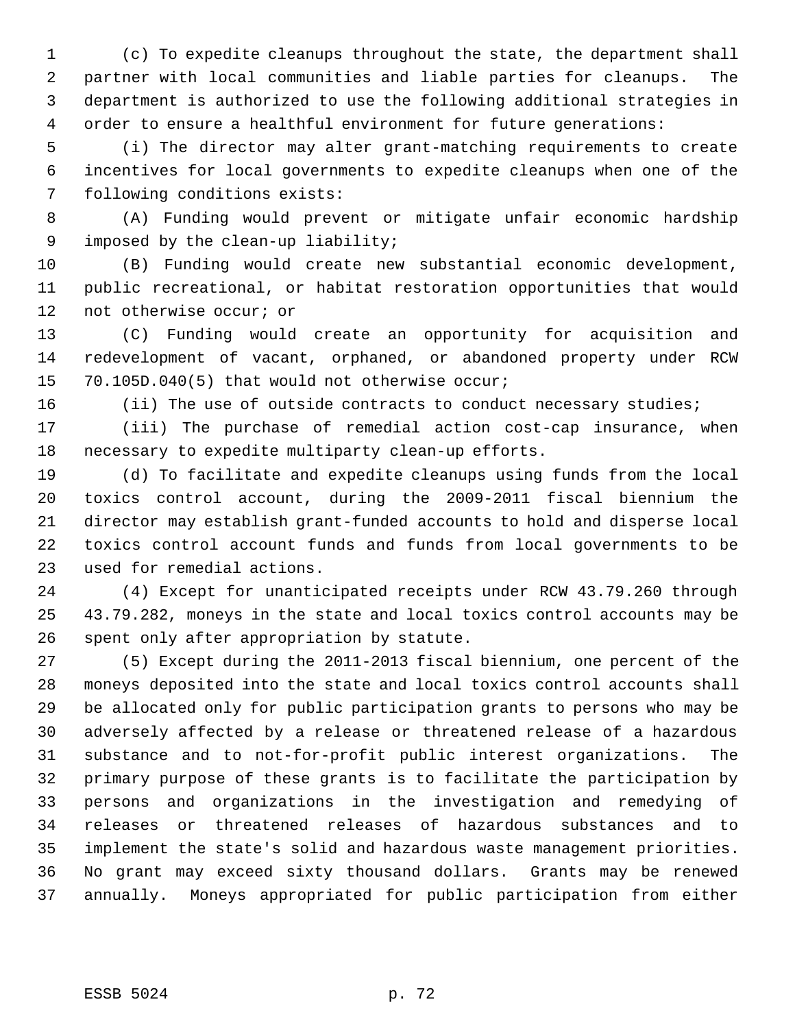(c) To expedite cleanups throughout the state, the department shall partner with local communities and liable parties for cleanups. The department is authorized to use the following additional strategies in order to ensure a healthful environment for future generations:

(i) The director may alter grant-matching requirements to create incentives for local governments to expedite cleanups when one of the following conditions exists:

(A) Funding would prevent or mitigate unfair economic hardship imposed by the clean-up liability;

(B) Funding would create new substantial economic development, public recreational, or habitat restoration opportunities that would not otherwise occur; or

(C) Funding would create an opportunity for acquisition and redevelopment of vacant, orphaned, or abandoned property under RCW 70.105D.040(5) that would not otherwise occur;

(ii) The use of outside contracts to conduct necessary studies;

(iii) The purchase of remedial action cost-cap insurance, when necessary to expedite multiparty clean-up efforts.

(d) To facilitate and expedite cleanups using funds from the local toxics control account, during the 2009-2011 fiscal biennium the director may establish grant-funded accounts to hold and disperse local toxics control account funds and funds from local governments to be used for remedial actions.

(4) Except for unanticipated receipts under RCW 43.79.260 through 43.79.282, moneys in the state and local toxics control accounts may be spent only after appropriation by statute.

(5) Except during the 2011-2013 fiscal biennium, one percent of the moneys deposited into the state and local toxics control accounts shall be allocated only for public participation grants to persons who may be adversely affected by a release or threatened release of a hazardous substance and to not-for-profit public interest organizations. The primary purpose of these grants is to facilitate the participation by persons and organizations in the investigation and remedying of releases or threatened releases of hazardous substances and to implement the state's solid and hazardous waste management priorities. No grant may exceed sixty thousand dollars. Grants may be renewed annually. Moneys appropriated for public participation from either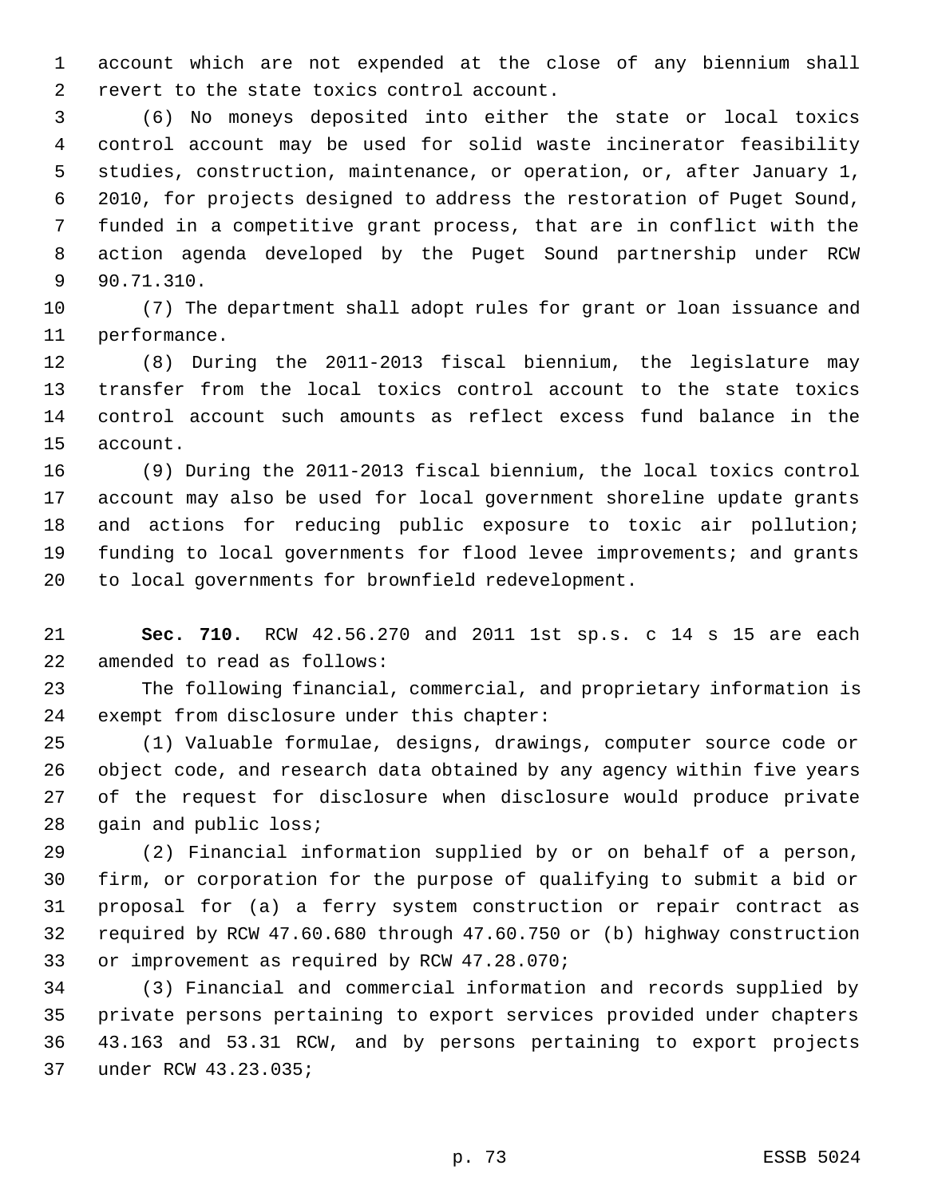account which are not expended at the close of any biennium shall revert to the state toxics control account.

(6) No moneys deposited into either the state or local toxics control account may be used for solid waste incinerator feasibility studies, construction, maintenance, or operation, or, after January 1, 2010, for projects designed to address the restoration of Puget Sound, funded in a competitive grant process, that are in conflict with the action agenda developed by the Puget Sound partnership under RCW 90.71.310.

(7) The department shall adopt rules for grant or loan issuance and performance.

(8) During the 2011-2013 fiscal biennium, the legislature may transfer from the local toxics control account to the state toxics control account such amounts as reflect excess fund balance in the account.

(9) During the 2011-2013 fiscal biennium, the local toxics control account may also be used for local government shoreline update grants and actions for reducing public exposure to toxic air pollution; funding to local governments for flood levee improvements; and grants to local governments for brownfield redevelopment.

**Sec. 710.** RCW 42.56.270 and 2011 1st sp.s. c 14 s 15 are each amended to read as follows:

The following financial, commercial, and proprietary information is exempt from disclosure under this chapter:

(1) Valuable formulae, designs, drawings, computer source code or object code, and research data obtained by any agency within five years of the request for disclosure when disclosure would produce private gain and public loss;

(2) Financial information supplied by or on behalf of a person, firm, or corporation for the purpose of qualifying to submit a bid or proposal for (a) a ferry system construction or repair contract as required by RCW 47.60.680 through 47.60.750 or (b) highway construction or improvement as required by RCW 47.28.070;

(3) Financial and commercial information and records supplied by private persons pertaining to export services provided under chapters 43.163 and 53.31 RCW, and by persons pertaining to export projects under RCW 43.23.035;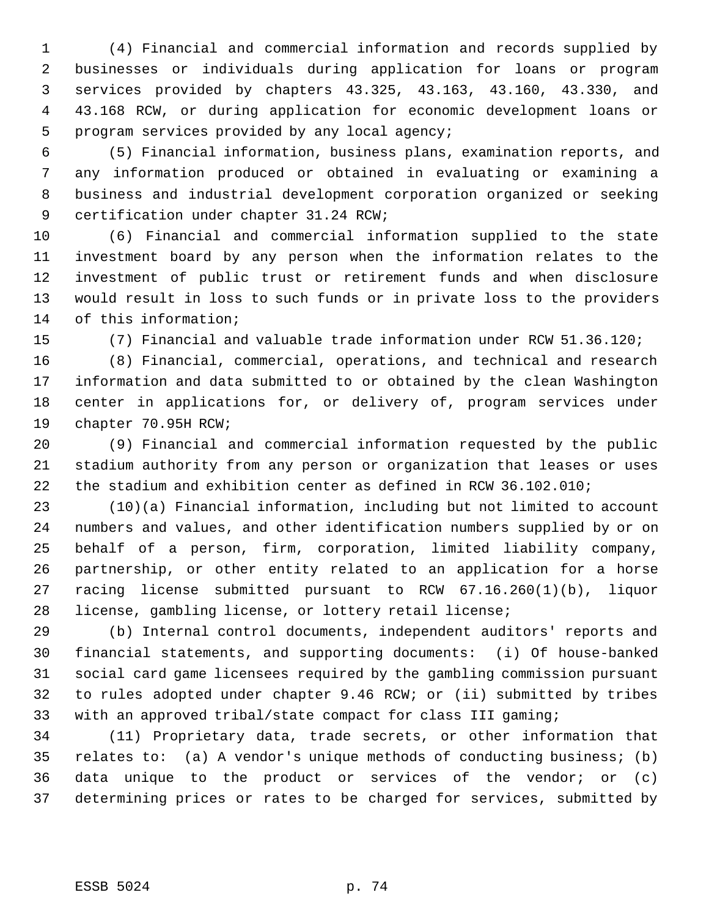(4) Financial and commercial information and records supplied by businesses or individuals during application for loans or program services provided by chapters 43.325, 43.163, 43.160, 43.330, and 43.168 RCW, or during application for economic development loans or program services provided by any local agency;

(5) Financial information, business plans, examination reports, and any information produced or obtained in evaluating or examining a business and industrial development corporation organized or seeking certification under chapter 31.24 RCW;

(6) Financial and commercial information supplied to the state investment board by any person when the information relates to the investment of public trust or retirement funds and when disclosure would result in loss to such funds or in private loss to the providers of this information;

(7) Financial and valuable trade information under RCW 51.36.120;

(8) Financial, commercial, operations, and technical and research information and data submitted to or obtained by the clean Washington center in applications for, or delivery of, program services under chapter 70.95H RCW;

(9) Financial and commercial information requested by the public stadium authority from any person or organization that leases or uses the stadium and exhibition center as defined in RCW 36.102.010;

(10)(a) Financial information, including but not limited to account numbers and values, and other identification numbers supplied by or on behalf of a person, firm, corporation, limited liability company, partnership, or other entity related to an application for a horse racing license submitted pursuant to RCW 67.16.260(1)(b), liquor license, gambling license, or lottery retail license;

(b) Internal control documents, independent auditors' reports and financial statements, and supporting documents: (i) Of house-banked social card game licensees required by the gambling commission pursuant to rules adopted under chapter 9.46 RCW; or (ii) submitted by tribes with an approved tribal/state compact for class III gaming;

(11) Proprietary data, trade secrets, or other information that relates to: (a) A vendor's unique methods of conducting business; (b) data unique to the product or services of the vendor; or (c) determining prices or rates to be charged for services, submitted by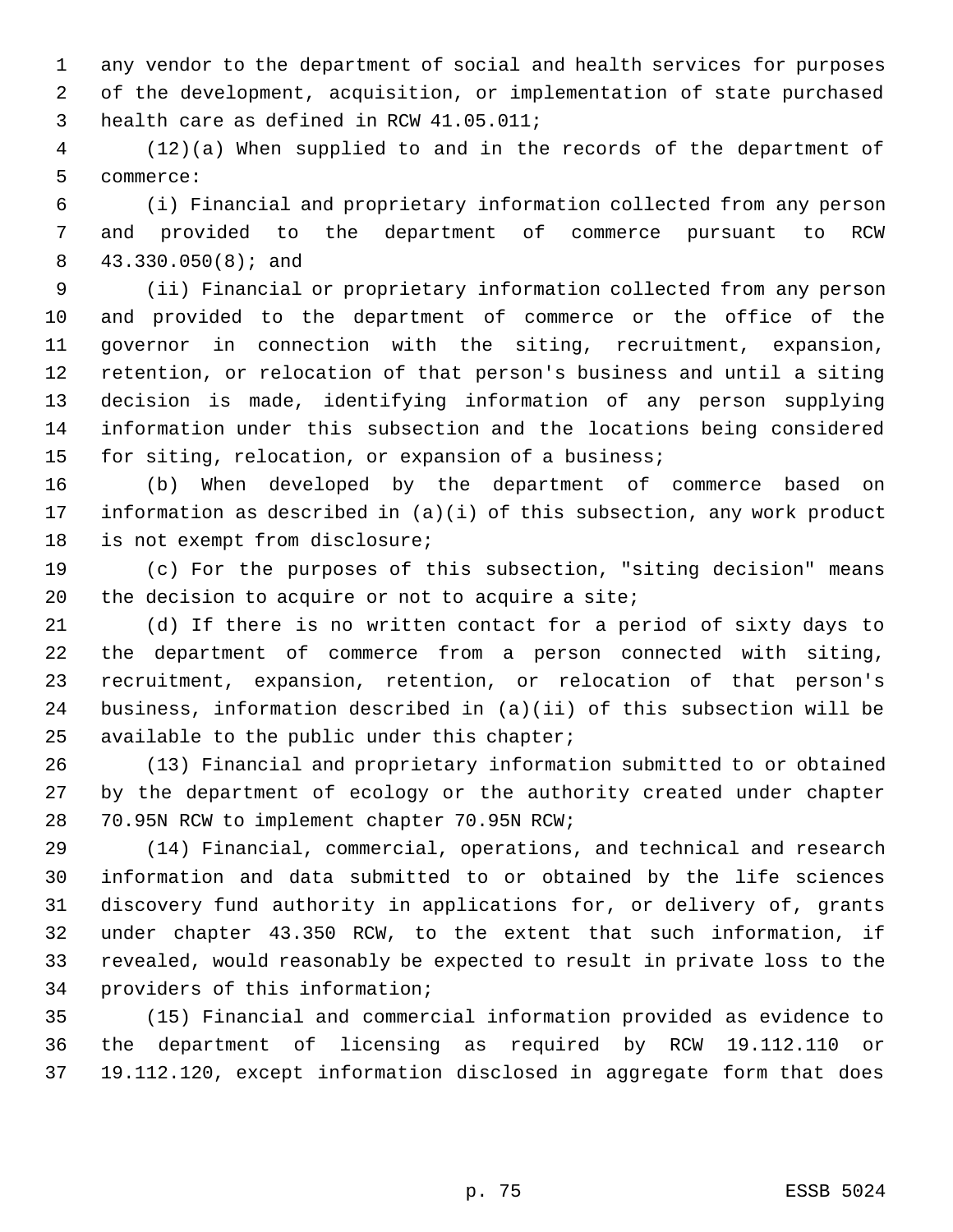any vendor to the department of social and health services for purposes of the development, acquisition, or implementation of state purchased health care as defined in RCW 41.05.011;

(12)(a) When supplied to and in the records of the department of commerce:

(i) Financial and proprietary information collected from any person and provided to the department of commerce pursuant to RCW 43.330.050(8); and

(ii) Financial or proprietary information collected from any person and provided to the department of commerce or the office of the governor in connection with the siting, recruitment, expansion, retention, or relocation of that person's business and until a siting decision is made, identifying information of any person supplying information under this subsection and the locations being considered for siting, relocation, or expansion of a business;

(b) When developed by the department of commerce based on information as described in (a)(i) of this subsection, any work product is not exempt from disclosure;

(c) For the purposes of this subsection, "siting decision" means the decision to acquire or not to acquire a site;

(d) If there is no written contact for a period of sixty days to the department of commerce from a person connected with siting, recruitment, expansion, retention, or relocation of that person's business, information described in (a)(ii) of this subsection will be available to the public under this chapter;

(13) Financial and proprietary information submitted to or obtained by the department of ecology or the authority created under chapter 70.95N RCW to implement chapter 70.95N RCW;

(14) Financial, commercial, operations, and technical and research information and data submitted to or obtained by the life sciences discovery fund authority in applications for, or delivery of, grants under chapter 43.350 RCW, to the extent that such information, if revealed, would reasonably be expected to result in private loss to the providers of this information;

(15) Financial and commercial information provided as evidence to the department of licensing as required by RCW 19.112.110 or 19.112.120, except information disclosed in aggregate form that does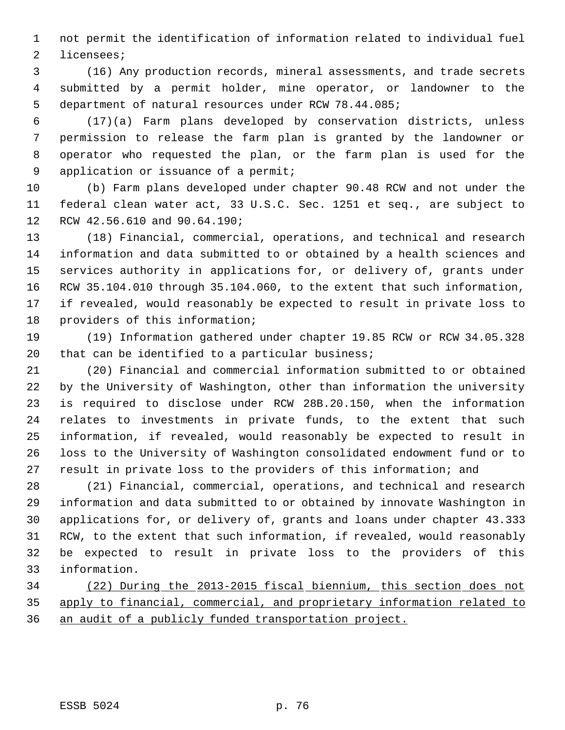not permit the identification of information related to individual fuel licensees;

(16) Any production records, mineral assessments, and trade secrets submitted by a permit holder, mine operator, or landowner to the department of natural resources under RCW 78.44.085;

(17)(a) Farm plans developed by conservation districts, unless permission to release the farm plan is granted by the landowner or operator who requested the plan, or the farm plan is used for the application or issuance of a permit;

(b) Farm plans developed under chapter 90.48 RCW and not under the federal clean water act, 33 U.S.C. Sec. 1251 et seq., are subject to RCW 42.56.610 and 90.64.190;

(18) Financial, commercial, operations, and technical and research information and data submitted to or obtained by a health sciences and services authority in applications for, or delivery of, grants under RCW 35.104.010 through 35.104.060, to the extent that such information, if revealed, would reasonably be expected to result in private loss to providers of this information;

(19) Information gathered under chapter 19.85 RCW or RCW 34.05.328 that can be identified to a particular business;

(20) Financial and commercial information submitted to or obtained by the University of Washington, other than information the university is required to disclose under RCW 28B.20.150, when the information relates to investments in private funds, to the extent that such information, if revealed, would reasonably be expected to result in loss to the University of Washington consolidated endowment fund or to result in private loss to the providers of this information; and

(21) Financial, commercial, operations, and technical and research information and data submitted to or obtained by innovate Washington in applications for, or delivery of, grants and loans under chapter 43.333 RCW, to the extent that such information, if revealed, would reasonably be expected to result in private loss to the providers of this information.

<u>(22) During the 2013-2015 fiscal biennium, this section does not apply to financial, commercial, and proprietary information related to an audit of a publicly funded transportation project.</u>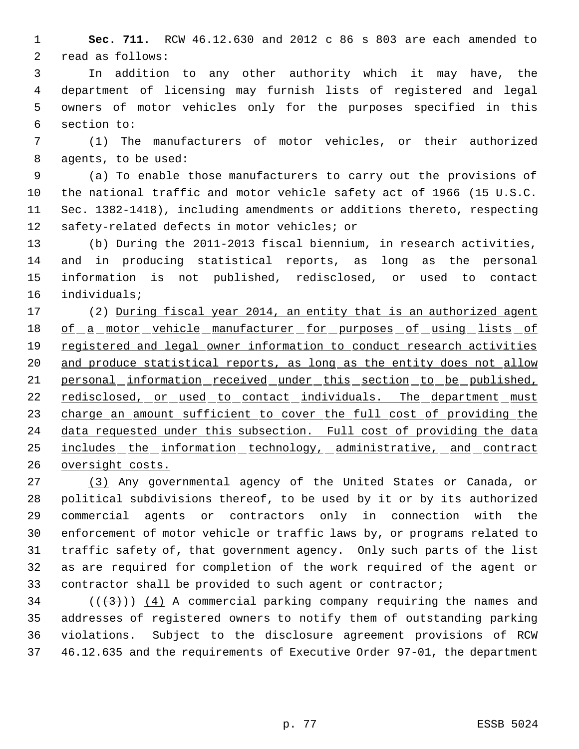**Sec. 711.** RCW 46.12.630 and 2012 c 86 s 803 are each amended to read as follows:

In addition to any other authority which it may have, the department of licensing may furnish lists of registered and legal owners of motor vehicles only for the purposes specified in this section to:

(1) The manufacturers of motor vehicles, or their authorized agents, to be used:

(a) To enable those manufacturers to carry out the provisions of the national traffic and motor vehicle safety act of 1966 (15 U.S.C. Sec. 1382-1418), including amendments or additions thereto, respecting safety-related defects in motor vehicles; or

(b) During the 2011-2013 fiscal biennium, in research activities, and in producing statistical reports, as long as the personal information is not published, redisclosed, or used to contact individuals;

(2) <u>During fiscal year 2014, an entity that is an authorized agent of a motor vehicle manufacturer for purposes of using lists of registered and legal owner information to conduct research activities and produce statistical reports, as long as the entity does not allow personal information received under this section to be published, redisclosed, or used to contact individuals. The department must charge an amount sufficient to cover the full cost of providing the data requested under this subsection. Full cost of providing the data includes the information technology, administrative, and contract oversight costs.</u>

<u>(3)</u> Any governmental agency of the United States or Canada, or political subdivisions thereof, to be used by it or by its authorized commercial agents or contractors only in connection with the enforcement of motor vehicle or traffic laws by, or programs related to traffic safety of, that government agency. Only such parts of the list as are required for completion of the work required of the agent or contractor shall be provided to such agent or contractor;

((~~(3)~~)) <u>(4)</u> A commercial parking company requiring the names and addresses of registered owners to notify them of outstanding parking violations. Subject to the disclosure agreement provisions of RCW 46.12.635 and the requirements of Executive Order 97-01, the department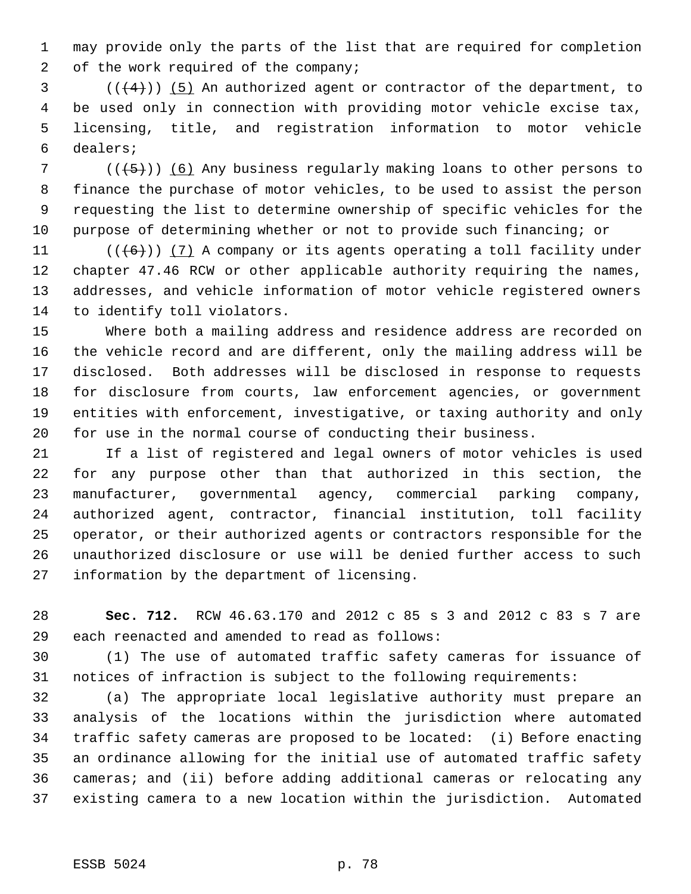may provide only the parts of the list that are required for completion of the work required of the company;

(((4))) (5) An authorized agent or contractor of the department, to be used only in connection with providing motor vehicle excise tax, licensing, title, and registration information to motor vehicle dealers;

(((5))) (6) Any business regularly making loans to other persons to finance the purchase of motor vehicles, to be used to assist the person requesting the list to determine ownership of specific vehicles for the purpose of determining whether or not to provide such financing; or

(((6))) (7) A company or its agents operating a toll facility under chapter 47.46 RCW or other applicable authority requiring the names, addresses, and vehicle information of motor vehicle registered owners to identify toll violators.

Where both a mailing address and residence address are recorded on the vehicle record and are different, only the mailing address will be disclosed. Both addresses will be disclosed in response to requests for disclosure from courts, law enforcement agencies, or government entities with enforcement, investigative, or taxing authority and only for use in the normal course of conducting their business.

If a list of registered and legal owners of motor vehicles is used for any purpose other than that authorized in this section, the manufacturer, governmental agency, commercial parking company, authorized agent, contractor, financial institution, toll facility operator, or their authorized agents or contractors responsible for the unauthorized disclosure or use will be denied further access to such information by the department of licensing.

**Sec. 712.** RCW 46.63.170 and 2012 c 85 s 3 and 2012 c 83 s 7 are each reenacted and amended to read as follows:

(1) The use of automated traffic safety cameras for issuance of notices of infraction is subject to the following requirements:

(a) The appropriate local legislative authority must prepare an analysis of the locations within the jurisdiction where automated traffic safety cameras are proposed to be located: (i) Before enacting an ordinance allowing for the initial use of automated traffic safety cameras; and (ii) before adding additional cameras or relocating any existing camera to a new location within the jurisdiction. Automated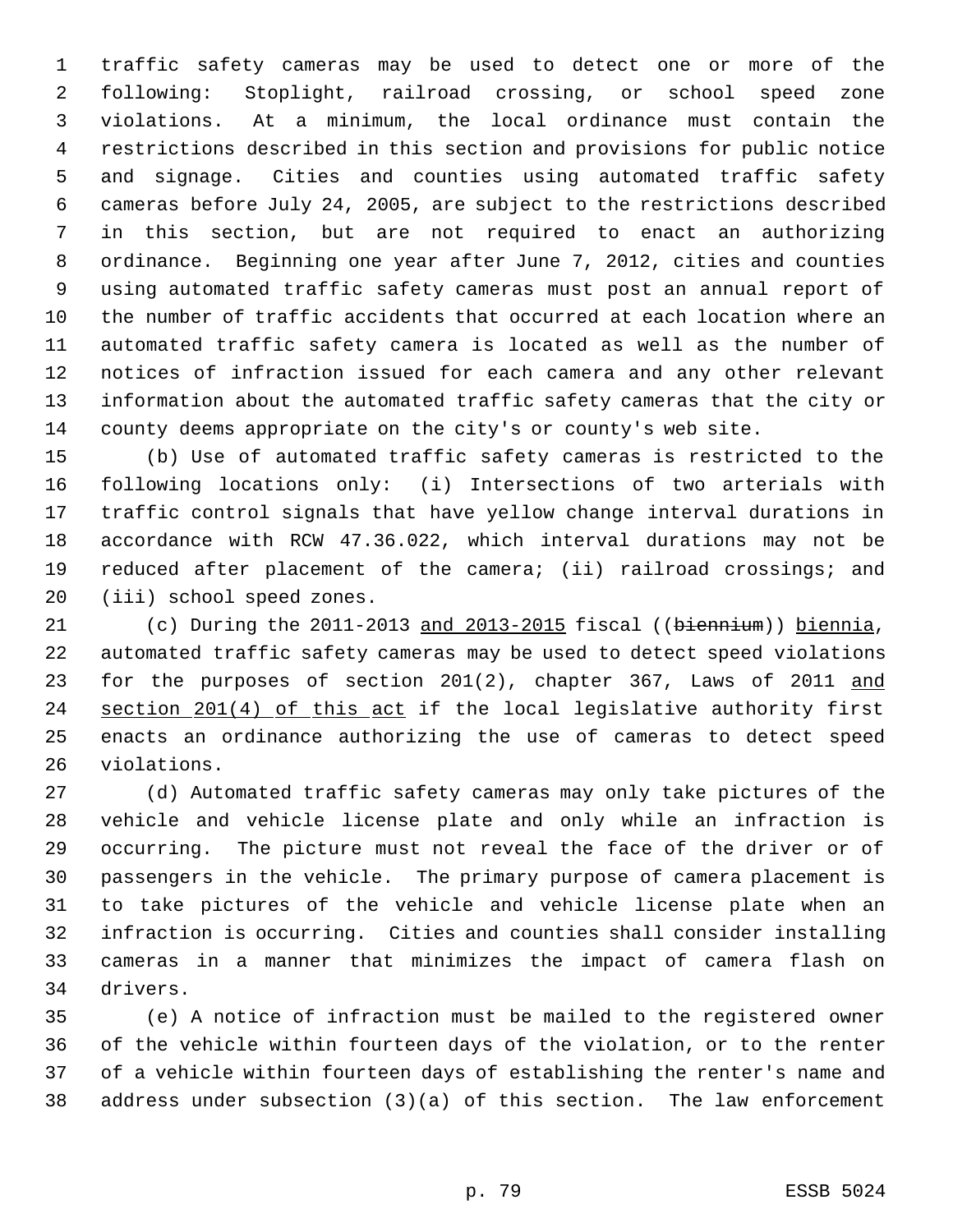traffic safety cameras may be used to detect one or more of the following: Stoplight, railroad crossing, or school speed zone violations. At a minimum, the local ordinance must contain the restrictions described in this section and provisions for public notice and signage. Cities and counties using automated traffic safety cameras before July 24, 2005, are subject to the restrictions described in this section, but are not required to enact an authorizing ordinance. Beginning one year after June 7, 2012, cities and counties using automated traffic safety cameras must post an annual report of the number of traffic accidents that occurred at each location where an automated traffic safety camera is located as well as the number of notices of infraction issued for each camera and any other relevant information about the automated traffic safety cameras that the city or county deems appropriate on the city's or county's web site.

(b) Use of automated traffic safety cameras is restricted to the following locations only: (i) Intersections of two arterials with traffic control signals that have yellow change interval durations in accordance with RCW 47.36.022, which interval durations may not be reduced after placement of the camera; (ii) railroad crossings; and (iii) school speed zones.

(c) During the 2011-2013 <u>and 2013-2015</u> fiscal ((~~biennium~~)) <u>biennia</u>, automated traffic safety cameras may be used to detect speed violations for the purposes of section 201(2), chapter 367, Laws of 2011 <u>and section 201(4) of this act</u> if the local legislative authority first enacts an ordinance authorizing the use of cameras to detect speed violations.

(d) Automated traffic safety cameras may only take pictures of the vehicle and vehicle license plate and only while an infraction is occurring. The picture must not reveal the face of the driver or of passengers in the vehicle. The primary purpose of camera placement is to take pictures of the vehicle and vehicle license plate when an infraction is occurring. Cities and counties shall consider installing cameras in a manner that minimizes the impact of camera flash on drivers.

(e) A notice of infraction must be mailed to the registered owner of the vehicle within fourteen days of the violation, or to the renter of a vehicle within fourteen days of establishing the renter's name and address under subsection (3)(a) of this section. The law enforcement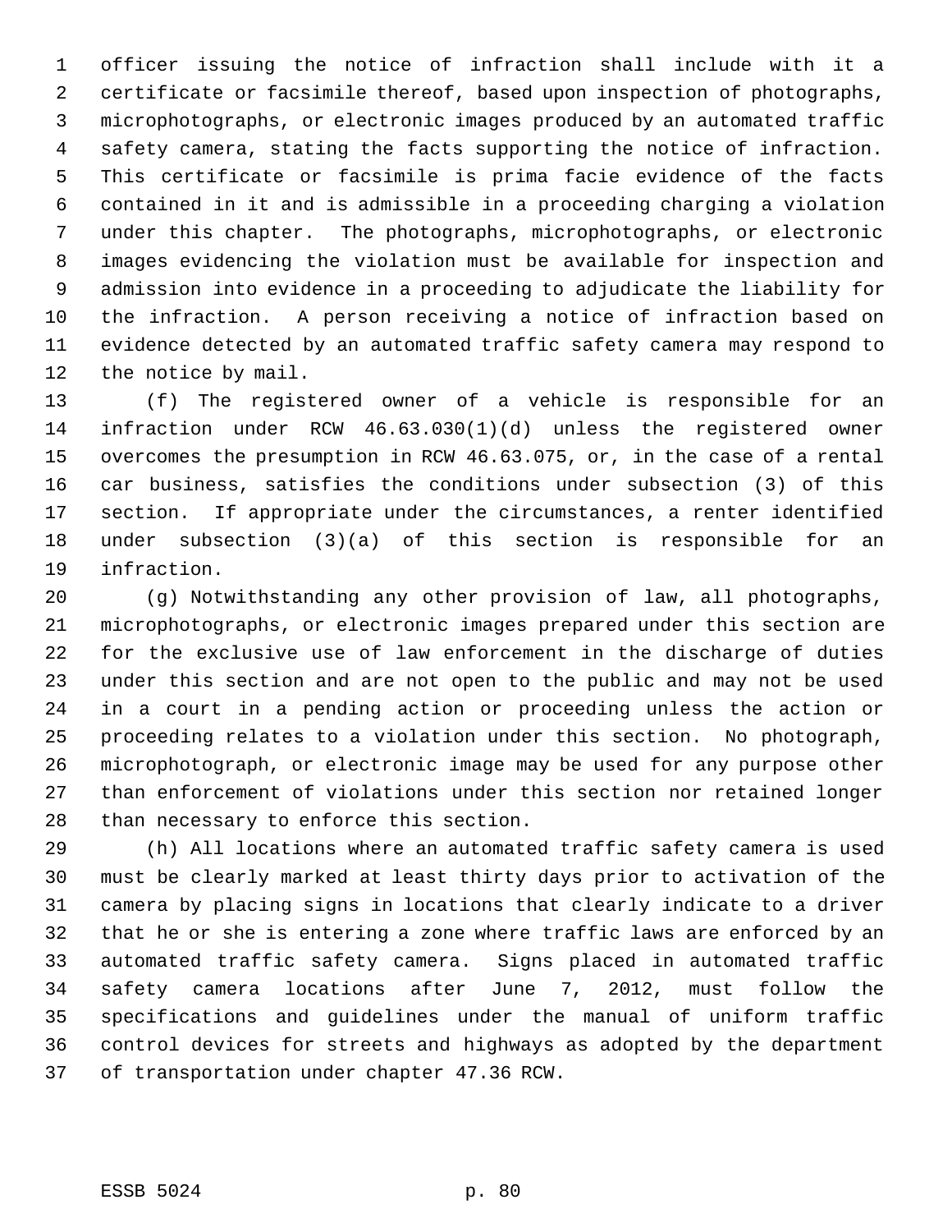officer issuing the notice of infraction shall include with it a certificate or facsimile thereof, based upon inspection of photographs, microphotographs, or electronic images produced by an automated traffic safety camera, stating the facts supporting the notice of infraction. This certificate or facsimile is prima facie evidence of the facts contained in it and is admissible in a proceeding charging a violation under this chapter. The photographs, microphotographs, or electronic images evidencing the violation must be available for inspection and admission into evidence in a proceeding to adjudicate the liability for the infraction. A person receiving a notice of infraction based on evidence detected by an automated traffic safety camera may respond to the notice by mail.

(f) The registered owner of a vehicle is responsible for an infraction under RCW 46.63.030(1)(d) unless the registered owner overcomes the presumption in RCW 46.63.075, or, in the case of a rental car business, satisfies the conditions under subsection (3) of this section. If appropriate under the circumstances, a renter identified under subsection (3)(a) of this section is responsible for an infraction.

(g) Notwithstanding any other provision of law, all photographs, microphotographs, or electronic images prepared under this section are for the exclusive use of law enforcement in the discharge of duties under this section and are not open to the public and may not be used in a court in a pending action or proceeding unless the action or proceeding relates to a violation under this section. No photograph, microphotograph, or electronic image may be used for any purpose other than enforcement of violations under this section nor retained longer than necessary to enforce this section.

(h) All locations where an automated traffic safety camera is used must be clearly marked at least thirty days prior to activation of the camera by placing signs in locations that clearly indicate to a driver that he or she is entering a zone where traffic laws are enforced by an automated traffic safety camera. Signs placed in automated traffic safety camera locations after June 7, 2012, must follow the specifications and guidelines under the manual of uniform traffic control devices for streets and highways as adopted by the department of transportation under chapter 47.36 RCW.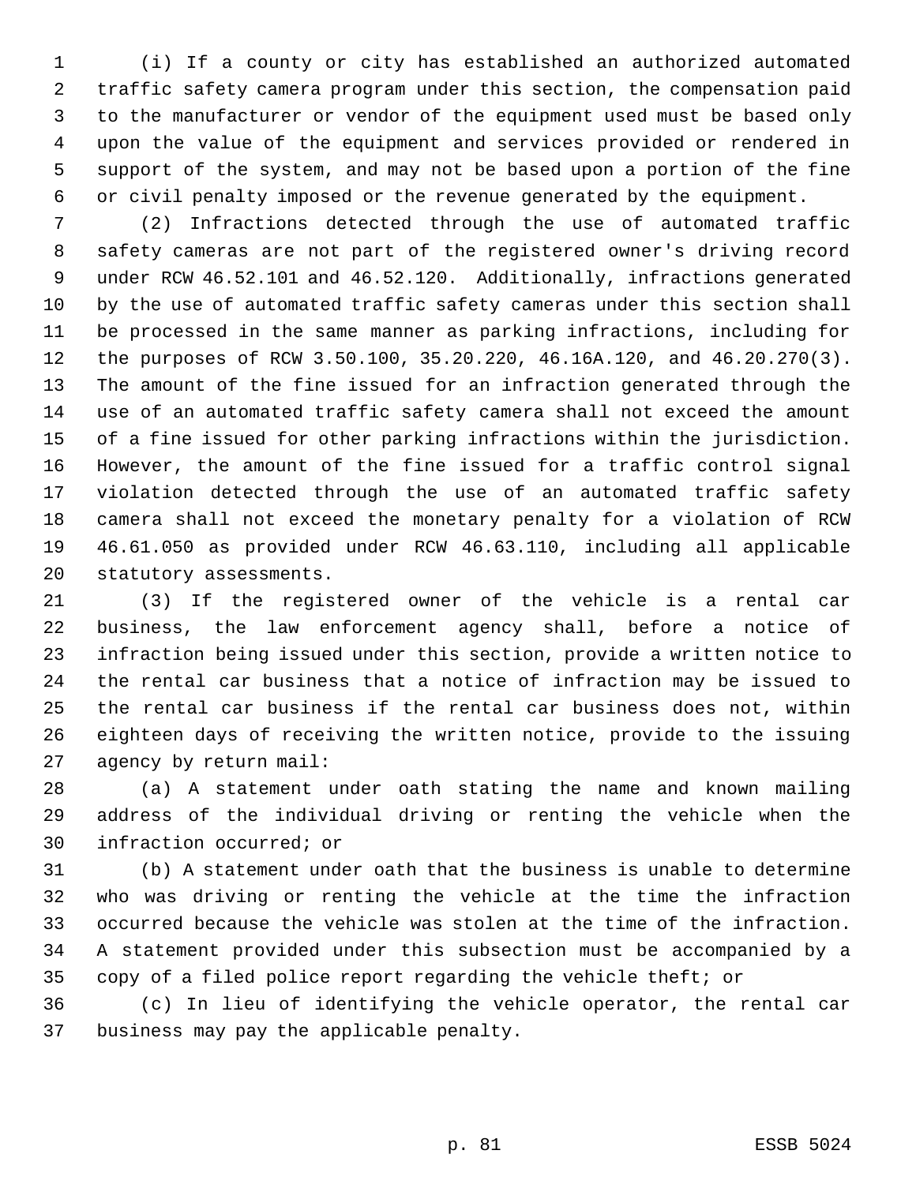(i) If a county or city has established an authorized automated traffic safety camera program under this section, the compensation paid to the manufacturer or vendor of the equipment used must be based only upon the value of the equipment and services provided or rendered in support of the system, and may not be based upon a portion of the fine or civil penalty imposed or the revenue generated by the equipment.

(2) Infractions detected through the use of automated traffic safety cameras are not part of the registered owner's driving record under RCW 46.52.101 and 46.52.120. Additionally, infractions generated by the use of automated traffic safety cameras under this section shall be processed in the same manner as parking infractions, including for the purposes of RCW 3.50.100, 35.20.220, 46.16A.120, and 46.20.270(3). The amount of the fine issued for an infraction generated through the use of an automated traffic safety camera shall not exceed the amount of a fine issued for other parking infractions within the jurisdiction. However, the amount of the fine issued for a traffic control signal violation detected through the use of an automated traffic safety camera shall not exceed the monetary penalty for a violation of RCW 46.61.050 as provided under RCW 46.63.110, including all applicable statutory assessments.

(3) If the registered owner of the vehicle is a rental car business, the law enforcement agency shall, before a notice of infraction being issued under this section, provide a written notice to the rental car business that a notice of infraction may be issued to the rental car business if the rental car business does not, within eighteen days of receiving the written notice, provide to the issuing agency by return mail:

(a) A statement under oath stating the name and known mailing address of the individual driving or renting the vehicle when the infraction occurred; or

(b) A statement under oath that the business is unable to determine who was driving or renting the vehicle at the time the infraction occurred because the vehicle was stolen at the time of the infraction. A statement provided under this subsection must be accompanied by a copy of a filed police report regarding the vehicle theft; or

(c) In lieu of identifying the vehicle operator, the rental car business may pay the applicable penalty.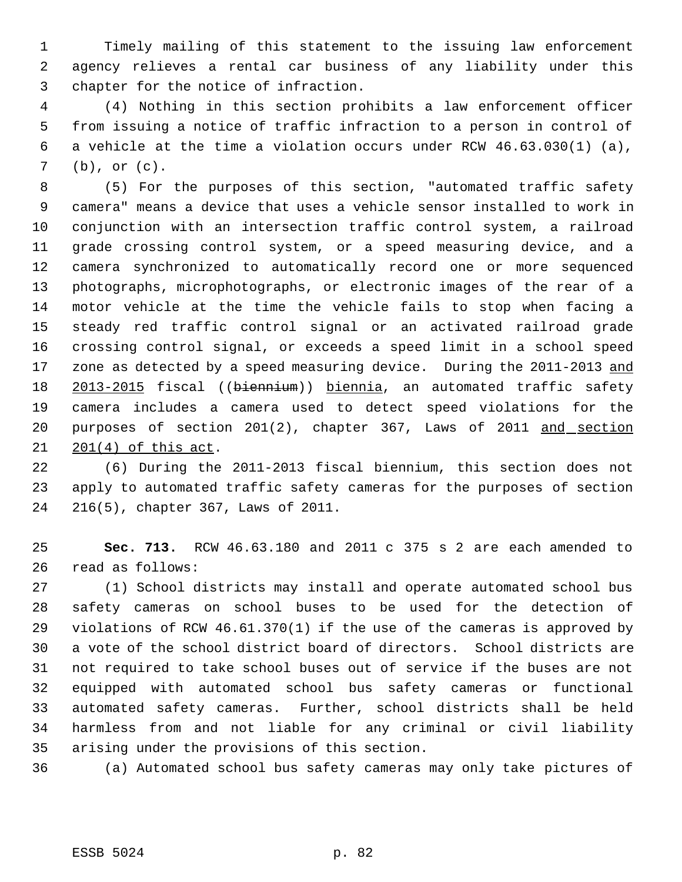Timely mailing of this statement to the issuing law enforcement agency relieves a rental car business of any liability under this chapter for the notice of infraction.

(4) Nothing in this section prohibits a law enforcement officer from issuing a notice of traffic infraction to a person in control of a vehicle at the time a violation occurs under RCW 46.63.030(1) (a), (b), or (c).

(5) For the purposes of this section, "automated traffic safety camera" means a device that uses a vehicle sensor installed to work in conjunction with an intersection traffic control system, a railroad grade crossing control system, or a speed measuring device, and a camera synchronized to automatically record one or more sequenced photographs, microphotographs, or electronic images of the rear of a motor vehicle at the time the vehicle fails to stop when facing a steady red traffic control signal or an activated railroad grade crossing control signal, or exceeds a speed limit in a school speed zone as detected by a speed measuring device. During the 2011-2013 and 2013-2015 fiscal ((~~biennium~~)) biennia, an automated traffic safety camera includes a camera used to detect speed violations for the purposes of section 201(2), chapter 367, Laws of 2011 and section 201(4) of this act.

(6) During the 2011-2013 fiscal biennium, this section does not apply to automated traffic safety cameras for the purposes of section 216(5), chapter 367, Laws of 2011.

**Sec. 713.** RCW 46.63.180 and 2011 c 375 s 2 are each amended to read as follows:

(1) School districts may install and operate automated school bus safety cameras on school buses to be used for the detection of violations of RCW 46.61.370(1) if the use of the cameras is approved by a vote of the school district board of directors. School districts are not required to take school buses out of service if the buses are not equipped with automated school bus safety cameras or functional automated safety cameras. Further, school districts shall be held harmless from and not liable for any criminal or civil liability arising under the provisions of this section.

(a) Automated school bus safety cameras may only take pictures of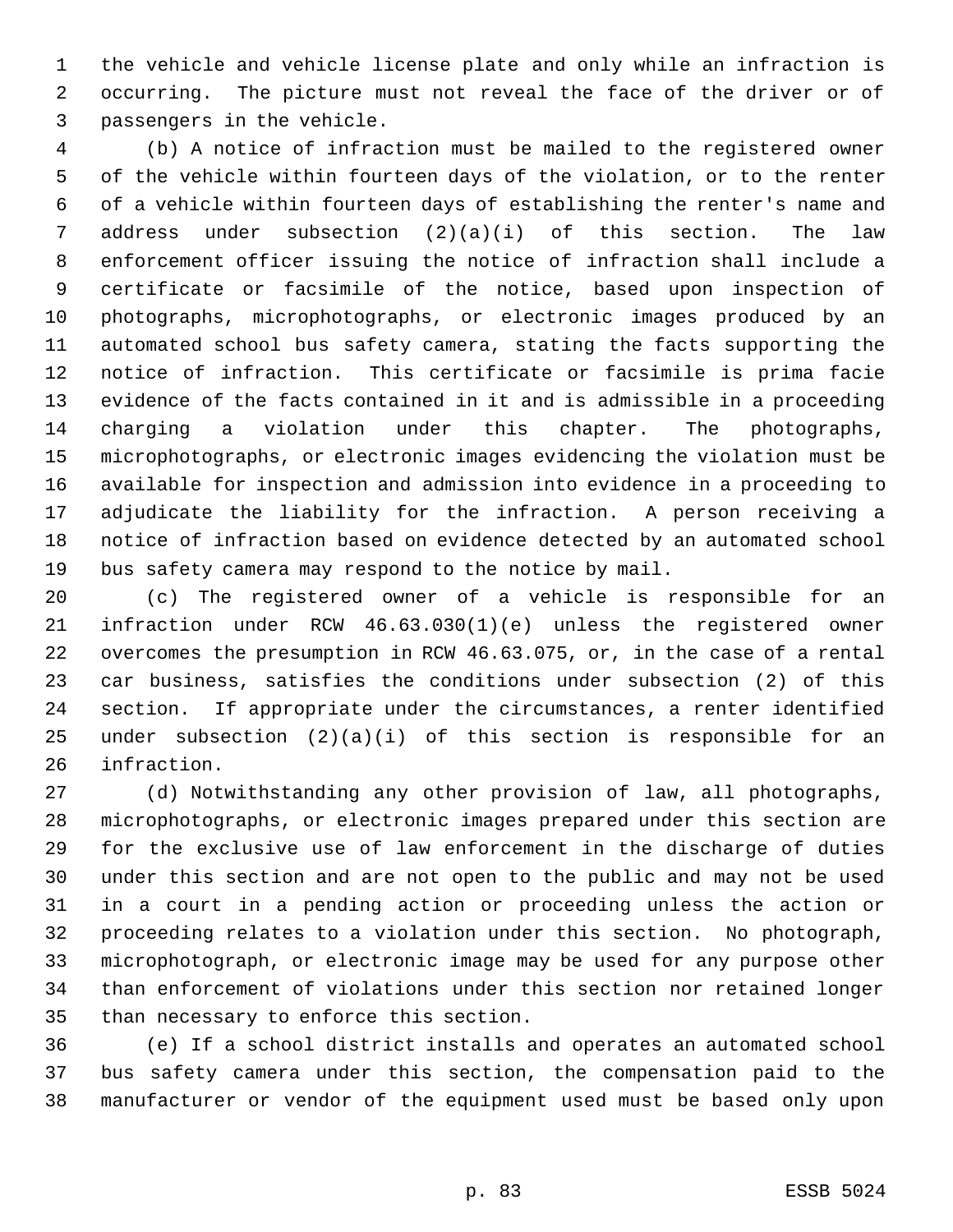the vehicle and vehicle license plate and only while an infraction is occurring. The picture must not reveal the face of the driver or of passengers in the vehicle.

(b) A notice of infraction must be mailed to the registered owner of the vehicle within fourteen days of the violation, or to the renter of a vehicle within fourteen days of establishing the renter's name and address under subsection (2)(a)(i) of this section. The law enforcement officer issuing the notice of infraction shall include a certificate or facsimile of the notice, based upon inspection of photographs, microphotographs, or electronic images produced by an automated school bus safety camera, stating the facts supporting the notice of infraction. This certificate or facsimile is prima facie evidence of the facts contained in it and is admissible in a proceeding charging a violation under this chapter. The photographs, microphotographs, or electronic images evidencing the violation must be available for inspection and admission into evidence in a proceeding to adjudicate the liability for the infraction. A person receiving a notice of infraction based on evidence detected by an automated school bus safety camera may respond to the notice by mail.

(c) The registered owner of a vehicle is responsible for an infraction under RCW 46.63.030(1)(e) unless the registered owner overcomes the presumption in RCW 46.63.075, or, in the case of a rental car business, satisfies the conditions under subsection (2) of this section. If appropriate under the circumstances, a renter identified under subsection (2)(a)(i) of this section is responsible for an infraction.

(d) Notwithstanding any other provision of law, all photographs, microphotographs, or electronic images prepared under this section are for the exclusive use of law enforcement in the discharge of duties under this section and are not open to the public and may not be used in a court in a pending action or proceeding unless the action or proceeding relates to a violation under this section. No photograph, microphotograph, or electronic image may be used for any purpose other than enforcement of violations under this section nor retained longer than necessary to enforce this section.

(e) If a school district installs and operates an automated school bus safety camera under this section, the compensation paid to the manufacturer or vendor of the equipment used must be based only upon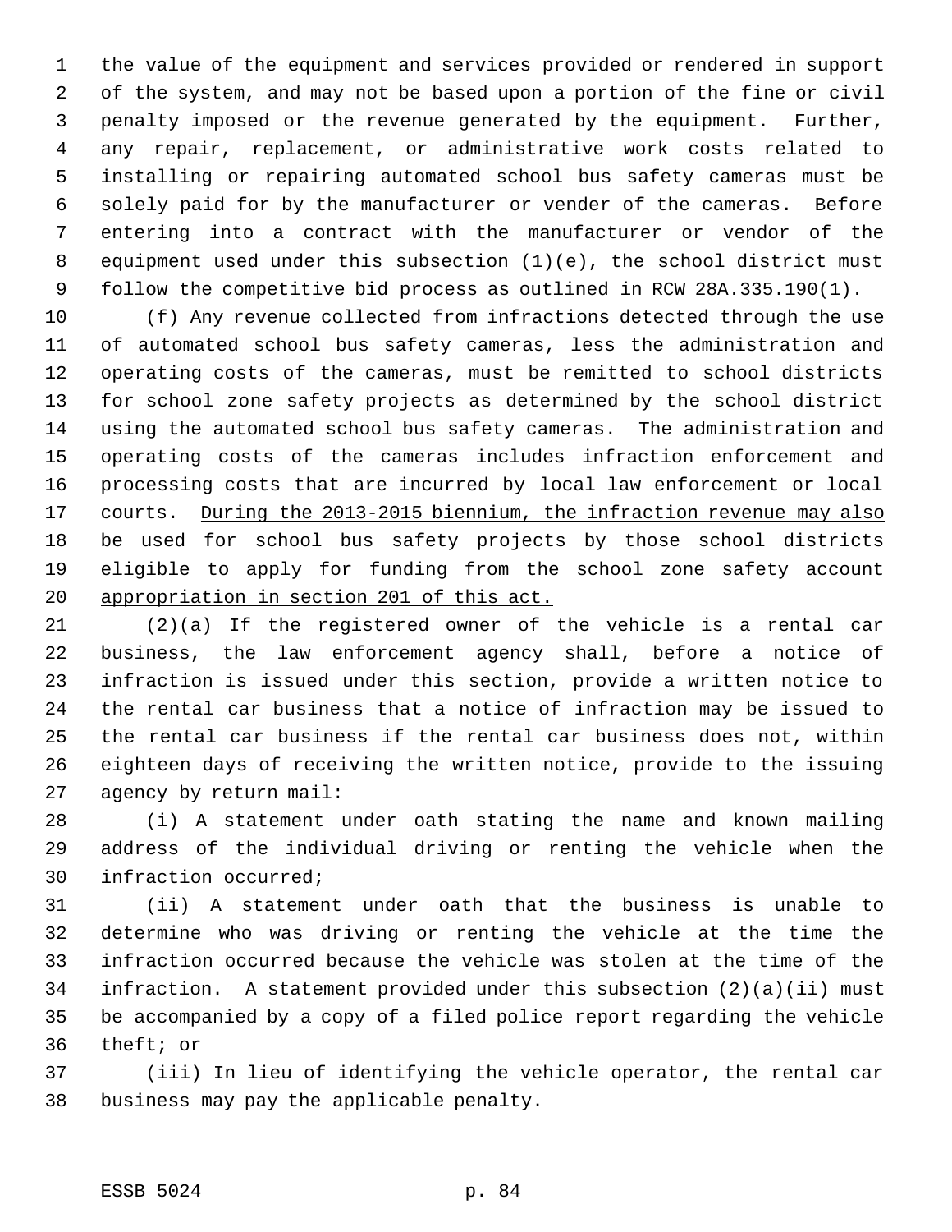the value of the equipment and services provided or rendered in support of the system, and may not be based upon a portion of the fine or civil penalty imposed or the revenue generated by the equipment. Further, any repair, replacement, or administrative work costs related to installing or repairing automated school bus safety cameras must be solely paid for by the manufacturer or vender of the cameras. Before entering into a contract with the manufacturer or vendor of the equipment used under this subsection (1)(e), the school district must follow the competitive bid process as outlined in RCW 28A.335.190(1).

(f) Any revenue collected from infractions detected through the use of automated school bus safety cameras, less the administration and operating costs of the cameras, must be remitted to school districts for school zone safety projects as determined by the school district using the automated school bus safety cameras. The administration and operating costs of the cameras includes infraction enforcement and processing costs that are incurred by local law enforcement or local courts. <u>During the 2013-2015 biennium, the infraction revenue may also be used for school bus safety projects by those school districts eligible to apply for funding from the school zone safety account appropriation in section 201 of this act.</u>

(2)(a) If the registered owner of the vehicle is a rental car business, the law enforcement agency shall, before a notice of infraction is issued under this section, provide a written notice to the rental car business that a notice of infraction may be issued to the rental car business if the rental car business does not, within eighteen days of receiving the written notice, provide to the issuing agency by return mail:

(i) A statement under oath stating the name and known mailing address of the individual driving or renting the vehicle when the infraction occurred;

(ii) A statement under oath that the business is unable to determine who was driving or renting the vehicle at the time the infraction occurred because the vehicle was stolen at the time of the infraction. A statement provided under this subsection (2)(a)(ii) must be accompanied by a copy of a filed police report regarding the vehicle theft; or

(iii) In lieu of identifying the vehicle operator, the rental car business may pay the applicable penalty.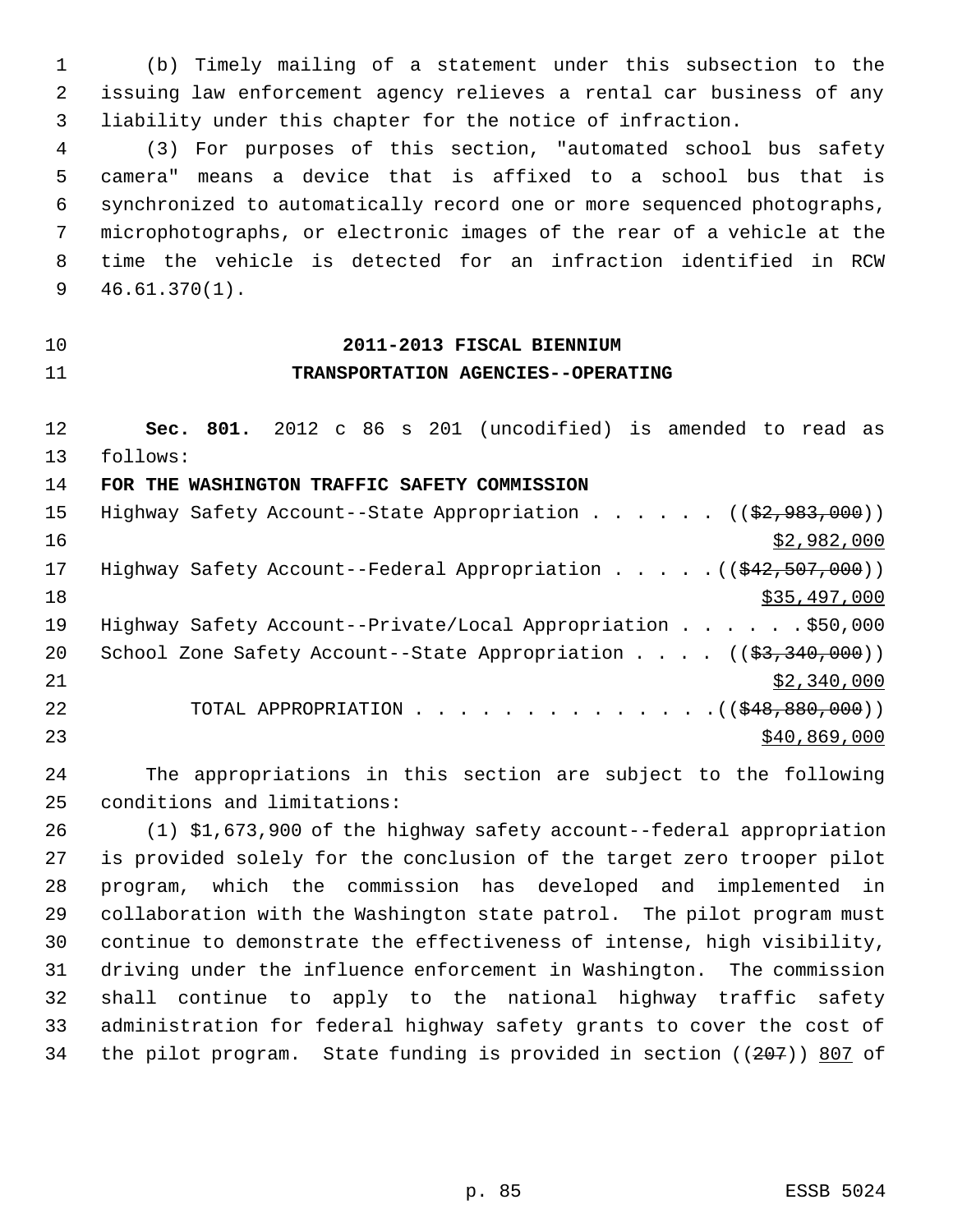(b) Timely mailing of a statement under this subsection to the issuing law enforcement agency relieves a rental car business of any liability under this chapter for the notice of infraction.

(3) For purposes of this section, "automated school bus safety camera" means a device that is affixed to a school bus that is synchronized to automatically record one or more sequenced photographs, microphotographs, or electronic images of the rear of a vehicle at the time the vehicle is detected for an infraction identified in RCW 46.61.370(1).

**2011-2013 FISCAL BIENNIUM**

**TRANSPORTATION AGENCIES--OPERATING**

**Sec. 801.** 2012 c 86 s 201 (uncodified) is amended to read as follows:

**FOR THE WASHINGTON TRAFFIC SAFETY COMMISSION**

Highway Safety Account--State Appropriation . . . . . . (($2,983,000)) $2,982,000

Highway Safety Account--Federal Appropriation . . . . . (($42,507,000)) $35,497,000

Highway Safety Account--Private/Local Appropriation . . . . . . $50,000

School Zone Safety Account--State Appropriation . . . . (($3,340,000)) $2,340,000

TOTAL APPROPRIATION . . . . . . . . . . . . . . (($48,880,000)) $40,869,000

The appropriations in this section are subject to the following conditions and limitations:

(1) $1,673,900 of the highway safety account--federal appropriation is provided solely for the conclusion of the target zero trooper pilot program, which the commission has developed and implemented in collaboration with the Washington state patrol. The pilot program must continue to demonstrate the effectiveness of intense, high visibility, driving under the influence enforcement in Washington. The commission shall continue to apply to the national highway traffic safety administration for federal highway safety grants to cover the cost of the pilot program. State funding is provided in section ((207)) 807 of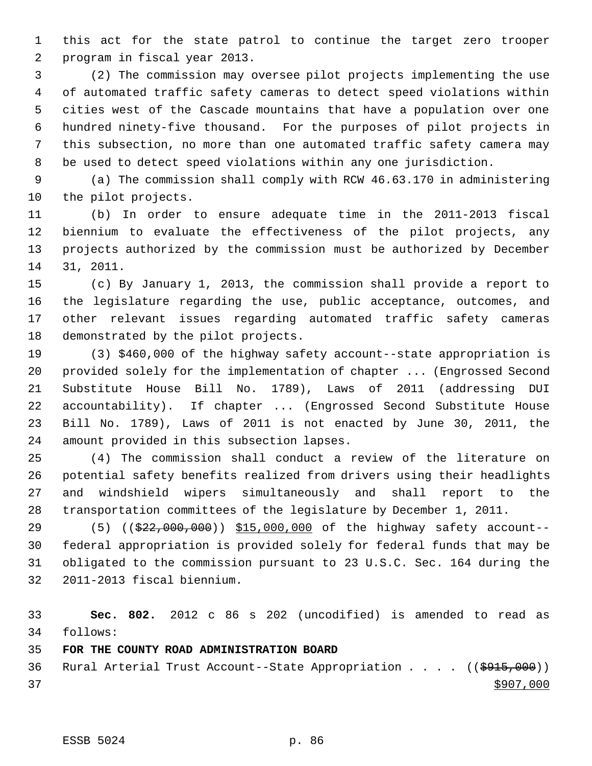this act for the state patrol to continue the target zero trooper program in fiscal year 2013.

(2) The commission may oversee pilot projects implementing the use of automated traffic safety cameras to detect speed violations within cities west of the Cascade mountains that have a population over one hundred ninety-five thousand. For the purposes of pilot projects in this subsection, no more than one automated traffic safety camera may be used to detect speed violations within any one jurisdiction.

(a) The commission shall comply with RCW 46.63.170 in administering the pilot projects.

(b) In order to ensure adequate time in the 2011-2013 fiscal biennium to evaluate the effectiveness of the pilot projects, any projects authorized by the commission must be authorized by December 31, 2011.

(c) By January 1, 2013, the commission shall provide a report to the legislature regarding the use, public acceptance, outcomes, and other relevant issues regarding automated traffic safety cameras demonstrated by the pilot projects.

(3) $460,000 of the highway safety account--state appropriation is provided solely for the implementation of chapter ... (Engrossed Second Substitute House Bill No. 1789), Laws of 2011 (addressing DUI accountability). If chapter ... (Engrossed Second Substitute House Bill No. 1789), Laws of 2011 is not enacted by June 30, 2011, the amount provided in this subsection lapses.

(4) The commission shall conduct a review of the literature on potential safety benefits realized from drivers using their headlights and windshield wipers simultaneously and shall report to the transportation committees of the legislature by December 1, 2011.

(5) ((~~$22,000,000~~)) <u>$15,000,000</u> of the highway safety account--federal appropriation is provided solely for federal funds that may be obligated to the commission pursuant to 23 U.S.C. Sec. 164 during the 2011-2013 fiscal biennium.

**Sec. 802.** 2012 c 86 s 202 (uncodified) is amended to read as follows:

**FOR THE COUNTY ROAD ADMINISTRATION BOARD**

Rural Arterial Trust Account--State Appropriation . . . . ((~~$915,000~~)) <u>$907,000</u>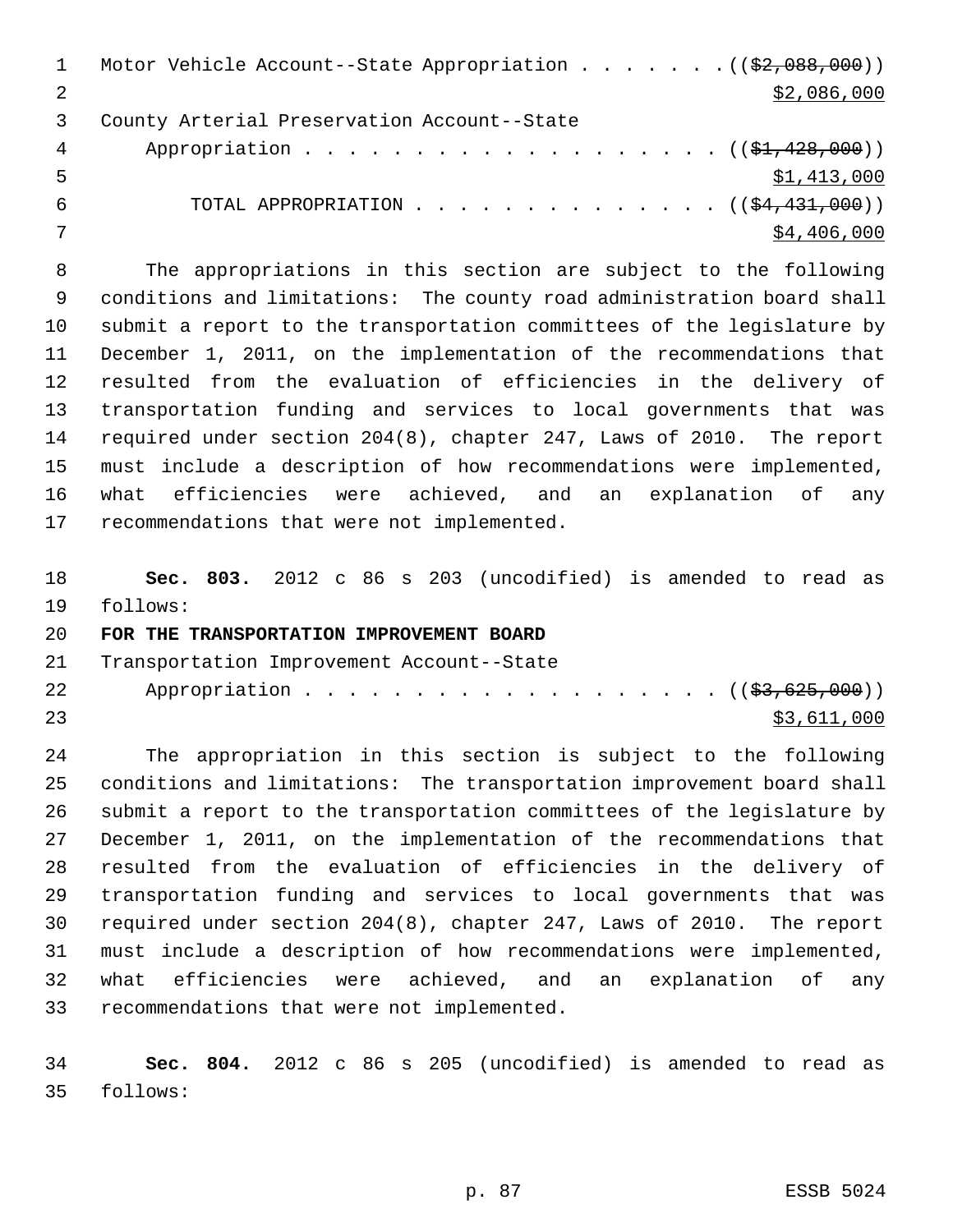Motor Vehicle Account--State Appropriation . . . . . . . (($2,088,000))
$2,086,000

County Arterial Preservation Account--State
Appropriation . . . . . . . . . . . . . . . . . . . (($1,428,000))
$1,413,000

TOTAL APPROPRIATION . . . . . . . . . . . . . . (($4,431,000))
$4,406,000

The appropriations in this section are subject to the following conditions and limitations: The county road administration board shall submit a report to the transportation committees of the legislature by December 1, 2011, on the implementation of the recommendations that resulted from the evaluation of efficiencies in the delivery of transportation funding and services to local governments that was required under section 204(8), chapter 247, Laws of 2010. The report must include a description of how recommendations were implemented, what efficiencies were achieved, and an explanation of any recommendations that were not implemented.

**Sec. 803.** 2012 c 86 s 203 (uncodified) is amended to read as follows:

**FOR THE TRANSPORTATION IMPROVEMENT BOARD**

Transportation Improvement Account--State
Appropriation . . . . . . . . . . . . . . . . . . . (($3,625,000))
$3,611,000

The appropriation in this section is subject to the following conditions and limitations: The transportation improvement board shall submit a report to the transportation committees of the legislature by December 1, 2011, on the implementation of the recommendations that resulted from the evaluation of efficiencies in the delivery of transportation funding and services to local governments that was required under section 204(8), chapter 247, Laws of 2010. The report must include a description of how recommendations were implemented, what efficiencies were achieved, and an explanation of any recommendations that were not implemented.

**Sec. 804.** 2012 c 86 s 205 (uncodified) is amended to read as follows: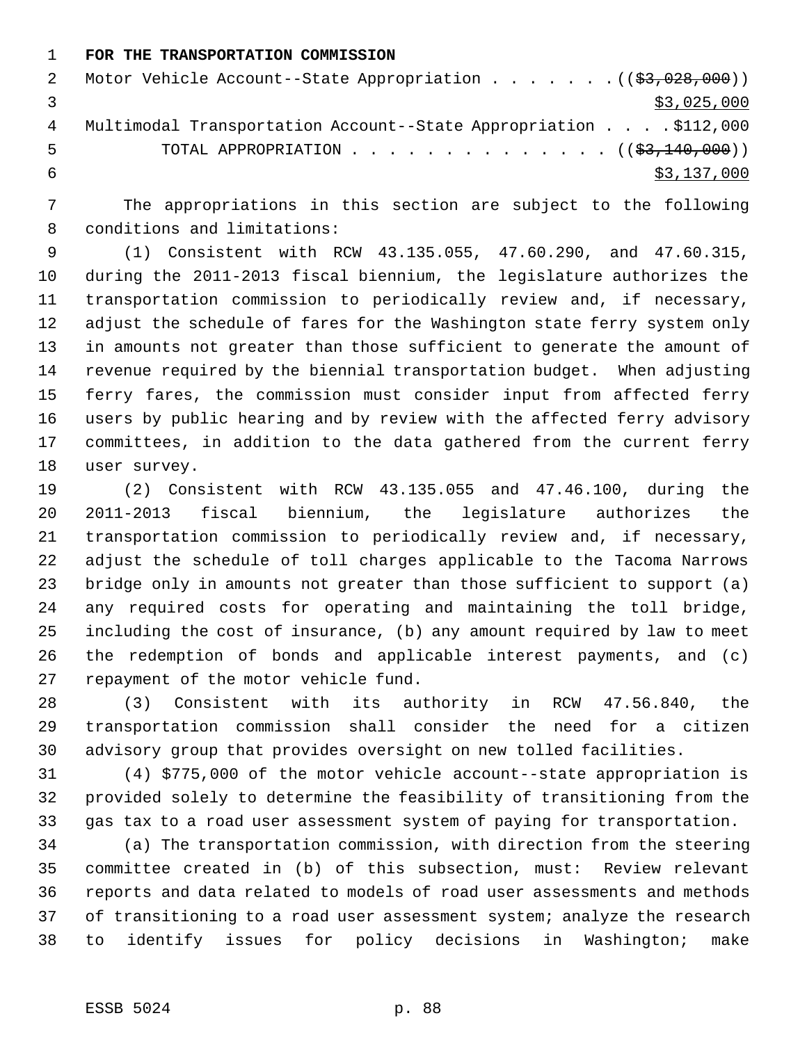**FOR THE TRANSPORTATION COMMISSION**

Motor Vehicle Account--State Appropriation . . . . . . . ((~~$3,028,000~~))
<u>$3,025,000</u>

Multimodal Transportation Account--State Appropriation . . . . $112,000

TOTAL APPROPRIATION . . . . . . . . . . . . . . . ((~~$3,140,000~~))
<u>$3,137,000</u>

The appropriations in this section are subject to the following conditions and limitations:

(1) Consistent with RCW 43.135.055, 47.60.290, and 47.60.315, during the 2011-2013 fiscal biennium, the legislature authorizes the transportation commission to periodically review and, if necessary, adjust the schedule of fares for the Washington state ferry system only in amounts not greater than those sufficient to generate the amount of revenue required by the biennial transportation budget. When adjusting ferry fares, the commission must consider input from affected ferry users by public hearing and by review with the affected ferry advisory committees, in addition to the data gathered from the current ferry user survey.

(2) Consistent with RCW 43.135.055 and 47.46.100, during the 2011-2013 fiscal biennium, the legislature authorizes the transportation commission to periodically review and, if necessary, adjust the schedule of toll charges applicable to the Tacoma Narrows bridge only in amounts not greater than those sufficient to support (a) any required costs for operating and maintaining the toll bridge, including the cost of insurance, (b) any amount required by law to meet the redemption of bonds and applicable interest payments, and (c) repayment of the motor vehicle fund.

(3) Consistent with its authority in RCW 47.56.840, the transportation commission shall consider the need for a citizen advisory group that provides oversight on new tolled facilities.

(4) $775,000 of the motor vehicle account--state appropriation is provided solely to determine the feasibility of transitioning from the gas tax to a road user assessment system of paying for transportation.

(a) The transportation commission, with direction from the steering committee created in (b) of this subsection, must: Review relevant reports and data related to models of road user assessments and methods of transitioning to a road user assessment system; analyze the research to identify issues for policy decisions in Washington; make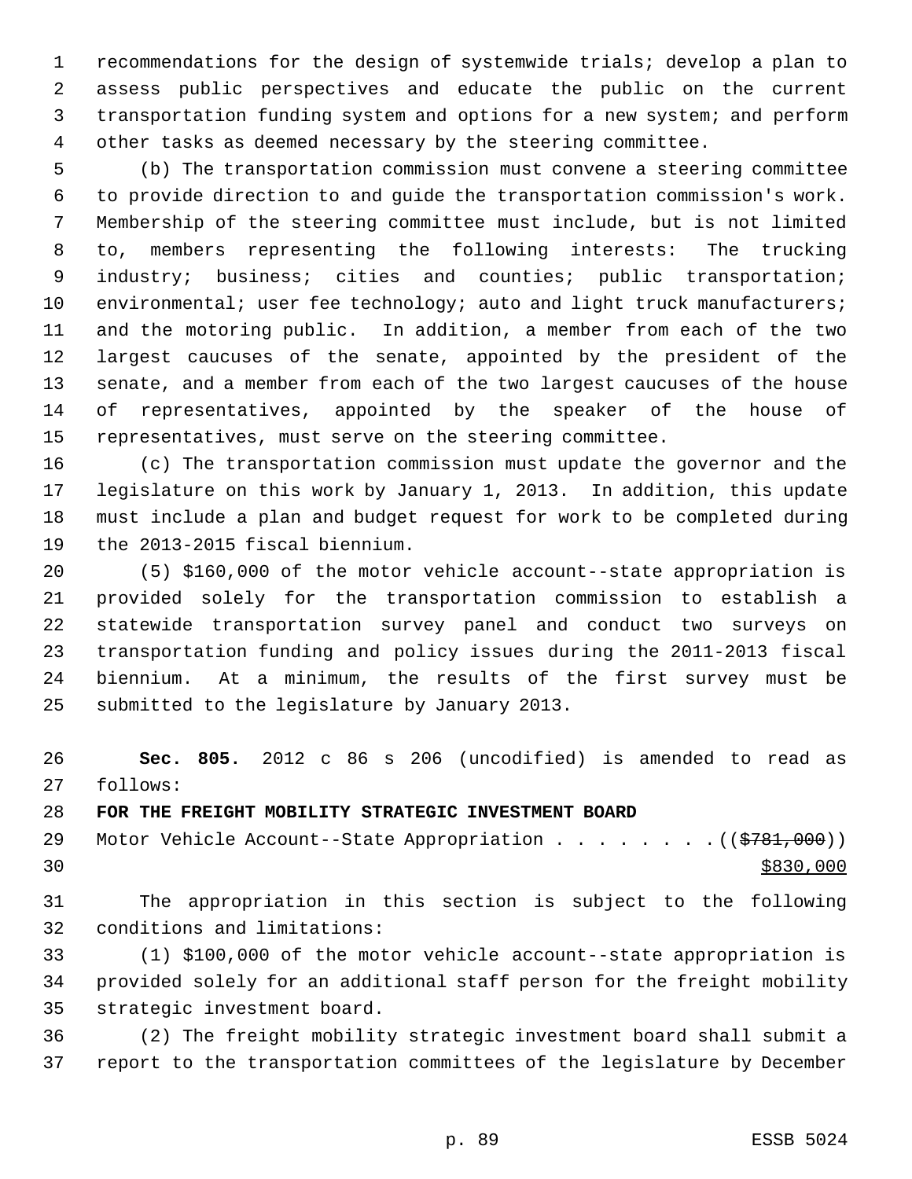recommendations for the design of systemwide trials; develop a plan to assess public perspectives and educate the public on the current transportation funding system and options for a new system; and perform other tasks as deemed necessary by the steering committee.

(b) The transportation commission must convene a steering committee to provide direction to and guide the transportation commission's work. Membership of the steering committee must include, but is not limited to, members representing the following interests: The trucking industry; business; cities and counties; public transportation; environmental; user fee technology; auto and light truck manufacturers; and the motoring public. In addition, a member from each of the two largest caucuses of the senate, appointed by the president of the senate, and a member from each of the two largest caucuses of the house of representatives, appointed by the speaker of the house of representatives, must serve on the steering committee.

(c) The transportation commission must update the governor and the legislature on this work by January 1, 2013. In addition, this update must include a plan and budget request for work to be completed during the 2013-2015 fiscal biennium.

(5) $160,000 of the motor vehicle account--state appropriation is provided solely for the transportation commission to establish a statewide transportation survey panel and conduct two surveys on transportation funding and policy issues during the 2011-2013 fiscal biennium. At a minimum, the results of the first survey must be submitted to the legislature by January 2013.

**Sec. 805.** 2012 c 86 s 206 (uncodified) is amended to read as follows:

**FOR THE FREIGHT MOBILITY STRATEGIC INVESTMENT BOARD**

Motor Vehicle Account--State Appropriation . . . . . . . . (( ~~$781,000~~ ))
<u>$830,000</u>

The appropriation in this section is subject to the following conditions and limitations:

(1) $100,000 of the motor vehicle account--state appropriation is provided solely for an additional staff person for the freight mobility strategic investment board.

(2) The freight mobility strategic investment board shall submit a report to the transportation committees of the legislature by December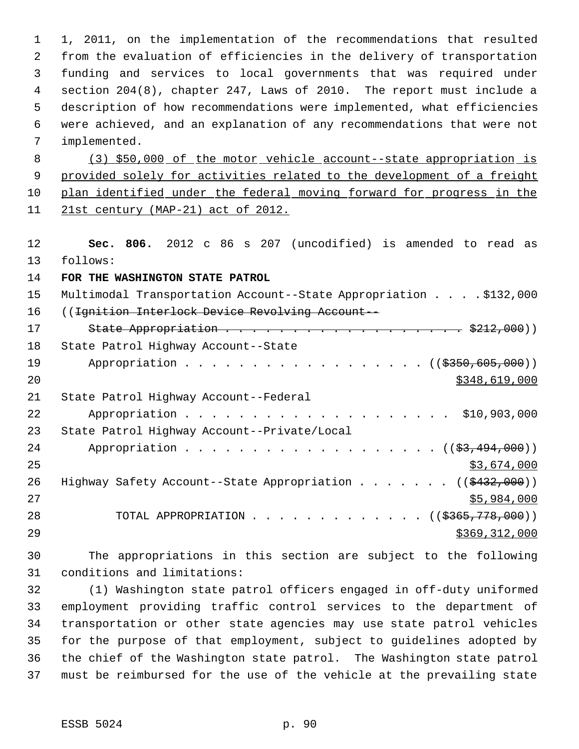1, 2011, on the implementation of the recommendations that resulted from the evaluation of efficiencies in the delivery of transportation funding and services to local governments that was required under section 204(8), chapter 247, Laws of 2010. The report must include a description of how recommendations were implemented, what efficiencies were achieved, and an explanation of any recommendations that were not implemented.

(3) $50,000 of the motor vehicle account--state appropriation is provided solely for activities related to the development of a freight plan identified under the federal moving forward for progress in the 21st century (MAP-21) act of 2012.

**Sec. 806.** 2012 c 86 s 207 (uncodified) is amended to read as follows:

**FOR THE WASHINGTON STATE PATROL**

Multimodal Transportation Account--State Appropriation . . . . $132,000

((~~Ignition Interlock Device Revolving Account--State Appropriation . . . . . . . . . . . . . . . . . . . . $212,000~~))

State Patrol Highway Account--State Appropriation . . . . . . . . . . . . . . . . . . ((~~$350,605,000~~)) $348,619,000

State Patrol Highway Account--Federal Appropriation . . . . . . . . . . . . . . . . . . . . $10,903,000

State Patrol Highway Account--Private/Local Appropriation . . . . . . . . . . . . . . . . . . . ((~~$3,494,000~~)) $3,674,000

Highway Safety Account--State Appropriation . . . . . . . ((~~$432,000~~)) $5,984,000

TOTAL APPROPRIATION . . . . . . . . . . . . . ((~~$365,778,000~~)) $369,312,000

The appropriations in this section are subject to the following conditions and limitations:

(1) Washington state patrol officers engaged in off-duty uniformed employment providing traffic control services to the department of transportation or other state agencies may use state patrol vehicles for the purpose of that employment, subject to guidelines adopted by the chief of the Washington state patrol. The Washington state patrol must be reimbursed for the use of the vehicle at the prevailing state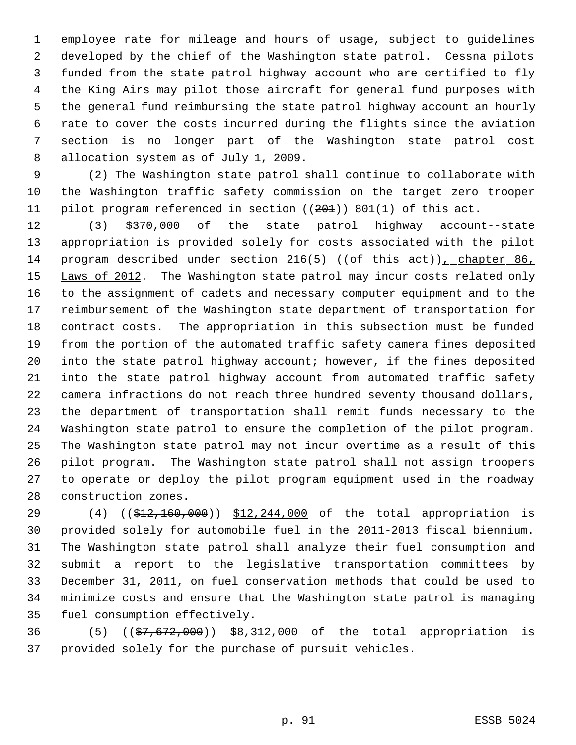employee rate for mileage and hours of usage, subject to guidelines developed by the chief of the Washington state patrol. Cessna pilots funded from the state patrol highway account who are certified to fly the King Airs may pilot those aircraft for general fund purposes with the general fund reimbursing the state patrol highway account an hourly rate to cover the costs incurred during the flights since the aviation section is no longer part of the Washington state patrol cost allocation system as of July 1, 2009.

(2) The Washington state patrol shall continue to collaborate with the Washington traffic safety commission on the target zero trooper pilot program referenced in section ((~~201~~)) <u>801</u>(1) of this act.

(3) $370,000 of the state patrol highway account--state appropriation is provided solely for costs associated with the pilot program described under section 216(5) ((~~of this act~~))<u>, chapter 86, Laws of 2012</u>. The Washington state patrol may incur costs related only to the assignment of cadets and necessary computer equipment and to the reimbursement of the Washington state department of transportation for contract costs. The appropriation in this subsection must be funded from the portion of the automated traffic safety camera fines deposited into the state patrol highway account; however, if the fines deposited into the state patrol highway account from automated traffic safety camera infractions do not reach three hundred seventy thousand dollars, the department of transportation shall remit funds necessary to the Washington state patrol to ensure the completion of the pilot program. The Washington state patrol may not incur overtime as a result of this pilot program. The Washington state patrol shall not assign troopers to operate or deploy the pilot program equipment used in the roadway construction zones.

(4) ((~~$12,160,000~~)) <u>$12,244,000</u> of the total appropriation is provided solely for automobile fuel in the 2011-2013 fiscal biennium. The Washington state patrol shall analyze their fuel consumption and submit a report to the legislative transportation committees by December 31, 2011, on fuel conservation methods that could be used to minimize costs and ensure that the Washington state patrol is managing fuel consumption effectively.

(5) ((~~$7,672,000~~)) <u>$8,312,000</u> of the total appropriation is provided solely for the purchase of pursuit vehicles.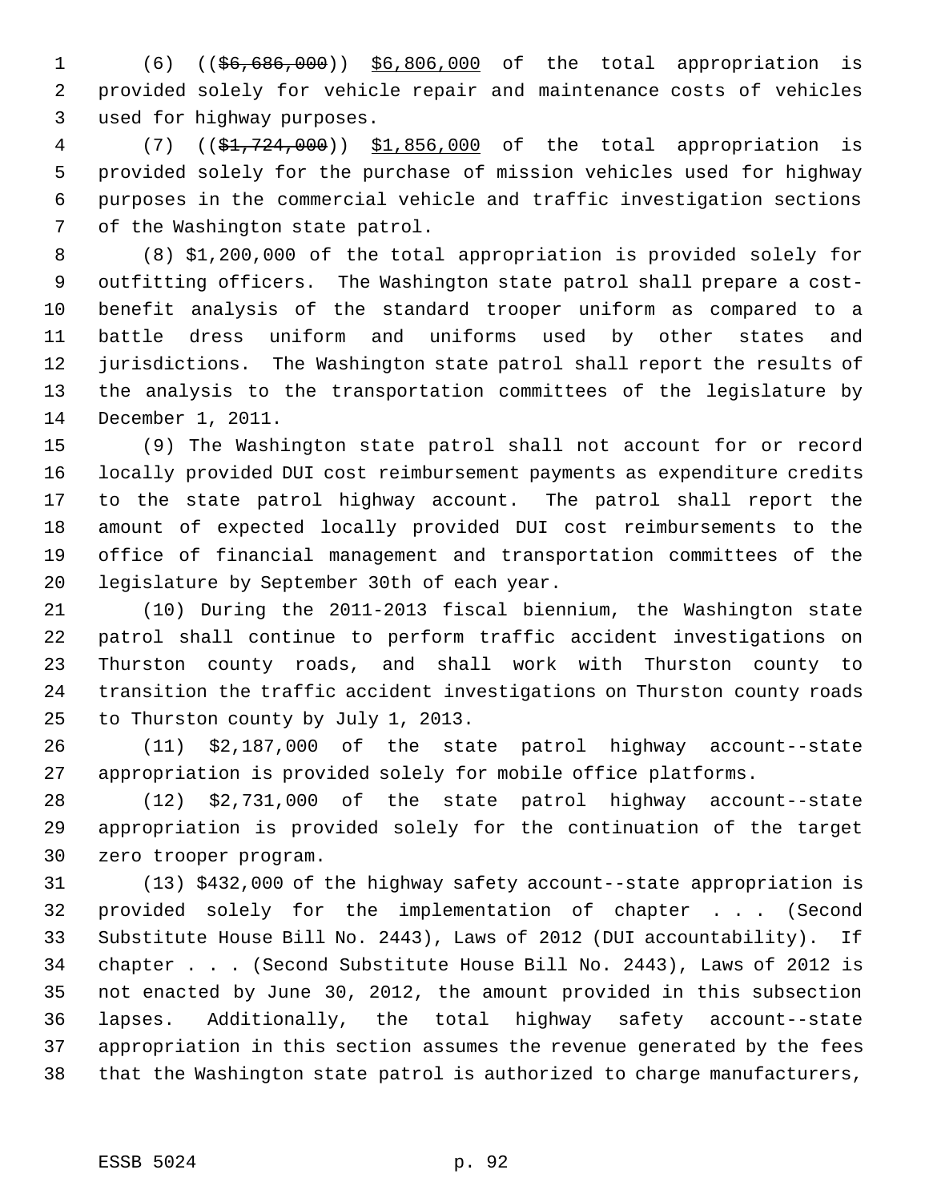(6) ((~~$6,686,000~~)) $6,806,000 of the total appropriation is provided solely for vehicle repair and maintenance costs of vehicles used for highway purposes.

(7) ((~~$1,724,000~~)) $1,856,000 of the total appropriation is provided solely for the purchase of mission vehicles used for highway purposes in the commercial vehicle and traffic investigation sections of the Washington state patrol.

(8) $1,200,000 of the total appropriation is provided solely for outfitting officers. The Washington state patrol shall prepare a cost-benefit analysis of the standard trooper uniform as compared to a battle dress uniform and uniforms used by other states and jurisdictions. The Washington state patrol shall report the results of the analysis to the transportation committees of the legislature by December 1, 2011.

(9) The Washington state patrol shall not account for or record locally provided DUI cost reimbursement payments as expenditure credits to the state patrol highway account. The patrol shall report the amount of expected locally provided DUI cost reimbursements to the office of financial management and transportation committees of the legislature by September 30th of each year.

(10) During the 2011-2013 fiscal biennium, the Washington state patrol shall continue to perform traffic accident investigations on Thurston county roads, and shall work with Thurston county to transition the traffic accident investigations on Thurston county roads to Thurston county by July 1, 2013.

(11) $2,187,000 of the state patrol highway account--state appropriation is provided solely for mobile office platforms.

(12) $2,731,000 of the state patrol highway account--state appropriation is provided solely for the continuation of the target zero trooper program.

(13) $432,000 of the highway safety account--state appropriation is provided solely for the implementation of chapter . . . (Second Substitute House Bill No. 2443), Laws of 2012 (DUI accountability). If chapter . . . (Second Substitute House Bill No. 2443), Laws of 2012 is not enacted by June 30, 2012, the amount provided in this subsection lapses. Additionally, the total highway safety account--state appropriation in this section assumes the revenue generated by the fees that the Washington state patrol is authorized to charge manufacturers,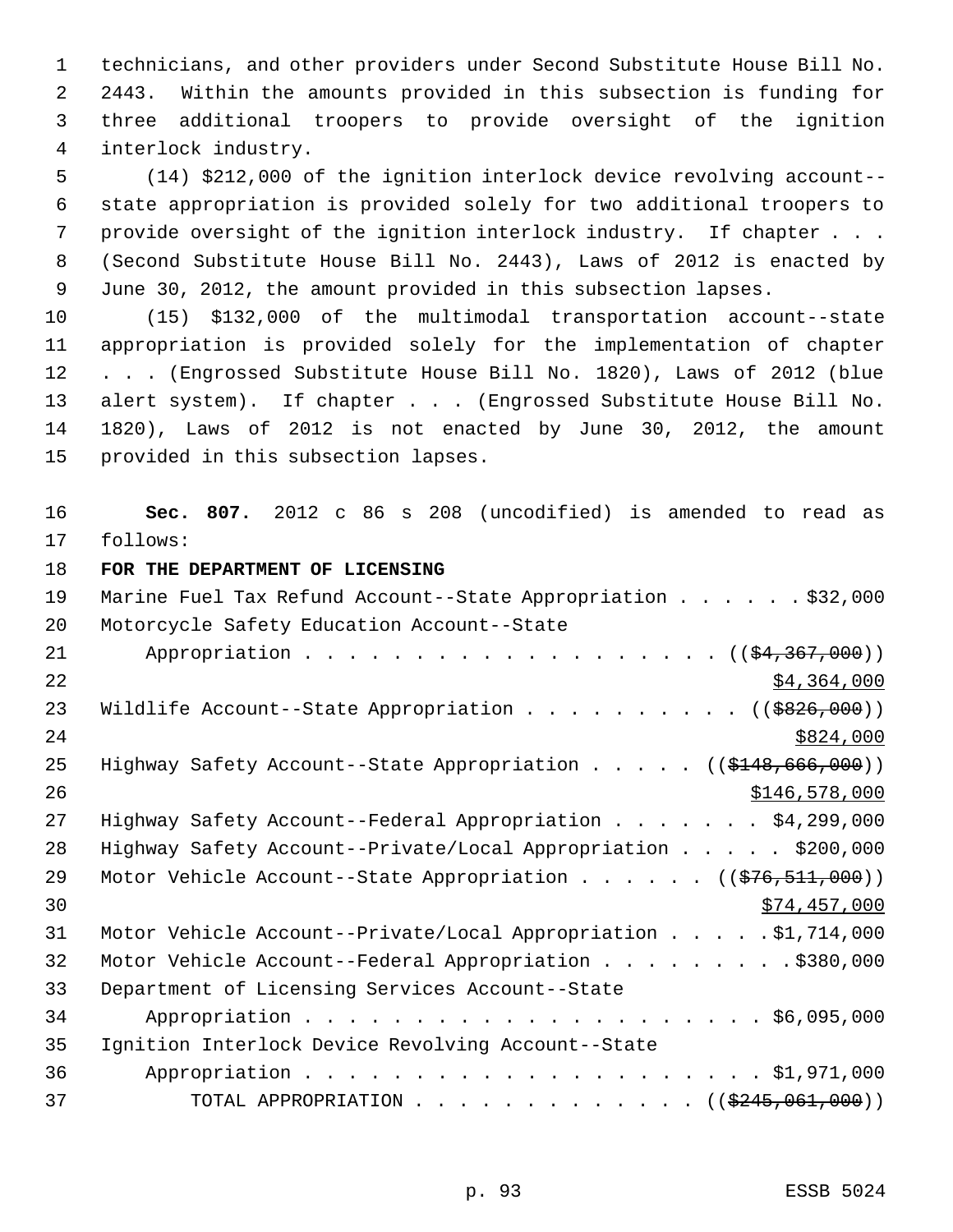technicians, and other providers under Second Substitute House Bill No. 2443. Within the amounts provided in this subsection is funding for three additional troopers to provide oversight of the ignition interlock industry.

(14) $212,000 of the ignition interlock device revolving account--state appropriation is provided solely for two additional troopers to provide oversight of the ignition interlock industry. If chapter . . . (Second Substitute House Bill No. 2443), Laws of 2012 is enacted by June 30, 2012, the amount provided in this subsection lapses.

(15) $132,000 of the multimodal transportation account--state appropriation is provided solely for the implementation of chapter . . . (Engrossed Substitute House Bill No. 1820), Laws of 2012 (blue alert system). If chapter . . . (Engrossed Substitute House Bill No. 1820), Laws of 2012 is not enacted by June 30, 2012, the amount provided in this subsection lapses.

**Sec. 807.** 2012 c 86 s 208 (uncodified) is amended to read as follows:

**FOR THE DEPARTMENT OF LICENSING**

Marine Fuel Tax Refund Account--State Appropriation . . . . . . $32,000

Motorcycle Safety Education Account--State Appropriation . . . . . . . . . . . . . . . . . . . (($4,367,000)) $4,364,000

Wildlife Account--State Appropriation . . . . . . . . . . (($826,000)) $824,000

Highway Safety Account--State Appropriation . . . . . (($148,666,000)) $146,578,000

Highway Safety Account--Federal Appropriation . . . . . . . $4,299,000

Highway Safety Account--Private/Local Appropriation . . . . . $200,000

Motor Vehicle Account--State Appropriation . . . . . . (($76,511,000)) $74,457,000

Motor Vehicle Account--Private/Local Appropriation . . . . . $1,714,000

Motor Vehicle Account--Federal Appropriation . . . . . . . . . $380,000

Department of Licensing Services Account--State Appropriation . . . . . . . . . . . . . . . . . . . . . . $6,095,000

Ignition Interlock Device Revolving Account--State Appropriation . . . . . . . . . . . . . . . . . . . . . . $1,971,000

TOTAL APPROPRIATION . . . . . . . . . . . . . (($245,061,000))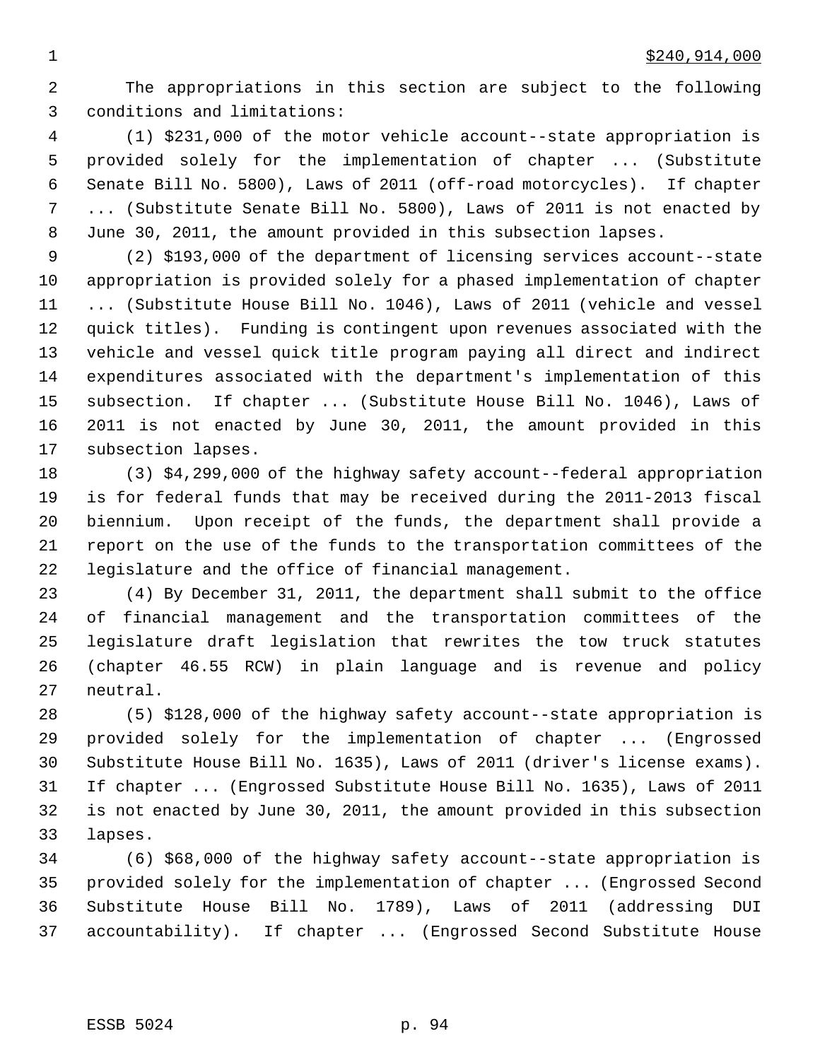$240,914,000

The appropriations in this section are subject to the following conditions and limitations:

(1) $231,000 of the motor vehicle account--state appropriation is provided solely for the implementation of chapter ... (Substitute Senate Bill No. 5800), Laws of 2011 (off-road motorcycles). If chapter ... (Substitute Senate Bill No. 5800), Laws of 2011 is not enacted by June 30, 2011, the amount provided in this subsection lapses.

(2) $193,000 of the department of licensing services account--state appropriation is provided solely for a phased implementation of chapter ... (Substitute House Bill No. 1046), Laws of 2011 (vehicle and vessel quick titles). Funding is contingent upon revenues associated with the vehicle and vessel quick title program paying all direct and indirect expenditures associated with the department's implementation of this subsection. If chapter ... (Substitute House Bill No. 1046), Laws of 2011 is not enacted by June 30, 2011, the amount provided in this subsection lapses.

(3) $4,299,000 of the highway safety account--federal appropriation is for federal funds that may be received during the 2011-2013 fiscal biennium. Upon receipt of the funds, the department shall provide a report on the use of the funds to the transportation committees of the legislature and the office of financial management.

(4) By December 31, 2011, the department shall submit to the office of financial management and the transportation committees of the legislature draft legislation that rewrites the tow truck statutes (chapter 46.55 RCW) in plain language and is revenue and policy neutral.

(5) $128,000 of the highway safety account--state appropriation is provided solely for the implementation of chapter ... (Engrossed Substitute House Bill No. 1635), Laws of 2011 (driver's license exams). If chapter ... (Engrossed Substitute House Bill No. 1635), Laws of 2011 is not enacted by June 30, 2011, the amount provided in this subsection lapses.

(6) $68,000 of the highway safety account--state appropriation is provided solely for the implementation of chapter ... (Engrossed Second Substitute House Bill No. 1789), Laws of 2011 (addressing DUI accountability). If chapter ... (Engrossed Second Substitute House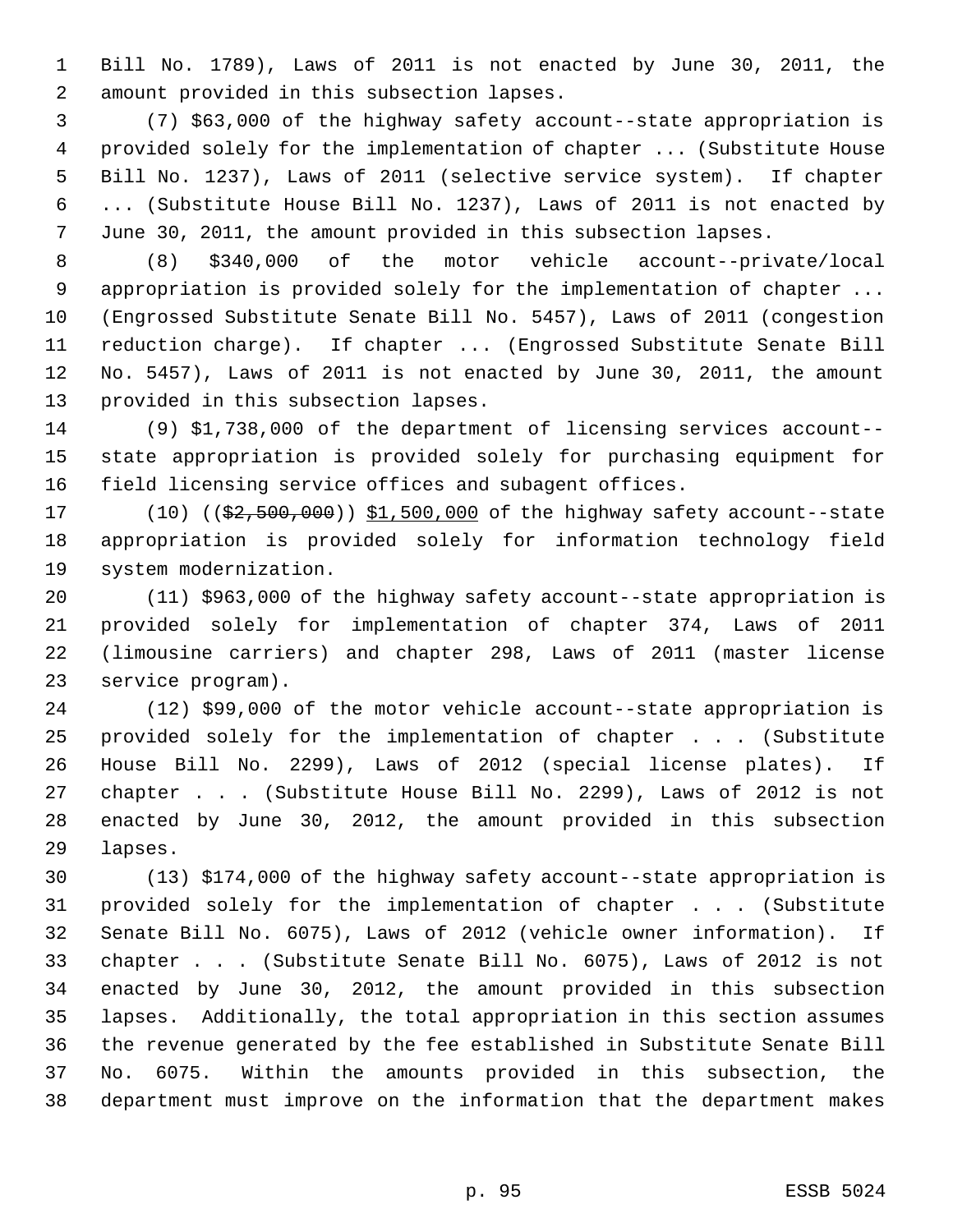Bill No. 1789), Laws of 2011 is not enacted by June 30, 2011, the amount provided in this subsection lapses.

(7) $63,000 of the highway safety account--state appropriation is provided solely for the implementation of chapter ... (Substitute House Bill No. 1237), Laws of 2011 (selective service system). If chapter ... (Substitute House Bill No. 1237), Laws of 2011 is not enacted by June 30, 2011, the amount provided in this subsection lapses.

(8) $340,000 of the motor vehicle account--private/local appropriation is provided solely for the implementation of chapter ... (Engrossed Substitute Senate Bill No. 5457), Laws of 2011 (congestion reduction charge). If chapter ... (Engrossed Substitute Senate Bill No. 5457), Laws of 2011 is not enacted by June 30, 2011, the amount provided in this subsection lapses.

(9) $1,738,000 of the department of licensing services account--state appropriation is provided solely for purchasing equipment for field licensing service offices and subagent offices.

(10) ((~~$2,500,000~~)) <u>$1,500,000</u> of the highway safety account--state appropriation is provided solely for information technology field system modernization.

(11) $963,000 of the highway safety account--state appropriation is provided solely for implementation of chapter 374, Laws of 2011 (limousine carriers) and chapter 298, Laws of 2011 (master license service program).

(12) $99,000 of the motor vehicle account--state appropriation is provided solely for the implementation of chapter . . . (Substitute House Bill No. 2299), Laws of 2012 (special license plates). If chapter . . . (Substitute House Bill No. 2299), Laws of 2012 is not enacted by June 30, 2012, the amount provided in this subsection lapses.

(13) $174,000 of the highway safety account--state appropriation is provided solely for the implementation of chapter . . . (Substitute Senate Bill No. 6075), Laws of 2012 (vehicle owner information). If chapter . . . (Substitute Senate Bill No. 6075), Laws of 2012 is not enacted by June 30, 2012, the amount provided in this subsection lapses. Additionally, the total appropriation in this section assumes the revenue generated by the fee established in Substitute Senate Bill No. 6075. Within the amounts provided in this subsection, the department must improve on the information that the department makes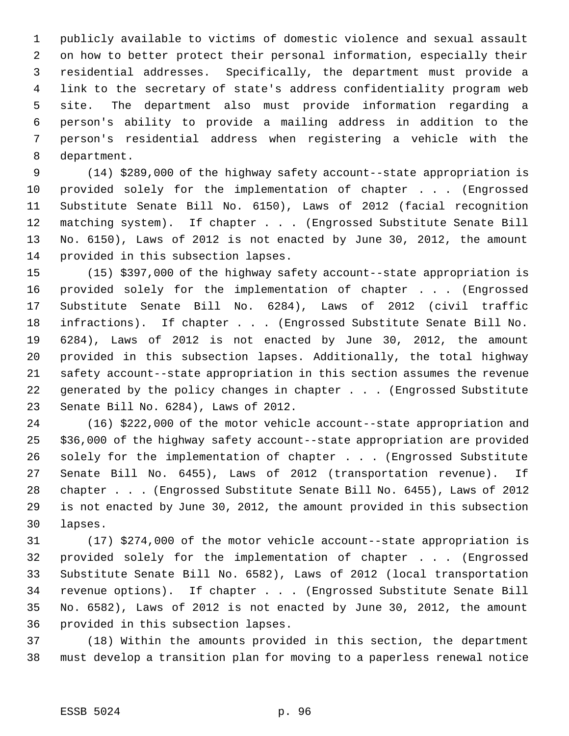publicly available to victims of domestic violence and sexual assault on how to better protect their personal information, especially their residential addresses. Specifically, the department must provide a link to the secretary of state's address confidentiality program web site. The department also must provide information regarding a person's ability to provide a mailing address in addition to the person's residential address when registering a vehicle with the department.

(14) $289,000 of the highway safety account--state appropriation is provided solely for the implementation of chapter . . . (Engrossed Substitute Senate Bill No. 6150), Laws of 2012 (facial recognition matching system). If chapter . . . (Engrossed Substitute Senate Bill No. 6150), Laws of 2012 is not enacted by June 30, 2012, the amount provided in this subsection lapses.

(15) $397,000 of the highway safety account--state appropriation is provided solely for the implementation of chapter . . . (Engrossed Substitute Senate Bill No. 6284), Laws of 2012 (civil traffic infractions). If chapter . . . (Engrossed Substitute Senate Bill No. 6284), Laws of 2012 is not enacted by June 30, 2012, the amount provided in this subsection lapses. Additionally, the total highway safety account--state appropriation in this section assumes the revenue generated by the policy changes in chapter . . . (Engrossed Substitute Senate Bill No. 6284), Laws of 2012.

(16) $222,000 of the motor vehicle account--state appropriation and $36,000 of the highway safety account--state appropriation are provided solely for the implementation of chapter . . . (Engrossed Substitute Senate Bill No. 6455), Laws of 2012 (transportation revenue). If chapter . . . (Engrossed Substitute Senate Bill No. 6455), Laws of 2012 is not enacted by June 30, 2012, the amount provided in this subsection lapses.

(17) $274,000 of the motor vehicle account--state appropriation is provided solely for the implementation of chapter . . . (Engrossed Substitute Senate Bill No. 6582), Laws of 2012 (local transportation revenue options). If chapter . . . (Engrossed Substitute Senate Bill No. 6582), Laws of 2012 is not enacted by June 30, 2012, the amount provided in this subsection lapses.

(18) Within the amounts provided in this section, the department must develop a transition plan for moving to a paperless renewal notice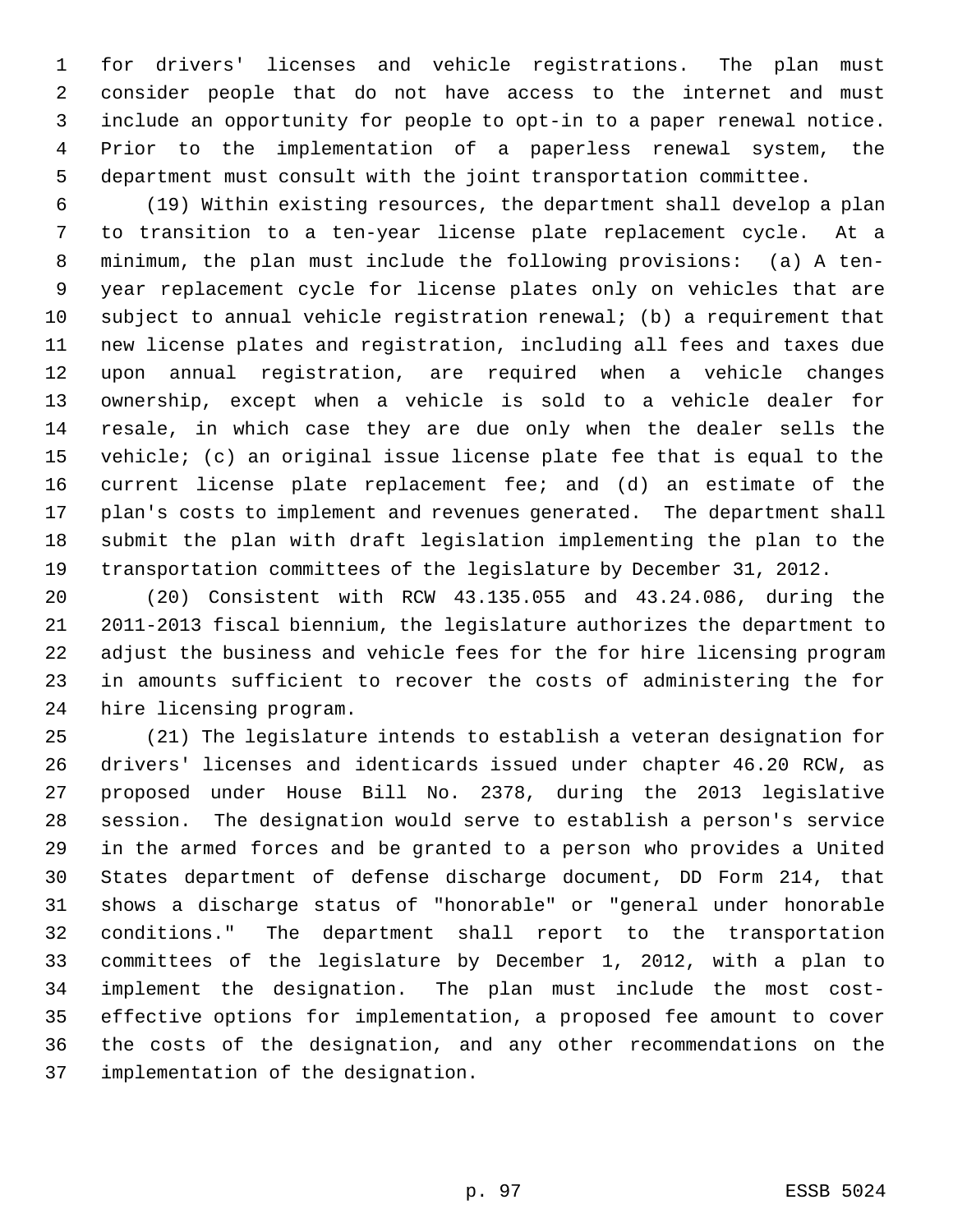for drivers' licenses and vehicle registrations. The plan must consider people that do not have access to the internet and must include an opportunity for people to opt-in to a paper renewal notice. Prior to the implementation of a paperless renewal system, the department must consult with the joint transportation committee.

(19) Within existing resources, the department shall develop a plan to transition to a ten-year license plate replacement cycle. At a minimum, the plan must include the following provisions: (a) A ten-year replacement cycle for license plates only on vehicles that are subject to annual vehicle registration renewal; (b) a requirement that new license plates and registration, including all fees and taxes due upon annual registration, are required when a vehicle changes ownership, except when a vehicle is sold to a vehicle dealer for resale, in which case they are due only when the dealer sells the vehicle; (c) an original issue license plate fee that is equal to the current license plate replacement fee; and (d) an estimate of the plan's costs to implement and revenues generated. The department shall submit the plan with draft legislation implementing the plan to the transportation committees of the legislature by December 31, 2012.

(20) Consistent with RCW 43.135.055 and 43.24.086, during the 2011-2013 fiscal biennium, the legislature authorizes the department to adjust the business and vehicle fees for the for hire licensing program in amounts sufficient to recover the costs of administering the for hire licensing program.

(21) The legislature intends to establish a veteran designation for drivers' licenses and identicards issued under chapter 46.20 RCW, as proposed under House Bill No. 2378, during the 2013 legislative session. The designation would serve to establish a person's service in the armed forces and be granted to a person who provides a United States department of defense discharge document, DD Form 214, that shows a discharge status of "honorable" or "general under honorable conditions." The department shall report to the transportation committees of the legislature by December 1, 2012, with a plan to implement the designation. The plan must include the most cost-effective options for implementation, a proposed fee amount to cover the costs of the designation, and any other recommendations on the implementation of the designation.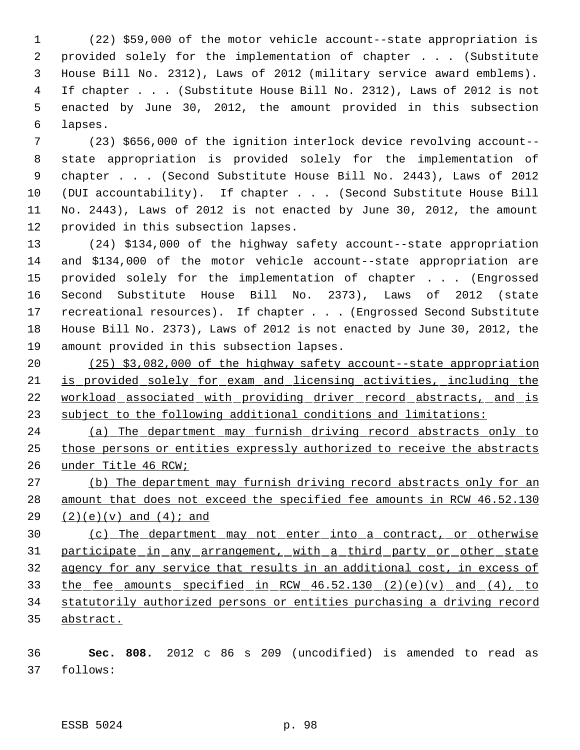(22) $59,000 of the motor vehicle account--state appropriation is provided solely for the implementation of chapter . . . (Substitute House Bill No. 2312), Laws of 2012 (military service award emblems). If chapter . . . (Substitute House Bill No. 2312), Laws of 2012 is not enacted by June 30, 2012, the amount provided in this subsection lapses.

(23) $656,000 of the ignition interlock device revolving account--state appropriation is provided solely for the implementation of chapter . . . (Second Substitute House Bill No. 2443), Laws of 2012 (DUI accountability). If chapter . . . (Second Substitute House Bill No. 2443), Laws of 2012 is not enacted by June 30, 2012, the amount provided in this subsection lapses.

(24) $134,000 of the highway safety account--state appropriation and $134,000 of the motor vehicle account--state appropriation are provided solely for the implementation of chapter . . . (Engrossed Second Substitute House Bill No. 2373), Laws of 2012 (state recreational resources). If chapter . . . (Engrossed Second Substitute House Bill No. 2373), Laws of 2012 is not enacted by June 30, 2012, the amount provided in this subsection lapses.

<u>(25) $3,082,000 of the highway safety account--state appropriation is provided solely for exam and licensing activities, including the workload associated with providing driver record abstracts, and is subject to the following additional conditions and limitations:</u>

<u>(a) The department may furnish driving record abstracts only to those persons or entities expressly authorized to receive the abstracts under Title 46 RCW;</u>

<u>(b) The department may furnish driving record abstracts only for an amount that does not exceed the specified fee amounts in RCW 46.52.130 (2)(e)(v) and (4); and</u>

<u>(c) The department may not enter into a contract, or otherwise participate in any arrangement, with a third party or other state agency for any service that results in an additional cost, in excess of the fee amounts specified in RCW 46.52.130 (2)(e)(v) and (4), to statutorily authorized persons or entities purchasing a driving record abstract.</u>

**Sec. 808.** 2012 c 86 s 209 (uncodified) is amended to read as follows: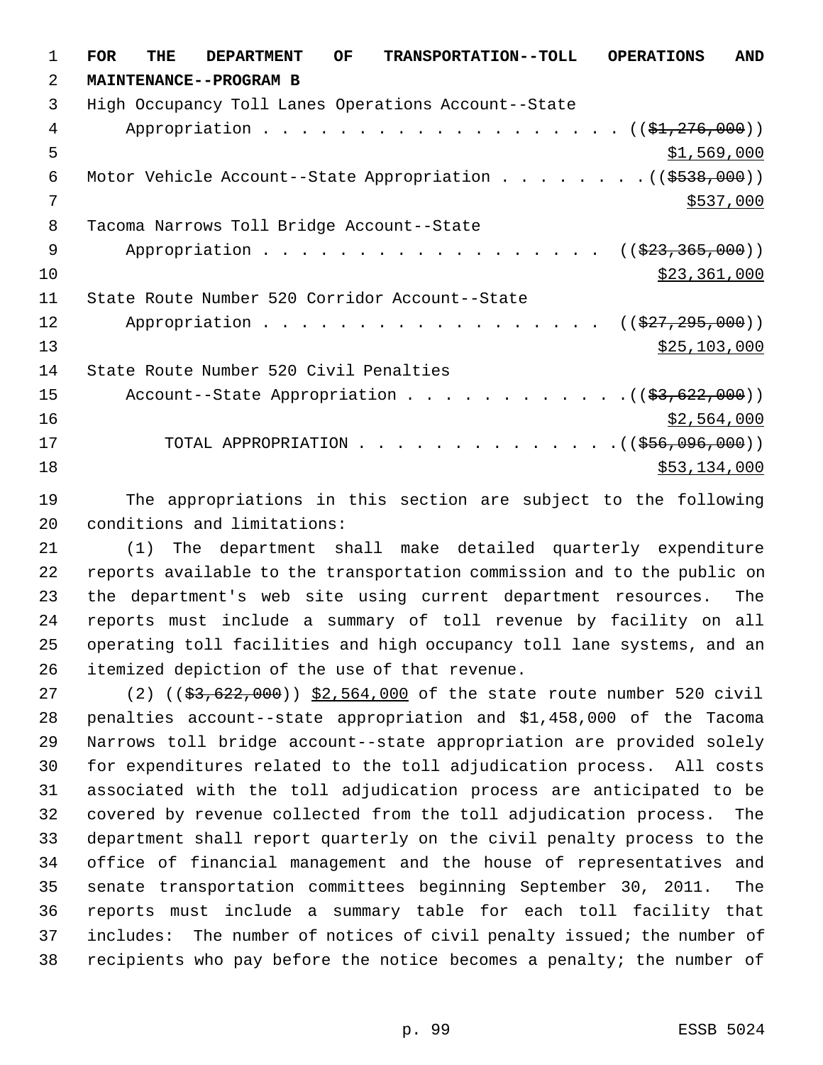**FOR THE DEPARTMENT OF TRANSPORTATION--TOLL OPERATIONS AND MAINTENANCE--PROGRAM B**

High Occupancy Toll Lanes Operations Account--State Appropriation . . . . . . . . . . . . . . . . . . . . (($1,276,000)) $1,569,000

Motor Vehicle Account--State Appropriation . . . . . . . . (($538,000)) $537,000

Tacoma Narrows Toll Bridge Account--State Appropriation . . . . . . . . . . . . . . . . . . . (($23,365,000)) $23,361,000

State Route Number 520 Corridor Account--State Appropriation . . . . . . . . . . . . . . . . . . . (($27,295,000)) $25,103,000

State Route Number 520 Civil Penalties Account--State Appropriation . . . . . . . . . . . . (($3,622,000)) $2,564,000

TOTAL APPROPRIATION . . . . . . . . . . . . . . (($56,096,000)) $53,134,000

The appropriations in this section are subject to the following conditions and limitations:

(1) The department shall make detailed quarterly expenditure reports available to the transportation commission and to the public on the department's web site using current department resources. The reports must include a summary of toll revenue by facility on all operating toll facilities and high occupancy toll lane systems, and an itemized depiction of the use of that revenue.

(2) (($3,622,000)) $2,564,000 of the state route number 520 civil penalties account--state appropriation and $1,458,000 of the Tacoma Narrows toll bridge account--state appropriation are provided solely for expenditures related to the toll adjudication process. All costs associated with the toll adjudication process are anticipated to be covered by revenue collected from the toll adjudication process. The department shall report quarterly on the civil penalty process to the office of financial management and the house of representatives and senate transportation committees beginning September 30, 2011. The reports must include a summary table for each toll facility that includes: The number of notices of civil penalty issued; the number of recipients who pay before the notice becomes a penalty; the number of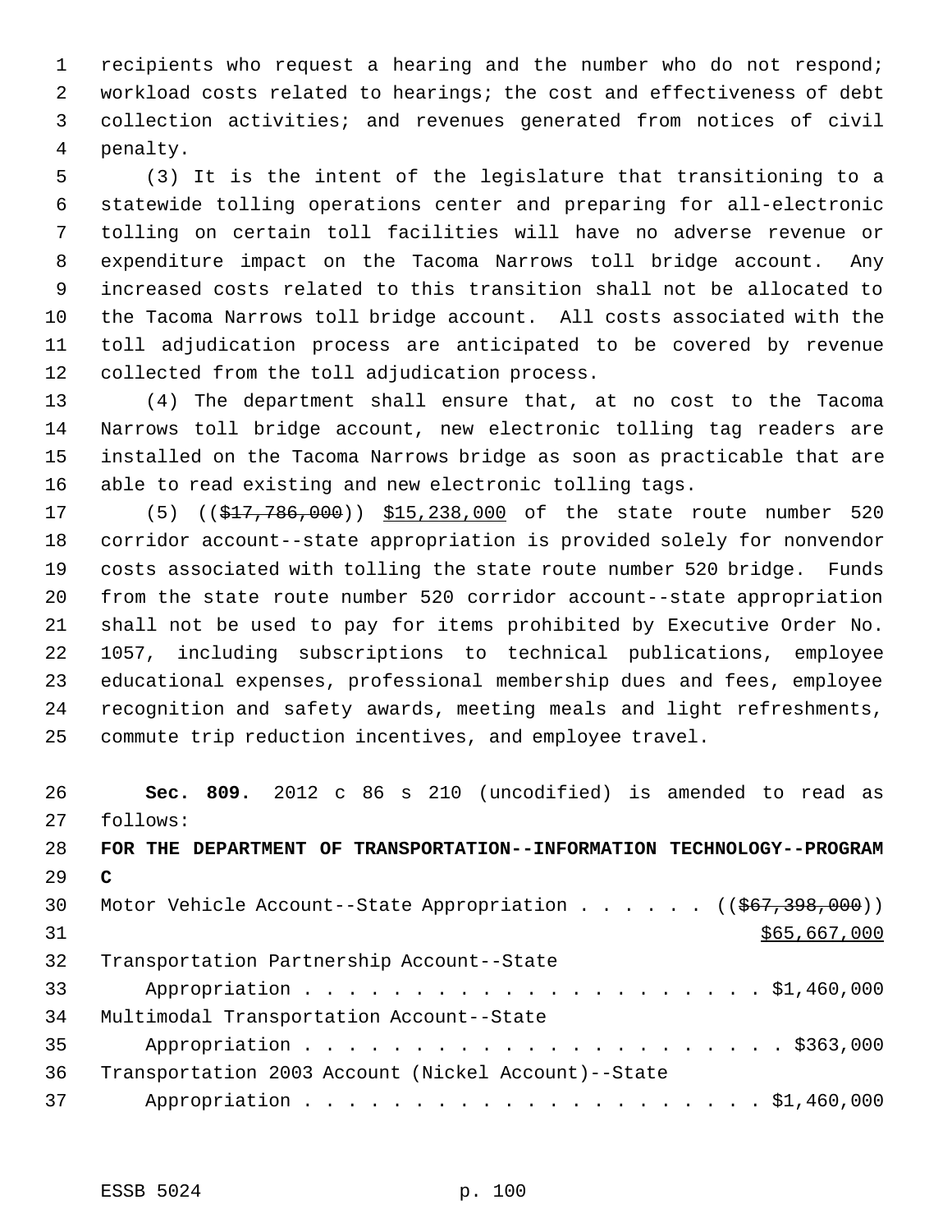recipients who request a hearing and the number who do not respond; workload costs related to hearings; the cost and effectiveness of debt collection activities; and revenues generated from notices of civil penalty.

(3) It is the intent of the legislature that transitioning to a statewide tolling operations center and preparing for all-electronic tolling on certain toll facilities will have no adverse revenue or expenditure impact on the Tacoma Narrows toll bridge account. Any increased costs related to this transition shall not be allocated to the Tacoma Narrows toll bridge account. All costs associated with the toll adjudication process are anticipated to be covered by revenue collected from the toll adjudication process.

(4) The department shall ensure that, at no cost to the Tacoma Narrows toll bridge account, new electronic tolling tag readers are installed on the Tacoma Narrows bridge as soon as practicable that are able to read existing and new electronic tolling tags.

(5) ((~~$17,786,000~~)) $15,238,000 of the state route number 520 corridor account--state appropriation is provided solely for nonvendor costs associated with tolling the state route number 520 bridge. Funds from the state route number 520 corridor account--state appropriation shall not be used to pay for items prohibited by Executive Order No. 1057, including subscriptions to technical publications, employee educational expenses, professional membership dues and fees, employee recognition and safety awards, meeting meals and light refreshments, commute trip reduction incentives, and employee travel.

**Sec. 809.** 2012 c 86 s 210 (uncodified) is amended to read as follows:

**FOR THE DEPARTMENT OF TRANSPORTATION--INFORMATION TECHNOLOGY--PROGRAM C**

Motor Vehicle Account--State Appropriation . . . . . . ((~~$67,398,000~~)) $65,667,000

Transportation Partnership Account--State Appropriation . . . . . . . . . . . . . . . . . . . . . $1,460,000

Multimodal Transportation Account--State Appropriation . . . . . . . . . . . . . . . . . . . . . . $363,000

Transportation 2003 Account (Nickel Account)--State Appropriation . . . . . . . . . . . . . . . . . . . . . $1,460,000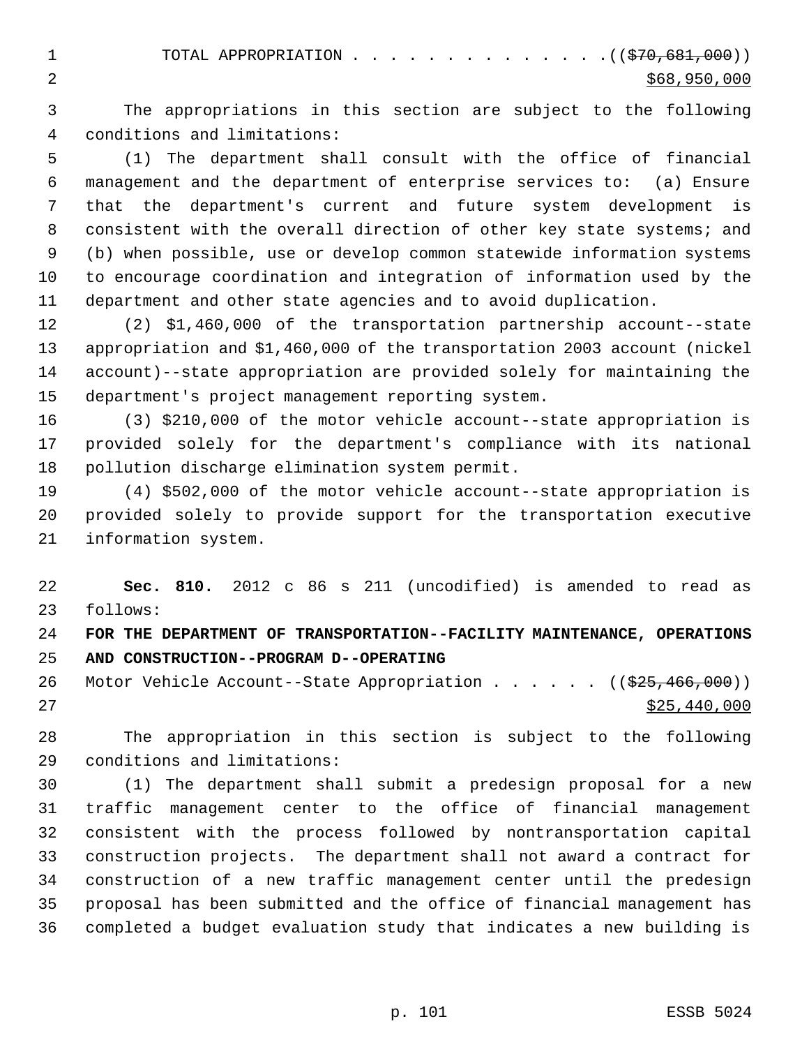TOTAL APPROPRIATION . . . . . . . . . . . . . . ((~~$70,681,000~~))
$68,950,000

The appropriations in this section are subject to the following conditions and limitations:

(1) The department shall consult with the office of financial management and the department of enterprise services to: (a) Ensure that the department's current and future system development is consistent with the overall direction of other key state systems; and (b) when possible, use or develop common statewide information systems to encourage coordination and integration of information used by the department and other state agencies and to avoid duplication.

(2) $1,460,000 of the transportation partnership account--state appropriation and $1,460,000 of the transportation 2003 account (nickel account)--state appropriation are provided solely for maintaining the department's project management reporting system.

(3) $210,000 of the motor vehicle account--state appropriation is provided solely for the department's compliance with its national pollution discharge elimination system permit.

(4) $502,000 of the motor vehicle account--state appropriation is provided solely to provide support for the transportation executive information system.

**Sec. 810.** 2012 c 86 s 211 (uncodified) is amended to read as follows:

**FOR THE DEPARTMENT OF TRANSPORTATION--FACILITY MAINTENANCE, OPERATIONS AND CONSTRUCTION--PROGRAM D--OPERATING**

Motor Vehicle Account--State Appropriation . . . . . . ((~~$25,466,000~~))
$25,440,000

The appropriation in this section is subject to the following conditions and limitations:

(1) The department shall submit a predesign proposal for a new traffic management center to the office of financial management consistent with the process followed by nontransportation capital construction projects. The department shall not award a contract for construction of a new traffic management center until the predesign proposal has been submitted and the office of financial management has completed a budget evaluation study that indicates a new building is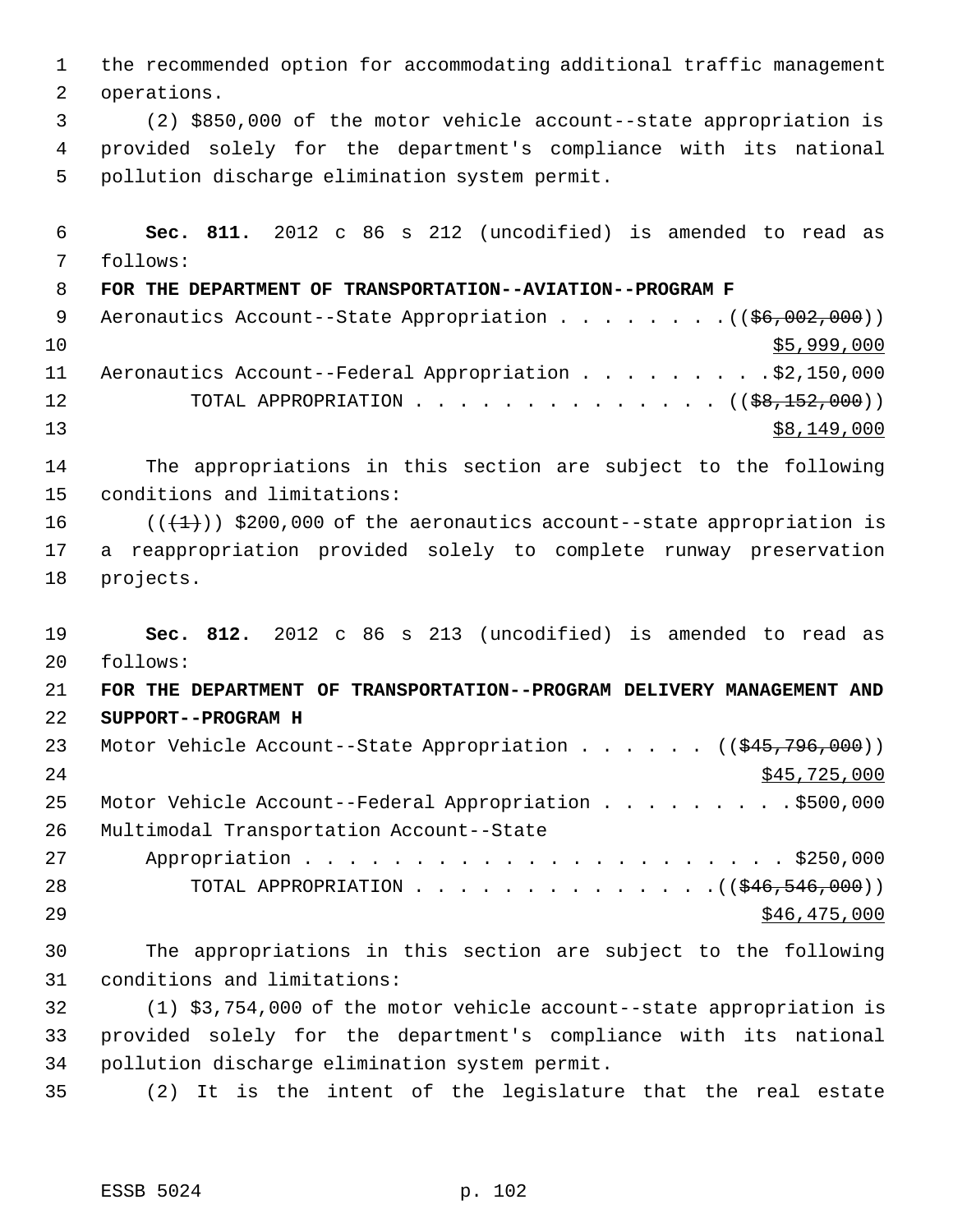the recommended option for accommodating additional traffic management operations.

(2) $850,000 of the motor vehicle account--state appropriation is provided solely for the department's compliance with its national pollution discharge elimination system permit.

**Sec. 811.** 2012 c 86 s 212 (uncodified) is amended to read as follows:

**FOR THE DEPARTMENT OF TRANSPORTATION--AVIATION--PROGRAM F**

Aeronautics Account--State Appropriation . . . . . . . . (($6,002,000)) $5,999,000

Aeronautics Account--Federal Appropriation . . . . . . . . . $2,150,000

TOTAL APPROPRIATION . . . . . . . . . . . . . . (($8,152,000)) $8,149,000

The appropriations in this section are subject to the following conditions and limitations:

(((1))) $200,000 of the aeronautics account--state appropriation is a reappropriation provided solely to complete runway preservation projects.

**Sec. 812.** 2012 c 86 s 213 (uncodified) is amended to read as follows:

**FOR THE DEPARTMENT OF TRANSPORTATION--PROGRAM DELIVERY MANAGEMENT AND SUPPORT--PROGRAM H**

Motor Vehicle Account--State Appropriation . . . . . . (($45,796,000)) $45,725,000

Motor Vehicle Account--Federal Appropriation . . . . . . . . . $500,000

Multimodal Transportation Account--State Appropriation . . . . . . . . . . . . . . . . . . . . . . $250,000

TOTAL APPROPRIATION . . . . . . . . . . . . . . (($46,546,000)) $46,475,000

The appropriations in this section are subject to the following conditions and limitations:

(1) $3,754,000 of the motor vehicle account--state appropriation is provided solely for the department's compliance with its national pollution discharge elimination system permit.

(2) It is the intent of the legislature that the real estate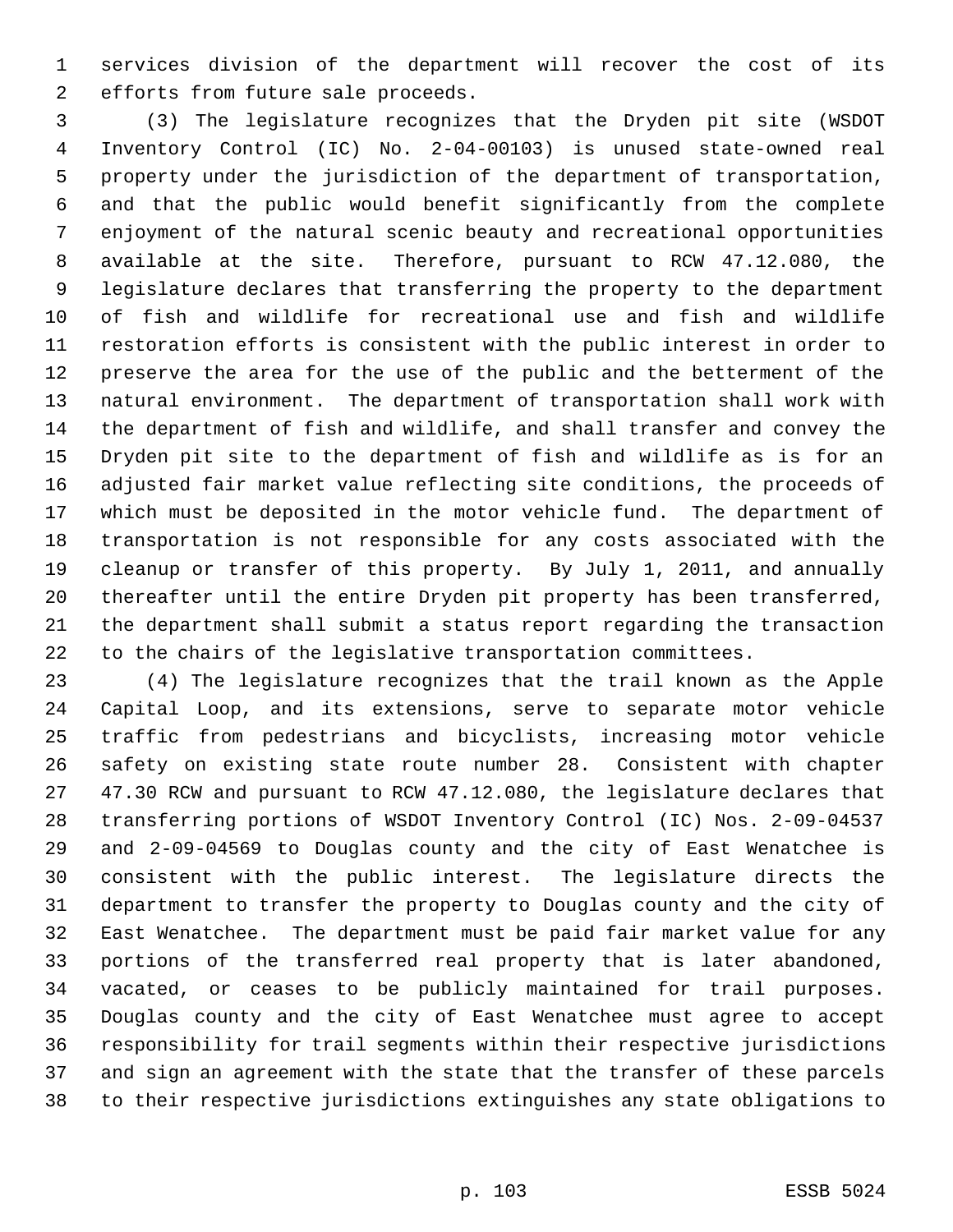services division of the department will recover the cost of its efforts from future sale proceeds.

(3) The legislature recognizes that the Dryden pit site (WSDOT Inventory Control (IC) No. 2-04-00103) is unused state-owned real property under the jurisdiction of the department of transportation, and that the public would benefit significantly from the complete enjoyment of the natural scenic beauty and recreational opportunities available at the site. Therefore, pursuant to RCW 47.12.080, the legislature declares that transferring the property to the department of fish and wildlife for recreational use and fish and wildlife restoration efforts is consistent with the public interest in order to preserve the area for the use of the public and the betterment of the natural environment. The department of transportation shall work with the department of fish and wildlife, and shall transfer and convey the Dryden pit site to the department of fish and wildlife as is for an adjusted fair market value reflecting site conditions, the proceeds of which must be deposited in the motor vehicle fund. The department of transportation is not responsible for any costs associated with the cleanup or transfer of this property. By July 1, 2011, and annually thereafter until the entire Dryden pit property has been transferred, the department shall submit a status report regarding the transaction to the chairs of the legislative transportation committees.

(4) The legislature recognizes that the trail known as the Apple Capital Loop, and its extensions, serve to separate motor vehicle traffic from pedestrians and bicyclists, increasing motor vehicle safety on existing state route number 28. Consistent with chapter 47.30 RCW and pursuant to RCW 47.12.080, the legislature declares that transferring portions of WSDOT Inventory Control (IC) Nos. 2-09-04537 and 2-09-04569 to Douglas county and the city of East Wenatchee is consistent with the public interest. The legislature directs the department to transfer the property to Douglas county and the city of East Wenatchee. The department must be paid fair market value for any portions of the transferred real property that is later abandoned, vacated, or ceases to be publicly maintained for trail purposes. Douglas county and the city of East Wenatchee must agree to accept responsibility for trail segments within their respective jurisdictions and sign an agreement with the state that the transfer of these parcels to their respective jurisdictions extinguishes any state obligations to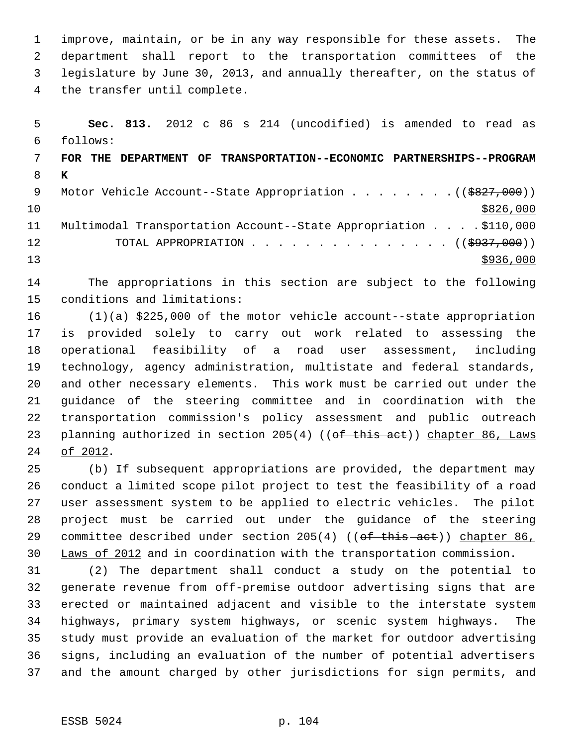improve, maintain, or be in any way responsible for these assets. The department shall report to the transportation committees of the legislature by June 30, 2013, and annually thereafter, on the status of the transfer until complete.

**Sec. 813.** 2012 c 86 s 214 (uncodified) is amended to read as follows:

**FOR THE DEPARTMENT OF TRANSPORTATION--ECONOMIC PARTNERSHIPS--PROGRAM K**

Motor Vehicle Account--State Appropriation . . . . . . . . (($827,000)) $826,000

Multimodal Transportation Account--State Appropriation . . . . $110,000

TOTAL APPROPRIATION . . . . . . . . . . . . . . . (($937,000)) $936,000

The appropriations in this section are subject to the following conditions and limitations:

(1)(a) $225,000 of the motor vehicle account--state appropriation is provided solely to carry out work related to assessing the operational feasibility of a road user assessment, including technology, agency administration, multistate and federal standards, and other necessary elements. This work must be carried out under the guidance of the steering committee and in coordination with the transportation commission's policy assessment and public outreach planning authorized in section 205(4) ((of this act)) chapter 86, Laws of 2012.

(b) If subsequent appropriations are provided, the department may conduct a limited scope pilot project to test the feasibility of a road user assessment system to be applied to electric vehicles. The pilot project must be carried out under the guidance of the steering committee described under section 205(4) ((of this act)) chapter 86, Laws of 2012 and in coordination with the transportation commission.

(2) The department shall conduct a study on the potential to generate revenue from off-premise outdoor advertising signs that are erected or maintained adjacent and visible to the interstate system highways, primary system highways, or scenic system highways. The study must provide an evaluation of the market for outdoor advertising signs, including an evaluation of the number of potential advertisers and the amount charged by other jurisdictions for sign permits, and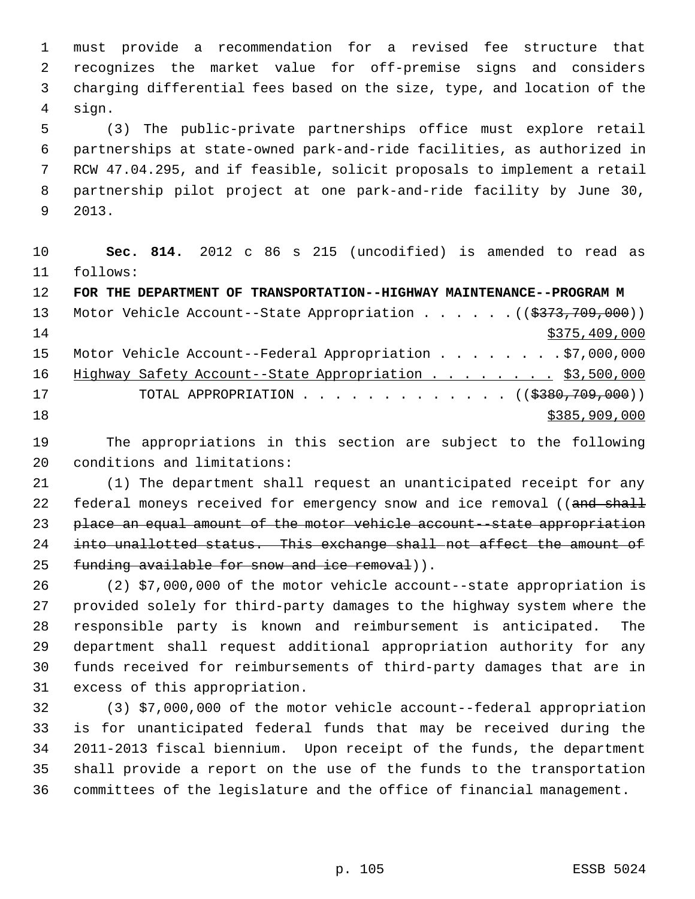must provide a recommendation for a revised fee structure that recognizes the market value for off-premise signs and considers charging differential fees based on the size, type, and location of the sign.

(3) The public-private partnerships office must explore retail partnerships at state-owned park-and-ride facilities, as authorized in RCW 47.04.295, and if feasible, solicit proposals to implement a retail partnership pilot project at one park-and-ride facility by June 30, 2013.

**Sec. 814.** 2012 c 86 s 215 (uncodified) is amended to read as follows:

**FOR THE DEPARTMENT OF TRANSPORTATION--HIGHWAY MAINTENANCE--PROGRAM M**

Motor Vehicle Account--State Appropriation . . . . . . ((~~$373,709,000~~)) <u>$375,409,000</u>

Motor Vehicle Account--Federal Appropriation . . . . . . . . $7,000,000

<u>Highway Safety Account--State Appropriation . . . . . . . . $3,500,000</u>

TOTAL APPROPRIATION . . . . . . . . . . . . . ((~~$380,709,000~~)) <u>$385,909,000</u>

The appropriations in this section are subject to the following conditions and limitations:

(1) The department shall request an unanticipated receipt for any federal moneys received for emergency snow and ice removal ((~~and shall place an equal amount of the motor vehicle account--state appropriation into unallotted status. This exchange shall not affect the amount of funding available for snow and ice removal~~)).

(2) $7,000,000 of the motor vehicle account--state appropriation is provided solely for third-party damages to the highway system where the responsible party is known and reimbursement is anticipated. The department shall request additional appropriation authority for any funds received for reimbursements of third-party damages that are in excess of this appropriation.

(3) $7,000,000 of the motor vehicle account--federal appropriation is for unanticipated federal funds that may be received during the 2011-2013 fiscal biennium. Upon receipt of the funds, the department shall provide a report on the use of the funds to the transportation committees of the legislature and the office of financial management.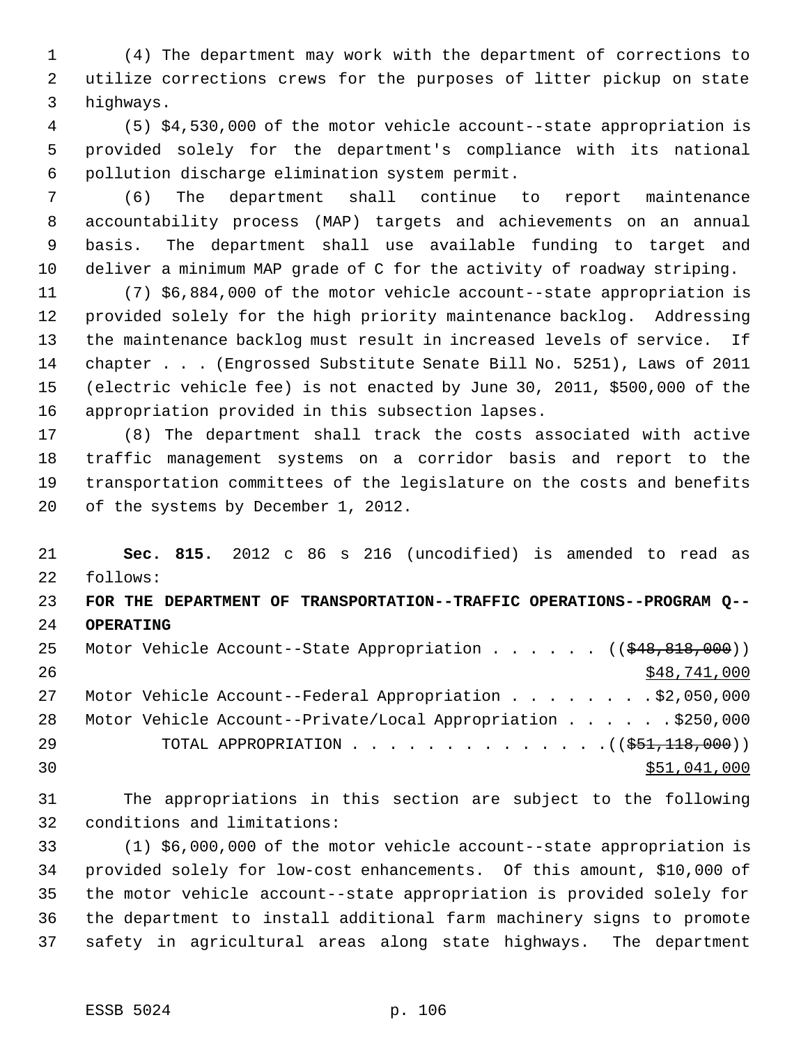(4) The department may work with the department of corrections to utilize corrections crews for the purposes of litter pickup on state highways.

(5) $4,530,000 of the motor vehicle account--state appropriation is provided solely for the department's compliance with its national pollution discharge elimination system permit.

(6) The department shall continue to report maintenance accountability process (MAP) targets and achievements on an annual basis. The department shall use available funding to target and deliver a minimum MAP grade of C for the activity of roadway striping.

(7) $6,884,000 of the motor vehicle account--state appropriation is provided solely for the high priority maintenance backlog. Addressing the maintenance backlog must result in increased levels of service. If chapter . . . (Engrossed Substitute Senate Bill No. 5251), Laws of 2011 (electric vehicle fee) is not enacted by June 30, 2011, $500,000 of the appropriation provided in this subsection lapses.

(8) The department shall track the costs associated with active traffic management systems on a corridor basis and report to the transportation committees of the legislature on the costs and benefits of the systems by December 1, 2012.

**Sec. 815.** 2012 c 86 s 216 (uncodified) is amended to read as follows:

**FOR THE DEPARTMENT OF TRANSPORTATION--TRAFFIC OPERATIONS--PROGRAM Q--OPERATING**

Motor Vehicle Account--State Appropriation . . . . . . ((~~$48,818,000~~))
<u>$48,741,000</u>

Motor Vehicle Account--Federal Appropriation . . . . . . . . $2,050,000

Motor Vehicle Account--Private/Local Appropriation . . . . . . $250,000

TOTAL APPROPRIATION . . . . . . . . . . . . . . ((~~$51,118,000~~))
<u>$51,041,000</u>

The appropriations in this section are subject to the following conditions and limitations:

(1) $6,000,000 of the motor vehicle account--state appropriation is provided solely for low-cost enhancements. Of this amount, $10,000 of the motor vehicle account--state appropriation is provided solely for the department to install additional farm machinery signs to promote safety in agricultural areas along state highways. The department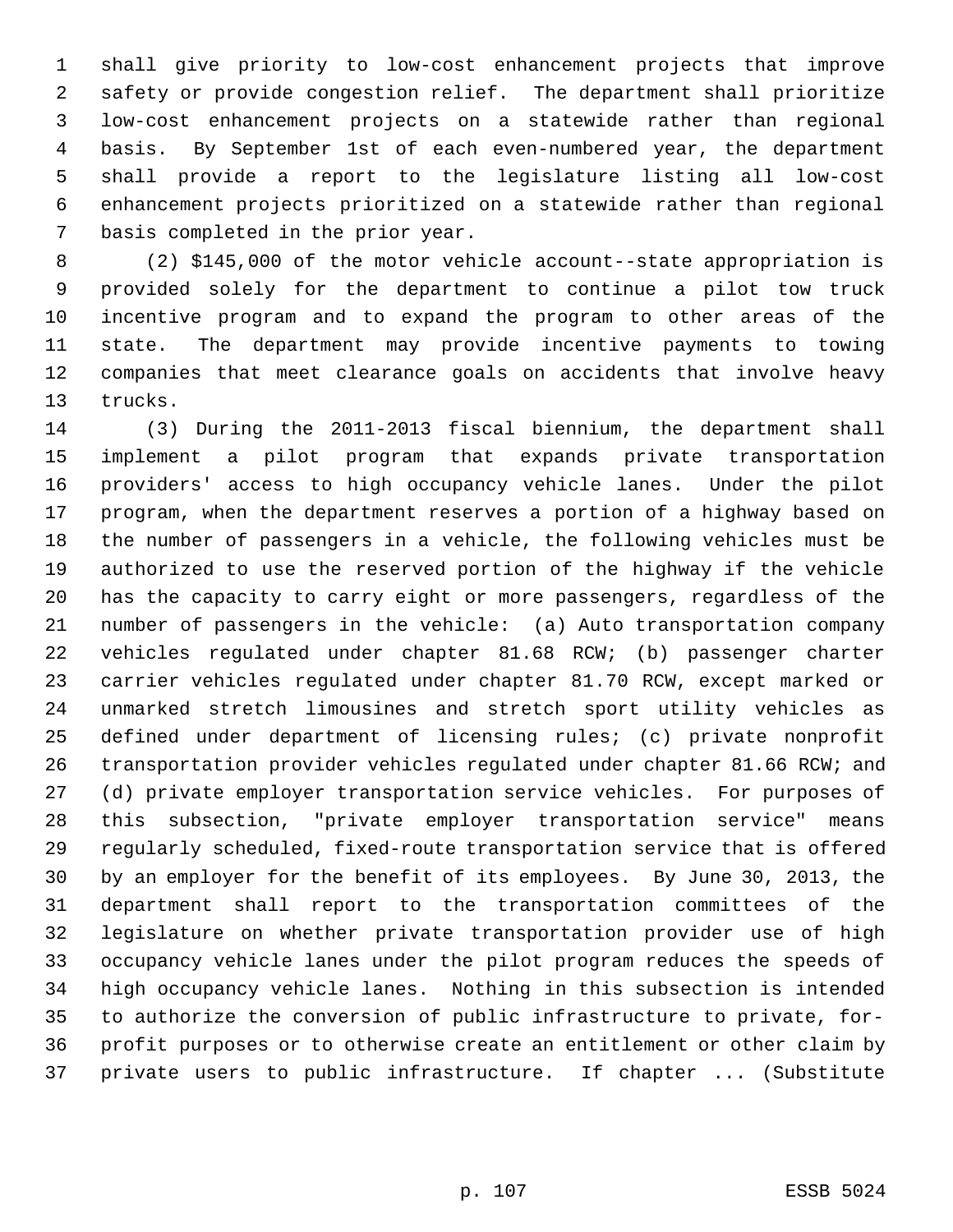shall give priority to low-cost enhancement projects that improve safety or provide congestion relief. The department shall prioritize low-cost enhancement projects on a statewide rather than regional basis. By September 1st of each even-numbered year, the department shall provide a report to the legislature listing all low-cost enhancement projects prioritized on a statewide rather than regional basis completed in the prior year.

(2) $145,000 of the motor vehicle account--state appropriation is provided solely for the department to continue a pilot tow truck incentive program and to expand the program to other areas of the state. The department may provide incentive payments to towing companies that meet clearance goals on accidents that involve heavy trucks.

(3) During the 2011-2013 fiscal biennium, the department shall implement a pilot program that expands private transportation providers' access to high occupancy vehicle lanes. Under the pilot program, when the department reserves a portion of a highway based on the number of passengers in a vehicle, the following vehicles must be authorized to use the reserved portion of the highway if the vehicle has the capacity to carry eight or more passengers, regardless of the number of passengers in the vehicle: (a) Auto transportation company vehicles regulated under chapter 81.68 RCW; (b) passenger charter carrier vehicles regulated under chapter 81.70 RCW, except marked or unmarked stretch limousines and stretch sport utility vehicles as defined under department of licensing rules; (c) private nonprofit transportation provider vehicles regulated under chapter 81.66 RCW; and (d) private employer transportation service vehicles. For purposes of this subsection, "private employer transportation service" means regularly scheduled, fixed-route transportation service that is offered by an employer for the benefit of its employees. By June 30, 2013, the department shall report to the transportation committees of the legislature on whether private transportation provider use of high occupancy vehicle lanes under the pilot program reduces the speeds of high occupancy vehicle lanes. Nothing in this subsection is intended to authorize the conversion of public infrastructure to private, for-profit purposes or to otherwise create an entitlement or other claim by private users to public infrastructure. If chapter ... (Substitute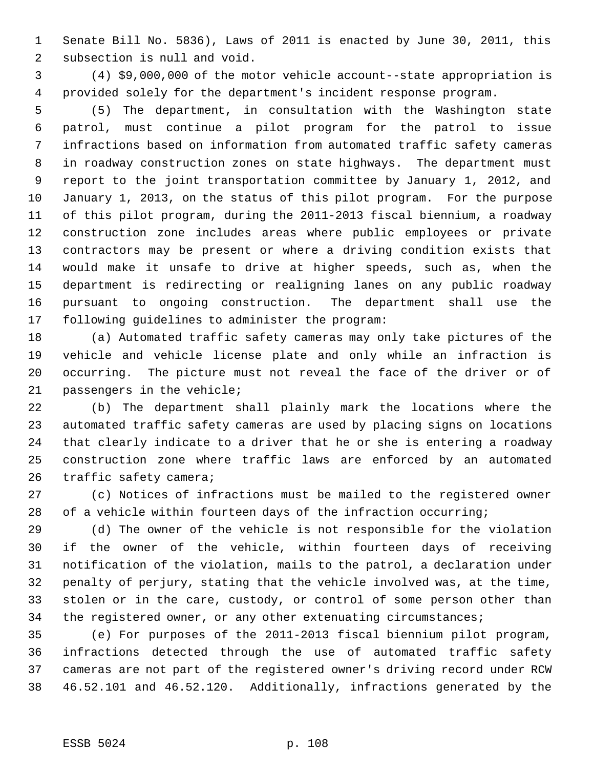Senate Bill No. 5836), Laws of 2011 is enacted by June 30, 2011, this subsection is null and void.

(4) $9,000,000 of the motor vehicle account--state appropriation is provided solely for the department's incident response program.

(5) The department, in consultation with the Washington state patrol, must continue a pilot program for the patrol to issue infractions based on information from automated traffic safety cameras in roadway construction zones on state highways. The department must report to the joint transportation committee by January 1, 2012, and January 1, 2013, on the status of this pilot program. For the purpose of this pilot program, during the 2011-2013 fiscal biennium, a roadway construction zone includes areas where public employees or private contractors may be present or where a driving condition exists that would make it unsafe to drive at higher speeds, such as, when the department is redirecting or realigning lanes on any public roadway pursuant to ongoing construction. The department shall use the following guidelines to administer the program:

(a) Automated traffic safety cameras may only take pictures of the vehicle and vehicle license plate and only while an infraction is occurring. The picture must not reveal the face of the driver or of passengers in the vehicle;

(b) The department shall plainly mark the locations where the automated traffic safety cameras are used by placing signs on locations that clearly indicate to a driver that he or she is entering a roadway construction zone where traffic laws are enforced by an automated traffic safety camera;

(c) Notices of infractions must be mailed to the registered owner of a vehicle within fourteen days of the infraction occurring;

(d) The owner of the vehicle is not responsible for the violation if the owner of the vehicle, within fourteen days of receiving notification of the violation, mails to the patrol, a declaration under penalty of perjury, stating that the vehicle involved was, at the time, stolen or in the care, custody, or control of some person other than the registered owner, or any other extenuating circumstances;

(e) For purposes of the 2011-2013 fiscal biennium pilot program, infractions detected through the use of automated traffic safety cameras are not part of the registered owner's driving record under RCW 46.52.101 and 46.52.120. Additionally, infractions generated by the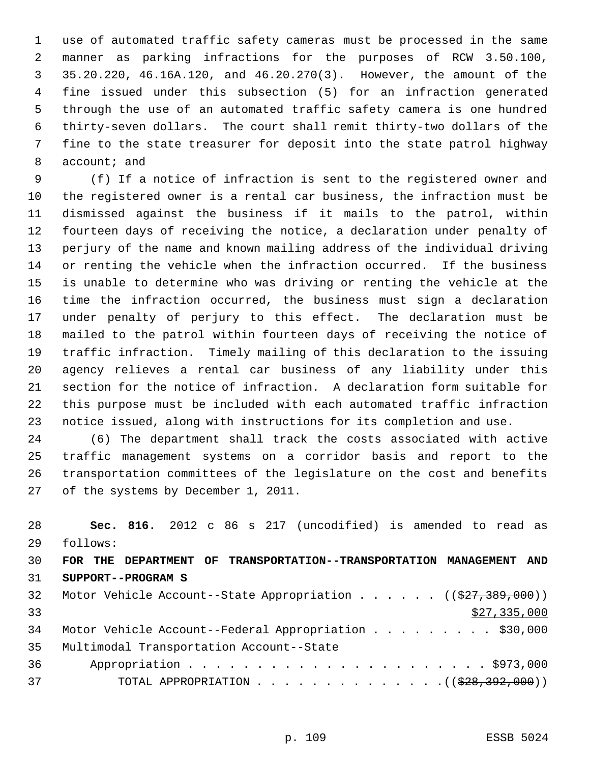use of automated traffic safety cameras must be processed in the same manner as parking infractions for the purposes of RCW 3.50.100, 35.20.220, 46.16A.120, and 46.20.270(3). However, the amount of the fine issued under this subsection (5) for an infraction generated through the use of an automated traffic safety camera is one hundred thirty-seven dollars. The court shall remit thirty-two dollars of the fine to the state treasurer for deposit into the state patrol highway account; and

(f) If a notice of infraction is sent to the registered owner and the registered owner is a rental car business, the infraction must be dismissed against the business if it mails to the patrol, within fourteen days of receiving the notice, a declaration under penalty of perjury of the name and known mailing address of the individual driving or renting the vehicle when the infraction occurred. If the business is unable to determine who was driving or renting the vehicle at the time the infraction occurred, the business must sign a declaration under penalty of perjury to this effect. The declaration must be mailed to the patrol within fourteen days of receiving the notice of traffic infraction. Timely mailing of this declaration to the issuing agency relieves a rental car business of any liability under this section for the notice of infraction. A declaration form suitable for this purpose must be included with each automated traffic infraction notice issued, along with instructions for its completion and use.

(6) The department shall track the costs associated with active traffic management systems on a corridor basis and report to the transportation committees of the legislature on the cost and benefits of the systems by December 1, 2011.

**Sec. 816.** 2012 c 86 s 217 (uncodified) is amended to read as follows:

**FOR THE DEPARTMENT OF TRANSPORTATION--TRANSPORTATION MANAGEMENT AND SUPPORT--PROGRAM S**

Motor Vehicle Account--State Appropriation . . . . . . ((~~$27,389,000~~)) <u>$27,335,000</u>

Motor Vehicle Account--Federal Appropriation . . . . . . . . . $30,000

Multimodal Transportation Account--State Appropriation . . . . . . . . . . . . . . . . . . . . . . $973,000

TOTAL APPROPRIATION . . . . . . . . . . . . . . ((~~$28,392,000~~))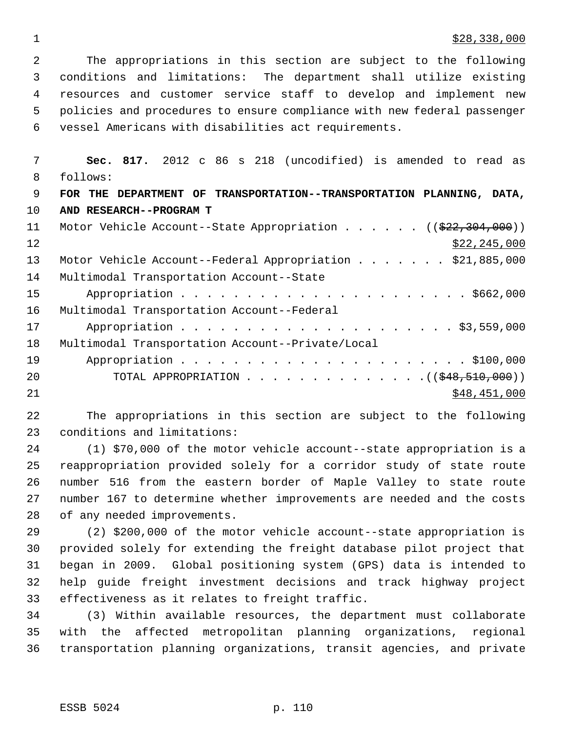$28,338,000

The appropriations in this section are subject to the following conditions and limitations: The department shall utilize existing resources and customer service staff to develop and implement new policies and procedures to ensure compliance with new federal passenger vessel Americans with disabilities act requirements.

**Sec. 817.** 2012 c 86 s 218 (uncodified) is amended to read as follows:

**FOR THE DEPARTMENT OF TRANSPORTATION--TRANSPORTATION PLANNING, DATA, AND RESEARCH--PROGRAM T**

Motor Vehicle Account--State Appropriation . . . . . . ((~~$22,304,000~~))
$22,245,000

Motor Vehicle Account--Federal Appropriation . . . . . . . $21,885,000

Multimodal Transportation Account--State Appropriation . . . . . . . . . . . . . . . . . . . . . . $662,000

Multimodal Transportation Account--Federal Appropriation . . . . . . . . . . . . . . . . . . . . . . $3,559,000

Multimodal Transportation Account--Private/Local Appropriation . . . . . . . . . . . . . . . . . . . . . . $100,000

TOTAL APPROPRIATION . . . . . . . . . . . . . . .((~~$48,510,000~~))
$48,451,000

The appropriations in this section are subject to the following conditions and limitations:

(1) $70,000 of the motor vehicle account--state appropriation is a reappropriation provided solely for a corridor study of state route number 516 from the eastern border of Maple Valley to state route number 167 to determine whether improvements are needed and the costs of any needed improvements.

(2) $200,000 of the motor vehicle account--state appropriation is provided solely for extending the freight database pilot project that began in 2009. Global positioning system (GPS) data is intended to help guide freight investment decisions and track highway project effectiveness as it relates to freight traffic.

(3) Within available resources, the department must collaborate with the affected metropolitan planning organizations, regional transportation planning organizations, transit agencies, and private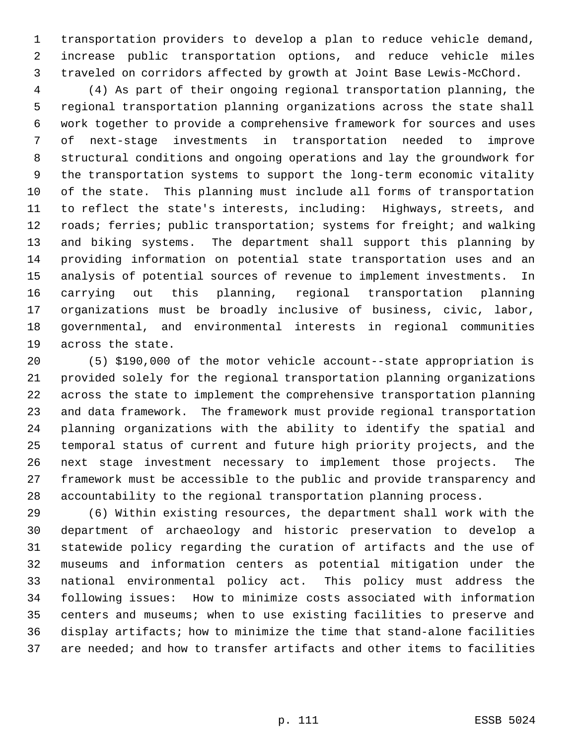transportation providers to develop a plan to reduce vehicle demand, increase public transportation options, and reduce vehicle miles traveled on corridors affected by growth at Joint Base Lewis-McChord.

(4) As part of their ongoing regional transportation planning, the regional transportation planning organizations across the state shall work together to provide a comprehensive framework for sources and uses of next-stage investments in transportation needed to improve structural conditions and ongoing operations and lay the groundwork for the transportation systems to support the long-term economic vitality of the state. This planning must include all forms of transportation to reflect the state's interests, including: Highways, streets, and roads; ferries; public transportation; systems for freight; and walking and biking systems. The department shall support this planning by providing information on potential state transportation uses and an analysis of potential sources of revenue to implement investments. In carrying out this planning, regional transportation planning organizations must be broadly inclusive of business, civic, labor, governmental, and environmental interests in regional communities across the state.

(5) $190,000 of the motor vehicle account--state appropriation is provided solely for the regional transportation planning organizations across the state to implement the comprehensive transportation planning and data framework. The framework must provide regional transportation planning organizations with the ability to identify the spatial and temporal status of current and future high priority projects, and the next stage investment necessary to implement those projects. The framework must be accessible to the public and provide transparency and accountability to the regional transportation planning process.

(6) Within existing resources, the department shall work with the department of archaeology and historic preservation to develop a statewide policy regarding the curation of artifacts and the use of museums and information centers as potential mitigation under the national environmental policy act. This policy must address the following issues: How to minimize costs associated with information centers and museums; when to use existing facilities to preserve and display artifacts; how to minimize the time that stand-alone facilities are needed; and how to transfer artifacts and other items to facilities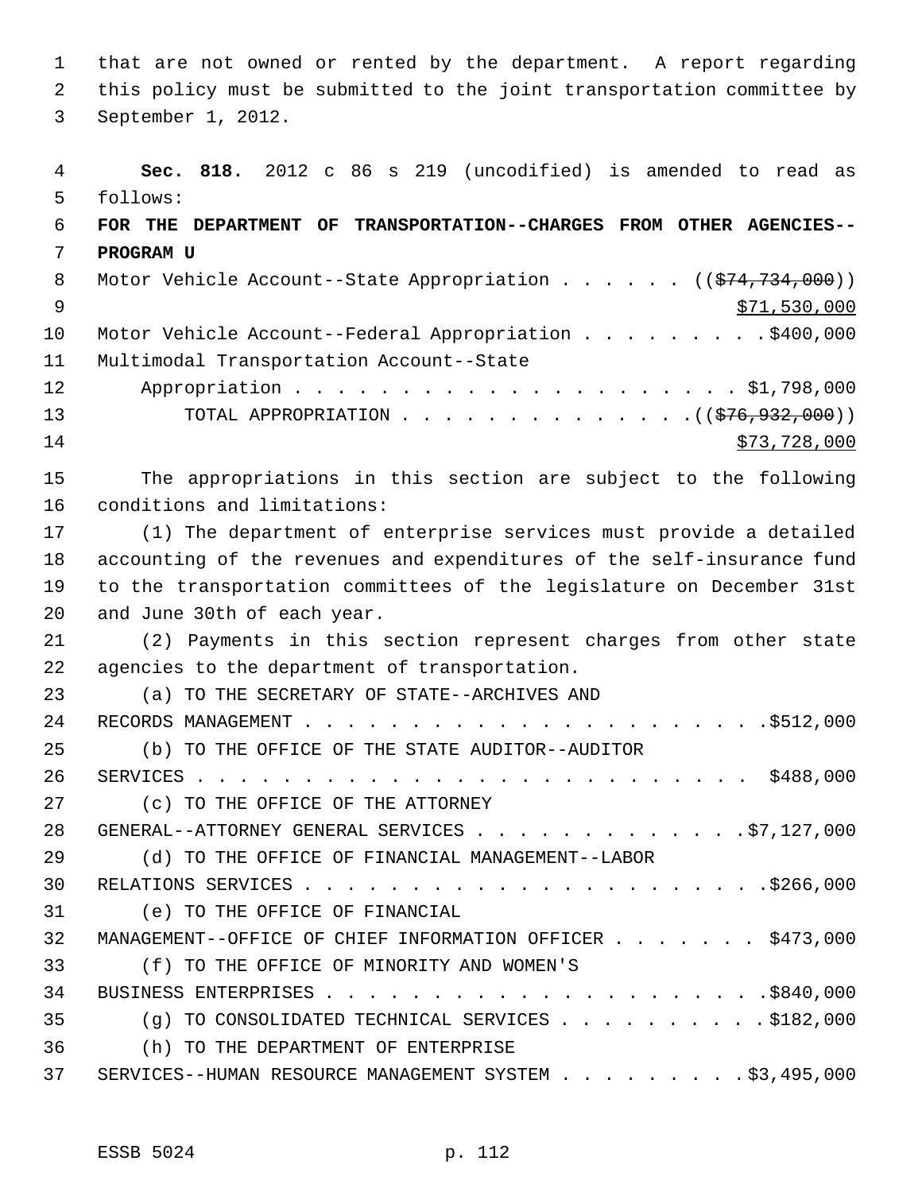that are not owned or rented by the department. A report regarding this policy must be submitted to the joint transportation committee by September 1, 2012.

**Sec. 818.** 2012 c 86 s 219 (uncodified) is amended to read as follows:

**FOR THE DEPARTMENT OF TRANSPORTATION--CHARGES FROM OTHER AGENCIES--PROGRAM U**

Motor Vehicle Account--State Appropriation . . . . . . ((~~$74,734,000~~)) <u>$71,530,000</u>

Motor Vehicle Account--Federal Appropriation . . . . . . . . . $400,000

Multimodal Transportation Account--State Appropriation . . . . . . . . . . . . . . . . . . . . . $1,798,000

TOTAL APPROPRIATION . . . . . . . . . . . . . . ((~~$76,932,000~~)) <u>$73,728,000</u>

The appropriations in this section are subject to the following conditions and limitations:

(1) The department of enterprise services must provide a detailed accounting of the revenues and expenditures of the self-insurance fund to the transportation committees of the legislature on December 31st and June 30th of each year.

(2) Payments in this section represent charges from other state agencies to the department of transportation.

(a) TO THE SECRETARY OF STATE--ARCHIVES AND RECORDS MANAGEMENT . . . . . . . . . . . . . . . . . . . . . . $512,000

(b) TO THE OFFICE OF THE STATE AUDITOR--AUDITOR SERVICES . . . . . . . . . . . . . . . . . . . . . . . . . . $488,000

(c) TO THE OFFICE OF THE ATTORNEY GENERAL--ATTORNEY GENERAL SERVICES . . . . . . . . . . . . . $7,127,000

(d) TO THE OFFICE OF FINANCIAL MANAGEMENT--LABOR RELATIONS SERVICES . . . . . . . . . . . . . . . . . . . . . . $266,000

(e) TO THE OFFICE OF FINANCIAL MANAGEMENT--OFFICE OF CHIEF INFORMATION OFFICER . . . . . . . $473,000

(f) TO THE OFFICE OF MINORITY AND WOMEN'S BUSINESS ENTERPRISES . . . . . . . . . . . . . . . . . . . . . $840,000

(g) TO CONSOLIDATED TECHNICAL SERVICES . . . . . . . . . . $182,000

(h) TO THE DEPARTMENT OF ENTERPRISE SERVICES--HUMAN RESOURCE MANAGEMENT SYSTEM . . . . . . . . . $3,495,000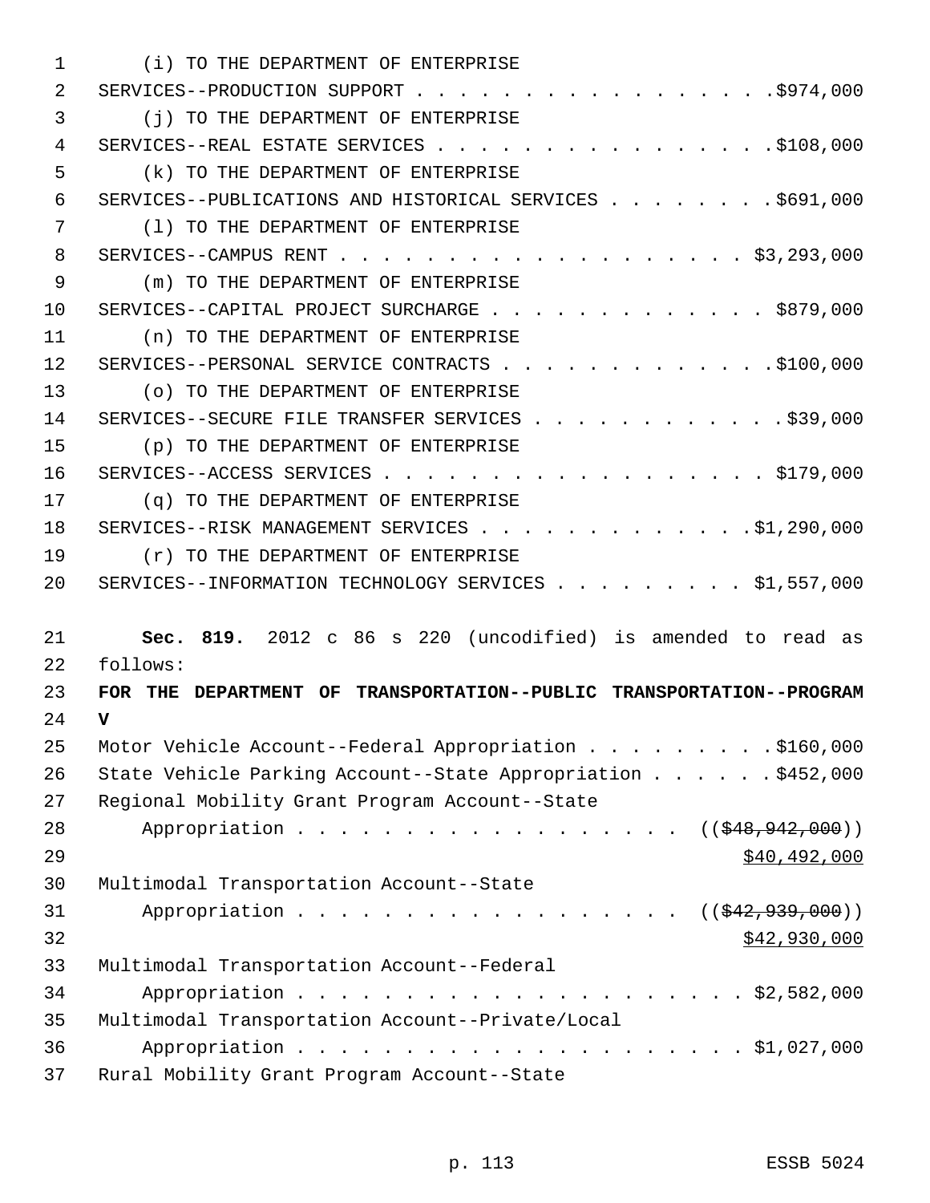(i) TO THE DEPARTMENT OF ENTERPRISE SERVICES--PRODUCTION SUPPORT . . . . . . . . . . . . . . . . . .$974,000

(j) TO THE DEPARTMENT OF ENTERPRISE SERVICES--REAL ESTATE SERVICES . . . . . . . . . . . . . . . . .$108,000

(k) TO THE DEPARTMENT OF ENTERPRISE SERVICES--PUBLICATIONS AND HISTORICAL SERVICES . . . . . . . . .$691,000

(l) TO THE DEPARTMENT OF ENTERPRISE SERVICES--CAMPUS RENT . . . . . . . . . . . . . . . . . . . . $3,293,000

(m) TO THE DEPARTMENT OF ENTERPRISE SERVICES--CAPITAL PROJECT SURCHARGE . . . . . . . . . . . . . $879,000

(n) TO THE DEPARTMENT OF ENTERPRISE SERVICES--PERSONAL SERVICE CONTRACTS . . . . . . . . . . . . .$100,000

(o) TO THE DEPARTMENT OF ENTERPRISE SERVICES--SECURE FILE TRANSFER SERVICES . . . . . . . . . . . .$39,000

(p) TO THE DEPARTMENT OF ENTERPRISE SERVICES--ACCESS SERVICES . . . . . . . . . . . . . . . . . . $179,000

(q) TO THE DEPARTMENT OF ENTERPRISE SERVICES--RISK MANAGEMENT SERVICES . . . . . . . . . . . . . .$1,290,000

(r) TO THE DEPARTMENT OF ENTERPRISE SERVICES--INFORMATION TECHNOLOGY SERVICES . . . . . . . . . . $1,557,000

**Sec. 819.** 2012 c 86 s 220 (uncodified) is amended to read as follows:

**FOR THE DEPARTMENT OF TRANSPORTATION--PUBLIC TRANSPORTATION--PROGRAM V**

Motor Vehicle Account--Federal Appropriation . . . . . . . . . .$160,000

State Vehicle Parking Account--State Appropriation . . . . . . .$452,000

Regional Mobility Grant Program Account--State Appropriation . . . . . . . . . . . . . . . . . . . ((~~$48,942,000~~)) $40,492,000

Multimodal Transportation Account--State Appropriation . . . . . . . . . . . . . . . . . . . ((~~$42,939,000~~)) $42,930,000

Multimodal Transportation Account--Federal Appropriation . . . . . . . . . . . . . . . . . . . . . . $2,582,000

Multimodal Transportation Account--Private/Local Appropriation . . . . . . . . . . . . . . . . . . . . . . $1,027,000

Rural Mobility Grant Program Account--State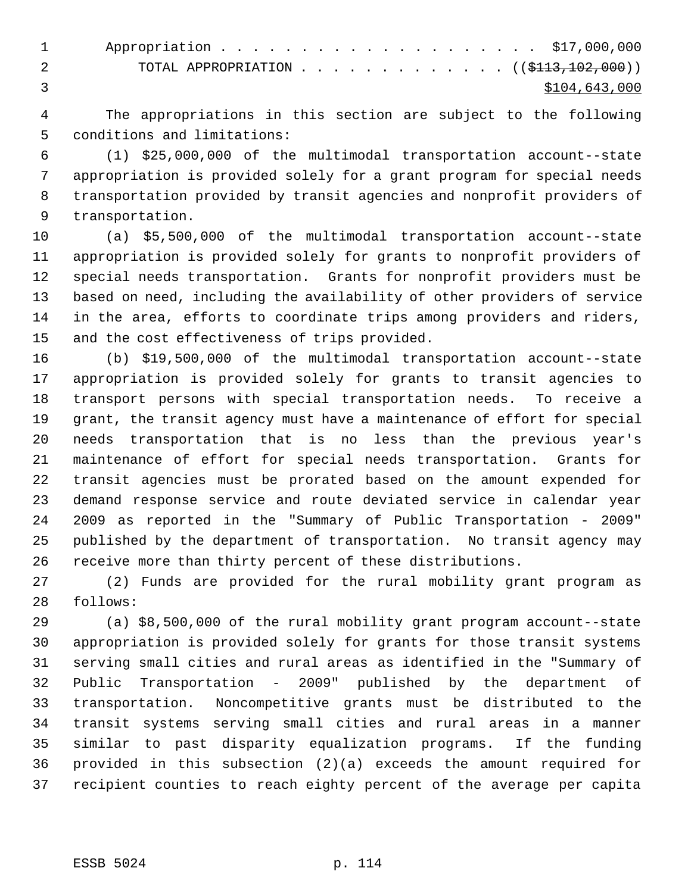Appropriation . . . . . . . . . . . . . . . . . . . . . $17,000,000

TOTAL APPROPRIATION . . . . . . . . . . . . . . (($113,102,000))

$104,643,000

The appropriations in this section are subject to the following conditions and limitations:

(1) $25,000,000 of the multimodal transportation account--state appropriation is provided solely for a grant program for special needs transportation provided by transit agencies and nonprofit providers of transportation.

(a) $5,500,000 of the multimodal transportation account--state appropriation is provided solely for grants to nonprofit providers of special needs transportation. Grants for nonprofit providers must be based on need, including the availability of other providers of service in the area, efforts to coordinate trips among providers and riders, and the cost effectiveness of trips provided.

(b) $19,500,000 of the multimodal transportation account--state appropriation is provided solely for grants to transit agencies to transport persons with special transportation needs. To receive a grant, the transit agency must have a maintenance of effort for special needs transportation that is no less than the previous year's maintenance of effort for special needs transportation. Grants for transit agencies must be prorated based on the amount expended for demand response service and route deviated service in calendar year 2009 as reported in the "Summary of Public Transportation - 2009" published by the department of transportation. No transit agency may receive more than thirty percent of these distributions.

(2) Funds are provided for the rural mobility grant program as follows:

(a) $8,500,000 of the rural mobility grant program account--state appropriation is provided solely for grants for those transit systems serving small cities and rural areas as identified in the "Summary of Public Transportation - 2009" published by the department of transportation. Noncompetitive grants must be distributed to the transit systems serving small cities and rural areas in a manner similar to past disparity equalization programs. If the funding provided in this subsection (2)(a) exceeds the amount required for recipient counties to reach eighty percent of the average per capita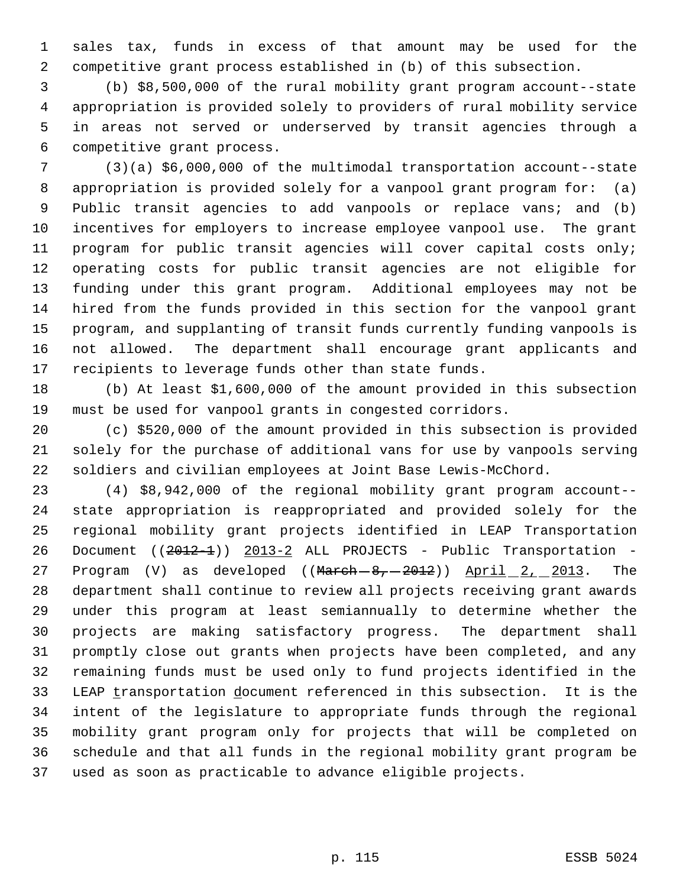sales tax, funds in excess of that amount may be used for the competitive grant process established in (b) of this subsection.

(b) $8,500,000 of the rural mobility grant program account--state appropriation is provided solely to providers of rural mobility service in areas not served or underserved by transit agencies through a competitive grant process.

(3)(a) $6,000,000 of the multimodal transportation account--state appropriation is provided solely for a vanpool grant program for: (a) Public transit agencies to add vanpools or replace vans; and (b) incentives for employers to increase employee vanpool use. The grant program for public transit agencies will cover capital costs only; operating costs for public transit agencies are not eligible for funding under this grant program. Additional employees may not be hired from the funds provided in this section for the vanpool grant program, and supplanting of transit funds currently funding vanpools is not allowed. The department shall encourage grant applicants and recipients to leverage funds other than state funds.

(b) At least $1,600,000 of the amount provided in this subsection must be used for vanpool grants in congested corridors.

(c) $520,000 of the amount provided in this subsection is provided solely for the purchase of additional vans for use by vanpools serving soldiers and civilian employees at Joint Base Lewis-McChord.

(4) $8,942,000 of the regional mobility grant program account--state appropriation is reappropriated and provided solely for the regional mobility grant projects identified in LEAP Transportation Document ((~~2012-1~~)) <u>2013-2</u> ALL PROJECTS - Public Transportation - Program (V) as developed ((~~March 8, 2012~~)) <u>April 2, 2013</u>. The department shall continue to review all projects receiving grant awards under this program at least semiannually to determine whether the projects are making satisfactory progress. The department shall promptly close out grants when projects have been completed, and any remaining funds must be used only to fund projects identified in the LEAP <u>t</u>ransportation <u>d</u>ocument referenced in this subsection. It is the intent of the legislature to appropriate funds through the regional mobility grant program only for projects that will be completed on schedule and that all funds in the regional mobility grant program be used as soon as practicable to advance eligible projects.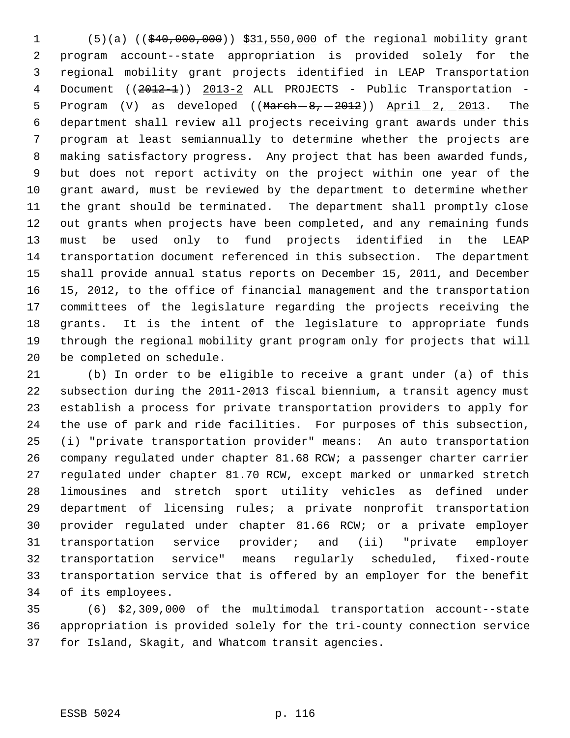(5)(a) (($40,000,000)) $31,550,000 of the regional mobility grant program account--state appropriation is provided solely for the regional mobility grant projects identified in LEAP Transportation Document ((2012-1)) 2013-2 ALL PROJECTS - Public Transportation - Program (V) as developed ((March 8, 2012)) April 2, 2013. The department shall review all projects receiving grant awards under this program at least semiannually to determine whether the projects are making satisfactory progress. Any project that has been awarded funds, but does not report activity on the project within one year of the grant award, must be reviewed by the department to determine whether the grant should be terminated. The department shall promptly close out grants when projects have been completed, and any remaining funds must be used only to fund projects identified in the LEAP transportation document referenced in this subsection. The department shall provide annual status reports on December 15, 2011, and December 15, 2012, to the office of financial management and the transportation committees of the legislature regarding the projects receiving the grants. It is the intent of the legislature to appropriate funds through the regional mobility grant program only for projects that will be completed on schedule.

(b) In order to be eligible to receive a grant under (a) of this subsection during the 2011-2013 fiscal biennium, a transit agency must establish a process for private transportation providers to apply for the use of park and ride facilities. For purposes of this subsection, (i) "private transportation provider" means: An auto transportation company regulated under chapter 81.68 RCW; a passenger charter carrier regulated under chapter 81.70 RCW, except marked or unmarked stretch limousines and stretch sport utility vehicles as defined under department of licensing rules; a private nonprofit transportation provider regulated under chapter 81.66 RCW; or a private employer transportation service provider; and (ii) "private employer transportation service" means regularly scheduled, fixed-route transportation service that is offered by an employer for the benefit of its employees.

(6) $2,309,000 of the multimodal transportation account--state appropriation is provided solely for the tri-county connection service for Island, Skagit, and Whatcom transit agencies.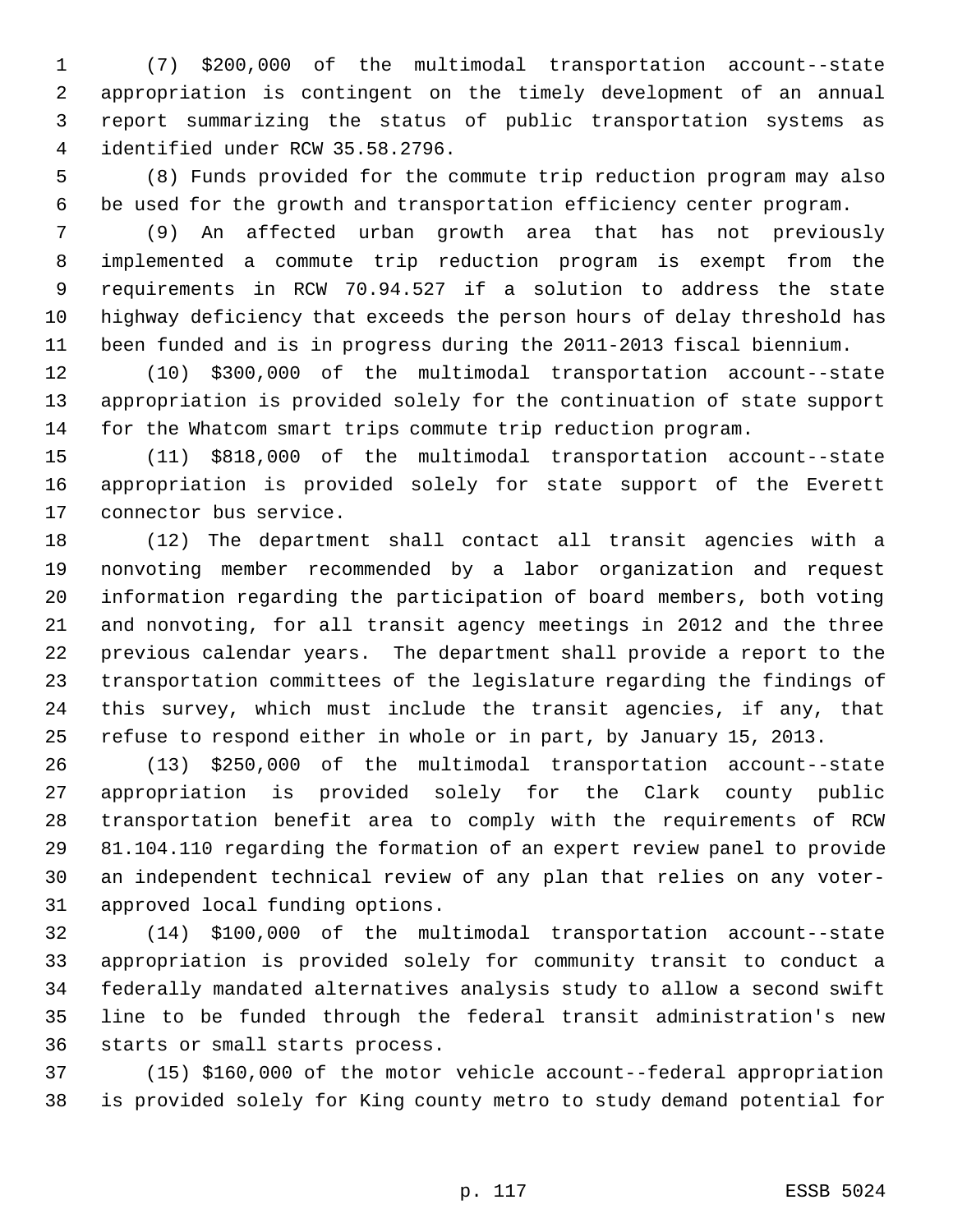(7) $200,000 of the multimodal transportation account--state appropriation is contingent on the timely development of an annual report summarizing the status of public transportation systems as identified under RCW 35.58.2796.

(8) Funds provided for the commute trip reduction program may also be used for the growth and transportation efficiency center program.

(9) An affected urban growth area that has not previously implemented a commute trip reduction program is exempt from the requirements in RCW 70.94.527 if a solution to address the state highway deficiency that exceeds the person hours of delay threshold has been funded and is in progress during the 2011-2013 fiscal biennium.

(10) $300,000 of the multimodal transportation account--state appropriation is provided solely for the continuation of state support for the Whatcom smart trips commute trip reduction program.

(11) $818,000 of the multimodal transportation account--state appropriation is provided solely for state support of the Everett connector bus service.

(12) The department shall contact all transit agencies with a nonvoting member recommended by a labor organization and request information regarding the participation of board members, both voting and nonvoting, for all transit agency meetings in 2012 and the three previous calendar years. The department shall provide a report to the transportation committees of the legislature regarding the findings of this survey, which must include the transit agencies, if any, that refuse to respond either in whole or in part, by January 15, 2013.

(13) $250,000 of the multimodal transportation account--state appropriation is provided solely for the Clark county public transportation benefit area to comply with the requirements of RCW 81.104.110 regarding the formation of an expert review panel to provide an independent technical review of any plan that relies on any voter-approved local funding options.

(14) $100,000 of the multimodal transportation account--state appropriation is provided solely for community transit to conduct a federally mandated alternatives analysis study to allow a second swift line to be funded through the federal transit administration's new starts or small starts process.

(15) $160,000 of the motor vehicle account--federal appropriation is provided solely for King county metro to study demand potential for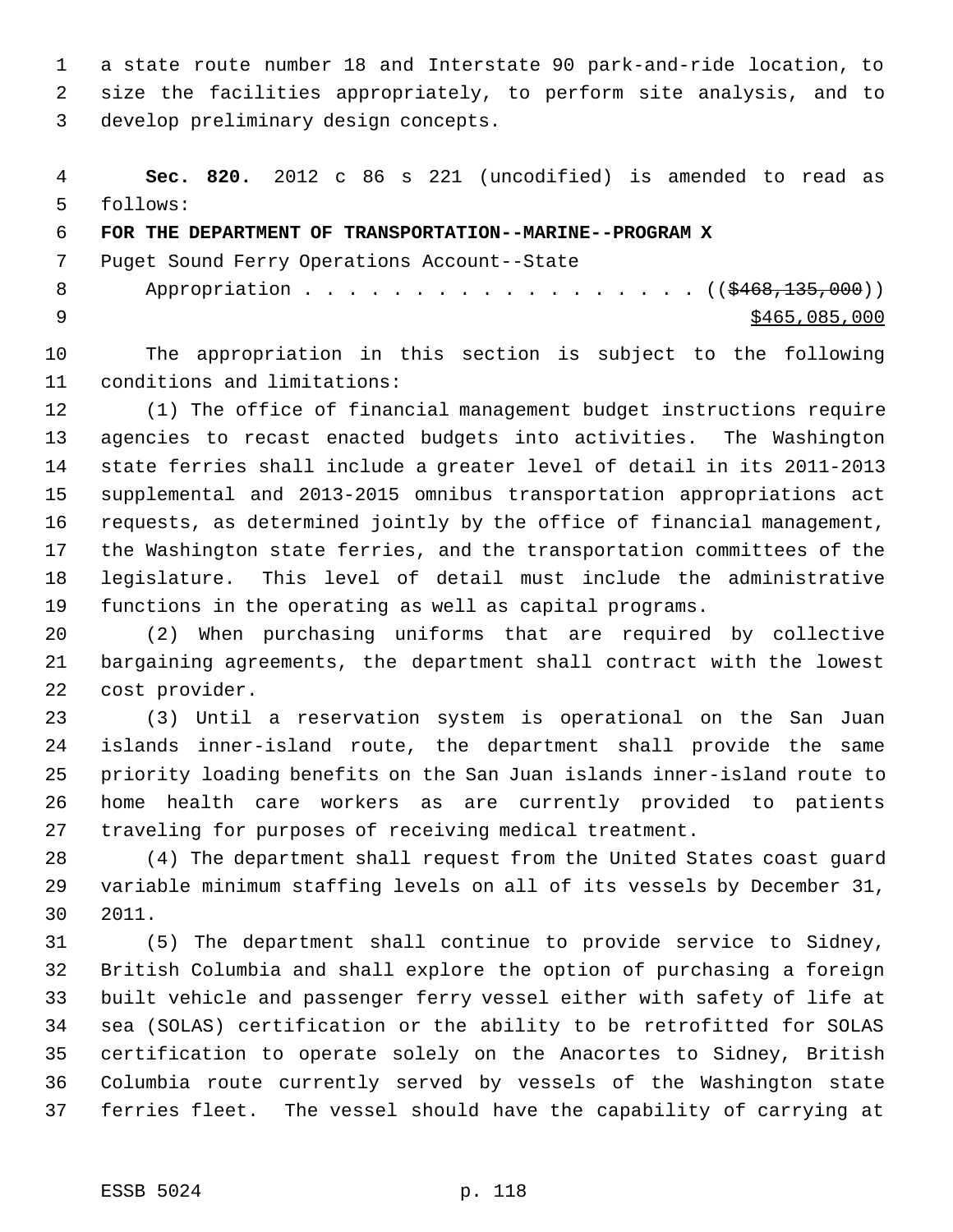a state route number 18 and Interstate 90 park-and-ride location, to size the facilities appropriately, to perform site analysis, and to develop preliminary design concepts.

**Sec. 820.** 2012 c 86 s 221 (uncodified) is amended to read as follows:

**FOR THE DEPARTMENT OF TRANSPORTATION--MARINE--PROGRAM X**

Puget Sound Ferry Operations Account--State
Appropriation . . . . . . . . . . . . . . . . . . . ((~~$468,135,000~~))
$465,085,000

The appropriation in this section is subject to the following conditions and limitations:

(1) The office of financial management budget instructions require agencies to recast enacted budgets into activities. The Washington state ferries shall include a greater level of detail in its 2011-2013 supplemental and 2013-2015 omnibus transportation appropriations act requests, as determined jointly by the office of financial management, the Washington state ferries, and the transportation committees of the legislature. This level of detail must include the administrative functions in the operating as well as capital programs.

(2) When purchasing uniforms that are required by collective bargaining agreements, the department shall contract with the lowest cost provider.

(3) Until a reservation system is operational on the San Juan islands inner-island route, the department shall provide the same priority loading benefits on the San Juan islands inner-island route to home health care workers as are currently provided to patients traveling for purposes of receiving medical treatment.

(4) The department shall request from the United States coast guard variable minimum staffing levels on all of its vessels by December 31, 2011.

(5) The department shall continue to provide service to Sidney, British Columbia and shall explore the option of purchasing a foreign built vehicle and passenger ferry vessel either with safety of life at sea (SOLAS) certification or the ability to be retrofitted for SOLAS certification to operate solely on the Anacortes to Sidney, British Columbia route currently served by vessels of the Washington state ferries fleet. The vessel should have the capability of carrying at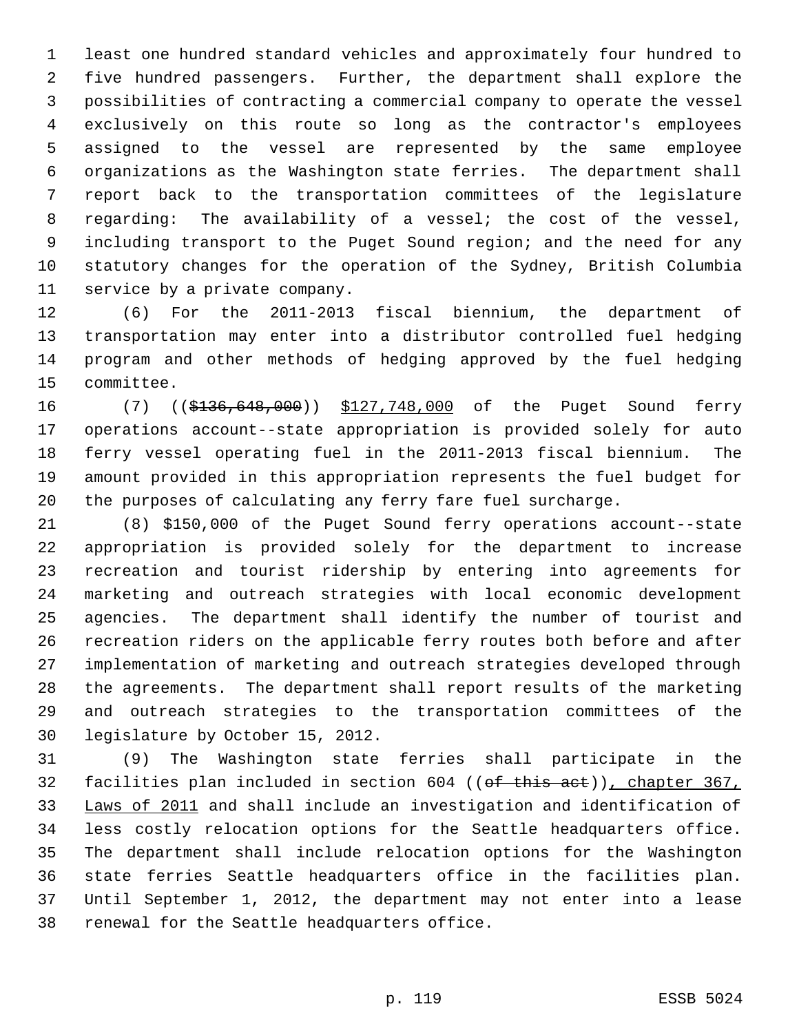least one hundred standard vehicles and approximately four hundred to five hundred passengers. Further, the department shall explore the possibilities of contracting a commercial company to operate the vessel exclusively on this route so long as the contractor's employees assigned to the vessel are represented by the same employee organizations as the Washington state ferries. The department shall report back to the transportation committees of the legislature regarding: The availability of a vessel; the cost of the vessel, including transport to the Puget Sound region; and the need for any statutory changes for the operation of the Sydney, British Columbia service by a private company.

(6) For the 2011-2013 fiscal biennium, the department of transportation may enter into a distributor controlled fuel hedging program and other methods of hedging approved by the fuel hedging committee.

(7) (($136,648,000)) $127,748,000 of the Puget Sound ferry operations account--state appropriation is provided solely for auto ferry vessel operating fuel in the 2011-2013 fiscal biennium. The amount provided in this appropriation represents the fuel budget for the purposes of calculating any ferry fare fuel surcharge.

(8) $150,000 of the Puget Sound ferry operations account--state appropriation is provided solely for the department to increase recreation and tourist ridership by entering into agreements for marketing and outreach strategies with local economic development agencies. The department shall identify the number of tourist and recreation riders on the applicable ferry routes both before and after implementation of marketing and outreach strategies developed through the agreements. The department shall report results of the marketing and outreach strategies to the transportation committees of the legislature by October 15, 2012.

(9) The Washington state ferries shall participate in the facilities plan included in section 604 ((of this act)), chapter 367, Laws of 2011 and shall include an investigation and identification of less costly relocation options for the Seattle headquarters office. The department shall include relocation options for the Washington state ferries Seattle headquarters office in the facilities plan. Until September 1, 2012, the department may not enter into a lease renewal for the Seattle headquarters office.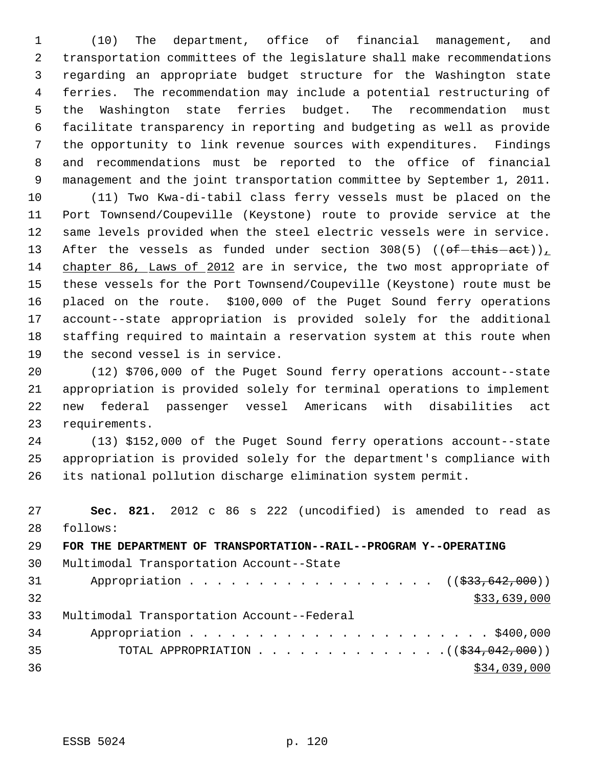(10) The department, office of financial management, and transportation committees of the legislature shall make recommendations regarding an appropriate budget structure for the Washington state ferries. The recommendation may include a potential restructuring of the Washington state ferries budget. The recommendation must facilitate transparency in reporting and budgeting as well as provide the opportunity to link revenue sources with expenditures. Findings and recommendations must be reported to the office of financial management and the joint transportation committee by September 1, 2011.

(11) Two Kwa-di-tabil class ferry vessels must be placed on the Port Townsend/Coupeville (Keystone) route to provide service at the same levels provided when the steel electric vessels were in service. After the vessels as funded under section 308(5) ((~~of this act~~)), chapter 86, Laws of 2012 are in service, the two most appropriate of these vessels for the Port Townsend/Coupeville (Keystone) route must be placed on the route. $100,000 of the Puget Sound ferry operations account--state appropriation is provided solely for the additional staffing required to maintain a reservation system at this route when the second vessel is in service.

(12) $706,000 of the Puget Sound ferry operations account--state appropriation is provided solely for terminal operations to implement new federal passenger vessel Americans with disabilities act requirements.

(13) $152,000 of the Puget Sound ferry operations account--state appropriation is provided solely for the department's compliance with its national pollution discharge elimination system permit.

**Sec. 821.** 2012 c 86 s 222 (uncodified) is amended to read as follows:

**FOR THE DEPARTMENT OF TRANSPORTATION--RAIL--PROGRAM Y--OPERATING**

Multimodal Transportation Account--State
Appropriation . . . . . . . . . . . . . . . . . . ((~~$33,642,000~~))
$33,639,000

Multimodal Transportation Account--Federal
Appropriation . . . . . . . . . . . . . . . . . . . . . . $400,000

TOTAL APPROPRIATION . . . . . . . . . . . . . . ((~~$34,042,000~~))
$34,039,000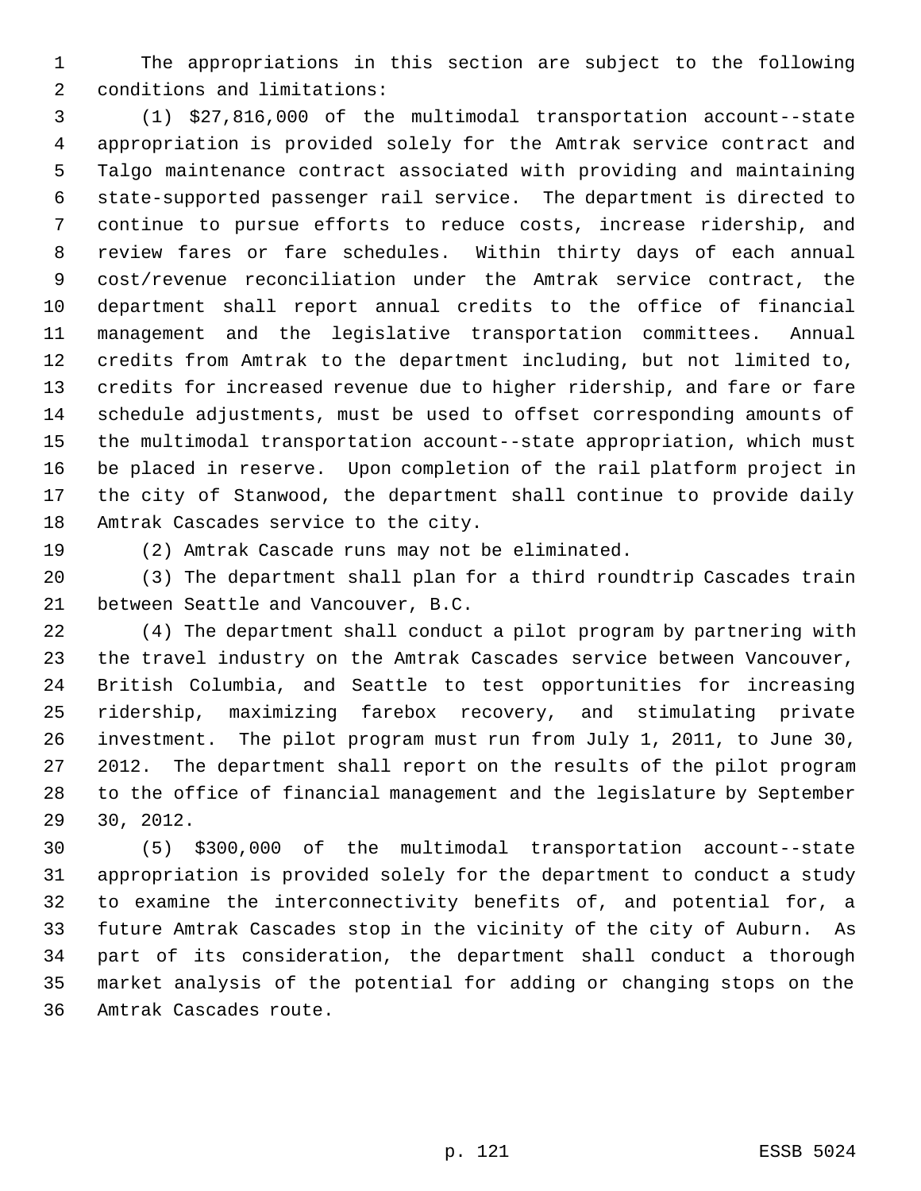The appropriations in this section are subject to the following conditions and limitations:

(1) $27,816,000 of the multimodal transportation account--state appropriation is provided solely for the Amtrak service contract and Talgo maintenance contract associated with providing and maintaining state-supported passenger rail service. The department is directed to continue to pursue efforts to reduce costs, increase ridership, and review fares or fare schedules. Within thirty days of each annual cost/revenue reconciliation under the Amtrak service contract, the department shall report annual credits to the office of financial management and the legislative transportation committees. Annual credits from Amtrak to the department including, but not limited to, credits for increased revenue due to higher ridership, and fare or fare schedule adjustments, must be used to offset corresponding amounts of the multimodal transportation account--state appropriation, which must be placed in reserve. Upon completion of the rail platform project in the city of Stanwood, the department shall continue to provide daily Amtrak Cascades service to the city.

(2) Amtrak Cascade runs may not be eliminated.

(3) The department shall plan for a third roundtrip Cascades train between Seattle and Vancouver, B.C.

(4) The department shall conduct a pilot program by partnering with the travel industry on the Amtrak Cascades service between Vancouver, British Columbia, and Seattle to test opportunities for increasing ridership, maximizing farebox recovery, and stimulating private investment. The pilot program must run from July 1, 2011, to June 30, 2012. The department shall report on the results of the pilot program to the office of financial management and the legislature by September 30, 2012.

(5) $300,000 of the multimodal transportation account--state appropriation is provided solely for the department to conduct a study to examine the interconnectivity benefits of, and potential for, a future Amtrak Cascades stop in the vicinity of the city of Auburn. As part of its consideration, the department shall conduct a thorough market analysis of the potential for adding or changing stops on the Amtrak Cascades route.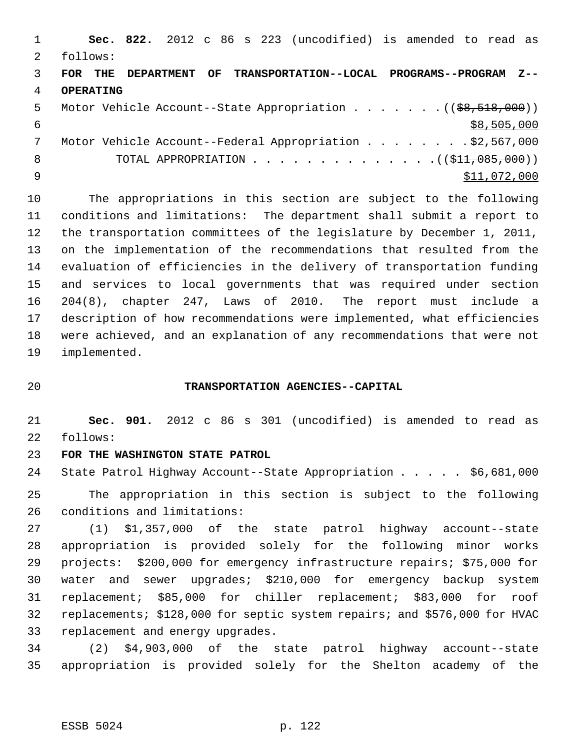**Sec. 822.** 2012 c 86 s 223 (uncodified) is amended to read as follows:

**FOR THE DEPARTMENT OF TRANSPORTATION--LOCAL PROGRAMS--PROGRAM Z--OPERATING**

Motor Vehicle Account--State Appropriation . . . . . . . ((~~$8,518,000~~)) $8,505,000

Motor Vehicle Account--Federal Appropriation . . . . . . . . $2,567,000

TOTAL APPROPRIATION . . . . . . . . . . . . . . ((~~$11,085,000~~)) $11,072,000

The appropriations in this section are subject to the following conditions and limitations: The department shall submit a report to the transportation committees of the legislature by December 1, 2011, on the implementation of the recommendations that resulted from the evaluation of efficiencies in the delivery of transportation funding and services to local governments that was required under section 204(8), chapter 247, Laws of 2010. The report must include a description of how recommendations were implemented, what efficiencies were achieved, and an explanation of any recommendations that were not implemented.

## TRANSPORTATION AGENCIES--CAPITAL

**Sec. 901.** 2012 c 86 s 301 (uncodified) is amended to read as follows:

**FOR THE WASHINGTON STATE PATROL**

State Patrol Highway Account--State Appropriation . . . . . $6,681,000

The appropriation in this section is subject to the following conditions and limitations:

(1) $1,357,000 of the state patrol highway account--state appropriation is provided solely for the following minor works projects: $200,000 for emergency infrastructure repairs; $75,000 for water and sewer upgrades; $210,000 for emergency backup system replacement; $85,000 for chiller replacement; $83,000 for roof replacements; $128,000 for septic system repairs; and $576,000 for HVAC replacement and energy upgrades.

(2) $4,903,000 of the state patrol highway account--state appropriation is provided solely for the Shelton academy of the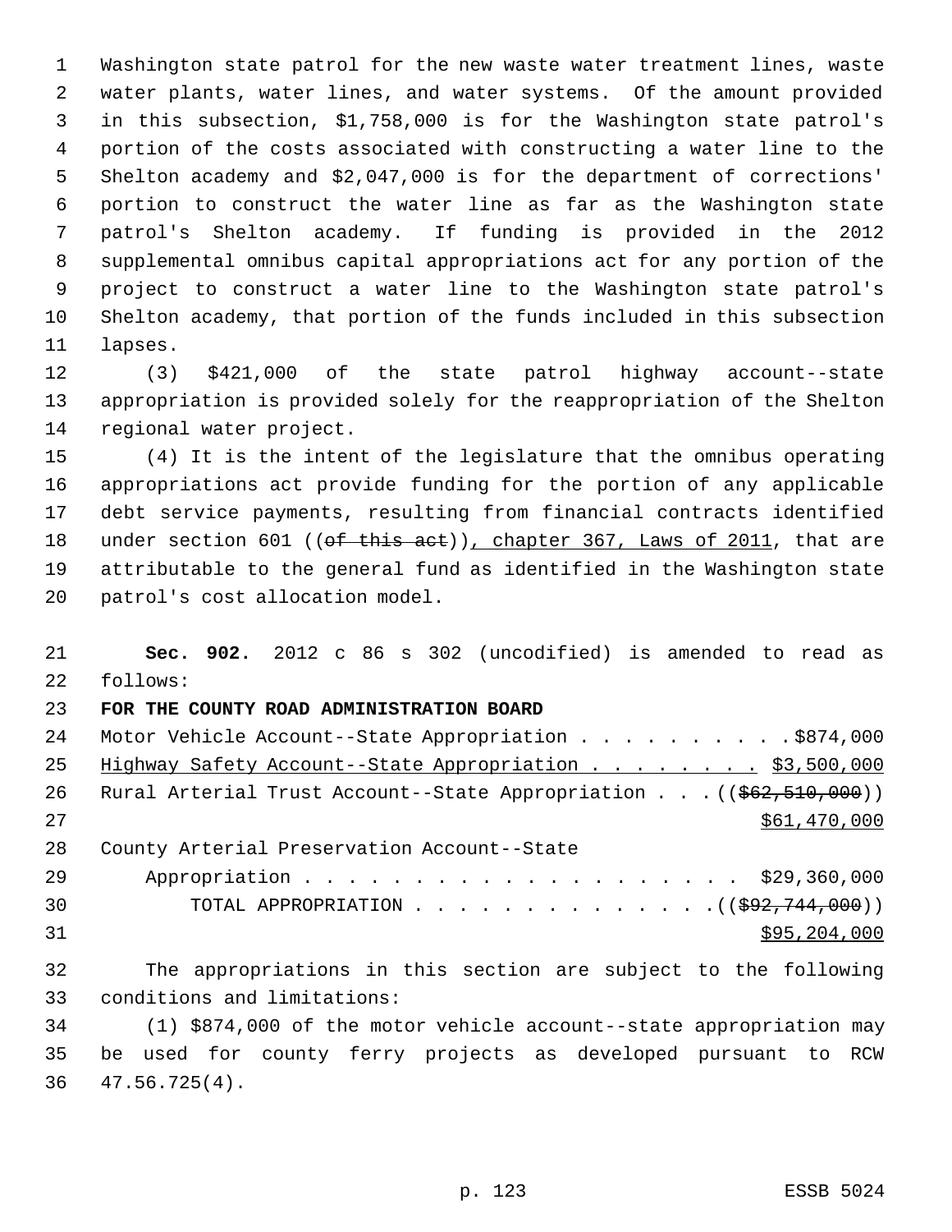Washington state patrol for the new waste water treatment lines, waste water plants, water lines, and water systems. Of the amount provided in this subsection, $1,758,000 is for the Washington state patrol's portion of the costs associated with constructing a water line to the Shelton academy and $2,047,000 is for the department of corrections' portion to construct the water line as far as the Washington state patrol's Shelton academy. If funding is provided in the 2012 supplemental omnibus capital appropriations act for any portion of the project to construct a water line to the Washington state patrol's Shelton academy, that portion of the funds included in this subsection lapses.

(3) $421,000 of the state patrol highway account--state appropriation is provided solely for the reappropriation of the Shelton regional water project.

(4) It is the intent of the legislature that the omnibus operating appropriations act provide funding for the portion of any applicable debt service payments, resulting from financial contracts identified under section 601 ((~~of this act~~)), chapter 367, Laws of 2011, that are attributable to the general fund as identified in the Washington state patrol's cost allocation model.

**Sec. 902.** 2012 c 86 s 302 (uncodified) is amended to read as follows:

**FOR THE COUNTY ROAD ADMINISTRATION BOARD**

Motor Vehicle Account--State Appropriation . . . . . . . . . . $874,000
Highway Safety Account--State Appropriation . . . . . . . . . $3,500,000
Rural Arterial Trust Account--State Appropriation . . . ((~~$62,510,000~~))
$61,470,000
County Arterial Preservation Account--State
Appropriation . . . . . . . . . . . . . . . . . . . . . $29,360,000
TOTAL APPROPRIATION . . . . . . . . . . . . . . ((~~$92,744,000~~))
$95,204,000

The appropriations in this section are subject to the following conditions and limitations:

(1) $874,000 of the motor vehicle account--state appropriation may be used for county ferry projects as developed pursuant to RCW 47.56.725(4).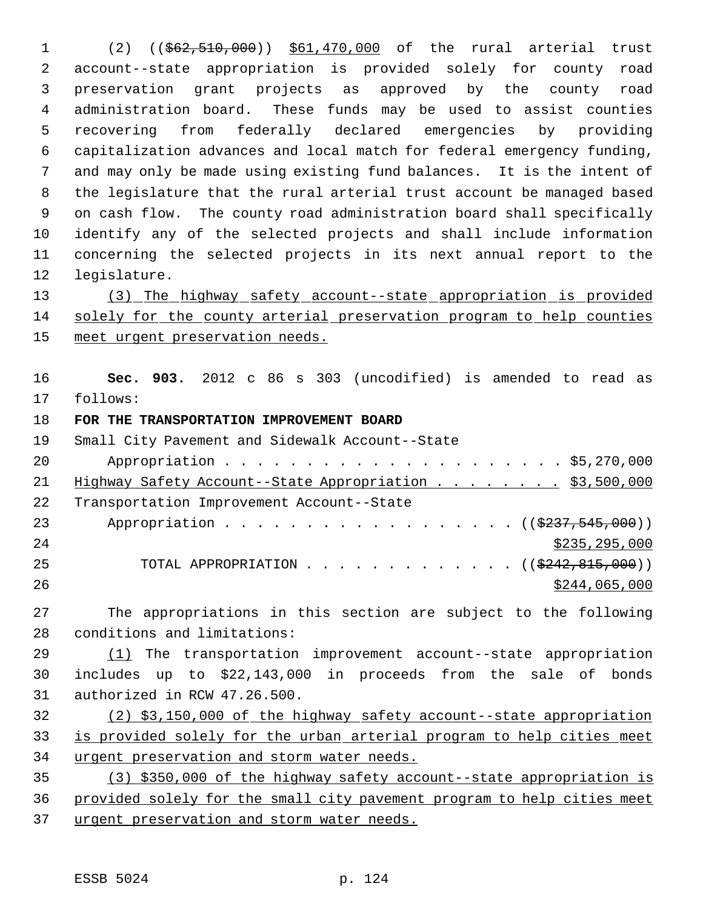(2) ((~~$62,510,000~~)) <u>$61,470,000</u> of the rural arterial trust account--state appropriation is provided solely for county road preservation grant projects as approved by the county road administration board. These funds may be used to assist counties recovering from federally declared emergencies by providing capitalization advances and local match for federal emergency funding, and may only be made using existing fund balances. It is the intent of the legislature that the rural arterial trust account be managed based on cash flow. The county road administration board shall specifically identify any of the selected projects and shall include information concerning the selected projects in its next annual report to the legislature.

<u>(3) The highway safety account--state appropriation is provided solely for the county arterial preservation program to help counties meet urgent preservation needs.</u>

**Sec. 903.** 2012 c 86 s 303 (uncodified) is amended to read as follows:

**FOR THE TRANSPORTATION IMPROVEMENT BOARD**

Small City Pavement and Sidewalk Account--State
Appropriation . . . . . . . . . . . . . . . . . . . . . $5,270,000

<u>Highway Safety Account--State Appropriation . . . . . . . . $3,500,000</u>

Transportation Improvement Account--State
Appropriation . . . . . . . . . . . . . . . . . . ((~~$237,545,000~~))
<u>$235,295,000</u>

TOTAL APPROPRIATION . . . . . . . . . . . . . ((~~$242,815,000~~))
<u>$244,065,000</u>

The appropriations in this section are subject to the following conditions and limitations:

<u>(1)</u> The transportation improvement account--state appropriation includes up to $22,143,000 in proceeds from the sale of bonds authorized in RCW 47.26.500.

<u>(2) $3,150,000 of the highway safety account--state appropriation is provided solely for the urban arterial program to help cities meet urgent preservation and storm water needs.</u>

<u>(3) $350,000 of the highway safety account--state appropriation is provided solely for the small city pavement program to help cities meet urgent preservation and storm water needs.</u>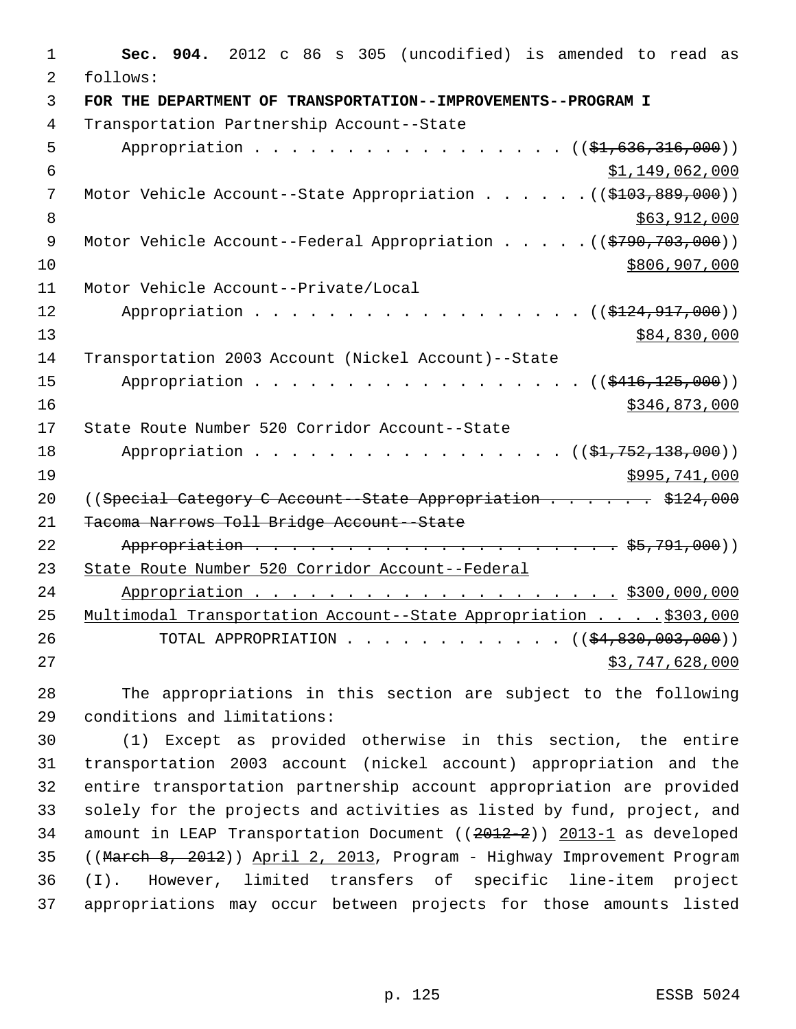**Sec. 904.** 2012 c 86 s 305 (uncodified) is amended to read as follows:

**FOR THE DEPARTMENT OF TRANSPORTATION--IMPROVEMENTS--PROGRAM I**

Transportation Partnership Account--State Appropriation . . . . . . . . . . . . . . . . . . ((~~$1,636,316,000~~)) $1,149,062,000

Motor Vehicle Account--State Appropriation . . . . . . (( ~~$103,889,000~~)) $63,912,000

Motor Vehicle Account--Federal Appropriation . . . . . (( ~~$790,703,000~~)) $806,907,000

Motor Vehicle Account--Private/Local Appropriation . . . . . . . . . . . . . . . . . . (( ~~$124,917,000~~)) $84,830,000

Transportation 2003 Account (Nickel Account)--State Appropriation . . . . . . . . . . . . . . . . . . (( ~~$416,125,000~~)) $346,873,000

State Route Number 520 Corridor Account--State Appropriation . . . . . . . . . . . . . . . . . . (( ~~$1,752,138,000~~)) $995,741,000

((~~Special Category C Account--State Appropriation . . . . . . . $124,000~~

~~Tacoma Narrows Toll Bridge Account--State Appropriation . . . . . . . . . . . . . . . . . . . . . $5,791,000~~))

<u>State Route Number 520 Corridor Account--Federal Appropriation . . . . . . . . . . . . . . . . . . . . . $300,000,000</u>

<u>Multimodal Transportation Account--State Appropriation . . . . $303,000</u>

TOTAL APPROPRIATION . . . . . . . . . . . . (( ~~$4,830,003,000~~)) $3,747,628,000

The appropriations in this section are subject to the following conditions and limitations:

(1) Except as provided otherwise in this section, the entire transportation 2003 account (nickel account) appropriation and the entire transportation partnership account appropriation are provided solely for the projects and activities as listed by fund, project, and amount in LEAP Transportation Document (( ~~2012-2~~)) <u>2013-1</u> as developed (( ~~March 8, 2012~~)) <u>April 2, 2013</u>, Program - Highway Improvement Program (I). However, limited transfers of specific line-item project appropriations may occur between projects for those amounts listed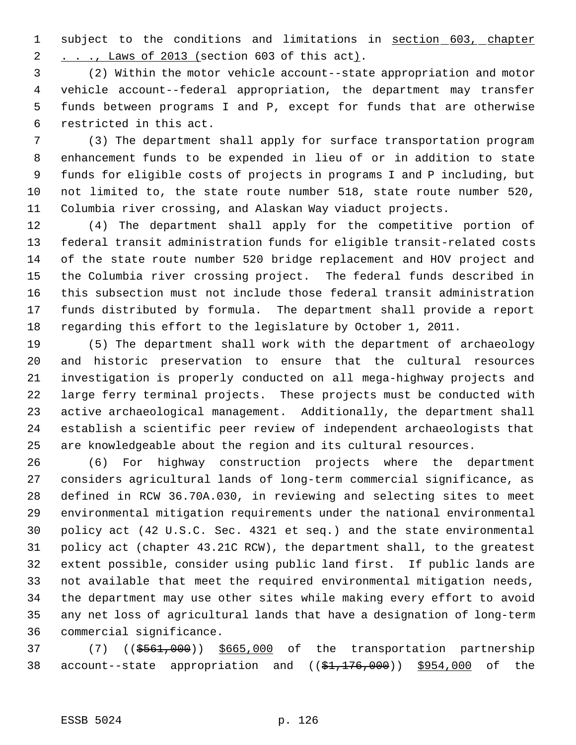subject to the conditions and limitations in section 603, chapter . . ., Laws of 2013 (section 603 of this act).

(2) Within the motor vehicle account--state appropriation and motor vehicle account--federal appropriation, the department may transfer funds between programs I and P, except for funds that are otherwise restricted in this act.

(3) The department shall apply for surface transportation program enhancement funds to be expended in lieu of or in addition to state funds for eligible costs of projects in programs I and P including, but not limited to, the state route number 518, state route number 520, Columbia river crossing, and Alaskan Way viaduct projects.

(4) The department shall apply for the competitive portion of federal transit administration funds for eligible transit-related costs of the state route number 520 bridge replacement and HOV project and the Columbia river crossing project. The federal funds described in this subsection must not include those federal transit administration funds distributed by formula. The department shall provide a report regarding this effort to the legislature by October 1, 2011.

(5) The department shall work with the department of archaeology and historic preservation to ensure that the cultural resources investigation is properly conducted on all mega-highway projects and large ferry terminal projects. These projects must be conducted with active archaeological management. Additionally, the department shall establish a scientific peer review of independent archaeologists that are knowledgeable about the region and its cultural resources.

(6) For highway construction projects where the department considers agricultural lands of long-term commercial significance, as defined in RCW 36.70A.030, in reviewing and selecting sites to meet environmental mitigation requirements under the national environmental policy act (42 U.S.C. Sec. 4321 et seq.) and the state environmental policy act (chapter 43.21C RCW), the department shall, to the greatest extent possible, consider using public land first. If public lands are not available that meet the required environmental mitigation needs, the department may use other sites while making every effort to avoid any net loss of agricultural lands that have a designation of long-term commercial significance.

(7) ((~~$561,000~~)) $665,000 of the transportation partnership account--state appropriation and ((~~$1,176,000~~)) $954,000 of the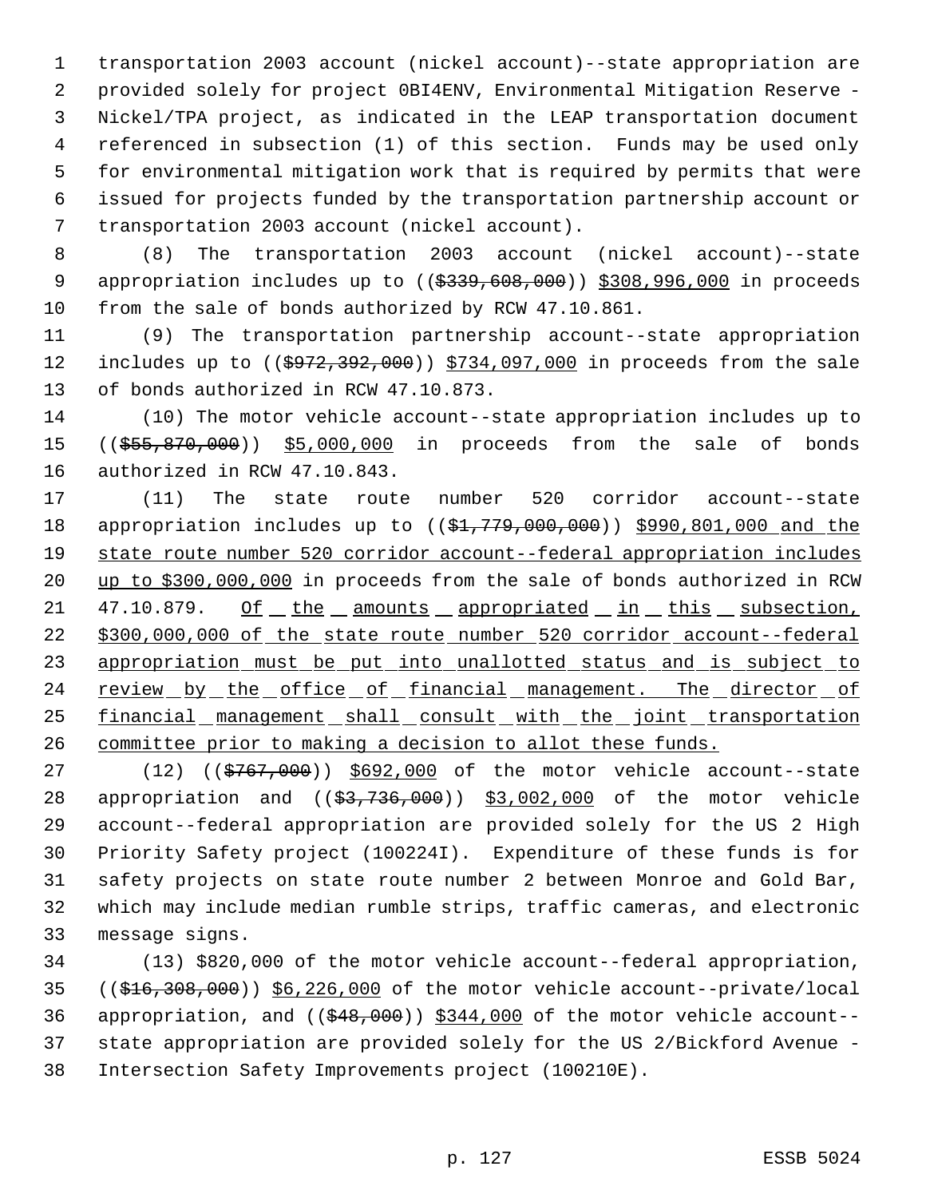transportation 2003 account (nickel account)--state appropriation are provided solely for project 0BI4ENV, Environmental Mitigation Reserve - Nickel/TPA project, as indicated in the LEAP transportation document referenced in subsection (1) of this section. Funds may be used only for environmental mitigation work that is required by permits that were issued for projects funded by the transportation partnership account or transportation 2003 account (nickel account).

(8) The transportation 2003 account (nickel account)--state appropriation includes up to ((~~$339,608,000~~)) <u>$308,996,000</u> in proceeds from the sale of bonds authorized by RCW 47.10.861.

(9) The transportation partnership account--state appropriation includes up to ((~~$972,392,000~~)) <u>$734,097,000</u> in proceeds from the sale of bonds authorized in RCW 47.10.873.

(10) The motor vehicle account--state appropriation includes up to ((~~$55,870,000~~)) <u>$5,000,000</u> in proceeds from the sale of bonds authorized in RCW 47.10.843.

(11) The state route number 520 corridor account--state appropriation includes up to ((~~$1,779,000,000~~)) <u>$990,801,000 and the state route number 520 corridor account--federal appropriation includes up to $300,000,000</u> in proceeds from the sale of bonds authorized in RCW 47.10.879. <u>Of the amounts appropriated in this subsection, $300,000,000 of the state route number 520 corridor account--federal appropriation must be put into unallotted status and is subject to review by the office of financial management. The director of financial management shall consult with the joint transportation committee prior to making a decision to allot these funds.</u>

(12) ((~~$767,000~~)) <u>$692,000</u> of the motor vehicle account--state appropriation and ((~~$3,736,000~~)) <u>$3,002,000</u> of the motor vehicle account--federal appropriation are provided solely for the US 2 High Priority Safety project (100224I). Expenditure of these funds is for safety projects on state route number 2 between Monroe and Gold Bar, which may include median rumble strips, traffic cameras, and electronic message signs.

(13) $820,000 of the motor vehicle account--federal appropriation, ((~~$16,308,000~~)) <u>$6,226,000</u> of the motor vehicle account--private/local appropriation, and ((~~$48,000~~)) <u>$344,000</u> of the motor vehicle account--state appropriation are provided solely for the US 2/Bickford Avenue - Intersection Safety Improvements project (100210E).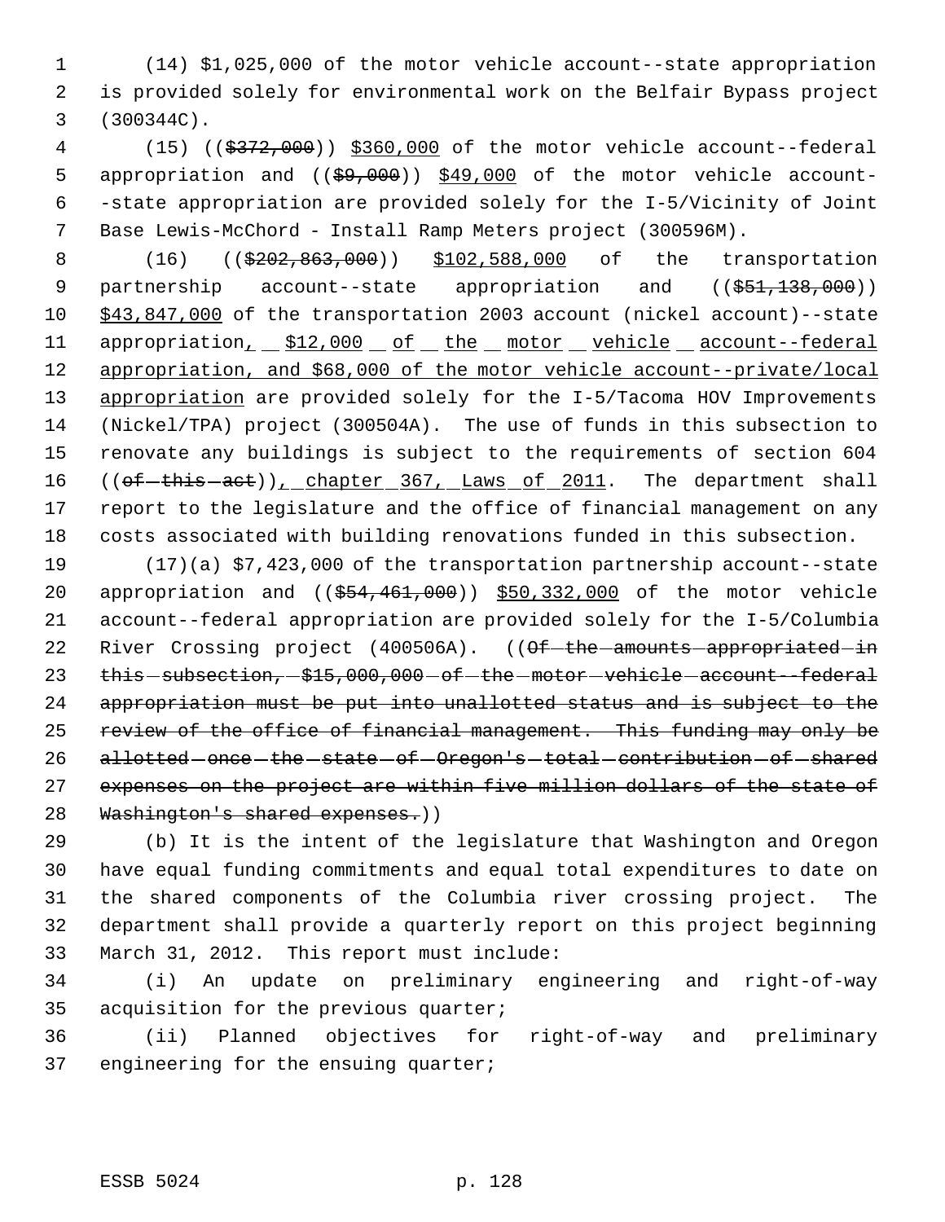(14) $1,025,000 of the motor vehicle account--state appropriation is provided solely for environmental work on the Belfair Bypass project (300344C).

(15) ((~~$372,000~~)) $360,000 of the motor vehicle account--federal appropriation and ((~~$9,000~~)) $49,000 of the motor vehicle account--state appropriation are provided solely for the I-5/Vicinity of Joint Base Lewis-McChord - Install Ramp Meters project (300596M).

(16) ((~~$202,863,000~~)) $102,588,000 of the transportation partnership account--state appropriation and ((~~$51,138,000~~)) $43,847,000 of the transportation 2003 account (nickel account)--state appropriation, $12,000 of the motor vehicle account--federal appropriation, and $68,000 of the motor vehicle account--private/local appropriation are provided solely for the I-5/Tacoma HOV Improvements (Nickel/TPA) project (300504A). The use of funds in this subsection to renovate any buildings is subject to the requirements of section 604 ((~~of this act~~)), chapter 367, Laws of 2011. The department shall report to the legislature and the office of financial management on any costs associated with building renovations funded in this subsection.

(17)(a) $7,423,000 of the transportation partnership account--state appropriation and ((~~$54,461,000~~)) $50,332,000 of the motor vehicle account--federal appropriation are provided solely for the I-5/Columbia River Crossing project (400506A). ((~~Of the amounts appropriated in this subsection, $15,000,000 of the motor vehicle account--federal appropriation must be put into unallotted status and is subject to the review of the office of financial management. This funding may only be allotted once the state of Oregon's total contribution of shared expenses on the project are within five million dollars of the state of Washington's shared expenses.~~))

(b) It is the intent of the legislature that Washington and Oregon have equal funding commitments and equal total expenditures to date on the shared components of the Columbia river crossing project. The department shall provide a quarterly report on this project beginning March 31, 2012. This report must include:

(i) An update on preliminary engineering and right-of-way acquisition for the previous quarter;

(ii) Planned objectives for right-of-way and preliminary engineering for the ensuing quarter;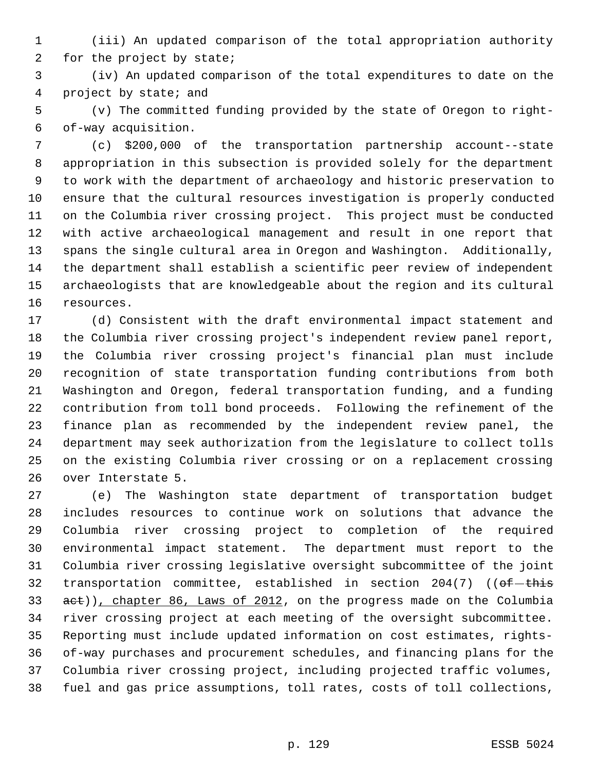(iii) An updated comparison of the total appropriation authority for the project by state;

(iv) An updated comparison of the total expenditures to date on the project by state; and

(v) The committed funding provided by the state of Oregon to right-of-way acquisition.

(c) $200,000 of the transportation partnership account--state appropriation in this subsection is provided solely for the department to work with the department of archaeology and historic preservation to ensure that the cultural resources investigation is properly conducted on the Columbia river crossing project. This project must be conducted with active archaeological management and result in one report that spans the single cultural area in Oregon and Washington. Additionally, the department shall establish a scientific peer review of independent archaeologists that are knowledgeable about the region and its cultural resources.

(d) Consistent with the draft environmental impact statement and the Columbia river crossing project's independent review panel report, the Columbia river crossing project's financial plan must include recognition of state transportation funding contributions from both Washington and Oregon, federal transportation funding, and a funding contribution from toll bond proceeds. Following the refinement of the finance plan as recommended by the independent review panel, the department may seek authorization from the legislature to collect tolls on the existing Columbia river crossing or on a replacement crossing over Interstate 5.

(e) The Washington state department of transportation budget includes resources to continue work on solutions that advance the Columbia river crossing project to completion of the required environmental impact statement. The department must report to the Columbia river crossing legislative oversight subcommittee of the joint transportation committee, established in section 204(7) ((~~of this act~~)), chapter 86, Laws of 2012, on the progress made on the Columbia river crossing project at each meeting of the oversight subcommittee. Reporting must include updated information on cost estimates, rights-of-way purchases and procurement schedules, and financing plans for the Columbia river crossing project, including projected traffic volumes, fuel and gas price assumptions, toll rates, costs of toll collections,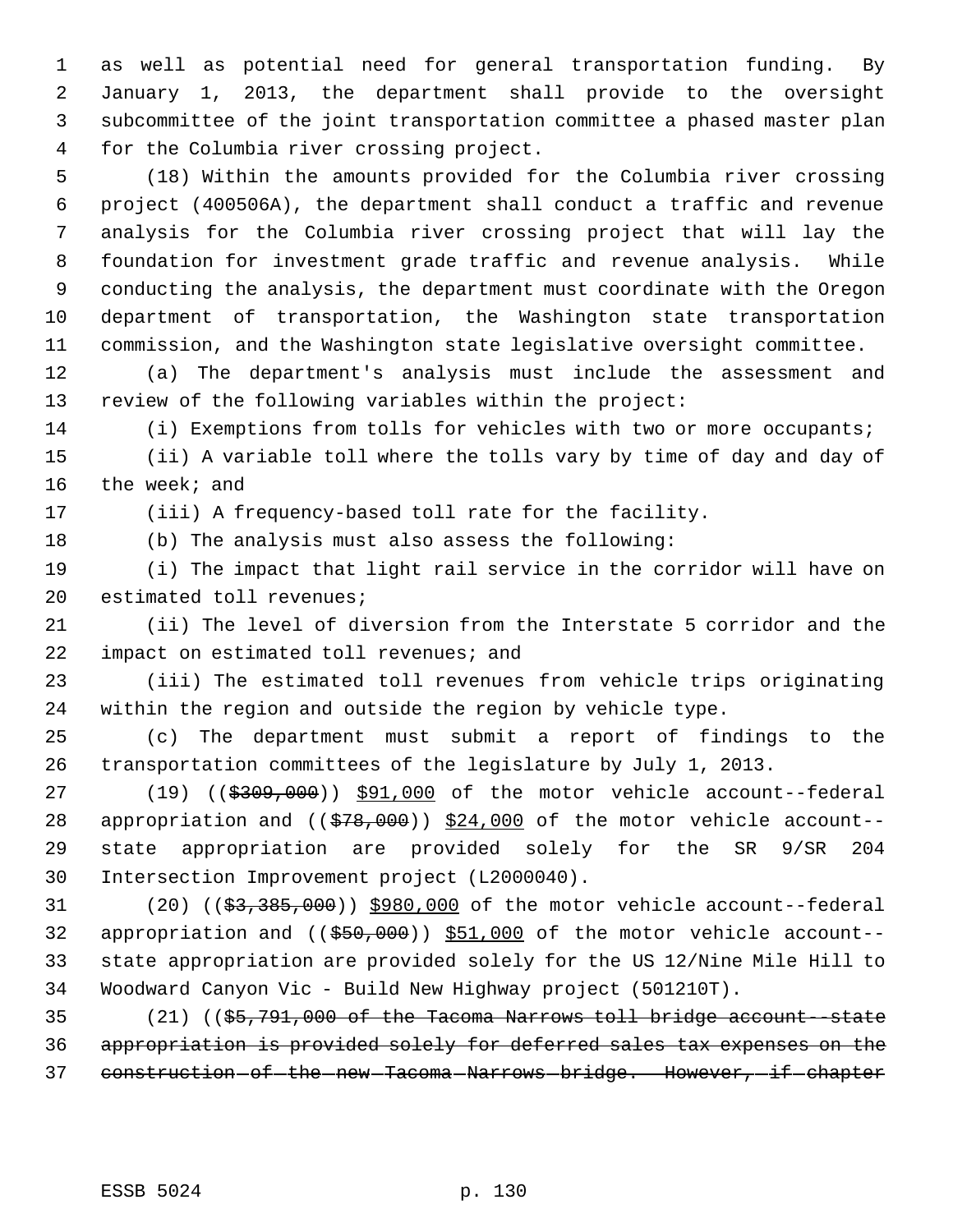as well as potential need for general transportation funding. By January 1, 2013, the department shall provide to the oversight subcommittee of the joint transportation committee a phased master plan for the Columbia river crossing project.

(18) Within the amounts provided for the Columbia river crossing project (400506A), the department shall conduct a traffic and revenue analysis for the Columbia river crossing project that will lay the foundation for investment grade traffic and revenue analysis. While conducting the analysis, the department must coordinate with the Oregon department of transportation, the Washington state transportation commission, and the Washington state legislative oversight committee.

(a) The department's analysis must include the assessment and review of the following variables within the project:

(i) Exemptions from tolls for vehicles with two or more occupants;

(ii) A variable toll where the tolls vary by time of day and day of the week; and

(iii) A frequency-based toll rate for the facility.

(b) The analysis must also assess the following:

(i) The impact that light rail service in the corridor will have on estimated toll revenues;

(ii) The level of diversion from the Interstate 5 corridor and the impact on estimated toll revenues; and

(iii) The estimated toll revenues from vehicle trips originating within the region and outside the region by vehicle type.

(c) The department must submit a report of findings to the transportation committees of the legislature by July 1, 2013.

(19) ((~~$309,000~~)) <u>$91,000</u> of the motor vehicle account--federal appropriation and ((~~$78,000~~)) <u>$24,000</u> of the motor vehicle account--state appropriation are provided solely for the SR 9/SR 204 Intersection Improvement project (L2000040).

(20) ((~~$3,385,000~~)) <u>$980,000</u> of the motor vehicle account--federal appropriation and ((~~$50,000~~)) <u>$51,000</u> of the motor vehicle account--state appropriation are provided solely for the US 12/Nine Mile Hill to Woodward Canyon Vic - Build New Highway project (501210T).

(21) ((~~$5,791,000 of the Tacoma Narrows toll bridge account--state appropriation is provided solely for deferred sales tax expenses on the construction of the new Tacoma Narrows bridge. However, if chapter~~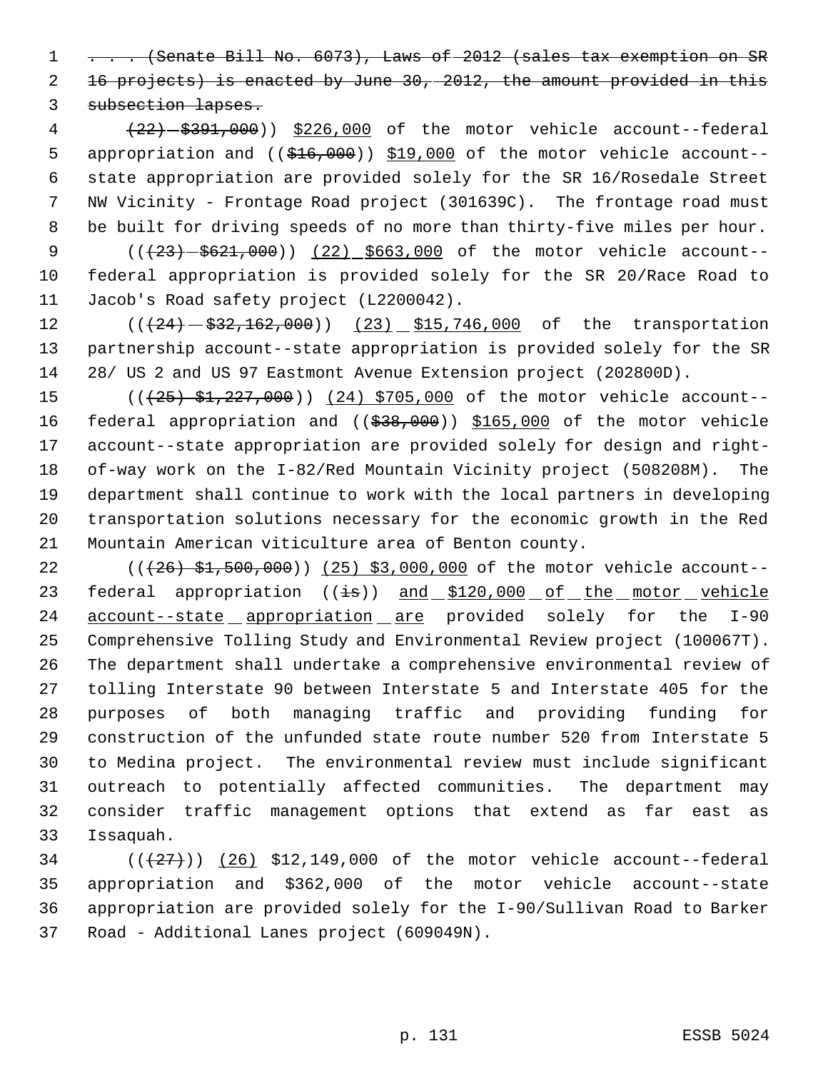. . . (Senate Bill No. 6073), Laws of 2012 (sales tax exemption on SR 16 projects) is enacted by June 30, 2012, the amount provided in this subsection lapses.

(22) $391,000)) $226,000 of the motor vehicle account--federal appropriation and (($16,000)) $19,000 of the motor vehicle account--state appropriation are provided solely for the SR 16/Rosedale Street NW Vicinity - Frontage Road project (301639C). The frontage road must be built for driving speeds of no more than thirty-five miles per hour.

(((23) $621,000)) (22) $663,000 of the motor vehicle account--federal appropriation is provided solely for the SR 20/Race Road to Jacob's Road safety project (L2200042).

(((24) $32,162,000)) (23) $15,746,000 of the transportation partnership account--state appropriation is provided solely for the SR 28/ US 2 and US 97 Eastmont Avenue Extension project (202800D).

(((25) $1,227,000)) (24) $705,000 of the motor vehicle account--federal appropriation and (($38,000)) $165,000 of the motor vehicle account--state appropriation are provided solely for design and right-of-way work on the I-82/Red Mountain Vicinity project (508208M). The department shall continue to work with the local partners in developing transportation solutions necessary for the economic growth in the Red Mountain American viticulture area of Benton county.

(((26) $1,500,000)) (25) $3,000,000 of the motor vehicle account--federal appropriation ((is)) and $120,000 of the motor vehicle account--state appropriation are provided solely for the I-90 Comprehensive Tolling Study and Environmental Review project (100067T). The department shall undertake a comprehensive environmental review of tolling Interstate 90 between Interstate 5 and Interstate 405 for the purposes of both managing traffic and providing funding for construction of the unfunded state route number 520 from Interstate 5 to Medina project. The environmental review must include significant outreach to potentially affected communities. The department may consider traffic management options that extend as far east as Issaquah.

(((27))) (26) $12,149,000 of the motor vehicle account--federal appropriation and $362,000 of the motor vehicle account--state appropriation are provided solely for the I-90/Sullivan Road to Barker Road - Additional Lanes project (609049N).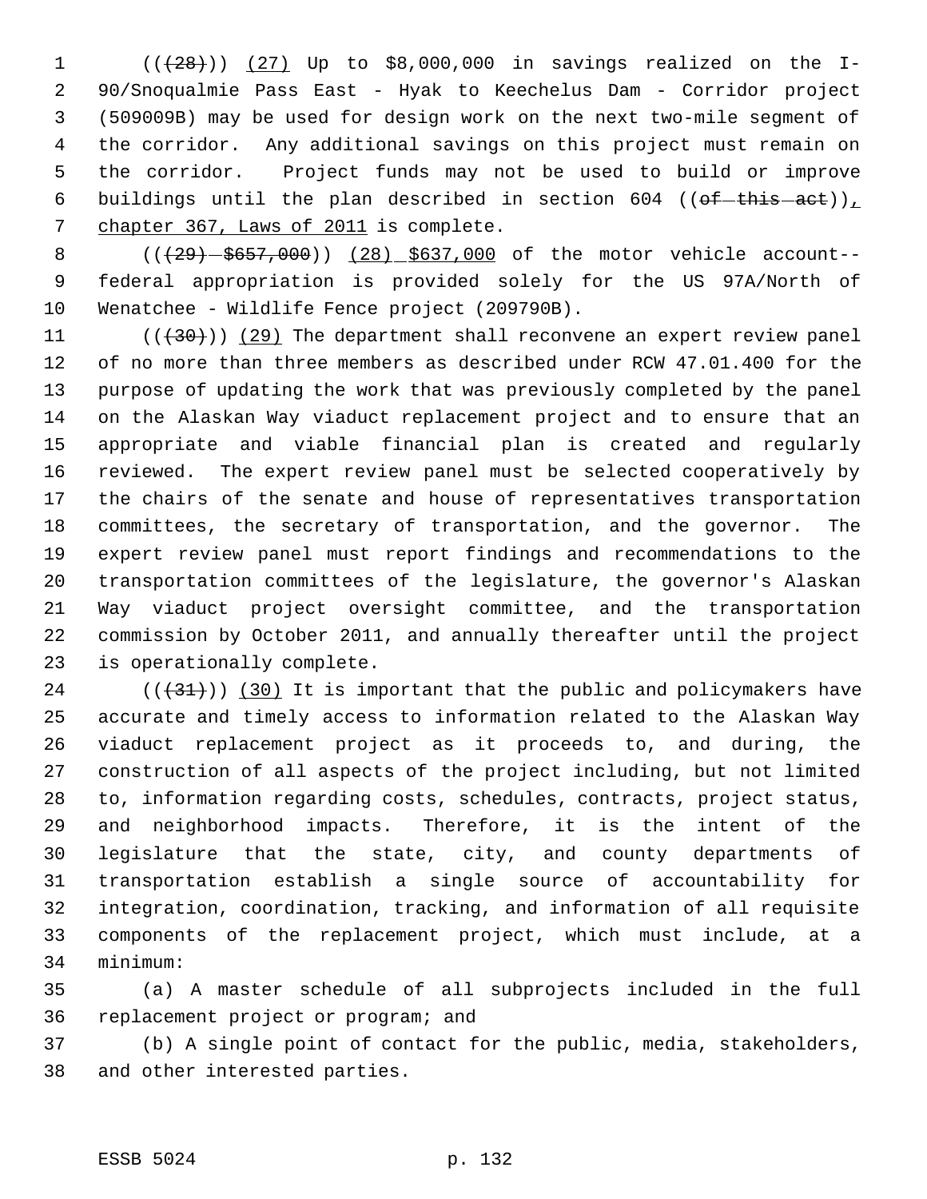((~~(28)~~)) <u>(27)</u> Up to $8,000,000 in savings realized on the I-90/Snoqualmie Pass East - Hyak to Keechelus Dam - Corridor project (509009B) may be used for design work on the next two-mile segment of the corridor. Any additional savings on this project must remain on the corridor. Project funds may not be used to build or improve buildings until the plan described in section 604 ((~~of this act~~))<u>, chapter 367, Laws of 2011</u> is complete.

((~~(29) $657,000~~)) <u>(28) $637,000</u> of the motor vehicle account--federal appropriation is provided solely for the US 97A/North of Wenatchee - Wildlife Fence project (209790B).

((~~(30)~~)) <u>(29)</u> The department shall reconvene an expert review panel of no more than three members as described under RCW 47.01.400 for the purpose of updating the work that was previously completed by the panel on the Alaskan Way viaduct replacement project and to ensure that an appropriate and viable financial plan is created and regularly reviewed. The expert review panel must be selected cooperatively by the chairs of the senate and house of representatives transportation committees, the secretary of transportation, and the governor. The expert review panel must report findings and recommendations to the transportation committees of the legislature, the governor's Alaskan Way viaduct project oversight committee, and the transportation commission by October 2011, and annually thereafter until the project is operationally complete.

((~~(31)~~)) <u>(30)</u> It is important that the public and policymakers have accurate and timely access to information related to the Alaskan Way viaduct replacement project as it proceeds to, and during, the construction of all aspects of the project including, but not limited to, information regarding costs, schedules, contracts, project status, and neighborhood impacts. Therefore, it is the intent of the legislature that the state, city, and county departments of transportation establish a single source of accountability for integration, coordination, tracking, and information of all requisite components of the replacement project, which must include, at a minimum:

(a) A master schedule of all subprojects included in the full replacement project or program; and

(b) A single point of contact for the public, media, stakeholders, and other interested parties.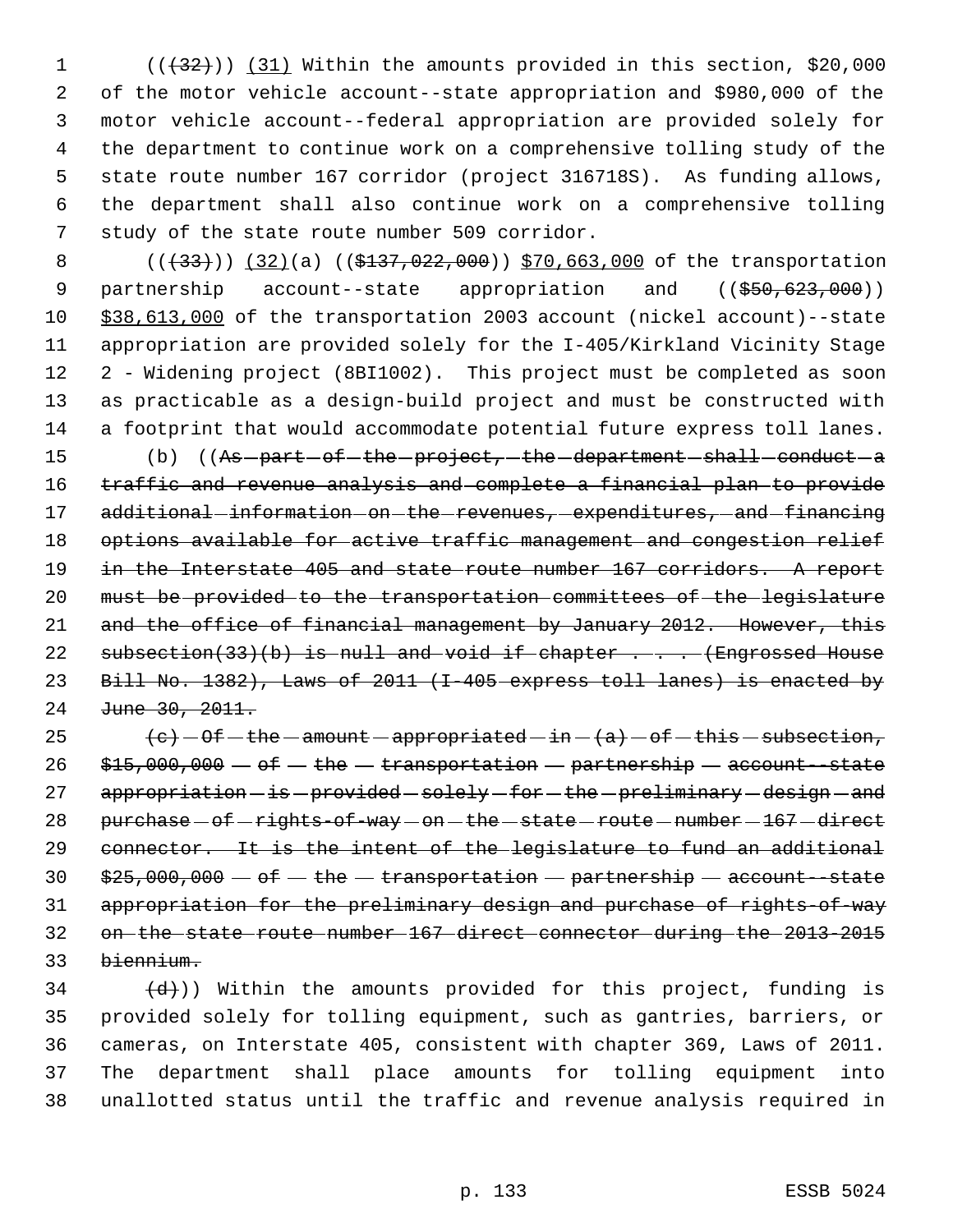(((32))) (31) Within the amounts provided in this section, $20,000 of the motor vehicle account--state appropriation and $980,000 of the motor vehicle account--federal appropriation are provided solely for the department to continue work on a comprehensive tolling study of the state route number 167 corridor (project 316718S). As funding allows, the department shall also continue work on a comprehensive tolling study of the state route number 509 corridor.

(((33))) (32)(a) (($137,022,000)) $70,663,000 of the transportation partnership account--state appropriation and (($50,623,000)) $38,613,000 of the transportation 2003 account (nickel account)--state appropriation are provided solely for the I-405/Kirkland Vicinity Stage 2 - Widening project (8BI1002). This project must be completed as soon as practicable as a design-build project and must be constructed with a footprint that would accommodate potential future express toll lanes.

(b) ((~~As part of the project, the department shall conduct a traffic and revenue analysis and complete a financial plan to provide additional information on the revenues, expenditures, and financing options available for active traffic management and congestion relief in the Interstate 405 and state route number 167 corridors. A report must be provided to the transportation committees of the legislature and the office of financial management by January 2012. However, this subsection(33)(b) is null and void if chapter . . . (Engrossed House Bill No. 1382), Laws of 2011 (I-405 express toll lanes) is enacted by June 30, 2011.~~

~~(c) Of the amount appropriated in (a) of this subsection, $15,000,000 of the transportation partnership account--state appropriation is provided solely for the preliminary design and purchase of rights-of-way on the state route number 167 direct connector. It is the intent of the legislature to fund an additional $25,000,000 of the transportation partnership account--state appropriation for the preliminary design and purchase of rights-of-way on the state route number 167 direct connector during the 2013-2015 biennium.~~

~~(d)~~)) Within the amounts provided for this project, funding is provided solely for tolling equipment, such as gantries, barriers, or cameras, on Interstate 405, consistent with chapter 369, Laws of 2011. The department shall place amounts for tolling equipment into unallotted status until the traffic and revenue analysis required in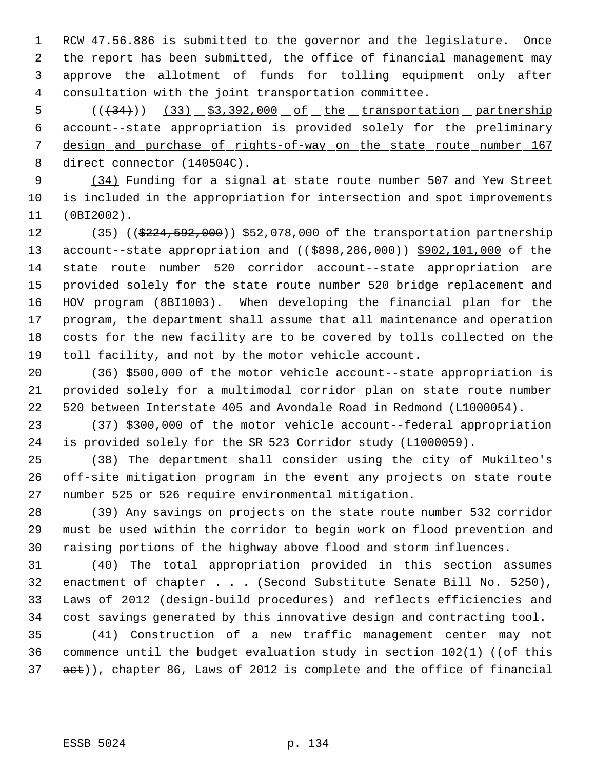RCW 47.56.886 is submitted to the governor and the legislature. Once the report has been submitted, the office of financial management may approve the allotment of funds for tolling equipment only after consultation with the joint transportation committee.

(((34))) (33) $3,392,000 of the transportation partnership account--state appropriation is provided solely for the preliminary design and purchase of rights-of-way on the state route number 167 direct connector (140504C).

(34) Funding for a signal at state route number 507 and Yew Street is included in the appropriation for intersection and spot improvements (0BI2002).

(35) (($224,592,000)) $52,078,000 of the transportation partnership account--state appropriation and (($898,286,000)) $902,101,000 of the state route number 520 corridor account--state appropriation are provided solely for the state route number 520 bridge replacement and HOV program (8BI1003). When developing the financial plan for the program, the department shall assume that all maintenance and operation costs for the new facility are to be covered by tolls collected on the toll facility, and not by the motor vehicle account.

(36) $500,000 of the motor vehicle account--state appropriation is provided solely for a multimodal corridor plan on state route number 520 between Interstate 405 and Avondale Road in Redmond (L1000054).

(37) $300,000 of the motor vehicle account--federal appropriation is provided solely for the SR 523 Corridor study (L1000059).

(38) The department shall consider using the city of Mukilteo's off-site mitigation program in the event any projects on state route number 525 or 526 require environmental mitigation.

(39) Any savings on projects on the state route number 532 corridor must be used within the corridor to begin work on flood prevention and raising portions of the highway above flood and storm influences.

(40) The total appropriation provided in this section assumes enactment of chapter . . . (Second Substitute Senate Bill No. 5250), Laws of 2012 (design-build procedures) and reflects efficiencies and cost savings generated by this innovative design and contracting tool.

(41) Construction of a new traffic management center may not commence until the budget evaluation study in section 102(1) ((of this act)), chapter 86, Laws of 2012 is complete and the office of financial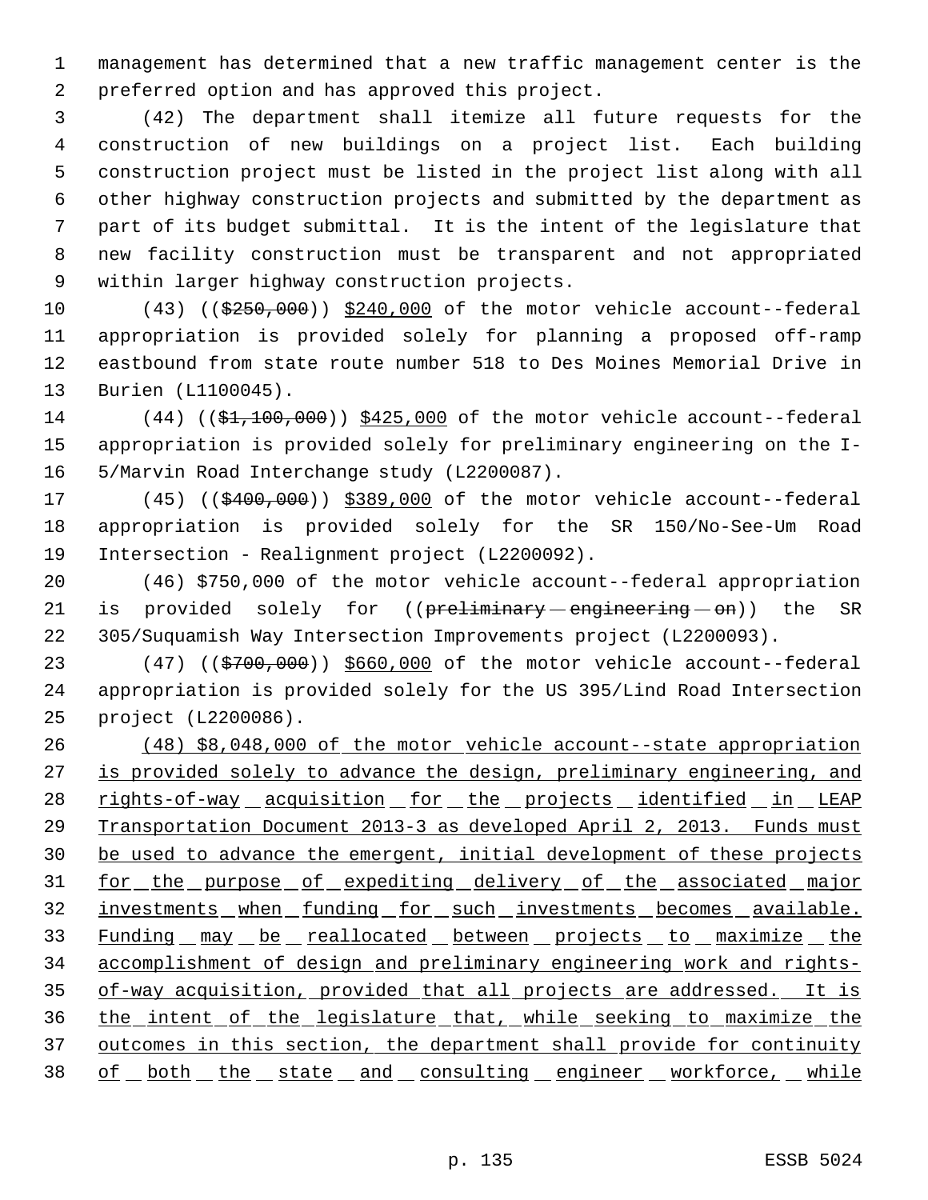management has determined that a new traffic management center is the preferred option and has approved this project.

(42) The department shall itemize all future requests for the construction of new buildings on a project list. Each building construction project must be listed in the project list along with all other highway construction projects and submitted by the department as part of its budget submittal. It is the intent of the legislature that new facility construction must be transparent and not appropriated within larger highway construction projects.

(43) ((~~$250,000~~)) <u>$240,000</u> of the motor vehicle account--federal appropriation is provided solely for planning a proposed off-ramp eastbound from state route number 518 to Des Moines Memorial Drive in Burien (L1100045).

(44) ((~~$1,100,000~~)) <u>$425,000</u> of the motor vehicle account--federal appropriation is provided solely for preliminary engineering on the I-5/Marvin Road Interchange study (L2200087).

(45) ((~~$400,000~~)) <u>$389,000</u> of the motor vehicle account--federal appropriation is provided solely for the SR 150/No-See-Um Road Intersection - Realignment project (L2200092).

(46) $750,000 of the motor vehicle account--federal appropriation is provided solely for ((~~preliminary engineering on~~)) the SR 305/Suquamish Way Intersection Improvements project (L2200093).

(47) ((~~$700,000~~)) <u>$660,000</u> of the motor vehicle account--federal appropriation is provided solely for the US 395/Lind Road Intersection project (L2200086).

<u>(48) $8,048,000 of the motor vehicle account--state appropriation is provided solely to advance the design, preliminary engineering, and rights-of-way acquisition for the projects identified in LEAP Transportation Document 2013-3 as developed April 2, 2013. Funds must be used to advance the emergent, initial development of these projects for the purpose of expediting delivery of the associated major investments when funding for such investments becomes available. Funding may be reallocated between projects to maximize the accomplishment of design and preliminary engineering work and rights-of-way acquisition, provided that all projects are addressed. It is the intent of the legislature that, while seeking to maximize the outcomes in this section, the department shall provide for continuity of both the state and consulting engineer workforce, while</u>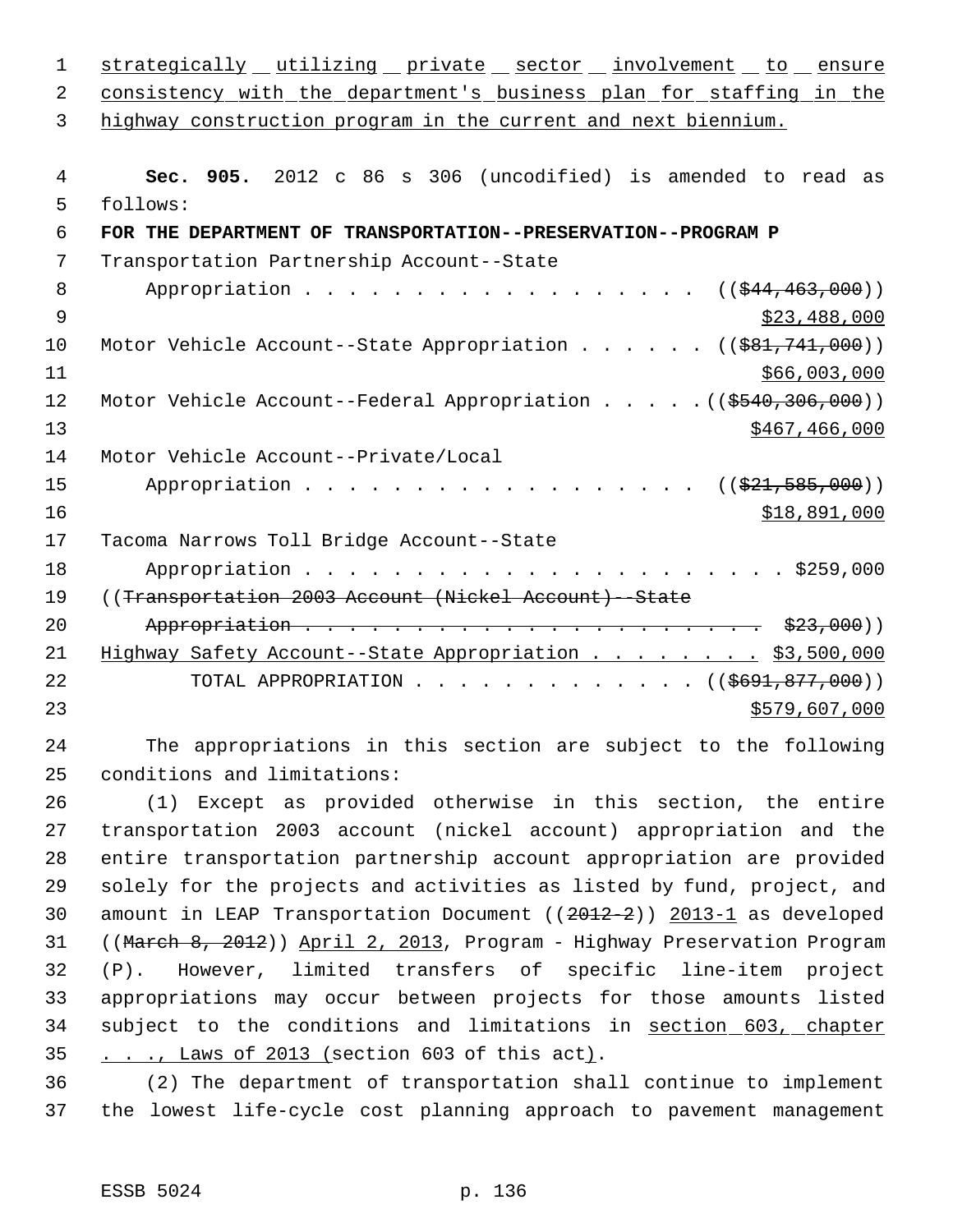strategically utilizing private sector involvement to ensure consistency with the department's business plan for staffing in the highway construction program in the current and next biennium.

**Sec. 905.** 2012 c 86 s 306 (uncodified) is amended to read as follows:

**FOR THE DEPARTMENT OF TRANSPORTATION--PRESERVATION--PROGRAM P**

Transportation Partnership Account--State
Appropriation . . . . . . . . . . . . . . . . . . . (($44,463,000))
$23,488,000

Motor Vehicle Account--State Appropriation . . . . . . (($81,741,000))
$66,003,000

Motor Vehicle Account--Federal Appropriation . . . . .(($540,306,000))
$467,466,000

Motor Vehicle Account--Private/Local
Appropriation . . . . . . . . . . . . . . . . . . . (($21,585,000))
$18,891,000

Tacoma Narrows Toll Bridge Account--State
Appropriation . . . . . . . . . . . . . . . . . . . . . . . $259,000

((Transportation 2003 Account (Nickel Account)--State
Appropriation . . . . . . . . . . . . . . . . . . . . . . $23,000))

Highway Safety Account--State Appropriation . . . . . . . . $3,500,000

TOTAL APPROPRIATION . . . . . . . . . . . . . (($691,877,000))
$579,607,000

The appropriations in this section are subject to the following conditions and limitations:

(1) Except as provided otherwise in this section, the entire transportation 2003 account (nickel account) appropriation and the entire transportation partnership account appropriation are provided solely for the projects and activities as listed by fund, project, and amount in LEAP Transportation Document ((2012-2)) 2013-1 as developed ((March 8, 2012)) April 2, 2013, Program - Highway Preservation Program (P). However, limited transfers of specific line-item project appropriations may occur between projects for those amounts listed subject to the conditions and limitations in section 603, chapter . . ., Laws of 2013 (section 603 of this act).

(2) The department of transportation shall continue to implement the lowest life-cycle cost planning approach to pavement management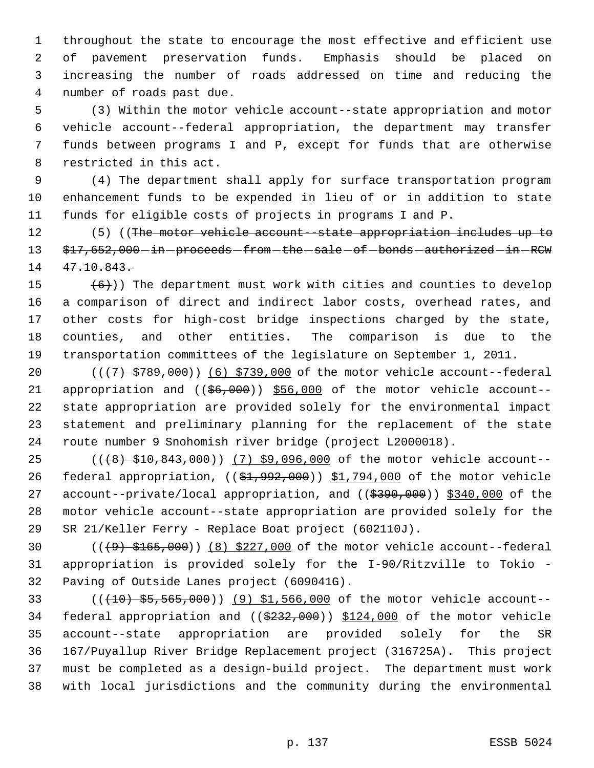throughout the state to encourage the most effective and efficient use of pavement preservation funds. Emphasis should be placed on increasing the number of roads addressed on time and reducing the number of roads past due.

(3) Within the motor vehicle account--state appropriation and motor vehicle account--federal appropriation, the department may transfer funds between programs I and P, except for funds that are otherwise restricted in this act.

(4) The department shall apply for surface transportation program enhancement funds to be expended in lieu of or in addition to state funds for eligible costs of projects in programs I and P.

(5) ((~~The motor vehicle account--state appropriation includes up to $17,652,000 in proceeds from the sale of bonds authorized in RCW 47.10.843.~~

~~(6)~~)) The department must work with cities and counties to develop a comparison of direct and indirect labor costs, overhead rates, and other costs for high-cost bridge inspections charged by the state, counties, and other entities. The comparison is due to the transportation committees of the legislature on September 1, 2011.

((~~(7) $789,000~~)) <u>(6) $739,000</u> of the motor vehicle account--federal appropriation and ((~~$6,000~~)) <u>$56,000</u> of the motor vehicle account--state appropriation are provided solely for the environmental impact statement and preliminary planning for the replacement of the state route number 9 Snohomish river bridge (project L2000018).

((~~(8) $10,843,000~~)) <u>(7) $9,096,000</u> of the motor vehicle account--federal appropriation, ((~~$1,992,000~~)) <u>$1,794,000</u> of the motor vehicle account--private/local appropriation, and ((~~$390,000~~)) <u>$340,000</u> of the motor vehicle account--state appropriation are provided solely for the SR 21/Keller Ferry - Replace Boat project (602110J).

((~~(9) $165,000~~)) <u>(8) $227,000</u> of the motor vehicle account--federal appropriation is provided solely for the I-90/Ritzville to Tokio - Paving of Outside Lanes project (609041G).

((~~(10) $5,565,000~~)) <u>(9) $1,566,000</u> of the motor vehicle account--federal appropriation and ((~~$232,000~~)) <u>$124,000</u> of the motor vehicle account--state appropriation are provided solely for the SR 167/Puyallup River Bridge Replacement project (316725A). This project must be completed as a design-build project. The department must work with local jurisdictions and the community during the environmental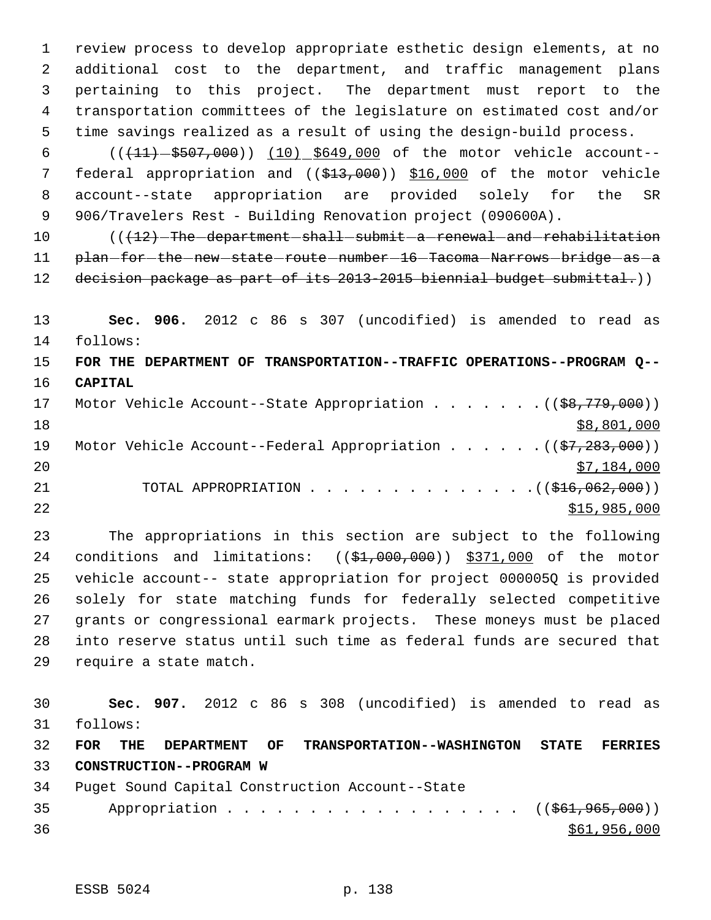review process to develop appropriate esthetic design elements, at no additional cost to the department, and traffic management plans pertaining to this project. The department must report to the transportation committees of the legislature on estimated cost and/or time savings realized as a result of using the design-build process.

((~~(11) $507,000~~)) <u>(10) $649,000</u> of the motor vehicle account--federal appropriation and ((~~$13,000~~)) <u>$16,000</u> of the motor vehicle account--state appropriation are provided solely for the SR 906/Travelers Rest - Building Renovation project (090600A).

((~~(12) The department shall submit a renewal and rehabilitation plan for the new state route number 16 Tacoma Narrows bridge as a decision package as part of its 2013-2015 biennial budget submittal.~~))

**Sec. 906.** 2012 c 86 s 307 (uncodified) is amended to read as follows:

**FOR THE DEPARTMENT OF TRANSPORTATION--TRAFFIC OPERATIONS--PROGRAM Q--CAPITAL**

Motor Vehicle Account--State Appropriation . . . . . . . ((~~$8,779,000~~))
<u>$8,801,000</u>

Motor Vehicle Account--Federal Appropriation . . . . . . ((~~$7,283,000~~))
<u>$7,184,000</u>

TOTAL APPROPRIATION . . . . . . . . . . . . . . ((~~$16,062,000~~))
<u>$15,985,000</u>

The appropriations in this section are subject to the following conditions and limitations: ((~~$1,000,000~~)) <u>$371,000</u> of the motor vehicle account-- state appropriation for project 000005Q is provided solely for state matching funds for federally selected competitive grants or congressional earmark projects. These moneys must be placed into reserve status until such time as federal funds are secured that require a state match.

**Sec. 907.** 2012 c 86 s 308 (uncodified) is amended to read as follows:

**FOR THE DEPARTMENT OF TRANSPORTATION--WASHINGTON STATE FERRIES CONSTRUCTION--PROGRAM W**

Puget Sound Capital Construction Account--State
Appropriation . . . . . . . . . . . . . . . . . . ((~~$61,965,000~~))
<u>$61,956,000</u>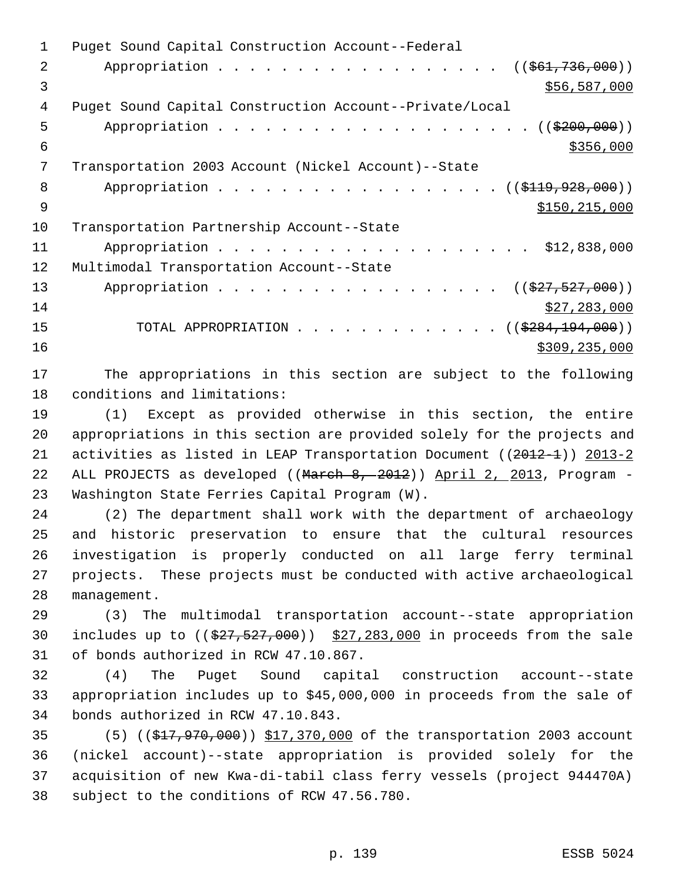Puget Sound Capital Construction Account--Federal
Appropriation . . . . . . . . . . . . . . . . . . . ((~~$61,736,000~~))
<u>$56,587,000</u>

Puget Sound Capital Construction Account--Private/Local
Appropriation . . . . . . . . . . . . . . . . . . . . . ((~~$200,000~~))
<u>$356,000</u>

Transportation 2003 Account (Nickel Account)--State
Appropriation . . . . . . . . . . . . . . . . . . . ((~~$119,928,000~~))
<u>$150,215,000</u>

Transportation Partnership Account--State
Appropriation . . . . . . . . . . . . . . . . . . . . . $12,838,000

Multimodal Transportation Account--State
Appropriation . . . . . . . . . . . . . . . . . . . ((~~$27,527,000~~))
<u>$27,283,000</u>

TOTAL APPROPRIATION . . . . . . . . . . . . . ((~~$284,194,000~~))
<u>$309,235,000</u>

The appropriations in this section are subject to the following conditions and limitations:

(1) Except as provided otherwise in this section, the entire appropriations in this section are provided solely for the projects and activities as listed in LEAP Transportation Document ((~~2012-1~~)) <u>2013-2</u> ALL PROJECTS as developed ((~~March 8, 2012~~)) <u>April 2, 2013</u>, Program - Washington State Ferries Capital Program (W).

(2) The department shall work with the department of archaeology and historic preservation to ensure that the cultural resources investigation is properly conducted on all large ferry terminal projects. These projects must be conducted with active archaeological management.

(3) The multimodal transportation account--state appropriation includes up to ((~~$27,527,000~~)) <u>$27,283,000</u> in proceeds from the sale of bonds authorized in RCW 47.10.867.

(4) The Puget Sound capital construction account--state appropriation includes up to $45,000,000 in proceeds from the sale of bonds authorized in RCW 47.10.843.

(5) ((~~$17,970,000~~)) <u>$17,370,000</u> of the transportation 2003 account (nickel account)--state appropriation is provided solely for the acquisition of new Kwa-di-tabil class ferry vessels (project 944470A) subject to the conditions of RCW 47.56.780.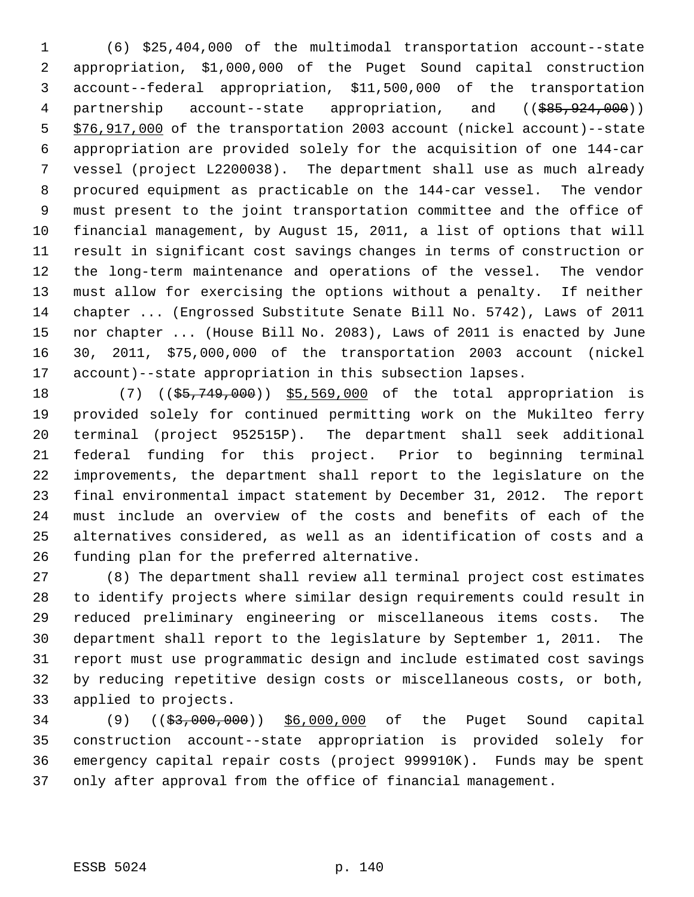(6) $25,404,000 of the multimodal transportation account--state appropriation, $1,000,000 of the Puget Sound capital construction account--federal appropriation, $11,500,000 of the transportation partnership account--state appropriation, and ((~~$85,924,000~~)) <u>$76,917,000</u> of the transportation 2003 account (nickel account)--state appropriation are provided solely for the acquisition of one 144-car vessel (project L2200038). The department shall use as much already procured equipment as practicable on the 144-car vessel. The vendor must present to the joint transportation committee and the office of financial management, by August 15, 2011, a list of options that will result in significant cost savings changes in terms of construction or the long-term maintenance and operations of the vessel. The vendor must allow for exercising the options without a penalty. If neither chapter ... (Engrossed Substitute Senate Bill No. 5742), Laws of 2011 nor chapter ... (House Bill No. 2083), Laws of 2011 is enacted by June 30, 2011, $75,000,000 of the transportation 2003 account (nickel account)--state appropriation in this subsection lapses.

(7) ((~~$5,749,000~~)) <u>$5,569,000</u> of the total appropriation is provided solely for continued permitting work on the Mukilteo ferry terminal (project 952515P). The department shall seek additional federal funding for this project. Prior to beginning terminal improvements, the department shall report to the legislature on the final environmental impact statement by December 31, 2012. The report must include an overview of the costs and benefits of each of the alternatives considered, as well as an identification of costs and a funding plan for the preferred alternative.

(8) The department shall review all terminal project cost estimates to identify projects where similar design requirements could result in reduced preliminary engineering or miscellaneous items costs. The department shall report to the legislature by September 1, 2011. The report must use programmatic design and include estimated cost savings by reducing repetitive design costs or miscellaneous costs, or both, applied to projects.

(9) ((~~$3,000,000~~)) <u>$6,000,000</u> of the Puget Sound capital construction account--state appropriation is provided solely for emergency capital repair costs (project 999910K). Funds may be spent only after approval from the office of financial management.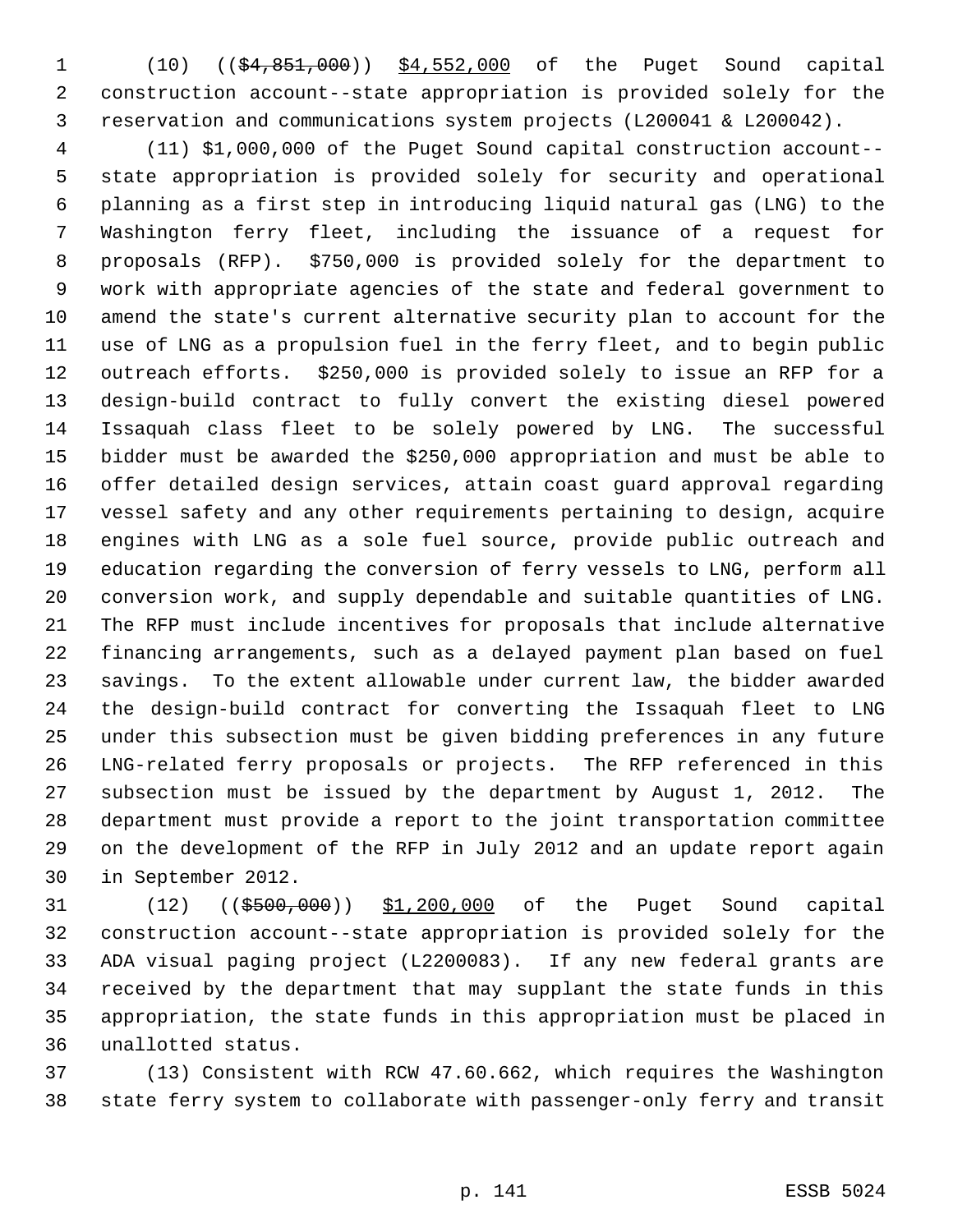(10) ((~~$4,851,000~~)) $4,552,000 of the Puget Sound capital construction account--state appropriation is provided solely for the reservation and communications system projects (L200041 & L200042).

(11) $1,000,000 of the Puget Sound capital construction account--state appropriation is provided solely for security and operational planning as a first step in introducing liquid natural gas (LNG) to the Washington ferry fleet, including the issuance of a request for proposals (RFP). $750,000 is provided solely for the department to work with appropriate agencies of the state and federal government to amend the state's current alternative security plan to account for the use of LNG as a propulsion fuel in the ferry fleet, and to begin public outreach efforts. $250,000 is provided solely to issue an RFP for a design-build contract to fully convert the existing diesel powered Issaquah class fleet to be solely powered by LNG. The successful bidder must be awarded the $250,000 appropriation and must be able to offer detailed design services, attain coast guard approval regarding vessel safety and any other requirements pertaining to design, acquire engines with LNG as a sole fuel source, provide public outreach and education regarding the conversion of ferry vessels to LNG, perform all conversion work, and supply dependable and suitable quantities of LNG. The RFP must include incentives for proposals that include alternative financing arrangements, such as a delayed payment plan based on fuel savings. To the extent allowable under current law, the bidder awarded the design-build contract for converting the Issaquah fleet to LNG under this subsection must be given bidding preferences in any future LNG-related ferry proposals or projects. The RFP referenced in this subsection must be issued by the department by August 1, 2012. The department must provide a report to the joint transportation committee on the development of the RFP in July 2012 and an update report again in September 2012.

(12) ((~~$500,000~~)) $1,200,000 of the Puget Sound capital construction account--state appropriation is provided solely for the ADA visual paging project (L2200083). If any new federal grants are received by the department that may supplant the state funds in this appropriation, the state funds in this appropriation must be placed in unallotted status.

(13) Consistent with RCW 47.60.662, which requires the Washington state ferry system to collaborate with passenger-only ferry and transit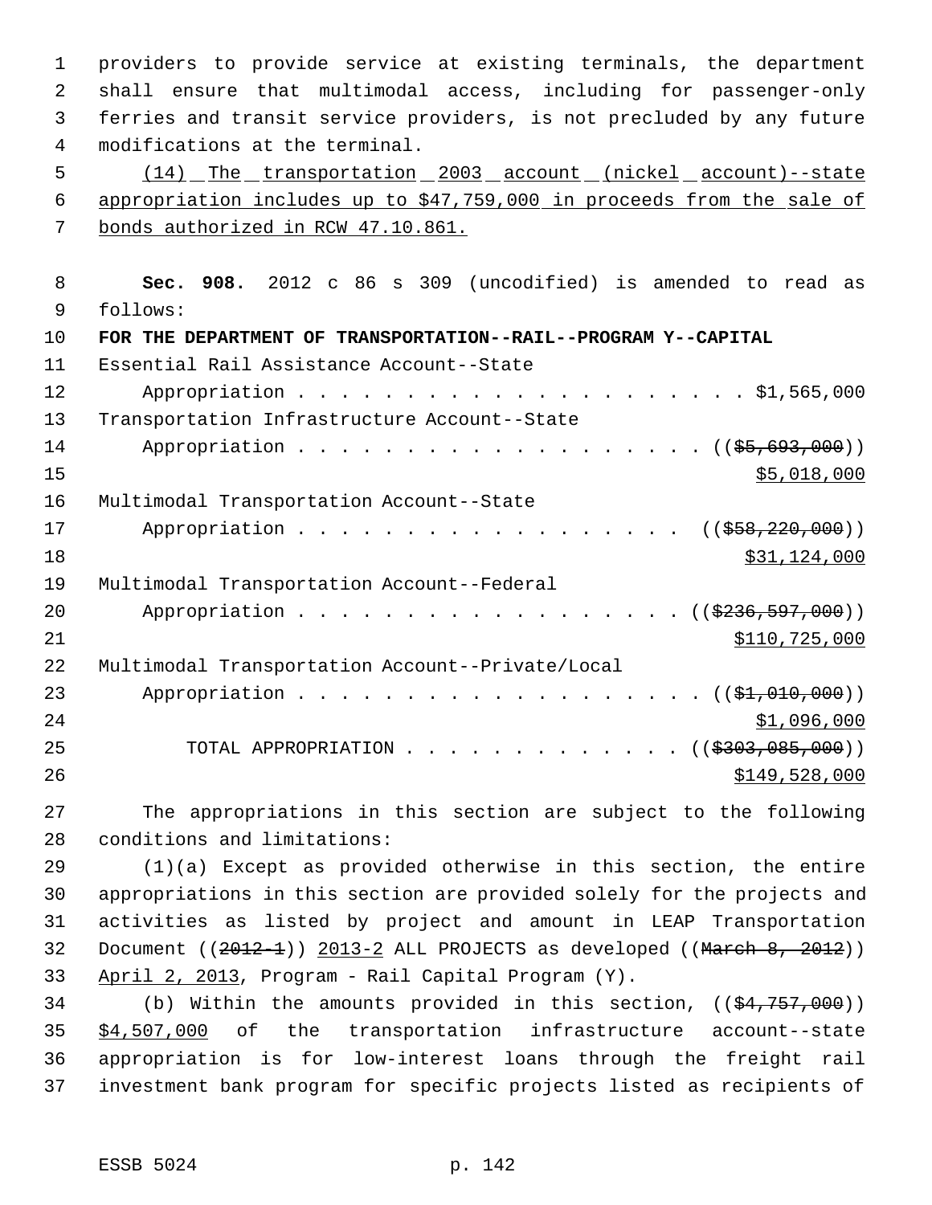providers to provide service at existing terminals, the department shall ensure that multimodal access, including for passenger-only ferries and transit service providers, is not precluded by any future modifications at the terminal.

(14) The transportation 2003 account (nickel account)--state appropriation includes up to $47,759,000 in proceeds from the sale of bonds authorized in RCW 47.10.861.

**Sec. 908.** 2012 c 86 s 309 (uncodified) is amended to read as follows:

**FOR THE DEPARTMENT OF TRANSPORTATION--RAIL--PROGRAM Y--CAPITAL**

Essential Rail Assistance Account--State
Appropriation . . . . . . . . . . . . . . . . . . . . . . $1,565,000

Transportation Infrastructure Account--State
Appropriation . . . . . . . . . . . . . . . . . . . . (($5,693,000))
$5,018,000

Multimodal Transportation Account--State
Appropriation . . . . . . . . . . . . . . . . . . . (($58,220,000))
$31,124,000

Multimodal Transportation Account--Federal
Appropriation . . . . . . . . . . . . . . . . . . (($236,597,000))
$110,725,000

Multimodal Transportation Account--Private/Local
Appropriation . . . . . . . . . . . . . . . . . . . . (($1,010,000))
$1,096,000

TOTAL APPROPRIATION . . . . . . . . . . . . . . (($303,085,000))
$149,528,000

The appropriations in this section are subject to the following conditions and limitations:

(1)(a) Except as provided otherwise in this section, the entire appropriations in this section are provided solely for the projects and activities as listed by project and amount in LEAP Transportation Document ((2012-1)) 2013-2 ALL PROJECTS as developed ((March 8, 2012)) April 2, 2013, Program - Rail Capital Program (Y).

(b) Within the amounts provided in this section, (($4,757,000)) $4,507,000 of the transportation infrastructure account--state appropriation is for low-interest loans through the freight rail investment bank program for specific projects listed as recipients of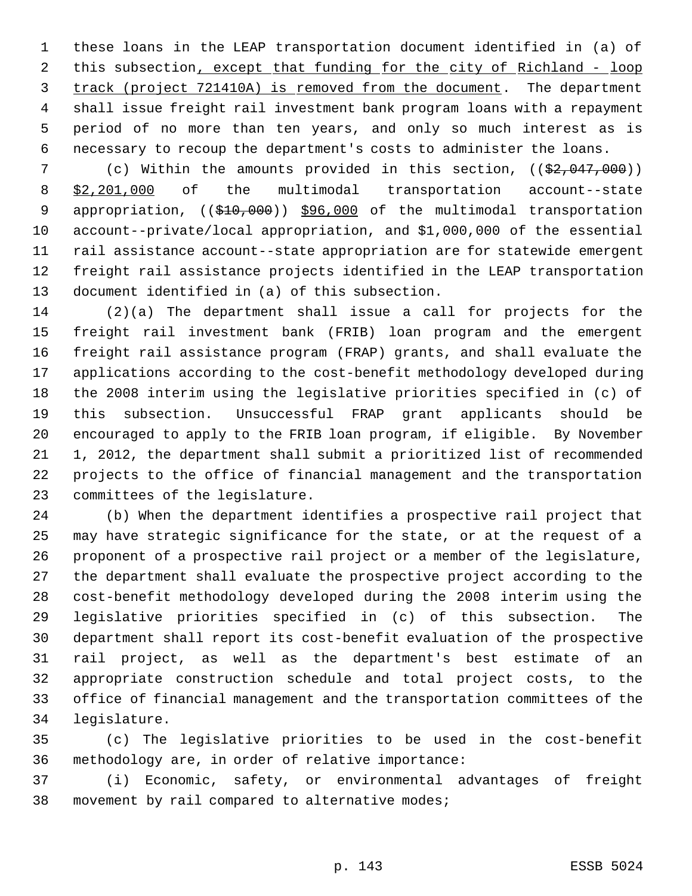these loans in the LEAP transportation document identified in (a) of this subsection, except that funding for the city of Richland - loop track (project 721410A) is removed from the document. The department shall issue freight rail investment bank program loans with a repayment period of no more than ten years, and only so much interest as is necessary to recoup the department's costs to administer the loans.

(c) Within the amounts provided in this section, (($2,047,000)) $2,201,000 of the multimodal transportation account--state appropriation, (($10,000)) $96,000 of the multimodal transportation account--private/local appropriation, and $1,000,000 of the essential rail assistance account--state appropriation are for statewide emergent freight rail assistance projects identified in the LEAP transportation document identified in (a) of this subsection.

(2)(a) The department shall issue a call for projects for the freight rail investment bank (FRIB) loan program and the emergent freight rail assistance program (FRAP) grants, and shall evaluate the applications according to the cost-benefit methodology developed during the 2008 interim using the legislative priorities specified in (c) of this subsection. Unsuccessful FRAP grant applicants should be encouraged to apply to the FRIB loan program, if eligible. By November 1, 2012, the department shall submit a prioritized list of recommended projects to the office of financial management and the transportation committees of the legislature.

(b) When the department identifies a prospective rail project that may have strategic significance for the state, or at the request of a proponent of a prospective rail project or a member of the legislature, the department shall evaluate the prospective project according to the cost-benefit methodology developed during the 2008 interim using the legislative priorities specified in (c) of this subsection. The department shall report its cost-benefit evaluation of the prospective rail project, as well as the department's best estimate of an appropriate construction schedule and total project costs, to the office of financial management and the transportation committees of the legislature.

(c) The legislative priorities to be used in the cost-benefit methodology are, in order of relative importance:

(i) Economic, safety, or environmental advantages of freight movement by rail compared to alternative modes;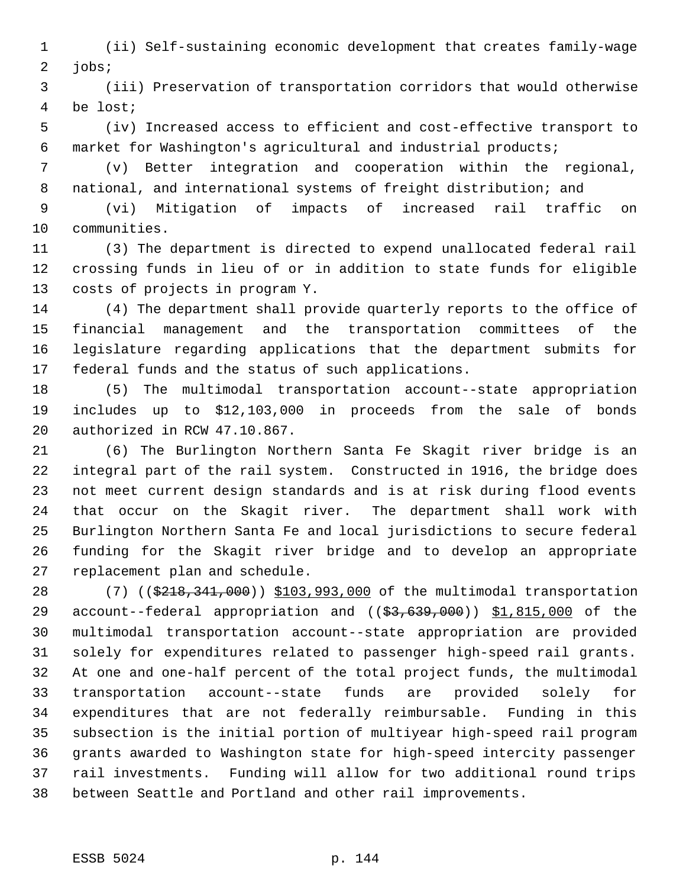(ii) Self-sustaining economic development that creates family-wage jobs;

(iii) Preservation of transportation corridors that would otherwise be lost;

(iv) Increased access to efficient and cost-effective transport to market for Washington's agricultural and industrial products;

(v) Better integration and cooperation within the regional, national, and international systems of freight distribution; and

(vi) Mitigation of impacts of increased rail traffic on communities.

(3) The department is directed to expend unallocated federal rail crossing funds in lieu of or in addition to state funds for eligible costs of projects in program Y.

(4) The department shall provide quarterly reports to the office of financial management and the transportation committees of the legislature regarding applications that the department submits for federal funds and the status of such applications.

(5) The multimodal transportation account--state appropriation includes up to $12,103,000 in proceeds from the sale of bonds authorized in RCW 47.10.867.

(6) The Burlington Northern Santa Fe Skagit river bridge is an integral part of the rail system. Constructed in 1916, the bridge does not meet current design standards and is at risk during flood events that occur on the Skagit river. The department shall work with Burlington Northern Santa Fe and local jurisdictions to secure federal funding for the Skagit river bridge and to develop an appropriate replacement plan and schedule.

(7) ((~~$218,341,000~~)) <u>$103,993,000</u> of the multimodal transportation account--federal appropriation and ((~~$3,639,000~~)) <u>$1,815,000</u> of the multimodal transportation account--state appropriation are provided solely for expenditures related to passenger high-speed rail grants. At one and one-half percent of the total project funds, the multimodal transportation account--state funds are provided solely for expenditures that are not federally reimbursable. Funding in this subsection is the initial portion of multiyear high-speed rail program grants awarded to Washington state for high-speed intercity passenger rail investments. Funding will allow for two additional round trips between Seattle and Portland and other rail improvements.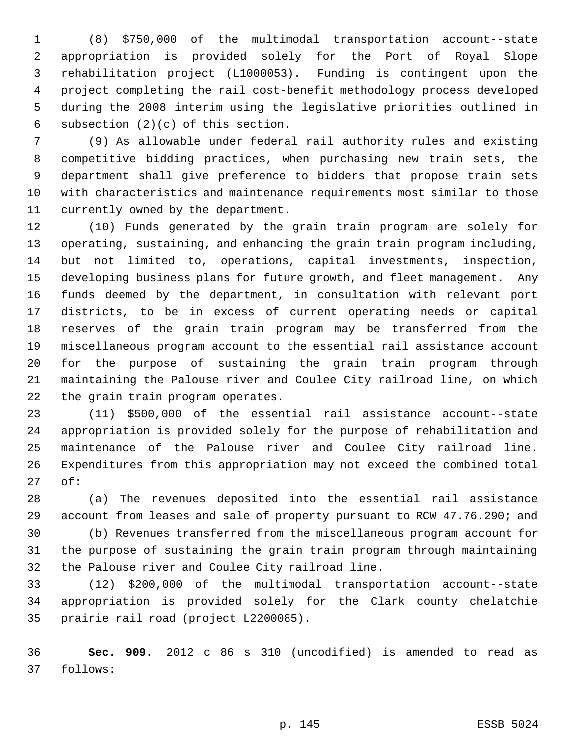(8) $750,000 of the multimodal transportation account--state appropriation is provided solely for the Port of Royal Slope rehabilitation project (L1000053). Funding is contingent upon the project completing the rail cost-benefit methodology process developed during the 2008 interim using the legislative priorities outlined in subsection (2)(c) of this section.

(9) As allowable under federal rail authority rules and existing competitive bidding practices, when purchasing new train sets, the department shall give preference to bidders that propose train sets with characteristics and maintenance requirements most similar to those currently owned by the department.

(10) Funds generated by the grain train program are solely for operating, sustaining, and enhancing the grain train program including, but not limited to, operations, capital investments, inspection, developing business plans for future growth, and fleet management. Any funds deemed by the department, in consultation with relevant port districts, to be in excess of current operating needs or capital reserves of the grain train program may be transferred from the miscellaneous program account to the essential rail assistance account for the purpose of sustaining the grain train program through maintaining the Palouse river and Coulee City railroad line, on which the grain train program operates.

(11) $500,000 of the essential rail assistance account--state appropriation is provided solely for the purpose of rehabilitation and maintenance of the Palouse river and Coulee City railroad line. Expenditures from this appropriation may not exceed the combined total of:

(a) The revenues deposited into the essential rail assistance account from leases and sale of property pursuant to RCW 47.76.290; and

(b) Revenues transferred from the miscellaneous program account for the purpose of sustaining the grain train program through maintaining the Palouse river and Coulee City railroad line.

(12) $200,000 of the multimodal transportation account--state appropriation is provided solely for the Clark county chelatchie prairie rail road (project L2200085).

**Sec. 909.** 2012 c 86 s 310 (uncodified) is amended to read as follows: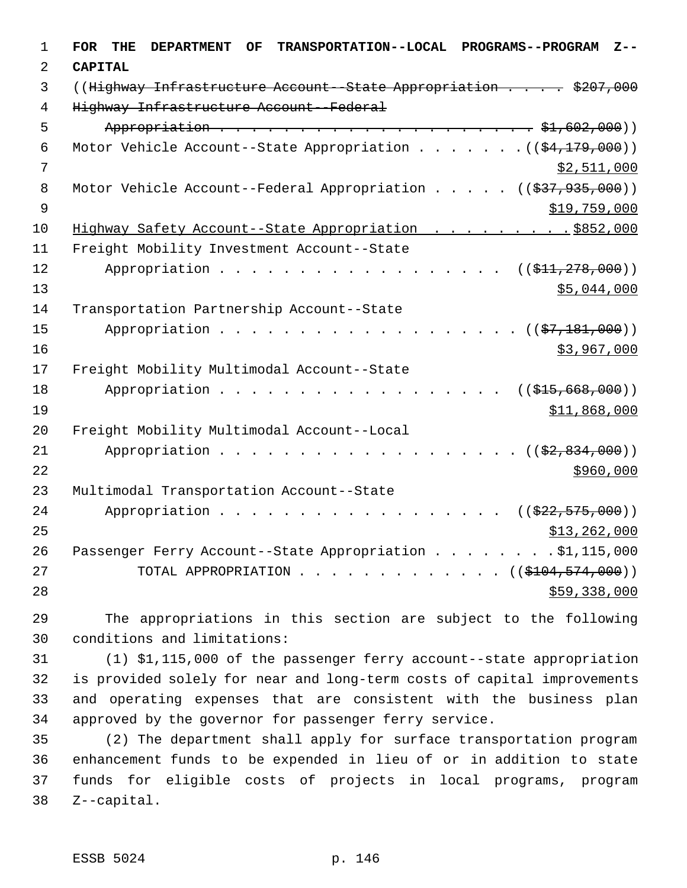**FOR THE DEPARTMENT OF TRANSPORTATION--LOCAL PROGRAMS--PROGRAM Z--CAPITAL**

((~~Highway Infrastructure Account--State Appropriation . . . . . $207,000~~
~~Highway Infrastructure Account--Federal~~
~~Appropriation . . . . . . . . . . . . . . . . . . . . . . . . $1,602,000~~))
Motor Vehicle Account--State Appropriation . . . . . . . ((~~$4,179,000~~))
$2,511,000
Motor Vehicle Account--Federal Appropriation . . . . . ((~~$37,935,000~~))
$19,759,000
Highway Safety Account--State Appropriation . . . . . . . . . $852,000
Freight Mobility Investment Account--State
Appropriation . . . . . . . . . . . . . . . . . . . ((~~$11,278,000~~))
$5,044,000
Transportation Partnership Account--State
Appropriation . . . . . . . . . . . . . . . . . . . ((~~$7,181,000~~))
$3,967,000
Freight Mobility Multimodal Account--State
Appropriation . . . . . . . . . . . . . . . . . . . ((~~$15,668,000~~))
$11,868,000
Freight Mobility Multimodal Account--Local
Appropriation . . . . . . . . . . . . . . . . . . . ((~~$2,834,000~~))
$960,000
Multimodal Transportation Account--State
Appropriation . . . . . . . . . . . . . . . . . . . ((~~$22,575,000~~))
$13,262,000
Passenger Ferry Account--State Appropriation . . . . . . . . $1,115,000
TOTAL APPROPRIATION . . . . . . . . . . . . . ((~~$104,574,000~~))
$59,338,000

The appropriations in this section are subject to the following conditions and limitations:

(1) $1,115,000 of the passenger ferry account--state appropriation is provided solely for near and long-term costs of capital improvements and operating expenses that are consistent with the business plan approved by the governor for passenger ferry service.

(2) The department shall apply for surface transportation program enhancement funds to be expended in lieu of or in addition to state funds for eligible costs of projects in local programs, program Z--capital.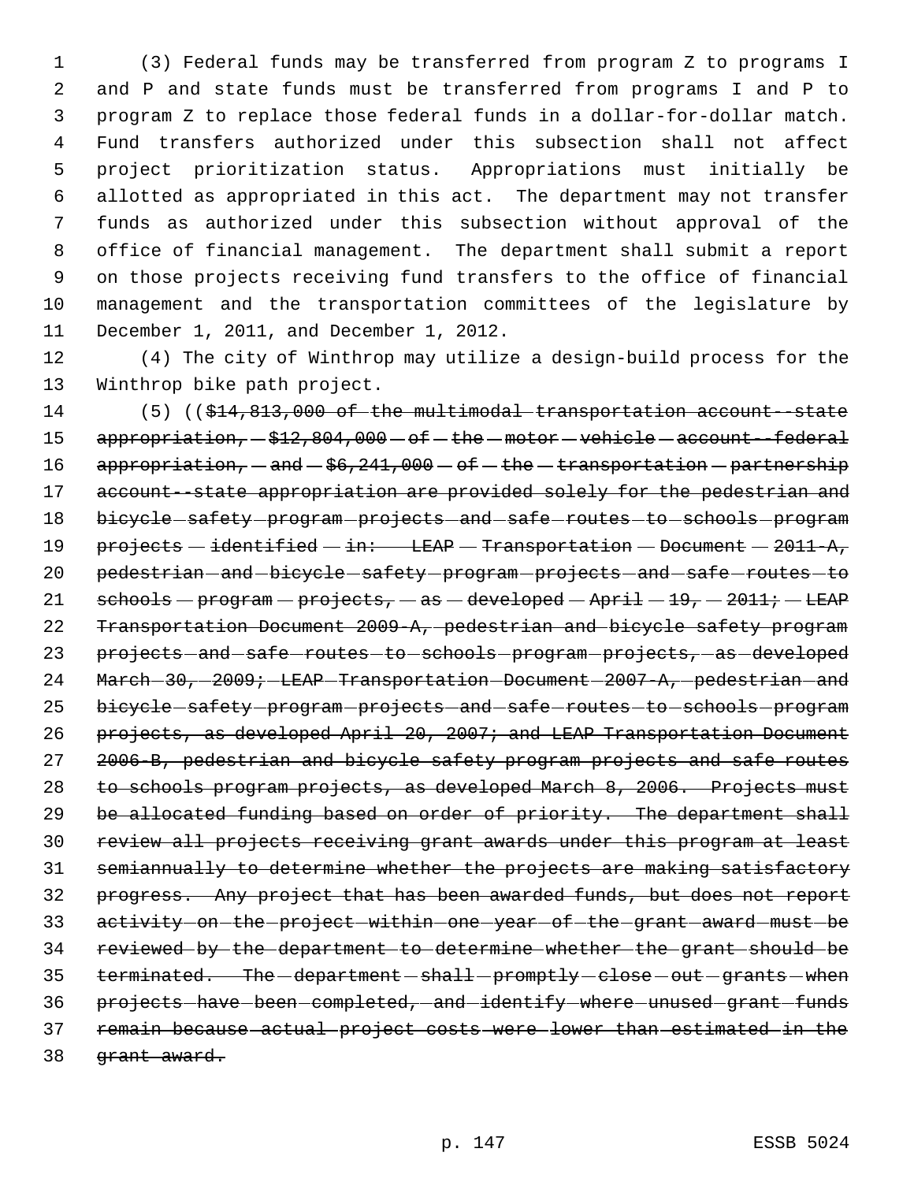(3) Federal funds may be transferred from program Z to programs I and P and state funds must be transferred from programs I and P to program Z to replace those federal funds in a dollar-for-dollar match. Fund transfers authorized under this subsection shall not affect project prioritization status. Appropriations must initially be allotted as appropriated in this act. The department may not transfer funds as authorized under this subsection without approval of the office of financial management. The department shall submit a report on those projects receiving fund transfers to the office of financial management and the transportation committees of the legislature by December 1, 2011, and December 1, 2012.

(4) The city of Winthrop may utilize a design-build process for the Winthrop bike path project.

(5) ((~~$14,813,000 of the multimodal transportation account--state appropriation, $12,804,000 of the motor vehicle account--federal appropriation, and $6,241,000 of the transportation partnership account--state appropriation are provided solely for the pedestrian and bicycle safety program projects and safe routes to schools program projects identified in: LEAP Transportation Document 2011-A, pedestrian and bicycle safety program projects and safe routes to schools program projects, as developed April 19, 2011; LEAP Transportation Document 2009-A, pedestrian and bicycle safety program projects and safe routes to schools program projects, as developed March 30, 2009; LEAP Transportation Document 2007-A, pedestrian and bicycle safety program projects and safe routes to schools program projects, as developed April 20, 2007; and LEAP Transportation Document 2006-B, pedestrian and bicycle safety program projects and safe routes to schools program projects, as developed March 8, 2006. Projects must be allocated funding based on order of priority. The department shall review all projects receiving grant awards under this program at least semiannually to determine whether the projects are making satisfactory progress. Any project that has been awarded funds, but does not report activity on the project within one year of the grant award must be reviewed by the department to determine whether the grant should be terminated. The department shall promptly close out grants when projects have been completed, and identify where unused grant funds remain because actual project costs were lower than estimated in the grant award.~~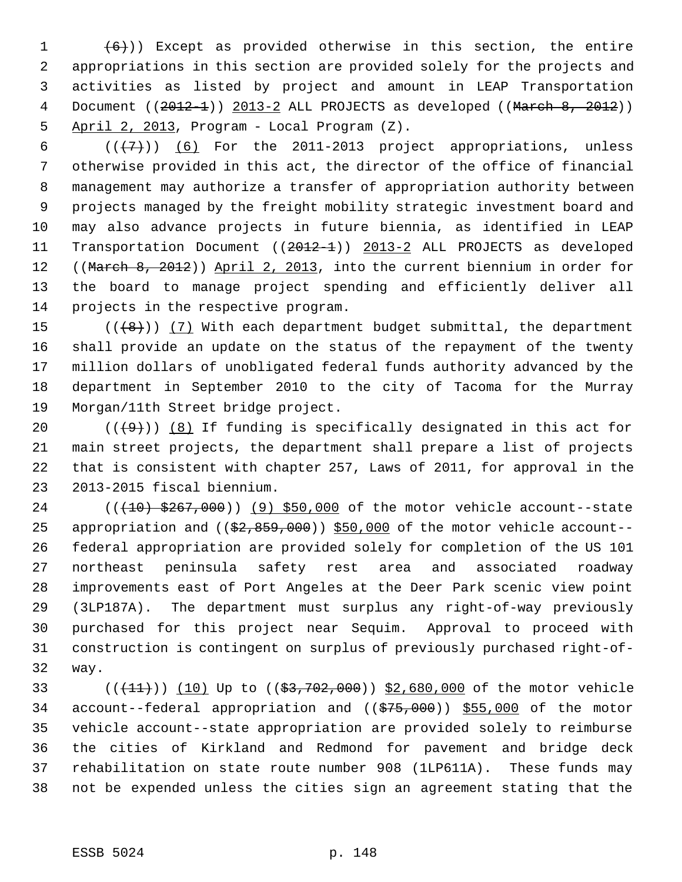(6))) Except as provided otherwise in this section, the entire appropriations in this section are provided solely for the projects and activities as listed by project and amount in LEAP Transportation Document ((2012-1)) 2013-2 ALL PROJECTS as developed ((March 8, 2012)) April 2, 2013, Program - Local Program (Z).

(((7))) (6) For the 2011-2013 project appropriations, unless otherwise provided in this act, the director of the office of financial management may authorize a transfer of appropriation authority between projects managed by the freight mobility strategic investment board and may also advance projects in future biennia, as identified in LEAP Transportation Document ((2012-1)) 2013-2 ALL PROJECTS as developed ((March 8, 2012)) April 2, 2013, into the current biennium in order for the board to manage project spending and efficiently deliver all projects in the respective program.

(((8))) (7) With each department budget submittal, the department shall provide an update on the status of the repayment of the twenty million dollars of unobligated federal funds authority advanced by the department in September 2010 to the city of Tacoma for the Murray Morgan/11th Street bridge project.

(((9))) (8) If funding is specifically designated in this act for main street projects, the department shall prepare a list of projects that is consistent with chapter 257, Laws of 2011, for approval in the 2013-2015 fiscal biennium.

(((10) $267,000)) (9) $50,000 of the motor vehicle account--state appropriation and (($2,859,000)) $50,000 of the motor vehicle account--federal appropriation are provided solely for completion of the US 101 northeast peninsula safety rest area and associated roadway improvements east of Port Angeles at the Deer Park scenic view point (3LP187A). The department must surplus any right-of-way previously purchased for this project near Sequim. Approval to proceed with construction is contingent on surplus of previously purchased right-of-way.

(((11))) (10) Up to (($3,702,000)) $2,680,000 of the motor vehicle account--federal appropriation and (($75,000)) $55,000 of the motor vehicle account--state appropriation are provided solely to reimburse the cities of Kirkland and Redmond for pavement and bridge deck rehabilitation on state route number 908 (1LP611A). These funds may not be expended unless the cities sign an agreement stating that the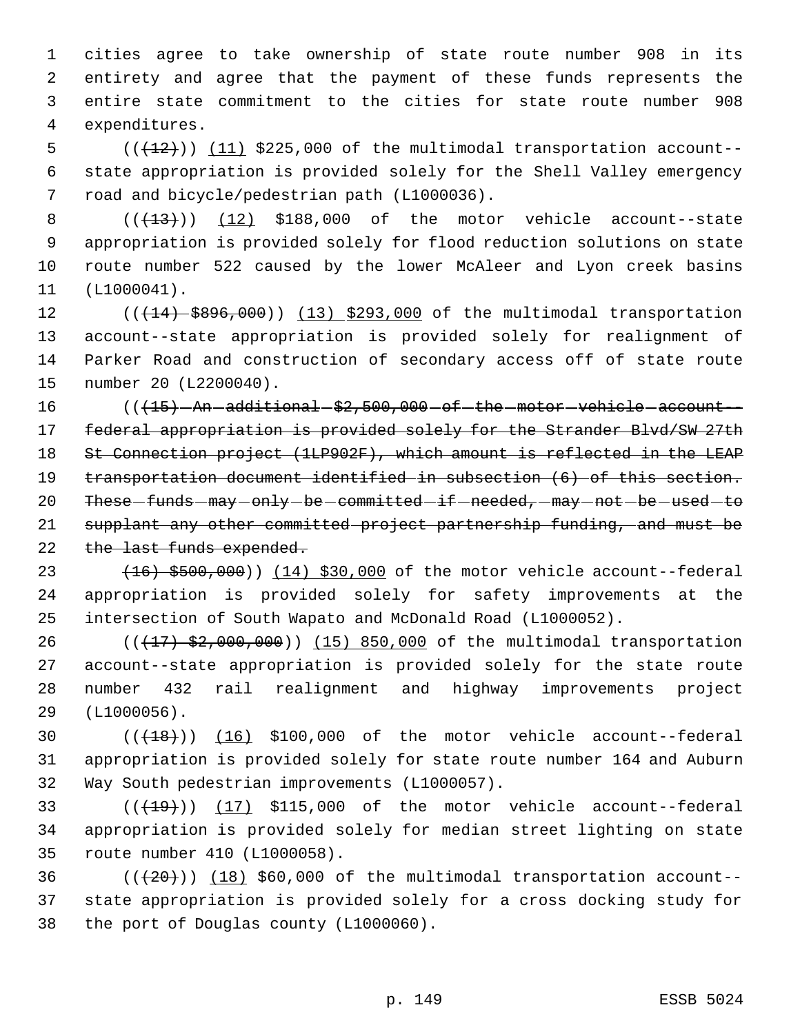cities agree to take ownership of state route number 908 in its entirety and agree that the payment of these funds represents the entire state commitment to the cities for state route number 908 expenditures.

((~~(12)~~)) <u>(11)</u> $225,000 of the multimodal transportation account--state appropriation is provided solely for the Shell Valley emergency road and bicycle/pedestrian path (L1000036).

((~~(13)~~)) <u>(12)</u> $188,000 of the motor vehicle account--state appropriation is provided solely for flood reduction solutions on state route number 522 caused by the lower McAleer and Lyon creek basins (L1000041).

((~~(14) $896,000~~)) <u>(13) $293,000</u> of the multimodal transportation account--state appropriation is provided solely for realignment of Parker Road and construction of secondary access off of state route number 20 (L2200040).

((~~(15) An additional $2,500,000 of the motor vehicle account--federal appropriation is provided solely for the Strander Blvd/SW 27th St Connection project (1LP902F), which amount is reflected in the LEAP transportation document identified in subsection (6) of this section. These funds may only be committed if needed, may not be used to supplant any other committed project partnership funding, and must be the last funds expended.~~

~~(16) $500,000~~)) <u>(14) $30,000</u> of the motor vehicle account--federal appropriation is provided solely for safety improvements at the intersection of South Wapato and McDonald Road (L1000052).

((~~(17) $2,000,000~~)) <u>(15) 850,000</u> of the multimodal transportation account--state appropriation is provided solely for the state route number 432 rail realignment and highway improvements project (L1000056).

((~~(18)~~)) <u>(16)</u> $100,000 of the motor vehicle account--federal appropriation is provided solely for state route number 164 and Auburn Way South pedestrian improvements (L1000057).

((~~(19)~~)) <u>(17)</u> $115,000 of the motor vehicle account--federal appropriation is provided solely for median street lighting on state route number 410 (L1000058).

((~~(20)~~)) <u>(18)</u> $60,000 of the multimodal transportation account--state appropriation is provided solely for a cross docking study for the port of Douglas county (L1000060).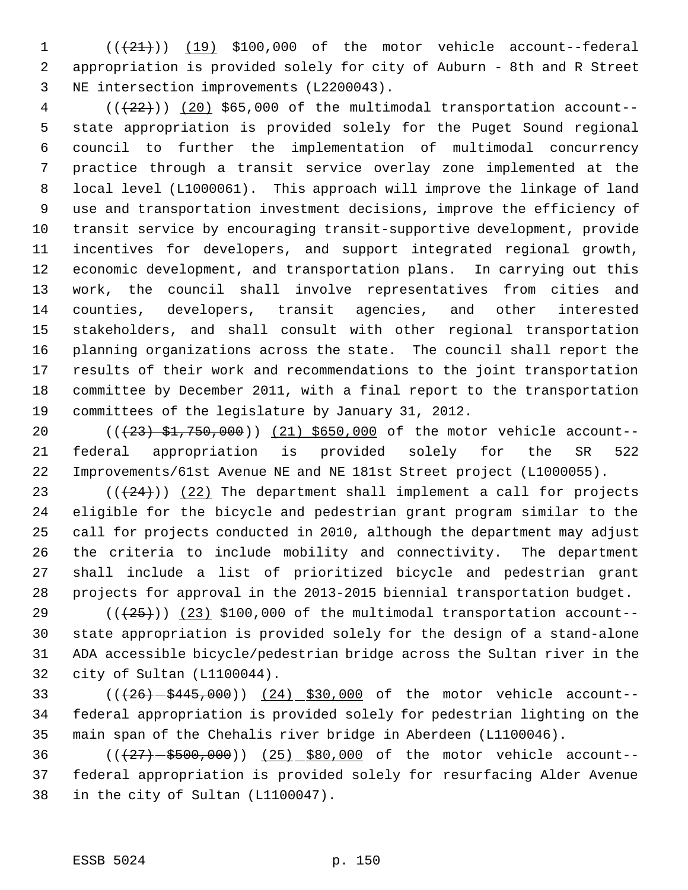(((21))) (19) $100,000 of the motor vehicle account--federal appropriation is provided solely for city of Auburn - 8th and R Street NE intersection improvements (L2200043).

(((22))) (20) $65,000 of the multimodal transportation account--state appropriation is provided solely for the Puget Sound regional council to further the implementation of multimodal concurrency practice through a transit service overlay zone implemented at the local level (L1000061). This approach will improve the linkage of land use and transportation investment decisions, improve the efficiency of transit service by encouraging transit-supportive development, provide incentives for developers, and support integrated regional growth, economic development, and transportation plans. In carrying out this work, the council shall involve representatives from cities and counties, developers, transit agencies, and other interested stakeholders, and shall consult with other regional transportation planning organizations across the state. The council shall report the results of their work and recommendations to the joint transportation committee by December 2011, with a final report to the transportation committees of the legislature by January 31, 2012.

(((23) $1,750,000)) (21) $650,000 of the motor vehicle account--federal appropriation is provided solely for the SR 522 Improvements/61st Avenue NE and NE 181st Street project (L1000055).

(((24))) (22) The department shall implement a call for projects eligible for the bicycle and pedestrian grant program similar to the call for projects conducted in 2010, although the department may adjust the criteria to include mobility and connectivity. The department shall include a list of prioritized bicycle and pedestrian grant projects for approval in the 2013-2015 biennial transportation budget.

(((25))) (23) $100,000 of the multimodal transportation account--state appropriation is provided solely for the design of a stand-alone ADA accessible bicycle/pedestrian bridge across the Sultan river in the city of Sultan (L1100044).

(((26) $445,000)) (24) $30,000 of the motor vehicle account--federal appropriation is provided solely for pedestrian lighting on the main span of the Chehalis river bridge in Aberdeen (L1100046).

(((27) $500,000)) (25) $80,000 of the motor vehicle account--federal appropriation is provided solely for resurfacing Alder Avenue in the city of Sultan (L1100047).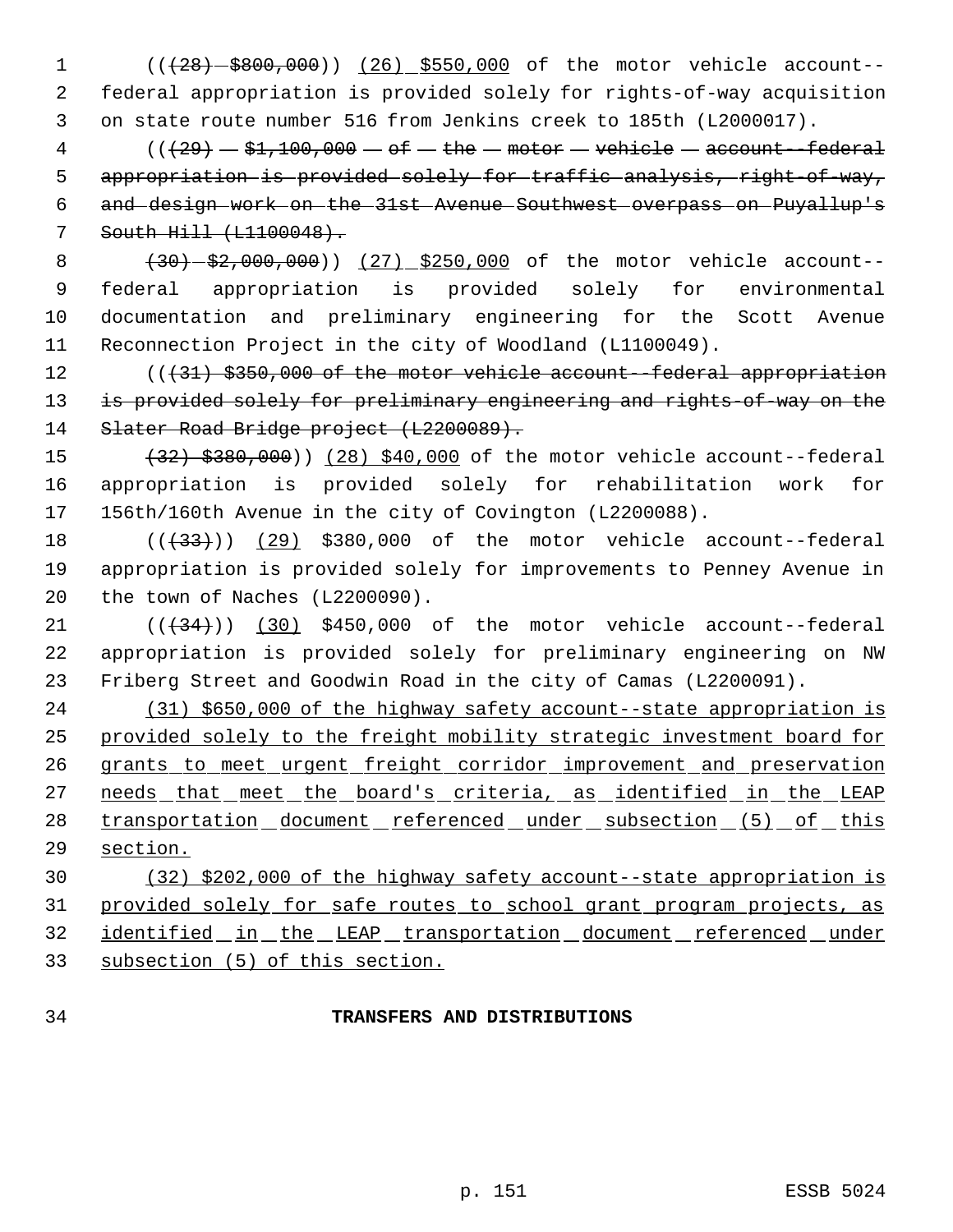(((28) $800,000)) (26) $550,000 of the motor vehicle account--federal appropriation is provided solely for rights-of-way acquisition on state route number 516 from Jenkins creek to 185th (L2000017).

(((29) $1,100,000 of the motor vehicle account--federal appropriation is provided solely for traffic analysis, right-of-way, and design work on the 31st Avenue Southwest overpass on Puyallup's South Hill (L1100048).

(30) $2,000,000)) (27) $250,000 of the motor vehicle account--federal appropriation is provided solely for environmental documentation and preliminary engineering for the Scott Avenue Reconnection Project in the city of Woodland (L1100049).

(((31) $350,000 of the motor vehicle account--federal appropriation is provided solely for preliminary engineering and rights-of-way on the Slater Road Bridge project (L2200089).

(32) $380,000)) (28) $40,000 of the motor vehicle account--federal appropriation is provided solely for rehabilitation work for 156th/160th Avenue in the city of Covington (L2200088).

(((33))) (29) $380,000 of the motor vehicle account--federal appropriation is provided solely for improvements to Penney Avenue in the town of Naches (L2200090).

(((34))) (30) $450,000 of the motor vehicle account--federal appropriation is provided solely for preliminary engineering on NW Friberg Street and Goodwin Road in the city of Camas (L2200091).

(31) $650,000 of the highway safety account--state appropriation is provided solely to the freight mobility strategic investment board for grants to meet urgent freight corridor improvement and preservation needs that meet the board's criteria, as identified in the LEAP transportation document referenced under subsection (5) of this section.

(32) $202,000 of the highway safety account--state appropriation is provided solely for safe routes to school grant program projects, as identified in the LEAP transportation document referenced under subsection (5) of this section.

**TRANSFERS AND DISTRIBUTIONS**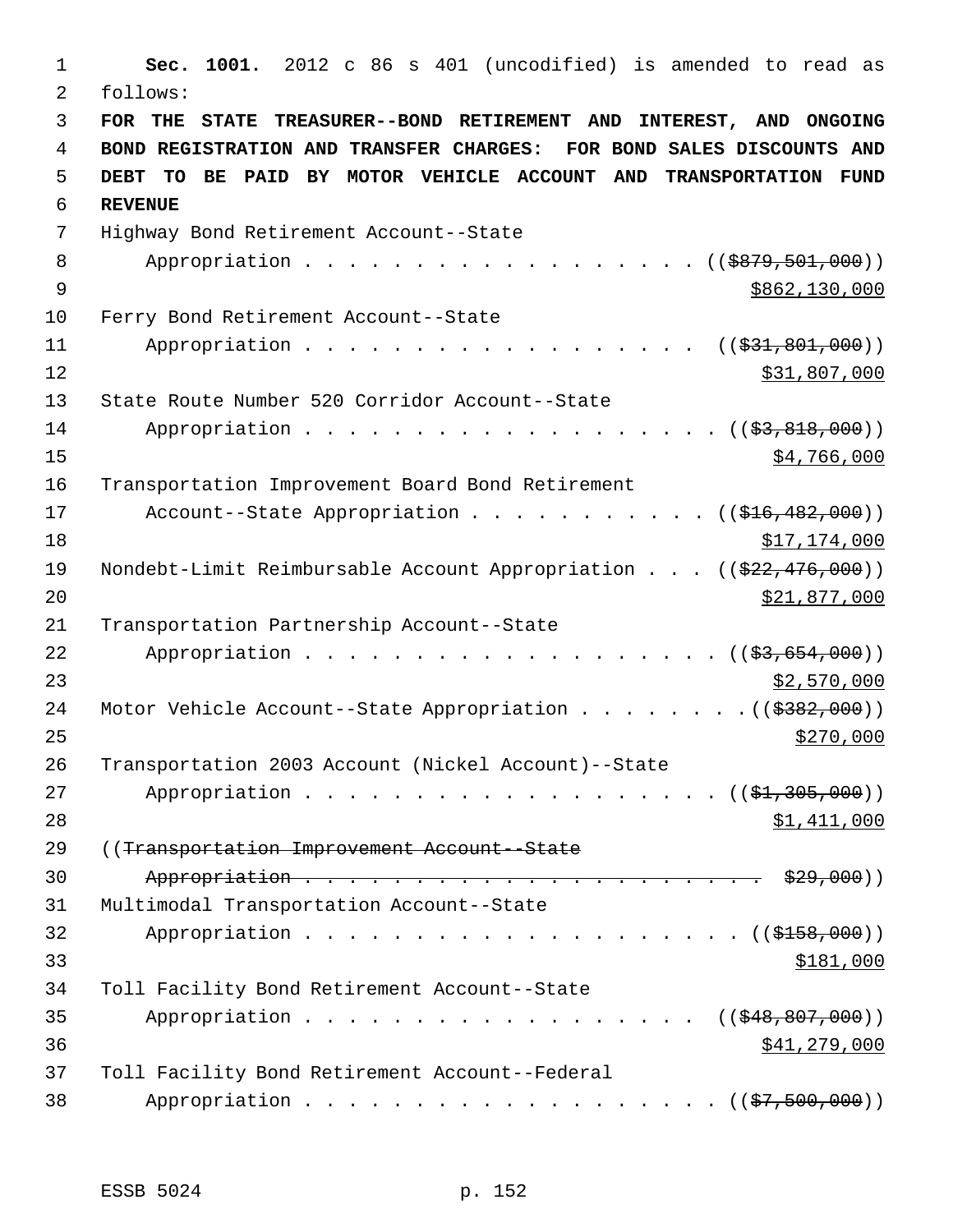**Sec. 1001.** 2012 c 86 s 401 (uncodified) is amended to read as follows:

**FOR THE STATE TREASURER--BOND RETIREMENT AND INTEREST, AND ONGOING BOND REGISTRATION AND TRANSFER CHARGES: FOR BOND SALES DISCOUNTS AND DEBT TO BE PAID BY MOTOR VEHICLE ACCOUNT AND TRANSPORTATION FUND REVENUE**

Highway Bond Retirement Account--State Appropriation . . . . . . . . . . . . . . . . . . . ((~~$879,501,000~~)) <u>$862,130,000</u>

Ferry Bond Retirement Account--State Appropriation . . . . . . . . . . . . . . . . . . . ((~~$31,801,000~~)) <u>$31,807,000</u>

State Route Number 520 Corridor Account--State Appropriation . . . . . . . . . . . . . . . . . . . ((~~$3,818,000~~)) <u>$4,766,000</u>

Transportation Improvement Board Bond Retirement Account--State Appropriation . . . . . . . . . . . ((~~$16,482,000~~)) <u>$17,174,000</u>

Nondebt-Limit Reimbursable Account Appropriation . . . ((~~$22,476,000~~)) <u>$21,877,000</u>

Transportation Partnership Account--State Appropriation . . . . . . . . . . . . . . . . . . . ((~~$3,654,000~~)) <u>$2,570,000</u>

Motor Vehicle Account--State Appropriation . . . . . . . . ((~~$382,000~~)) <u>$270,000</u>

Transportation 2003 Account (Nickel Account)--State Appropriation . . . . . . . . . . . . . . . . . . . ((~~$1,305,000~~)) <u>$1,411,000</u>

((~~Transportation Improvement Account--State Appropriation . . . . . . . . . . . . . . . . . . . . . . $29,000~~))

Multimodal Transportation Account--State Appropriation . . . . . . . . . . . . . . . . . . . . . ((~~$158,000~~)) <u>$181,000</u>

Toll Facility Bond Retirement Account--State Appropriation . . . . . . . . . . . . . . . . . . . ((~~$48,807,000~~)) <u>$41,279,000</u>

Toll Facility Bond Retirement Account--Federal Appropriation . . . . . . . . . . . . . . . . . . . ((~~$7,500,000~~))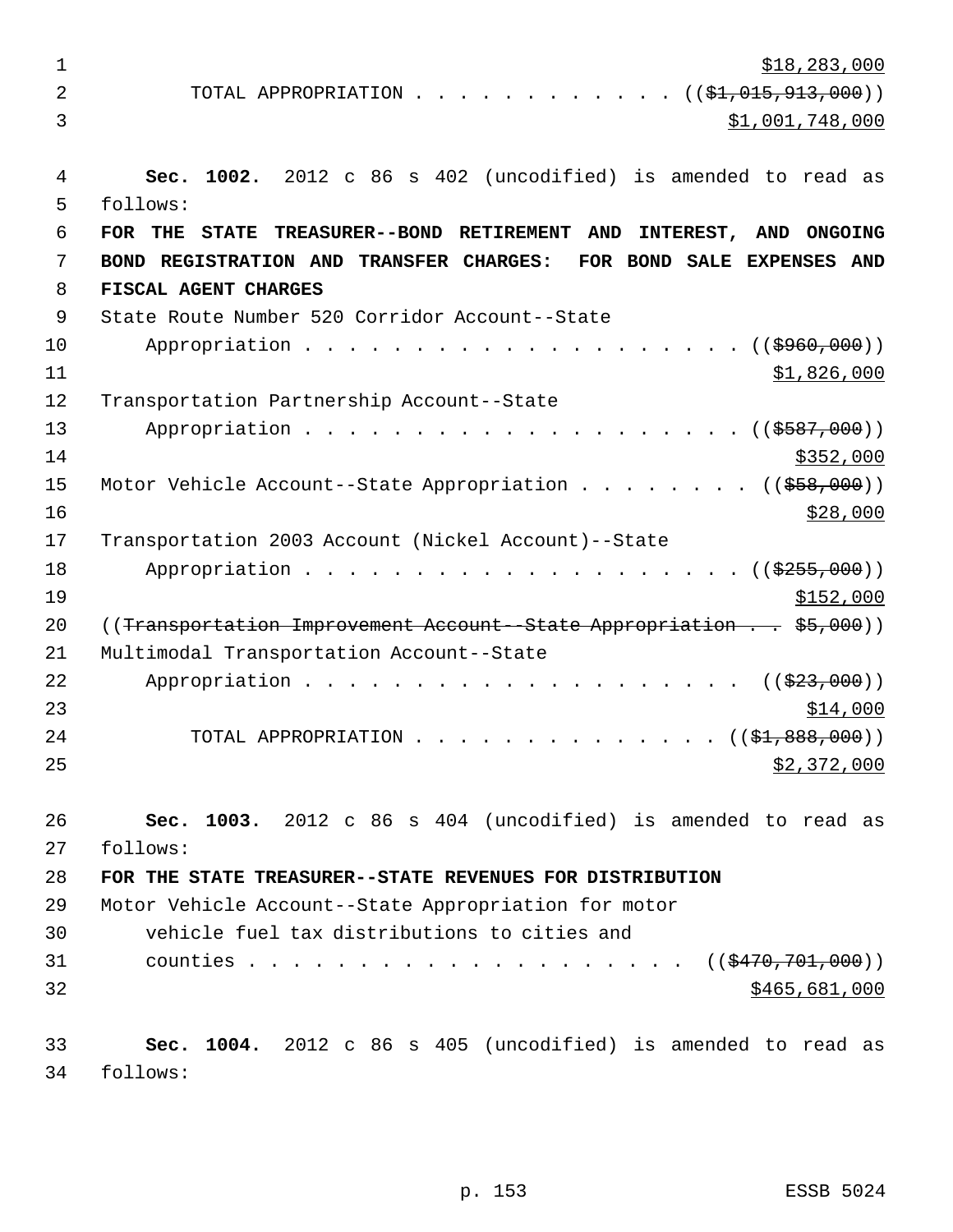$18,283,000

TOTAL APPROPRIATION . . . . . . . . . . . . . ((~~$1,015,913,000~~))
$1,001,748,000

**Sec. 1002.** 2012 c 86 s 402 (uncodified) is amended to read as follows:

**FOR THE STATE TREASURER--BOND RETIREMENT AND INTEREST, AND ONGOING BOND REGISTRATION AND TRANSFER CHARGES: FOR BOND SALE EXPENSES AND FISCAL AGENT CHARGES**

State Route Number 520 Corridor Account--State
Appropriation . . . . . . . . . . . . . . . . . . . . . ((~~$960,000~~))
$1,826,000

Transportation Partnership Account--State
Appropriation . . . . . . . . . . . . . . . . . . . . . ((~~$587,000~~))
$352,000

Motor Vehicle Account--State Appropriation . . . . . . . . ((~~$58,000~~))
$28,000

Transportation 2003 Account (Nickel Account)--State
Appropriation . . . . . . . . . . . . . . . . . . . . . ((~~$255,000~~))
$152,000

((~~Transportation Improvement Account--State Appropriation . . $5,000~~))

Multimodal Transportation Account--State
Appropriation . . . . . . . . . . . . . . . . . . . . . ((~~$23,000~~))
$14,000

TOTAL APPROPRIATION . . . . . . . . . . . . . . . ((~~$1,888,000~~))
$2,372,000

**Sec. 1003.** 2012 c 86 s 404 (uncodified) is amended to read as follows:

**FOR THE STATE TREASURER--STATE REVENUES FOR DISTRIBUTION**

Motor Vehicle Account--State Appropriation for motor vehicle fuel tax distributions to cities and counties . . . . . . . . . . . . . . . . . . . . . ((~~$470,701,000~~))
$465,681,000

**Sec. 1004.** 2012 c 86 s 405 (uncodified) is amended to read as follows: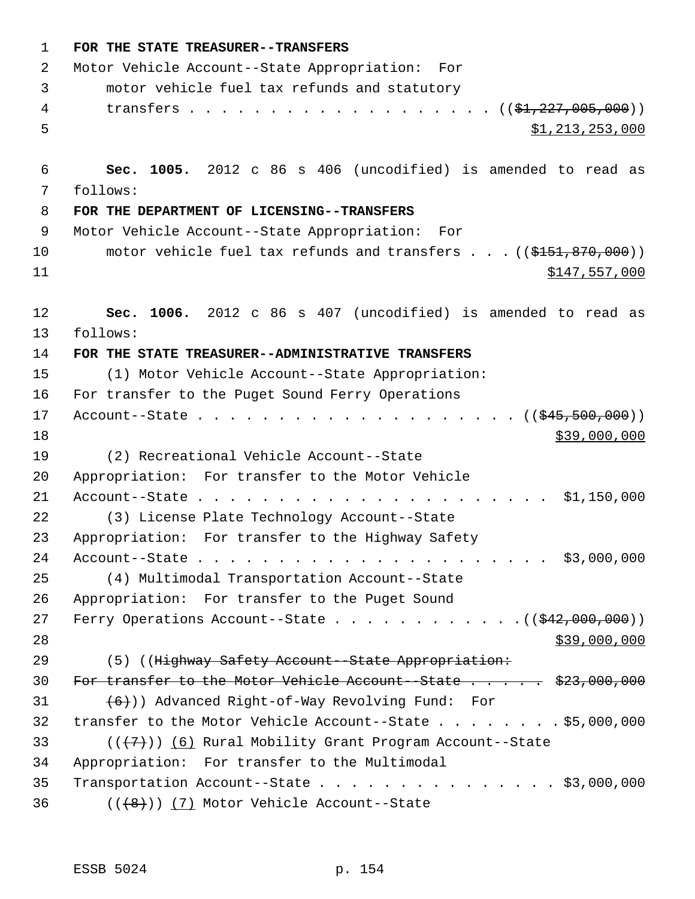**FOR THE STATE TREASURER--TRANSFERS**

Motor Vehicle Account--State Appropriation: For motor vehicle fuel tax refunds and statutory transfers . . . . . . . . . . . . . . . . . . . (($1,227,005,000)) $1,213,253,000

**Sec. 1005.** 2012 c 86 s 406 (uncodified) is amended to read as follows:

**FOR THE DEPARTMENT OF LICENSING--TRANSFERS**

Motor Vehicle Account--State Appropriation: For motor vehicle fuel tax refunds and transfers . . . (($151,870,000)) $147,557,000

**Sec. 1006.** 2012 c 86 s 407 (uncodified) is amended to read as follows:

**FOR THE STATE TREASURER--ADMINISTRATIVE TRANSFERS**

(1) Motor Vehicle Account--State Appropriation: For transfer to the Puget Sound Ferry Operations Account--State . . . . . . . . . . . . . . . . . . . . . (($45,500,000)) $39,000,000

(2) Recreational Vehicle Account--State Appropriation: For transfer to the Motor Vehicle Account--State . . . . . . . . . . . . . . . . . . . . . . $1,150,000

(3) License Plate Technology Account--State Appropriation: For transfer to the Highway Safety Account--State . . . . . . . . . . . . . . . . . . . . . . $3,000,000

(4) Multimodal Transportation Account--State Appropriation: For transfer to the Puget Sound Ferry Operations Account--State . . . . . . . . . . . .(($42,000,000)) $39,000,000

(5) ((Highway Safety Account--State Appropriation: For transfer to the Motor Vehicle Account--State . . . . . . $23,000,000

(6))) Advanced Right-of-Way Revolving Fund: For transfer to the Motor Vehicle Account--State . . . . . . . . .$5,000,000

(((7))) (6) Rural Mobility Grant Program Account--State Appropriation: For transfer to the Multimodal Transportation Account--State . . . . . . . . . . . . . . . . $3,000,000

(((8))) (7) Motor Vehicle Account--State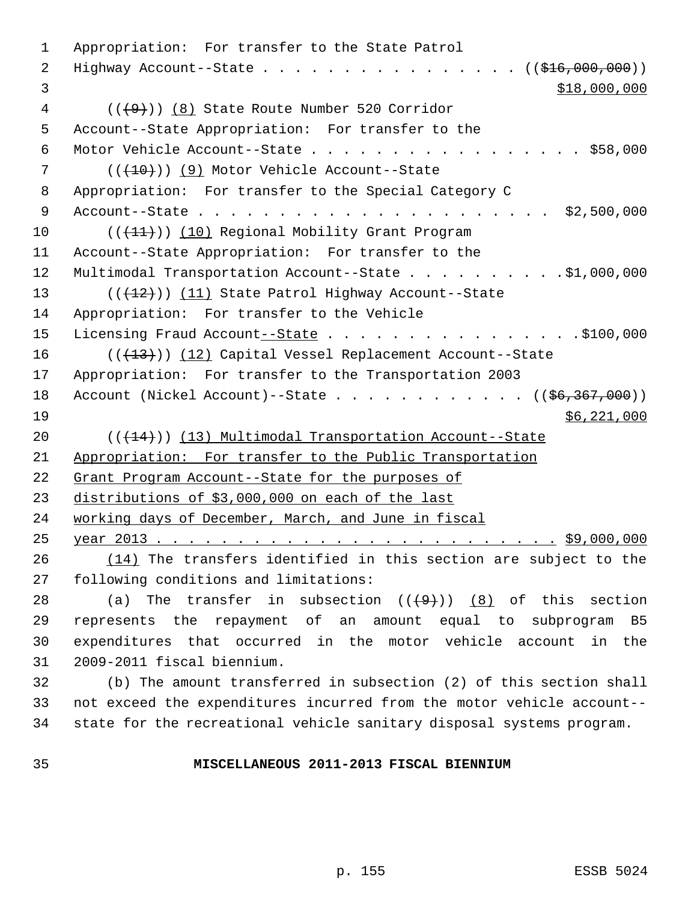Appropriation: For transfer to the State Patrol
Highway Account--State . . . . . . . . . . . . . . . . (($16,000,000))
$18,000,000

(((9))) (8) State Route Number 520 Corridor
Account--State Appropriation: For transfer to the
Motor Vehicle Account--State . . . . . . . . . . . . . . . . . $58,000

(((10))) (9) Motor Vehicle Account--State
Appropriation: For transfer to the Special Category C
Account--State . . . . . . . . . . . . . . . . . . . . . . $2,500,000

(((11))) (10) Regional Mobility Grant Program
Account--State Appropriation: For transfer to the
Multimodal Transportation Account--State . . . . . . . . . .$1,000,000

(((12))) (11) State Patrol Highway Account--State
Appropriation: For transfer to the Vehicle
Licensing Fraud Account--State . . . . . . . . . . . . . . . .$100,000

(((13))) (12) Capital Vessel Replacement Account--State
Appropriation: For transfer to the Transportation 2003
Account (Nickel Account)--State . . . . . . . . . . . . (($6,367,000))
$6,221,000

(((14))) (13) Multimodal Transportation Account--State
Appropriation: For transfer to the Public Transportation
Grant Program Account--State for the purposes of
distributions of $3,000,000 on each of the last
working days of December, March, and June in fiscal
year 2013 . . . . . . . . . . . . . . . . . . . . . . . . . $9,000,000

(14) The transfers identified in this section are subject to the following conditions and limitations:

(a) The transfer in subsection (((9))) (8) of this section represents the repayment of an amount equal to subprogram B5 expenditures that occurred in the motor vehicle account in the 2009-2011 fiscal biennium.

(b) The amount transferred in subsection (2) of this section shall not exceed the expenditures incurred from the motor vehicle account--state for the recreational vehicle sanitary disposal systems program.

**MISCELLANEOUS 2011-2013 FISCAL BIENNIUM**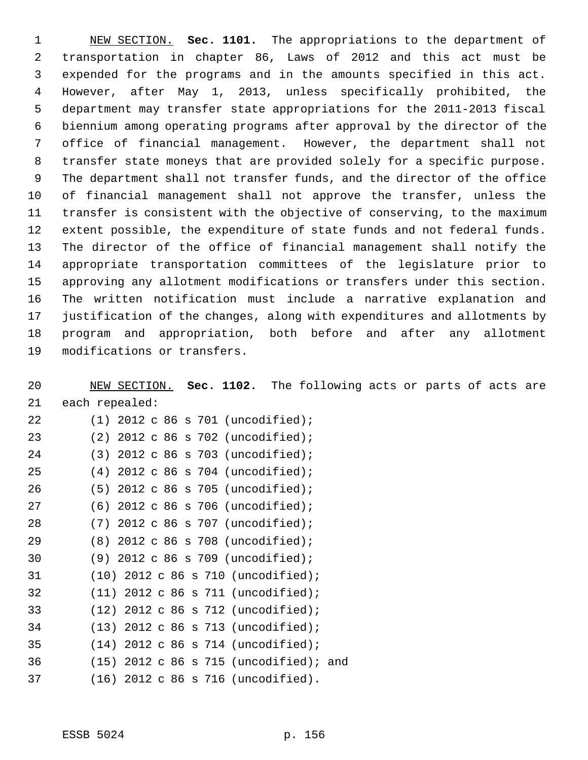NEW SECTION. **Sec. 1101.** The appropriations to the department of transportation in chapter 86, Laws of 2012 and this act must be expended for the programs and in the amounts specified in this act. However, after May 1, 2013, unless specifically prohibited, the department may transfer state appropriations for the 2011-2013 fiscal biennium among operating programs after approval by the director of the office of financial management. However, the department shall not transfer state moneys that are provided solely for a specific purpose. The department shall not transfer funds, and the director of the office of financial management shall not approve the transfer, unless the transfer is consistent with the objective of conserving, to the maximum extent possible, the expenditure of state funds and not federal funds. The director of the office of financial management shall notify the appropriate transportation committees of the legislature prior to approving any allotment modifications or transfers under this section. The written notification must include a narrative explanation and justification of the changes, along with expenditures and allotments by program and appropriation, both before and after any allotment modifications or transfers.

NEW SECTION. **Sec. 1102.** The following acts or parts of acts are each repealed:

(1) 2012 c 86 s 701 (uncodified);

(2) 2012 c 86 s 702 (uncodified);

(3) 2012 c 86 s 703 (uncodified);

(4) 2012 c 86 s 704 (uncodified);

(5) 2012 c 86 s 705 (uncodified);

(6) 2012 c 86 s 706 (uncodified);

(7) 2012 c 86 s 707 (uncodified);

(8) 2012 c 86 s 708 (uncodified);

(9) 2012 c 86 s 709 (uncodified);

(10) 2012 c 86 s 710 (uncodified);

(11) 2012 c 86 s 711 (uncodified);

(12) 2012 c 86 s 712 (uncodified);

(13) 2012 c 86 s 713 (uncodified);

(14) 2012 c 86 s 714 (uncodified);

(15) 2012 c 86 s 715 (uncodified); and

(16) 2012 c 86 s 716 (uncodified).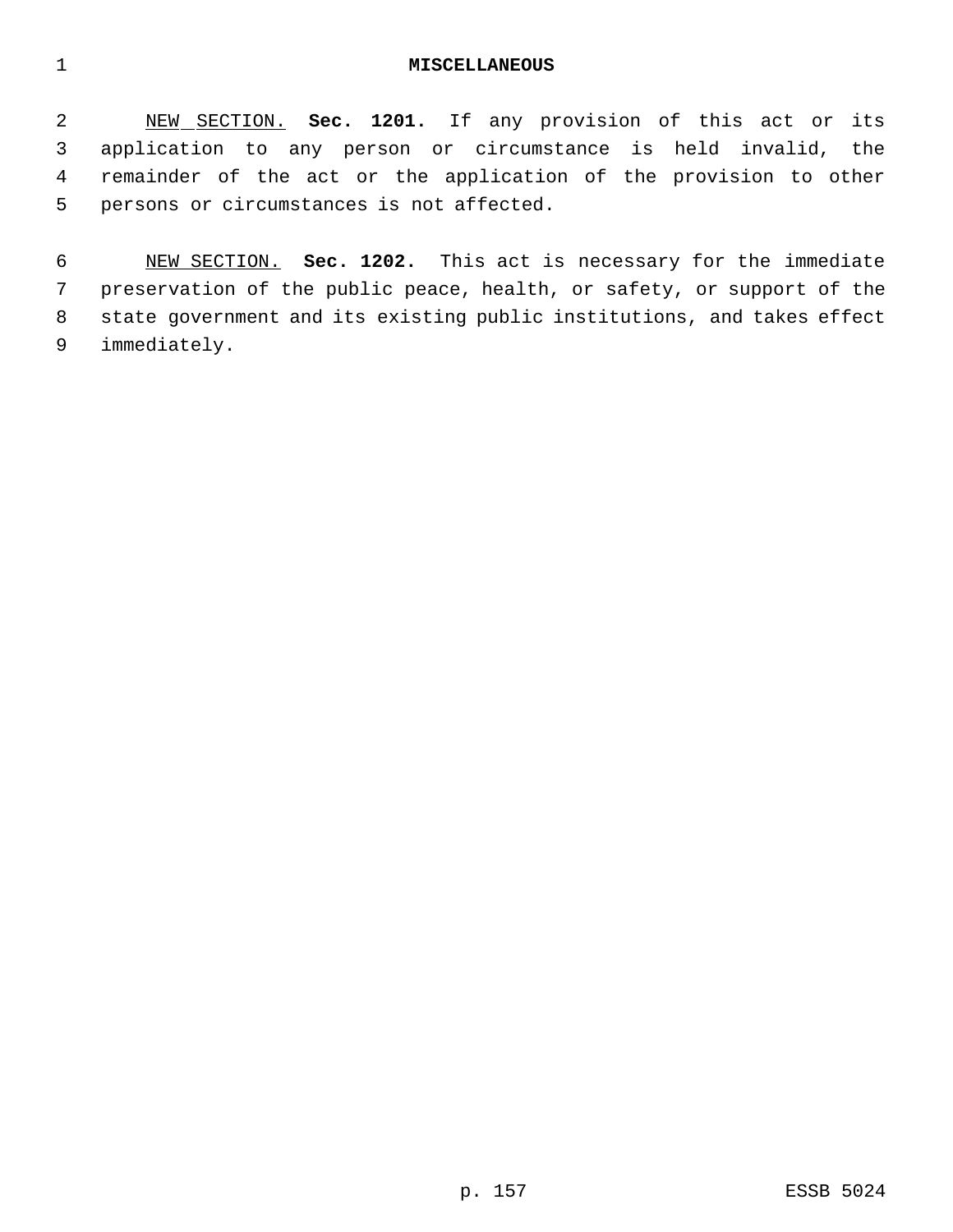## MISCELLANEOUS

NEW SECTION. **Sec. 1201.** If any provision of this act or its application to any person or circumstance is held invalid, the remainder of the act or the application of the provision to other persons or circumstances is not affected.

NEW SECTION. **Sec. 1202.** This act is necessary for the immediate preservation of the public peace, health, or safety, or support of the state government and its existing public institutions, and takes effect immediately.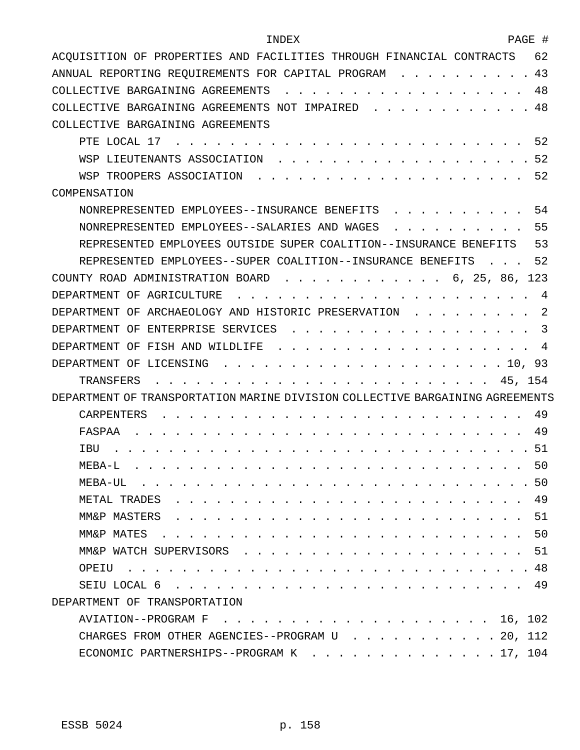# INDEX

| INDEX | PAGE # |
|---|---|
| ACQUISITION OF PROPERTIES AND FACILITIES THROUGH FINANCIAL CONTRACTS | 62 |
| ANNUAL REPORTING REQUIREMENTS FOR CAPITAL PROGRAM | 43 |
| COLLECTIVE BARGAINING AGREEMENTS | 48 |
| COLLECTIVE BARGAINING AGREEMENTS NOT IMPAIRED | 48 |
| COLLECTIVE BARGAINING AGREEMENTS | |
| PTE LOCAL 17 | 52 |
| WSP LIEUTENANTS ASSOCIATION | 52 |
| WSP TROOPERS ASSOCIATION | 52 |
| COMPENSATION | |
| NONREPRESENTED EMPLOYEES--INSURANCE BENEFITS | 54 |
| NONREPRESENTED EMPLOYEES--SALARIES AND WAGES | 55 |
| REPRESENTED EMPLOYEES OUTSIDE SUPER COALITION--INSURANCE BENEFITS | 53 |
| REPRESENTED EMPLOYEES--SUPER COALITION--INSURANCE BENEFITS | 52 |
| COUNTY ROAD ADMINISTRATION BOARD | 6, 25, 86, 123 |
| DEPARTMENT OF AGRICULTURE | 4 |
| DEPARTMENT OF ARCHAEOLOGY AND HISTORIC PRESERVATION | 2 |
| DEPARTMENT OF ENTERPRISE SERVICES | 3 |
| DEPARTMENT OF FISH AND WILDLIFE | 4 |
| DEPARTMENT OF LICENSING | 10, 93 |
| TRANSFERS | 45, 154 |
| DEPARTMENT OF TRANSPORTATION MARINE DIVISION COLLECTIVE BARGAINING AGREEMENTS | |
| CARPENTERS | 49 |
| FASPAA | 49 |
| IBU | 51 |
| MEBA-L | 50 |
| MEBA-UL | 50 |
| METAL TRADES | 49 |
| MM&P MASTERS | 51 |
| MM&P MATES | 50 |
| MM&P WATCH SUPERVISORS | 51 |
| OPEIU | 48 |
| SEIU LOCAL 6 | 49 |
| DEPARTMENT OF TRANSPORTATION | |
| AVIATION--PROGRAM F | 16, 102 |
| CHARGES FROM OTHER AGENCIES--PROGRAM U | 20, 112 |
| ECONOMIC PARTNERSHIPS--PROGRAM K | 17, 104 |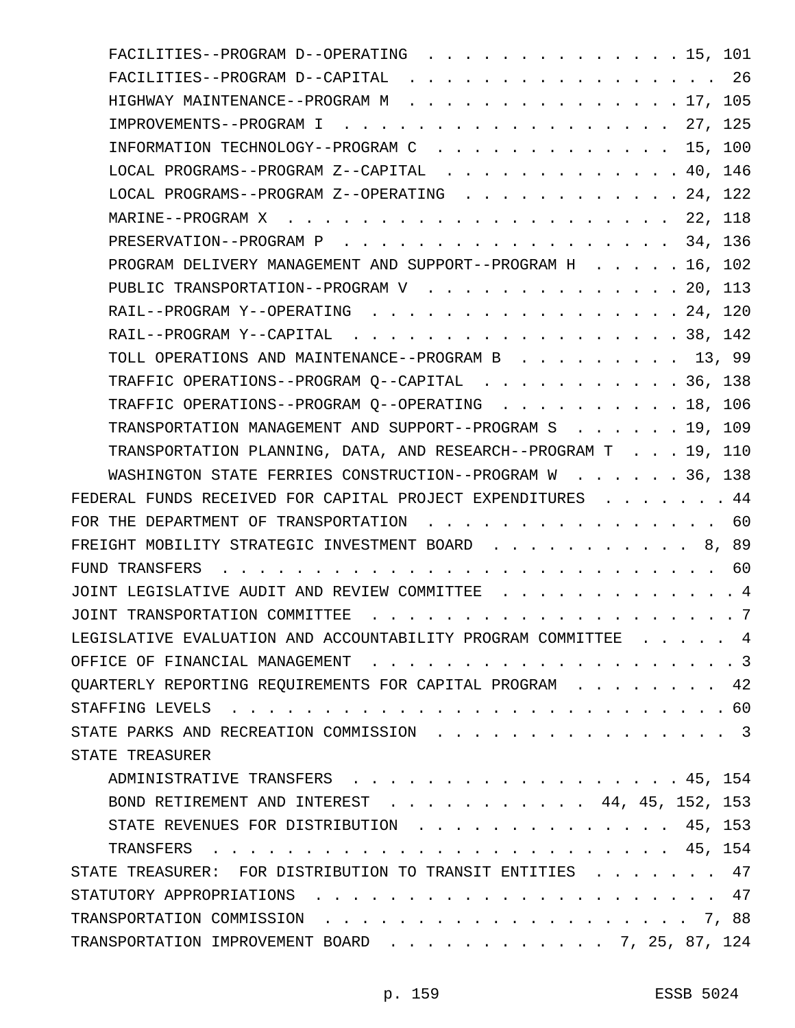FACILITIES--PROGRAM D--OPERATING . . . . . . . . . . . . . . 15, 101
FACILITIES--PROGRAM D--CAPITAL . . . . . . . . . . . . . . . . . 26
HIGHWAY MAINTENANCE--PROGRAM M . . . . . . . . . . . . . . . 17, 105
IMPROVEMENTS--PROGRAM I . . . . . . . . . . . . . . . . . . 27, 125
INFORMATION TECHNOLOGY--PROGRAM C . . . . . . . . . . . . . 15, 100
LOCAL PROGRAMS--PROGRAM Z--CAPITAL . . . . . . . . . . . . 40, 146
LOCAL PROGRAMS--PROGRAM Z--OPERATING . . . . . . . . . . . 24, 122
MARINE--PROGRAM X . . . . . . . . . . . . . . . . . . . . 22, 118
PRESERVATION--PROGRAM P . . . . . . . . . . . . . . . . . . 34, 136
PROGRAM DELIVERY MANAGEMENT AND SUPPORT--PROGRAM H . . . . . 16, 102
PUBLIC TRANSPORTATION--PROGRAM V . . . . . . . . . . . . . 20, 113
RAIL--PROGRAM Y--OPERATING . . . . . . . . . . . . . . . . 24, 120
RAIL--PROGRAM Y--CAPITAL . . . . . . . . . . . . . . . . . 38, 142
TOLL OPERATIONS AND MAINTENANCE--PROGRAM B . . . . . . . . . 13, 99
TRAFFIC OPERATIONS--PROGRAM Q--CAPITAL . . . . . . . . . . 36, 138
TRAFFIC OPERATIONS--PROGRAM Q--OPERATING . . . . . . . . . 18, 106
TRANSPORTATION MANAGEMENT AND SUPPORT--PROGRAM S . . . . . . 19, 109
TRANSPORTATION PLANNING, DATA, AND RESEARCH--PROGRAM T . . . 19, 110
WASHINGTON STATE FERRIES CONSTRUCTION--PROGRAM W . . . . . . 36, 138
FEDERAL FUNDS RECEIVED FOR CAPITAL PROJECT EXPENDITURES . . . . . . . 44
FOR THE DEPARTMENT OF TRANSPORTATION . . . . . . . . . . . . . . . . 60
FREIGHT MOBILITY STRATEGIC INVESTMENT BOARD . . . . . . . . . . . 8, 89
FUND TRANSFERS . . . . . . . . . . . . . . . . . . . . . . . . . . . 60
JOINT LEGISLATIVE AUDIT AND REVIEW COMMITTEE . . . . . . . . . . . . . 4
JOINT TRANSPORTATION COMMITTEE . . . . . . . . . . . . . . . . . . . . 7
LEGISLATIVE EVALUATION AND ACCOUNTABILITY PROGRAM COMMITTEE . . . . . 4
OFFICE OF FINANCIAL MANAGEMENT . . . . . . . . . . . . . . . . . . . . 3
QUARTERLY REPORTING REQUIREMENTS FOR CAPITAL PROGRAM . . . . . . . . 42
STAFFING LEVELS . . . . . . . . . . . . . . . . . . . . . . . . . . . 60
STATE PARKS AND RECREATION COMMISSION . . . . . . . . . . . . . . . . 3
STATE TREASURER
ADMINISTRATIVE TRANSFERS . . . . . . . . . . . . . . . . . . 45, 154
BOND RETIREMENT AND INTEREST . . . . . . . . . . . 44, 45, 152, 153
STATE REVENUES FOR DISTRIBUTION . . . . . . . . . . . . . . 45, 153
TRANSFERS . . . . . . . . . . . . . . . . . . . . . . . . . 45, 154
STATE TREASURER: FOR DISTRIBUTION TO TRANSIT ENTITIES . . . . . . . 47
STATUTORY APPROPRIATIONS . . . . . . . . . . . . . . . . . . . . . . 47
TRANSPORTATION COMMISSION . . . . . . . . . . . . . . . . . . . . 7, 88
TRANSPORTATION IMPROVEMENT BOARD . . . . . . . . . . . . 7, 25, 87, 124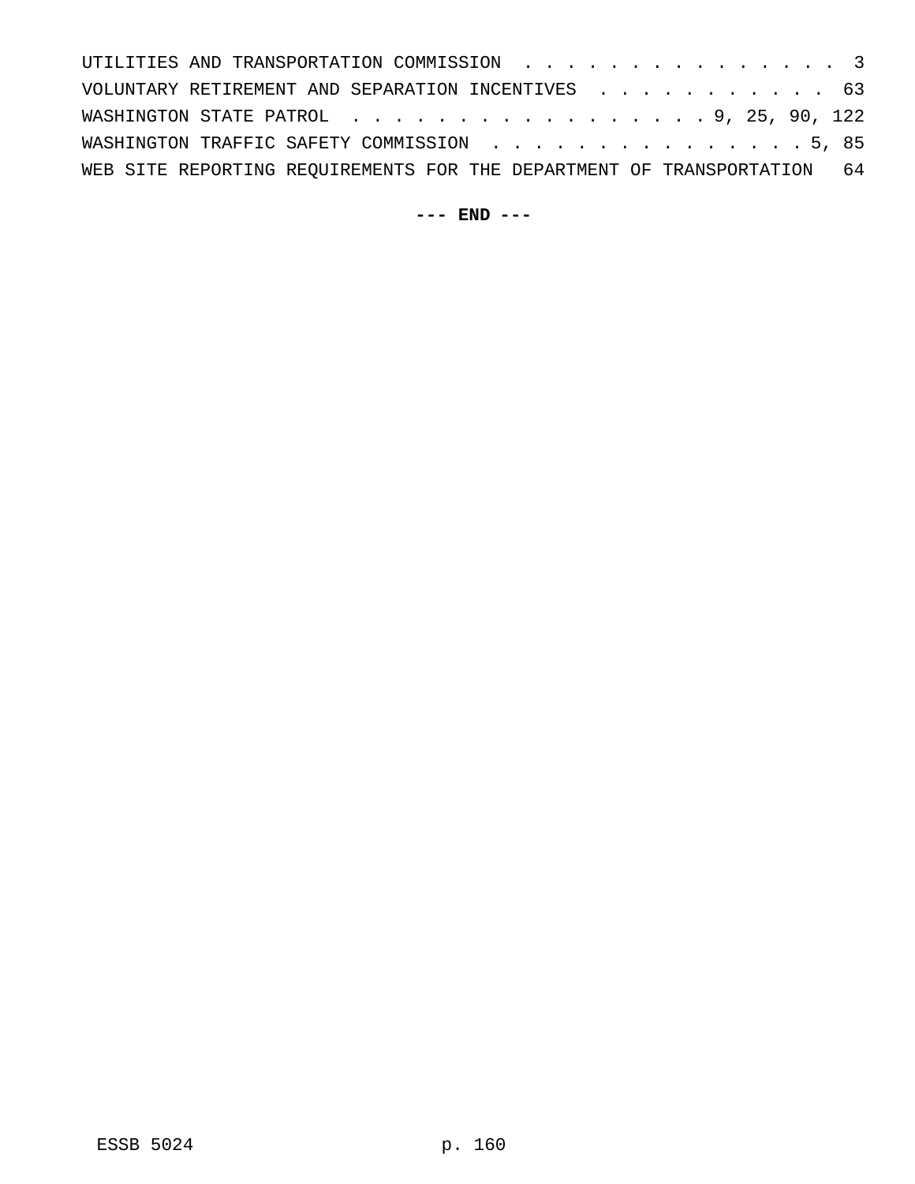UTILITIES AND TRANSPORTATION COMMISSION . . . . . . . . . . . . . . . . 3
VOLUNTARY RETIREMENT AND SEPARATION INCENTIVES . . . . . . . . . . . . 63
WASHINGTON STATE PATROL . . . . . . . . . . . . . . . . . . 9, 25, 90, 122
WASHINGTON TRAFFIC SAFETY COMMISSION . . . . . . . . . . . . . . . . 5, 85
WEB SITE REPORTING REQUIREMENTS FOR THE DEPARTMENT OF TRANSPORTATION 64

**--- END ---**